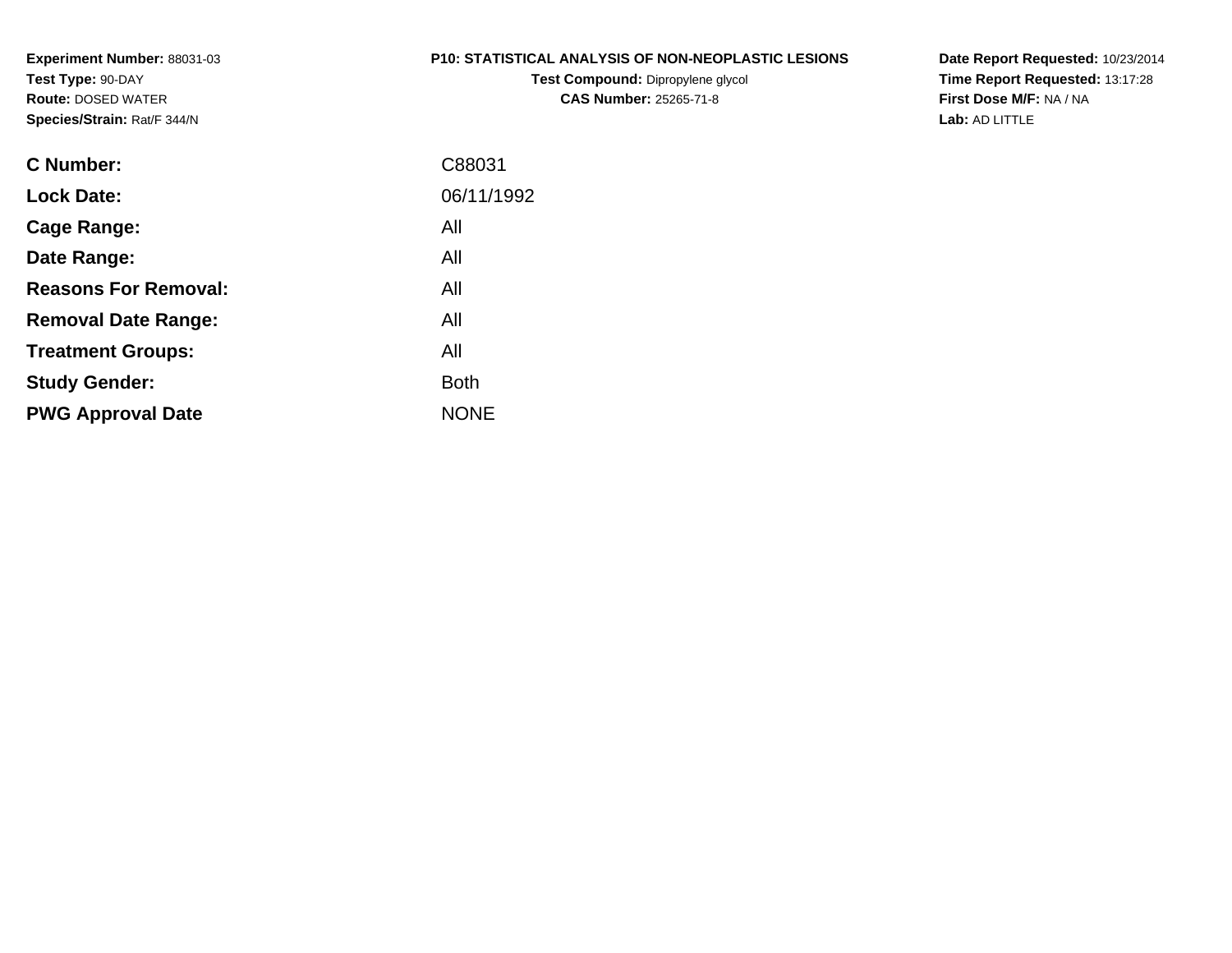**Experiment Number:** 88031-03
**Test Type:** 90-DAY
**Route:** DOSED WATER
**Species/Strain:** Rat/F 344/N

**P10: STATISTICAL ANALYSIS OF NON-NEOPLASTIC LESIONS**
**Test Compound:** Dipropylene glycol
**CAS Number:** 25265-71-8

**Date Report Requested:** 10/23/2014
**Time Report Requested:** 13:17:28
**First Dose M/F:** NA / NA
**Lab:** AD LITTLE

| | |
|---|---|
| **C Number:** | C88031 |
| **Lock Date:** | 06/11/1992 |
| **Cage Range:** | All |
| **Date Range:** | All |
| **Reasons For Removal:** | All |
| **Removal Date Range:** | All |
| **Treatment Groups:** | All |
| **Study Gender:** | Both |
| **PWG Approval Date** | NONE |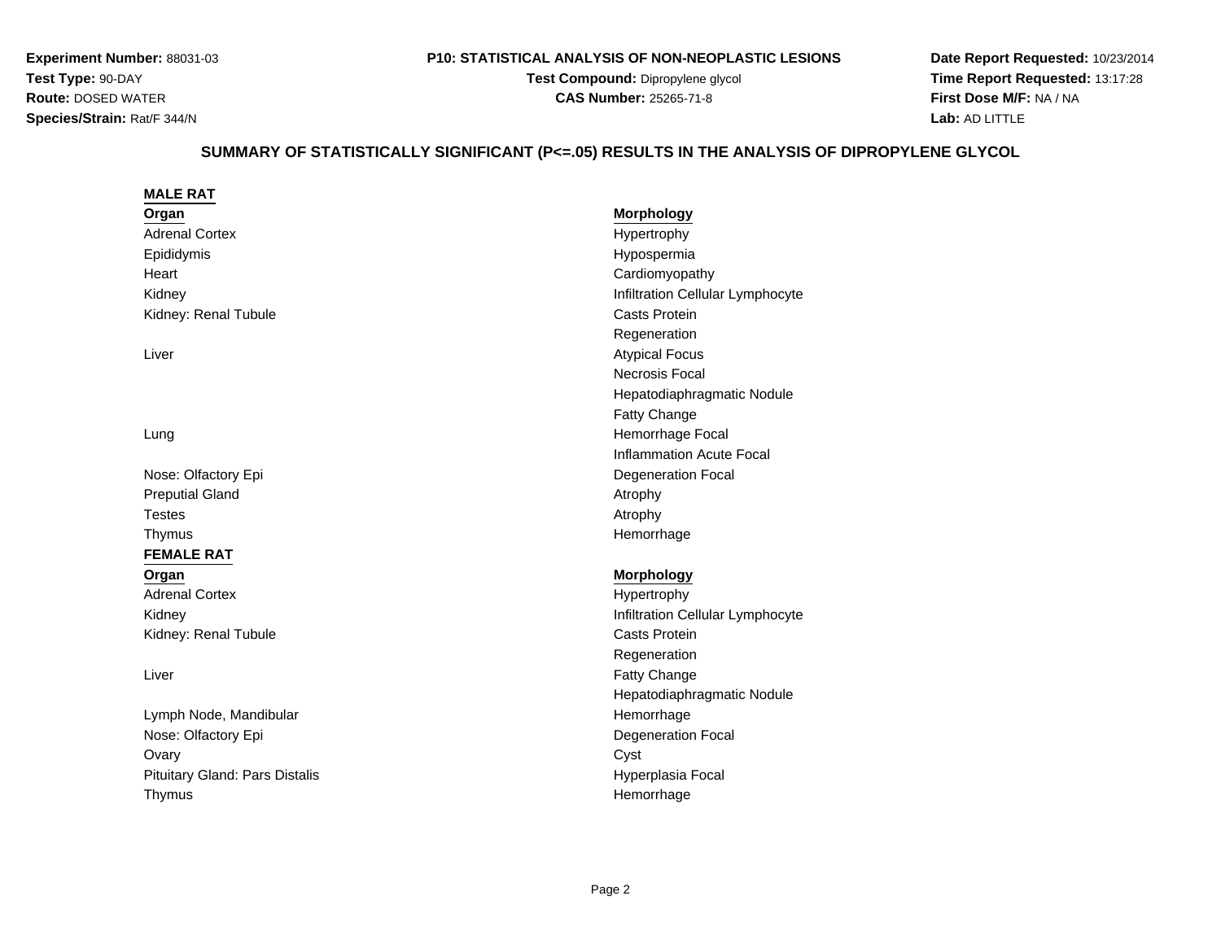**Experiment Number:** 88031-03
**Test Type:** 90-DAY
**Route:** DOSED WATER
**Species/Strain:** Rat/F 344/N

**P10: STATISTICAL ANALYSIS OF NON-NEOPLASTIC LESIONS**
**Test Compound:** Dipropylene glycol
**CAS Number:** 25265-71-8

**Date Report Requested:** 10/23/2014
**Time Report Requested:** 13:17:28
**First Dose M/F:** NA / NA
**Lab:** AD LITTLE

## SUMMARY OF STATISTICALLY SIGNIFICANT (P<=.05) RESULTS IN THE ANALYSIS OF DIPROPYLENE GLYCOL

### MALE RAT

| Organ | Morphology |
| --- | --- |
| Adrenal Cortex | Hypertrophy |
| Epididymis | Hypospermia |
| Heart | Cardiomyopathy |
| Kidney | Infiltration Cellular Lymphocyte |
| Kidney: Renal Tubule | Casts Protein |
| | Regeneration |
| Liver | Atypical Focus |
| | Necrosis Focal |
| | Hepatodiaphragmatic Nodule |
| | Fatty Change |
| Lung | Hemorrhage Focal |
| | Inflammation Acute Focal |
| Nose: Olfactory Epi | Degeneration Focal |
| Preputial Gland | Atrophy |
| Testes | Atrophy |
| Thymus | Hemorrhage |

### FEMALE RAT

| Organ | Morphology |
| --- | --- |
| Adrenal Cortex | Hypertrophy |
| Kidney | Infiltration Cellular Lymphocyte |
| Kidney: Renal Tubule | Casts Protein |
| | Regeneration |
| Liver | Fatty Change |
| | Hepatodiaphragmatic Nodule |
| Lymph Node, Mandibular | Hemorrhage |
| Nose: Olfactory Epi | Degeneration Focal |
| Ovary | Cyst |
| Pituitary Gland: Pars Distalis | Hyperplasia Focal |
| Thymus | Hemorrhage |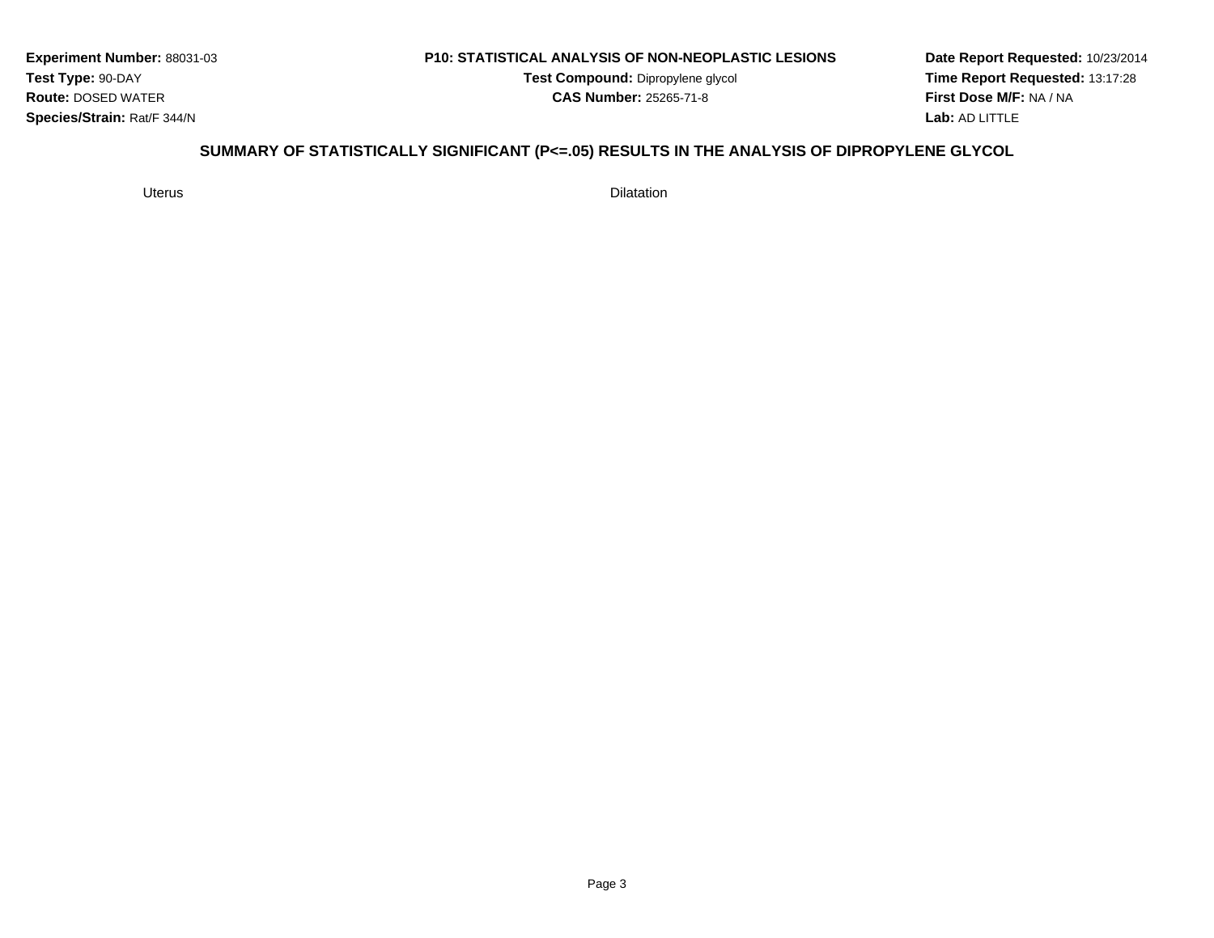**Experiment Number:** 88031-03
**Test Type:** 90-DAY
**Route:** DOSED WATER
**Species/Strain:** Rat/F 344/N

**P10: STATISTICAL ANALYSIS OF NON-NEOPLASTIC LESIONS**
**Test Compound:** Dipropylene glycol
**CAS Number:** 25265-71-8

**Date Report Requested:** 10/23/2014
**Time Report Requested:** 13:17:28
**First Dose M/F:** NA / NA
**Lab:** AD LITTLE

## SUMMARY OF STATISTICALLY SIGNIFICANT (P<=.05) RESULTS IN THE ANALYSIS OF DIPROPYLENE GLYCOL

| | |
|---|---|
| Uterus | Dilatation |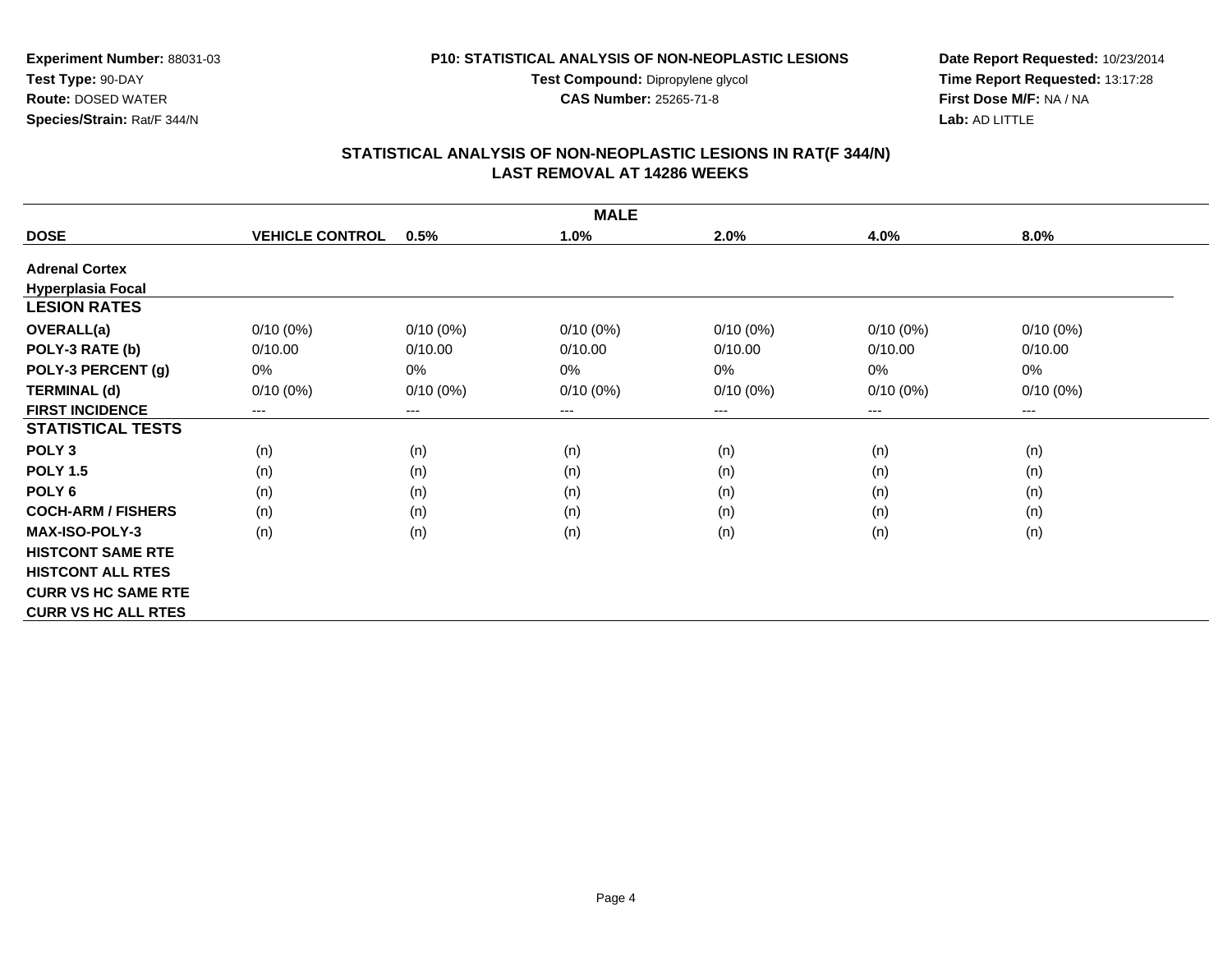**Experiment Number:** 88031-03
**Test Type:** 90-DAY
**Route:** DOSED WATER
**Species/Strain:** Rat/F 344/N

**P10: STATISTICAL ANALYSIS OF NON-NEOPLASTIC LESIONS**
**Test Compound:** Dipropylene glycol
**CAS Number:** 25265-71-8

**Date Report Requested:** 10/23/2014
**Time Report Requested:** 13:17:28
**First Dose M/F:** NA / NA
**Lab:** AD LITTLE

## STATISTICAL ANALYSIS OF NON-NEOPLASTIC LESIONS IN RAT(F 344/N)
## LAST REMOVAL AT 14286 WEEKS

| MALE | | | | | | |
|---|---|---|---|---|---|---|
| **DOSE** | **VEHICLE CONTROL** | **0.5%** | **1.0%** | **2.0%** | **4.0%** | **8.0%** |
| **Adrenal Cortex** | | | | | | |
| **Hyperplasia Focal** | | | | | | |
| **LESION RATES** | | | | | | |
| **OVERALL(a)** | 0/10 (0%) | 0/10 (0%) | 0/10 (0%) | 0/10 (0%) | 0/10 (0%) | 0/10 (0%) |
| **POLY-3 RATE (b)** | 0/10.00 | 0/10.00 | 0/10.00 | 0/10.00 | 0/10.00 | 0/10.00 |
| **POLY-3 PERCENT (g)** | 0% | 0% | 0% | 0% | 0% | 0% |
| **TERMINAL (d)** | 0/10 (0%) | 0/10 (0%) | 0/10 (0%) | 0/10 (0%) | 0/10 (0%) | 0/10 (0%) |
| **FIRST INCIDENCE** | --- | --- | --- | --- | --- | --- |
| **STATISTICAL TESTS** | | | | | | |
| **POLY 3** | (n) | (n) | (n) | (n) | (n) | (n) |
| **POLY 1.5** | (n) | (n) | (n) | (n) | (n) | (n) |
| **POLY 6** | (n) | (n) | (n) | (n) | (n) | (n) |
| **COCH-ARM / FISHERS** | (n) | (n) | (n) | (n) | (n) | (n) |
| **MAX-ISO-POLY-3** | (n) | (n) | (n) | (n) | (n) | (n) |
| **HISTCONT SAME RTE** | | | | | | |
| **HISTCONT ALL RTES** | | | | | | |
| **CURR VS HC SAME RTE** | | | | | | |
| **CURR VS HC ALL RTES** | | | | | | |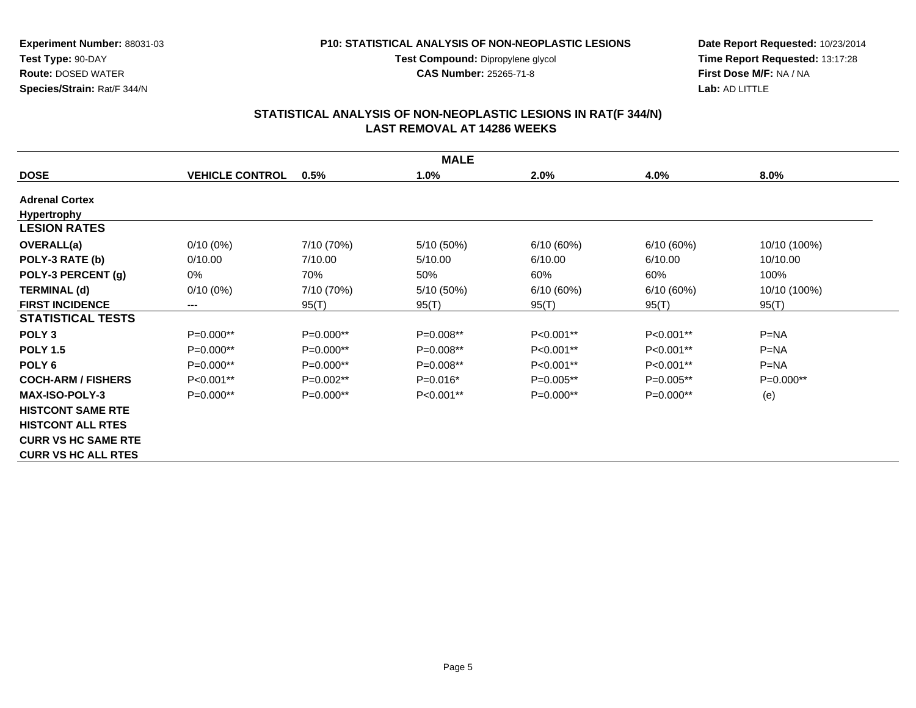**Experiment Number:** 88031-03
**Test Type:** 90-DAY
**Route:** DOSED WATER
**Species/Strain:** Rat/F 344/N

**P10: STATISTICAL ANALYSIS OF NON-NEOPLASTIC LESIONS**
**Test Compound:** Dipropylene glycol
**CAS Number:** 25265-71-8

**Date Report Requested:** 10/23/2014
**Time Report Requested:** 13:17:28
**First Dose M/F:** NA / NA
**Lab:** AD LITTLE

## STATISTICAL ANALYSIS OF NON-NEOPLASTIC LESIONS IN RAT(F 344/N)
## LAST REMOVAL AT 14286 WEEKS

| MALE | | | | | | |
|---|---|---|---|---|---|---|
| **DOSE** | **VEHICLE CONTROL** | **0.5%** | **1.0%** | **2.0%** | **4.0%** | **8.0%** |
| **Adrenal Cortex** | | | | | | |
| **Hypertrophy** | | | | | | |
| **LESION RATES** | | | | | | |
| **OVERALL(a)** | 0/10 (0%) | 7/10 (70%) | 5/10 (50%) | 6/10 (60%) | 6/10 (60%) | 10/10 (100%) |
| **POLY-3 RATE (b)** | 0/10.00 | 7/10.00 | 5/10.00 | 6/10.00 | 6/10.00 | 10/10.00 |
| **POLY-3 PERCENT (g)** | 0% | 70% | 50% | 60% | 60% | 100% |
| **TERMINAL (d)** | 0/10 (0%) | 7/10 (70%) | 5/10 (50%) | 6/10 (60%) | 6/10 (60%) | 10/10 (100%) |
| **FIRST INCIDENCE** | --- | 95(T) | 95(T) | 95(T) | 95(T) | 95(T) |
| **STATISTICAL TESTS** | | | | | | |
| **POLY 3** | P=0.000** | P=0.000** | P=0.008** | P<0.001** | P<0.001** | P=NA |
| **POLY 1.5** | P=0.000** | P=0.000** | P=0.008** | P<0.001** | P<0.001** | P=NA |
| **POLY 6** | P=0.000** | P=0.000** | P=0.008** | P<0.001** | P<0.001** | P=NA |
| **COCH-ARM / FISHERS** | P<0.001** | P=0.002** | P=0.016* | P=0.005** | P=0.005** | P=0.000** |
| **MAX-ISO-POLY-3** | P=0.000** | P=0.000** | P<0.001** | P=0.000** | P=0.000** | (e) |
| **HISTCONT SAME RTE** | | | | | | |
| **HISTCONT ALL RTES** | | | | | | |
| **CURR VS HC SAME RTE** | | | | | | |
| **CURR VS HC ALL RTES** | | | | | | |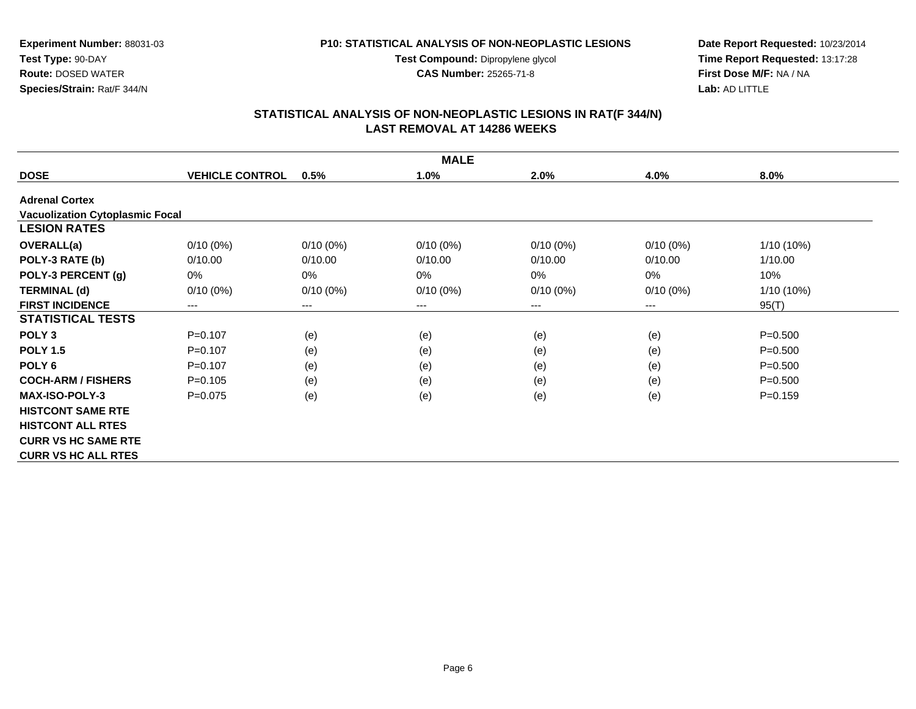**Experiment Number:** 88031-03
**Test Type:** 90-DAY
**Route:** DOSED WATER
**Species/Strain:** Rat/F 344/N

**P10: STATISTICAL ANALYSIS OF NON-NEOPLASTIC LESIONS**
**Test Compound:** Dipropylene glycol
**CAS Number:** 25265-71-8

**Date Report Requested:** 10/23/2014
**Time Report Requested:** 13:17:28
**First Dose M/F:** NA / NA
**Lab:** AD LITTLE

## STATISTICAL ANALYSIS OF NON-NEOPLASTIC LESIONS IN RAT(F 344/N)
## LAST REMOVAL AT 14286 WEEKS

| MALE | | | | | | |
|---|---|---|---|---|---|---|
| **DOSE** | **VEHICLE CONTROL** | **0.5%** | **1.0%** | **2.0%** | **4.0%** | **8.0%** |
| **Adrenal Cortex** | | | | | | |
| **Vacuolization Cytoplasmic Focal** | | | | | | |
| **LESION RATES** | | | | | | |
| **OVERALL(a)** | 0/10 (0%) | 0/10 (0%) | 0/10 (0%) | 0/10 (0%) | 0/10 (0%) | 1/10 (10%) |
| **POLY-3 RATE (b)** | 0/10.00 | 0/10.00 | 0/10.00 | 0/10.00 | 0/10.00 | 1/10.00 |
| **POLY-3 PERCENT (g)** | 0% | 0% | 0% | 0% | 0% | 10% |
| **TERMINAL (d)** | 0/10 (0%) | 0/10 (0%) | 0/10 (0%) | 0/10 (0%) | 0/10 (0%) | 1/10 (10%) |
| **FIRST INCIDENCE** | --- | --- | --- | --- | --- | 95(T) |
| **STATISTICAL TESTS** | | | | | | |
| **POLY 3** | P=0.107 | (e) | (e) | (e) | (e) | P=0.500 |
| **POLY 1.5** | P=0.107 | (e) | (e) | (e) | (e) | P=0.500 |
| **POLY 6** | P=0.107 | (e) | (e) | (e) | (e) | P=0.500 |
| **COCH-ARM / FISHERS** | P=0.105 | (e) | (e) | (e) | (e) | P=0.500 |
| **MAX-ISO-POLY-3** | P=0.075 | (e) | (e) | (e) | (e) | P=0.159 |
| **HISTCONT SAME RTE** | | | | | | |
| **HISTCONT ALL RTES** | | | | | | |
| **CURR VS HC SAME RTE** | | | | | | |
| **CURR VS HC ALL RTES** | | | | | | |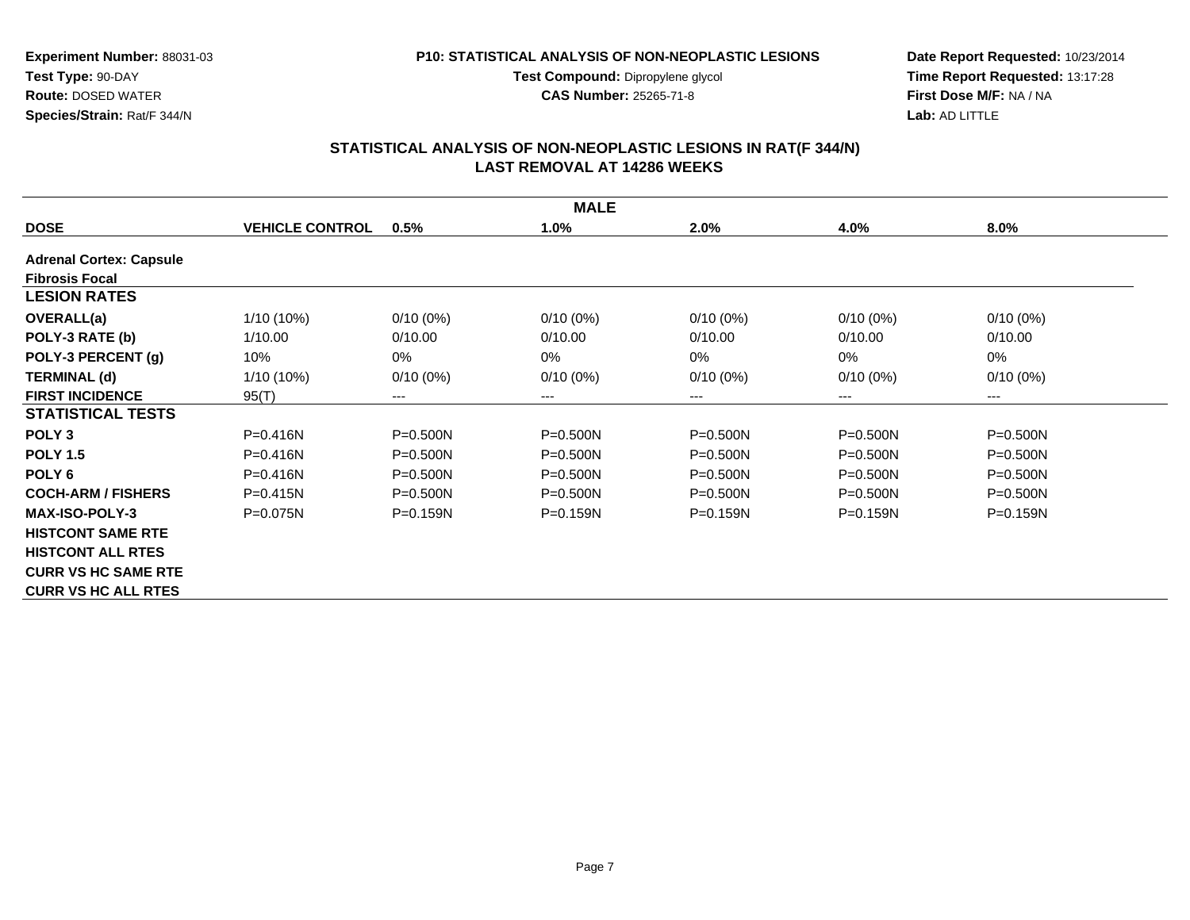**Experiment Number:** 88031-03
**Test Type:** 90-DAY
**Route:** DOSED WATER
**Species/Strain:** Rat/F 344/N

**P10: STATISTICAL ANALYSIS OF NON-NEOPLASTIC LESIONS**
**Test Compound:** Dipropylene glycol
**CAS Number:** 25265-71-8

**Date Report Requested:** 10/23/2014
**Time Report Requested:** 13:17:28
**First Dose M/F:** NA / NA
**Lab:** AD LITTLE

## STATISTICAL ANALYSIS OF NON-NEOPLASTIC LESIONS IN RAT(F 344/N)
## LAST REMOVAL AT 14286 WEEKS

| MALE | | | | | | |
|---|---|---|---|---|---|---|
| **DOSE** | **VEHICLE CONTROL** | **0.5%** | **1.0%** | **2.0%** | **4.0%** | **8.0%** |
| **Adrenal Cortex: Capsule** | | | | | | |
| **Fibrosis Focal** | | | | | | |
| **LESION RATES** | | | | | | |
| **OVERALL(a)** | 1/10 (10%) | 0/10 (0%) | 0/10 (0%) | 0/10 (0%) | 0/10 (0%) | 0/10 (0%) |
| **POLY-3 RATE (b)** | 1/10.00 | 0/10.00 | 0/10.00 | 0/10.00 | 0/10.00 | 0/10.00 |
| **POLY-3 PERCENT (g)** | 10% | 0% | 0% | 0% | 0% | 0% |
| **TERMINAL (d)** | 1/10 (10%) | 0/10 (0%) | 0/10 (0%) | 0/10 (0%) | 0/10 (0%) | 0/10 (0%) |
| **FIRST INCIDENCE** | 95(T) | --- | --- | --- | --- | --- |
| **STATISTICAL TESTS** | | | | | | |
| **POLY 3** | P=0.416N | P=0.500N | P=0.500N | P=0.500N | P=0.500N | P=0.500N |
| **POLY 1.5** | P=0.416N | P=0.500N | P=0.500N | P=0.500N | P=0.500N | P=0.500N |
| **POLY 6** | P=0.416N | P=0.500N | P=0.500N | P=0.500N | P=0.500N | P=0.500N |
| **COCH-ARM / FISHERS** | P=0.415N | P=0.500N | P=0.500N | P=0.500N | P=0.500N | P=0.500N |
| **MAX-ISO-POLY-3** | P=0.075N | P=0.159N | P=0.159N | P=0.159N | P=0.159N | P=0.159N |
| **HISTCONT SAME RTE** | | | | | | |
| **HISTCONT ALL RTES** | | | | | | |
| **CURR VS HC SAME RTE** | | | | | | |
| **CURR VS HC ALL RTES** | | | | | | |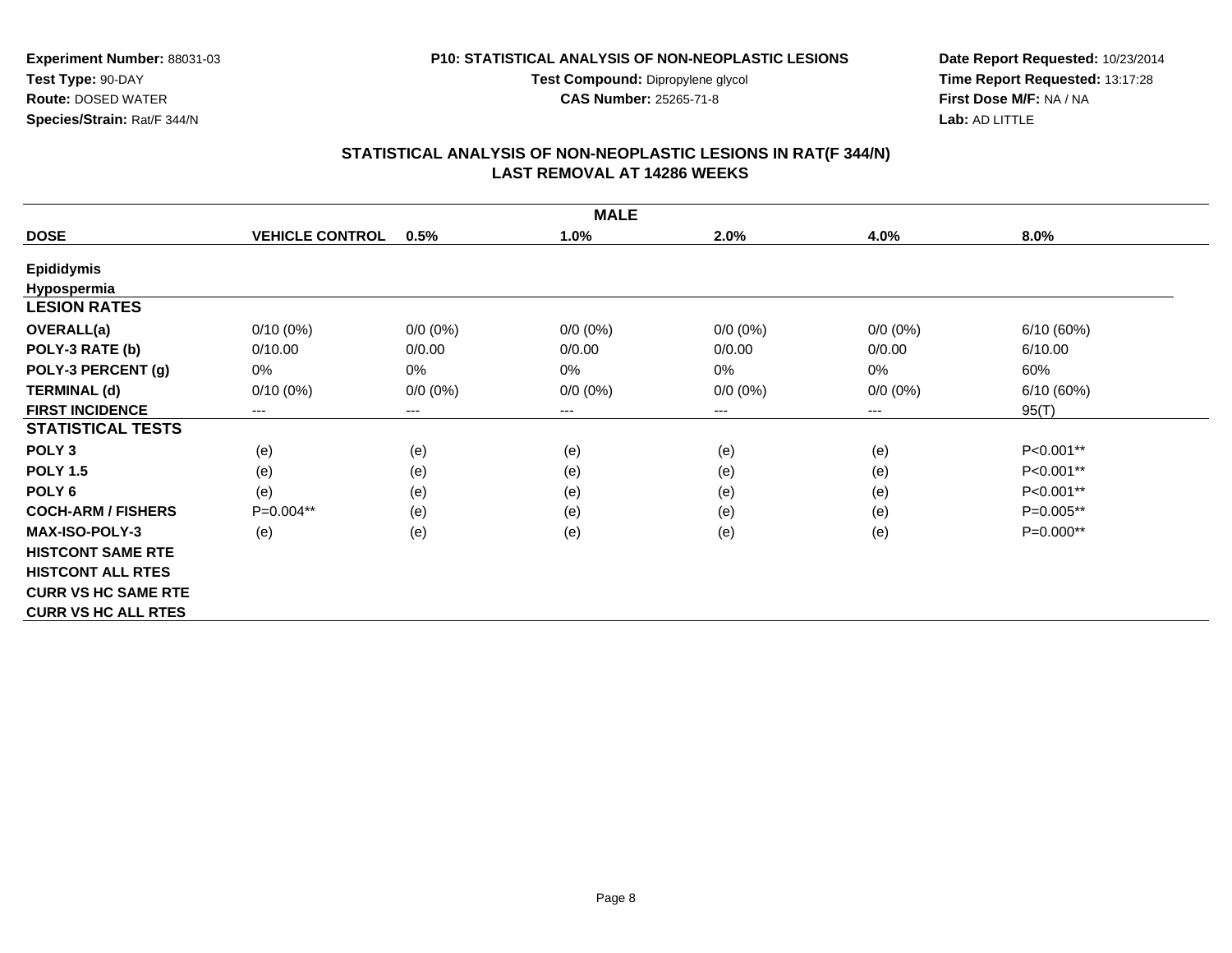**Experiment Number:** 88031-03
**Test Type:** 90-DAY
**Route:** DOSED WATER
**Species/Strain:** Rat/F 344/N

**P10: STATISTICAL ANALYSIS OF NON-NEOPLASTIC LESIONS**
**Test Compound:** Dipropylene glycol
**CAS Number:** 25265-71-8

**Date Report Requested:** 10/23/2014
**Time Report Requested:** 13:17:28
**First Dose M/F:** NA / NA
**Lab:** AD LITTLE

## STATISTICAL ANALYSIS OF NON-NEOPLASTIC LESIONS IN RAT(F 344/N)
## LAST REMOVAL AT 14286 WEEKS

| MALE | | | | | | |
|---|---|---|---|---|---|---|
| **DOSE** | **VEHICLE CONTROL** | **0.5%** | **1.0%** | **2.0%** | **4.0%** | **8.0%** |
| **Epididymis** | | | | | | |
| **Hypospermia** | | | | | | |
| **LESION RATES** | | | | | | |
| **OVERALL(a)** | 0/10 (0%) | 0/0 (0%) | 0/0 (0%) | 0/0 (0%) | 0/0 (0%) | 6/10 (60%) |
| **POLY-3 RATE (b)** | 0/10.00 | 0/0.00 | 0/0.00 | 0/0.00 | 0/0.00 | 6/10.00 |
| **POLY-3 PERCENT (g)** | 0% | 0% | 0% | 0% | 0% | 60% |
| **TERMINAL (d)** | 0/10 (0%) | 0/0 (0%) | 0/0 (0%) | 0/0 (0%) | 0/0 (0%) | 6/10 (60%) |
| **FIRST INCIDENCE** | --- | --- | --- | --- | --- | 95(T) |
| **STATISTICAL TESTS** | | | | | | |
| **POLY 3** | (e) | (e) | (e) | (e) | (e) | P<0.001** |
| **POLY 1.5** | (e) | (e) | (e) | (e) | (e) | P<0.001** |
| **POLY 6** | (e) | (e) | (e) | (e) | (e) | P<0.001** |
| **COCH-ARM / FISHERS** | P=0.004** | (e) | (e) | (e) | (e) | P=0.005** |
| **MAX-ISO-POLY-3** | (e) | (e) | (e) | (e) | (e) | P=0.000** |
| **HISTCONT SAME RTE** | | | | | | |
| **HISTCONT ALL RTES** | | | | | | |
| **CURR VS HC SAME RTE** | | | | | | |
| **CURR VS HC ALL RTES** | | | | | | |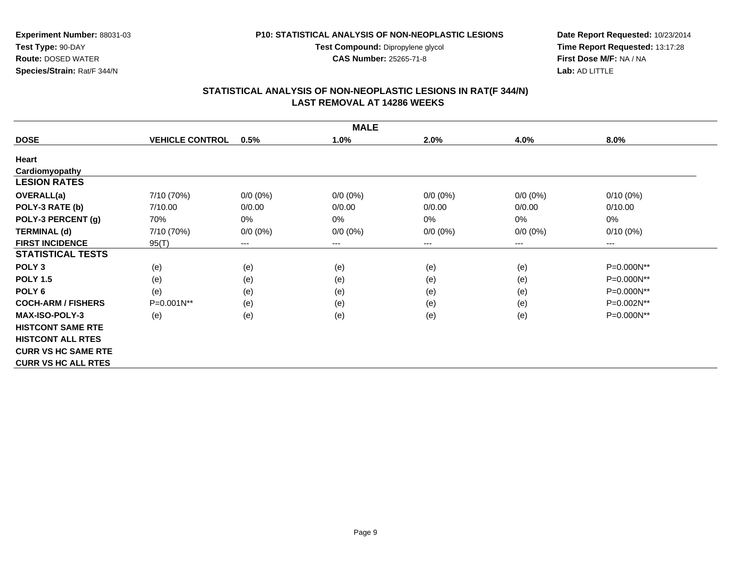**Experiment Number:** 88031-03
**Test Type:** 90-DAY
**Route:** DOSED WATER
**Species/Strain:** Rat/F 344/N

**P10: STATISTICAL ANALYSIS OF NON-NEOPLASTIC LESIONS**
**Test Compound:** Dipropylene glycol
**CAS Number:** 25265-71-8

**Date Report Requested:** 10/23/2014
**Time Report Requested:** 13:17:28
**First Dose M/F:** NA / NA
**Lab:** AD LITTLE

## STATISTICAL ANALYSIS OF NON-NEOPLASTIC LESIONS IN RAT(F 344/N)
## LAST REMOVAL AT 14286 WEEKS

| MALE | | | | | | |
|---|---|---|---|---|---|---|
| **DOSE** | **VEHICLE CONTROL** | **0.5%** | **1.0%** | **2.0%** | **4.0%** | **8.0%** |
| **Heart** | | | | | | |
| **Cardiomyopathy** | | | | | | |
| **LESION RATES** | | | | | | |
| **OVERALL(a)** | 7/10 (70%) | 0/0 (0%) | 0/0 (0%) | 0/0 (0%) | 0/0 (0%) | 0/10 (0%) |
| **POLY-3 RATE (b)** | 7/10.00 | 0/0.00 | 0/0.00 | 0/0.00 | 0/0.00 | 0/10.00 |
| **POLY-3 PERCENT (g)** | 70% | 0% | 0% | 0% | 0% | 0% |
| **TERMINAL (d)** | 7/10 (70%) | 0/0 (0%) | 0/0 (0%) | 0/0 (0%) | 0/0 (0%) | 0/10 (0%) |
| **FIRST INCIDENCE** | 95(T) | --- | --- | --- | --- | --- |
| **STATISTICAL TESTS** | | | | | | |
| **POLY 3** | (e) | (e) | (e) | (e) | (e) | P=0.000N** |
| **POLY 1.5** | (e) | (e) | (e) | (e) | (e) | P=0.000N** |
| **POLY 6** | (e) | (e) | (e) | (e) | (e) | P=0.000N** |
| **COCH-ARM / FISHERS** | P=0.001N** | (e) | (e) | (e) | (e) | P=0.002N** |
| **MAX-ISO-POLY-3** | (e) | (e) | (e) | (e) | (e) | P=0.000N** |
| **HISTCONT SAME RTE** | | | | | | |
| **HISTCONT ALL RTES** | | | | | | |
| **CURR VS HC SAME RTE** | | | | | | |
| **CURR VS HC ALL RTES** | | | | | | |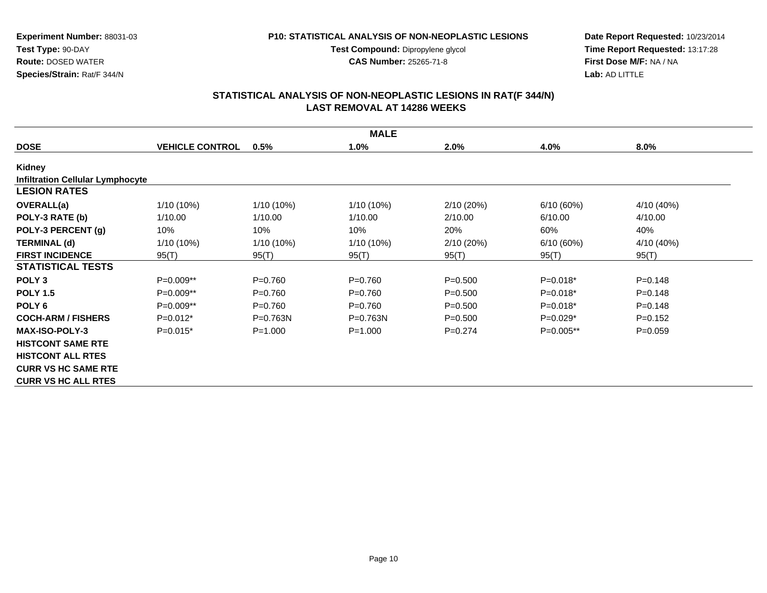**Experiment Number:** 88031-03
**Test Type:** 90-DAY
**Route:** DOSED WATER
**Species/Strain:** Rat/F 344/N

**P10: STATISTICAL ANALYSIS OF NON-NEOPLASTIC LESIONS**
**Test Compound:** Dipropylene glycol
**CAS Number:** 25265-71-8

**Date Report Requested:** 10/23/2014
**Time Report Requested:** 13:17:28
**First Dose M/F:** NA / NA
**Lab:** AD LITTLE

## STATISTICAL ANALYSIS OF NON-NEOPLASTIC LESIONS IN RAT(F 344/N)
## LAST REMOVAL AT 14286 WEEKS

| MALE | | | | | | |
|---|---|---|---|---|---|---|
| **DOSE** | **VEHICLE CONTROL** | **0.5%** | **1.0%** | **2.0%** | **4.0%** | **8.0%** |
| **Kidney** | | | | | | |
| **Infiltration Cellular Lymphocyte** | | | | | | |
| **LESION RATES** | | | | | | |
| **OVERALL(a)** | 1/10 (10%) | 1/10 (10%) | 1/10 (10%) | 2/10 (20%) | 6/10 (60%) | 4/10 (40%) |
| **POLY-3 RATE (b)** | 1/10.00 | 1/10.00 | 1/10.00 | 2/10.00 | 6/10.00 | 4/10.00 |
| **POLY-3 PERCENT (g)** | 10% | 10% | 10% | 20% | 60% | 40% |
| **TERMINAL (d)** | 1/10 (10%) | 1/10 (10%) | 1/10 (10%) | 2/10 (20%) | 6/10 (60%) | 4/10 (40%) |
| **FIRST INCIDENCE** | 95(T) | 95(T) | 95(T) | 95(T) | 95(T) | 95(T) |
| **STATISTICAL TESTS** | | | | | | |
| **POLY 3** | P=0.009** | P=0.760 | P=0.760 | P=0.500 | P=0.018* | P=0.148 |
| **POLY 1.5** | P=0.009** | P=0.760 | P=0.760 | P=0.500 | P=0.018* | P=0.148 |
| **POLY 6** | P=0.009** | P=0.760 | P=0.760 | P=0.500 | P=0.018* | P=0.148 |
| **COCH-ARM / FISHERS** | P=0.012* | P=0.763N | P=0.763N | P=0.500 | P=0.029* | P=0.152 |
| **MAX-ISO-POLY-3** | P=0.015* | P=1.000 | P=1.000 | P=0.274 | P=0.005** | P=0.059 |
| **HISTCONT SAME RTE** | | | | | | |
| **HISTCONT ALL RTES** | | | | | | |
| **CURR VS HC SAME RTE** | | | | | | |
| **CURR VS HC ALL RTES** | | | | | | |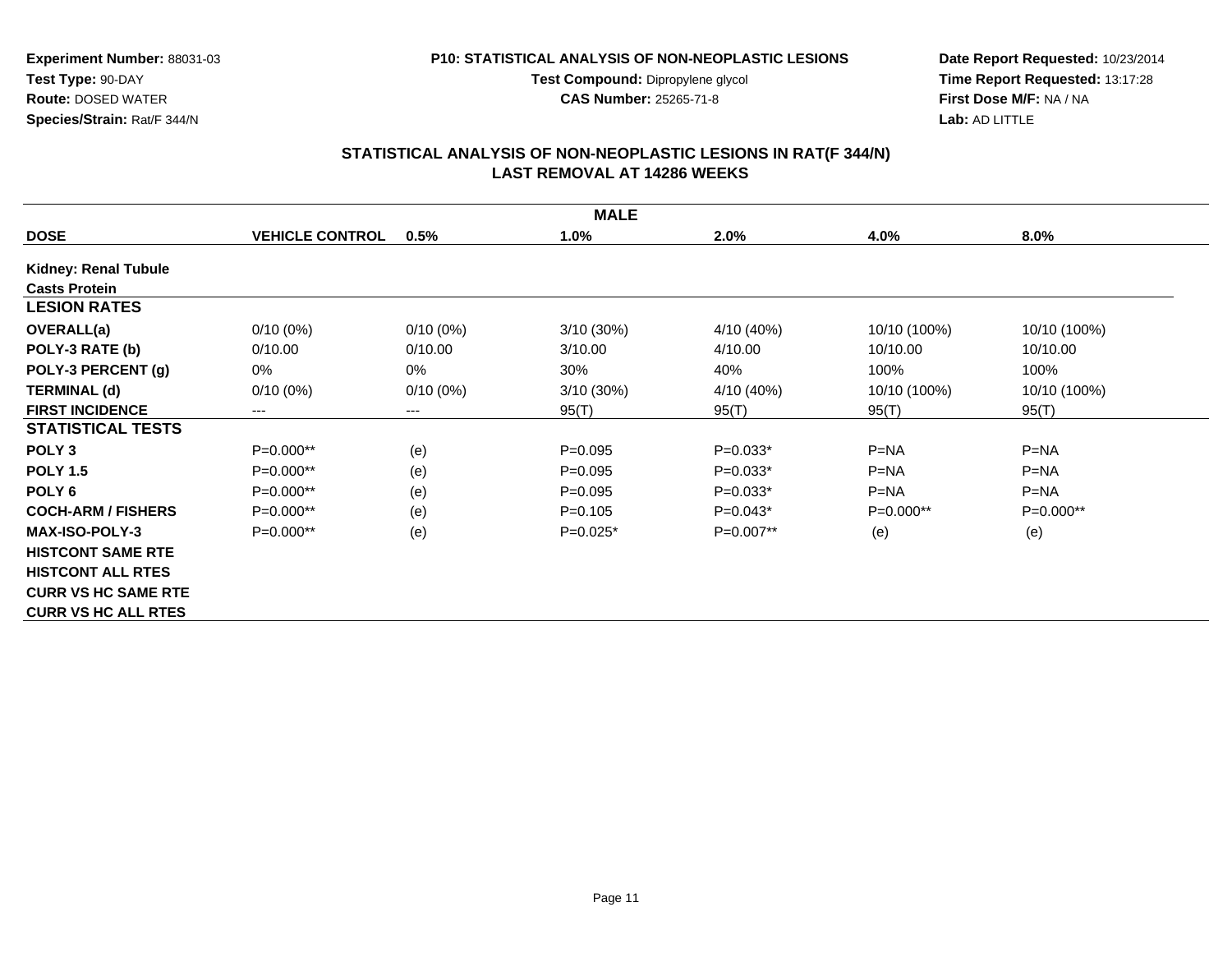**Experiment Number:** 88031-03
**Test Type:** 90-DAY
**Route:** DOSED WATER
**Species/Strain:** Rat/F 344/N

**P10: STATISTICAL ANALYSIS OF NON-NEOPLASTIC LESIONS**
**Test Compound:** Dipropylene glycol
**CAS Number:** 25265-71-8

**Date Report Requested:** 10/23/2014
**Time Report Requested:** 13:17:28
**First Dose M/F:** NA / NA
**Lab:** AD LITTLE

## STATISTICAL ANALYSIS OF NON-NEOPLASTIC LESIONS IN RAT(F 344/N)
## LAST REMOVAL AT 14286 WEEKS

| MALE | | | | | | |
|---|---|---|---|---|---|---|
| **DOSE** | **VEHICLE CONTROL** | **0.5%** | **1.0%** | **2.0%** | **4.0%** | **8.0%** |
| **Kidney: Renal Tubule** | | | | | | |
| **Casts Protein** | | | | | | |
| **LESION RATES** | | | | | | |
| **OVERALL(a)** | 0/10 (0%) | 0/10 (0%) | 3/10 (30%) | 4/10 (40%) | 10/10 (100%) | 10/10 (100%) |
| **POLY-3 RATE (b)** | 0/10.00 | 0/10.00 | 3/10.00 | 4/10.00 | 10/10.00 | 10/10.00 |
| **POLY-3 PERCENT (g)** | 0% | 0% | 30% | 40% | 100% | 100% |
| **TERMINAL (d)** | 0/10 (0%) | 0/10 (0%) | 3/10 (30%) | 4/10 (40%) | 10/10 (100%) | 10/10 (100%) |
| **FIRST INCIDENCE** | --- | --- | 95(T) | 95(T) | 95(T) | 95(T) |
| **STATISTICAL TESTS** | | | | | | |
| **POLY 3** | P=0.000** | (e) | P=0.095 | P=0.033* | P=NA | P=NA |
| **POLY 1.5** | P=0.000** | (e) | P=0.095 | P=0.033* | P=NA | P=NA |
| **POLY 6** | P=0.000** | (e) | P=0.095 | P=0.033* | P=NA | P=NA |
| **COCH-ARM / FISHERS** | P=0.000** | (e) | P=0.105 | P=0.043* | P=0.000** | P=0.000** |
| **MAX-ISO-POLY-3** | P=0.000** | (e) | P=0.025* | P=0.007** | (e) | (e) |
| **HISTCONT SAME RTE** | | | | | | |
| **HISTCONT ALL RTES** | | | | | | |
| **CURR VS HC SAME RTE** | | | | | | |
| **CURR VS HC ALL RTES** | | | | | | |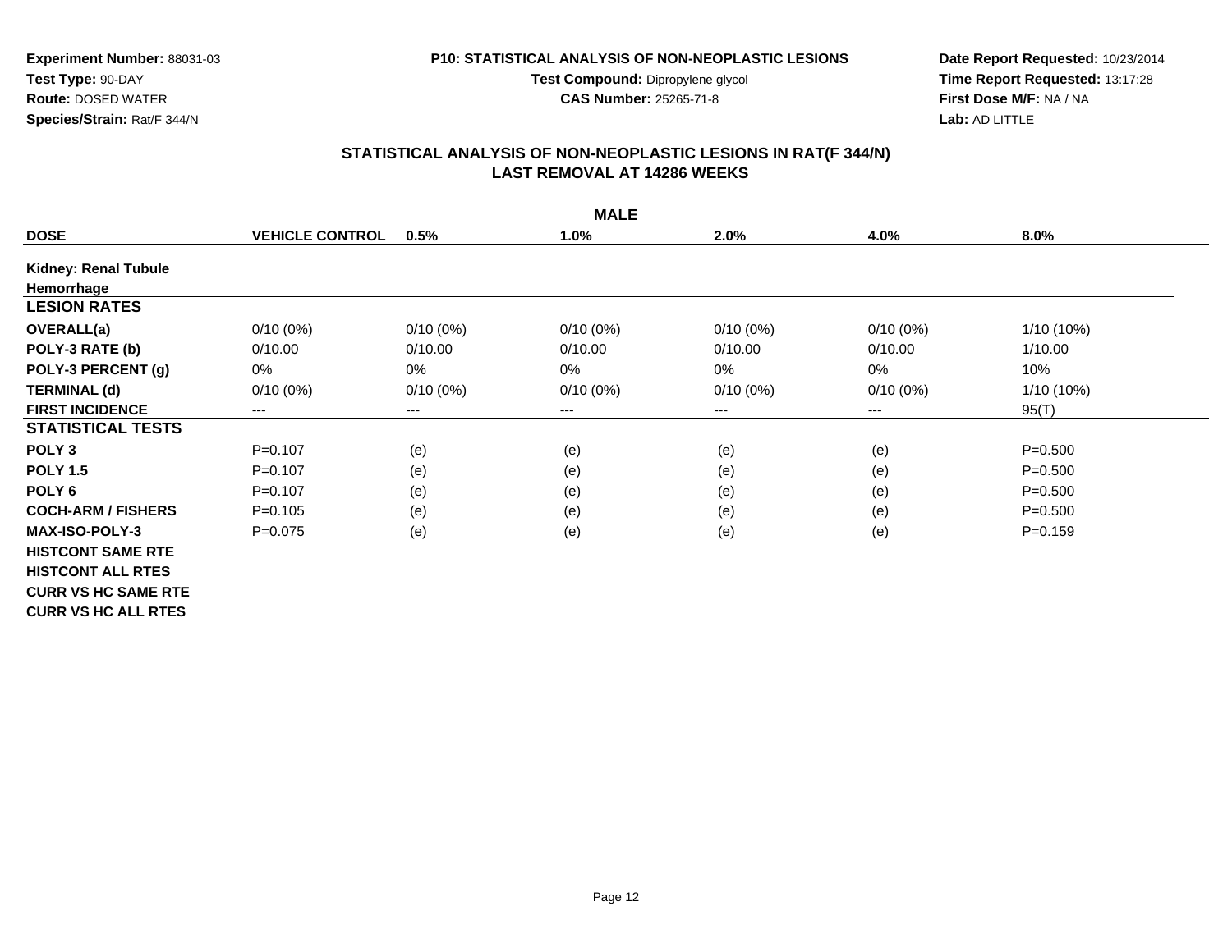**Experiment Number:** 88031-03
**Test Type:** 90-DAY
**Route:** DOSED WATER
**Species/Strain:** Rat/F 344/N

**P10: STATISTICAL ANALYSIS OF NON-NEOPLASTIC LESIONS**
**Test Compound:** Dipropylene glycol
**CAS Number:** 25265-71-8

**Date Report Requested:** 10/23/2014
**Time Report Requested:** 13:17:28
**First Dose M/F:** NA / NA
**Lab:** AD LITTLE

## STATISTICAL ANALYSIS OF NON-NEOPLASTIC LESIONS IN RAT(F 344/N)
## LAST REMOVAL AT 14286 WEEKS

| MALE | | | | | | |
|---|---|---|---|---|---|---|
| **DOSE** | **VEHICLE CONTROL** | **0.5%** | **1.0%** | **2.0%** | **4.0%** | **8.0%** |
| **Kidney: Renal Tubule** | | | | | | |
| **Hemorrhage** | | | | | | |
| **LESION RATES** | | | | | | |
| **OVERALL(a)** | 0/10 (0%) | 0/10 (0%) | 0/10 (0%) | 0/10 (0%) | 0/10 (0%) | 1/10 (10%) |
| **POLY-3 RATE (b)** | 0/10.00 | 0/10.00 | 0/10.00 | 0/10.00 | 0/10.00 | 1/10.00 |
| **POLY-3 PERCENT (g)** | 0% | 0% | 0% | 0% | 0% | 10% |
| **TERMINAL (d)** | 0/10 (0%) | 0/10 (0%) | 0/10 (0%) | 0/10 (0%) | 0/10 (0%) | 1/10 (10%) |
| **FIRST INCIDENCE** | --- | --- | --- | --- | --- | 95(T) |
| **STATISTICAL TESTS** | | | | | | |
| **POLY 3** | P=0.107 | (e) | (e) | (e) | (e) | P=0.500 |
| **POLY 1.5** | P=0.107 | (e) | (e) | (e) | (e) | P=0.500 |
| **POLY 6** | P=0.107 | (e) | (e) | (e) | (e) | P=0.500 |
| **COCH-ARM / FISHERS** | P=0.105 | (e) | (e) | (e) | (e) | P=0.500 |
| **MAX-ISO-POLY-3** | P=0.075 | (e) | (e) | (e) | (e) | P=0.159 |
| **HISTCONT SAME RTE** | | | | | | |
| **HISTCONT ALL RTES** | | | | | | |
| **CURR VS HC SAME RTE** | | | | | | |
| **CURR VS HC ALL RTES** | | | | | | |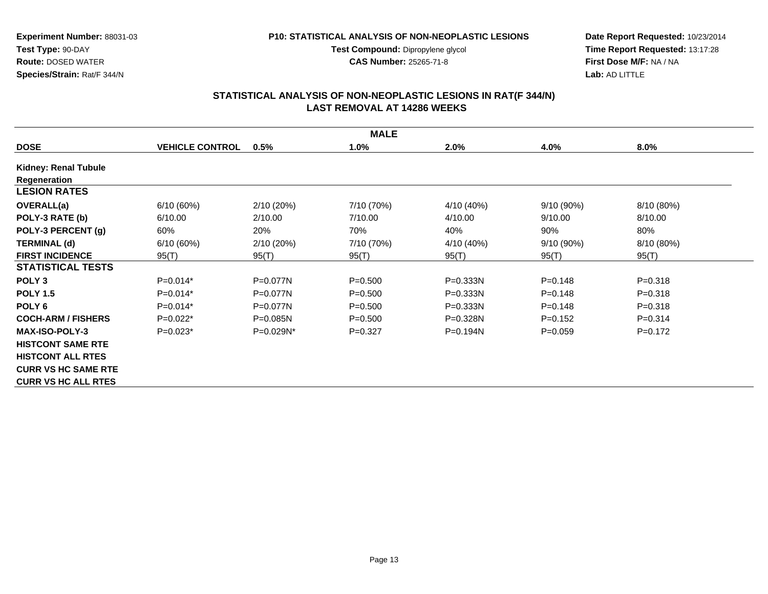**Experiment Number:** 88031-03
**Test Type:** 90-DAY
**Route:** DOSED WATER
**Species/Strain:** Rat/F 344/N

**P10: STATISTICAL ANALYSIS OF NON-NEOPLASTIC LESIONS**
**Test Compound:** Dipropylene glycol
**CAS Number:** 25265-71-8

**Date Report Requested:** 10/23/2014
**Time Report Requested:** 13:17:28
**First Dose M/F:** NA / NA
**Lab:** AD LITTLE

## STATISTICAL ANALYSIS OF NON-NEOPLASTIC LESIONS IN RAT(F 344/N)
## LAST REMOVAL AT 14286 WEEKS

| MALE | | | | | | |
|---|---|---|---|---|---|---|
| **DOSE** | **VEHICLE CONTROL** | **0.5%** | **1.0%** | **2.0%** | **4.0%** | **8.0%** |
| **Kidney: Renal Tubule Regeneration** | | | | | | |
| **LESION RATES** | | | | | | |
| **OVERALL(a)** | 6/10 (60%) | 2/10 (20%) | 7/10 (70%) | 4/10 (40%) | 9/10 (90%) | 8/10 (80%) |
| **POLY-3 RATE (b)** | 6/10.00 | 2/10.00 | 7/10.00 | 4/10.00 | 9/10.00 | 8/10.00 |
| **POLY-3 PERCENT (g)** | 60% | 20% | 70% | 40% | 90% | 80% |
| **TERMINAL (d)** | 6/10 (60%) | 2/10 (20%) | 7/10 (70%) | 4/10 (40%) | 9/10 (90%) | 8/10 (80%) |
| **FIRST INCIDENCE** | 95(T) | 95(T) | 95(T) | 95(T) | 95(T) | 95(T) |
| **STATISTICAL TESTS** | | | | | | |
| **POLY 3** | P=0.014* | P=0.077N | P=0.500 | P=0.333N | P=0.148 | P=0.318 |
| **POLY 1.5** | P=0.014* | P=0.077N | P=0.500 | P=0.333N | P=0.148 | P=0.318 |
| **POLY 6** | P=0.014* | P=0.077N | P=0.500 | P=0.333N | P=0.148 | P=0.318 |
| **COCH-ARM / FISHERS** | P=0.022* | P=0.085N | P=0.500 | P=0.328N | P=0.152 | P=0.314 |
| **MAX-ISO-POLY-3** | P=0.023* | P=0.029N* | P=0.327 | P=0.194N | P=0.059 | P=0.172 |
| **HISTCONT SAME RTE** | | | | | | |
| **HISTCONT ALL RTES** | | | | | | |
| **CURR VS HC SAME RTE** | | | | | | |
| **CURR VS HC ALL RTES** | | | | | | |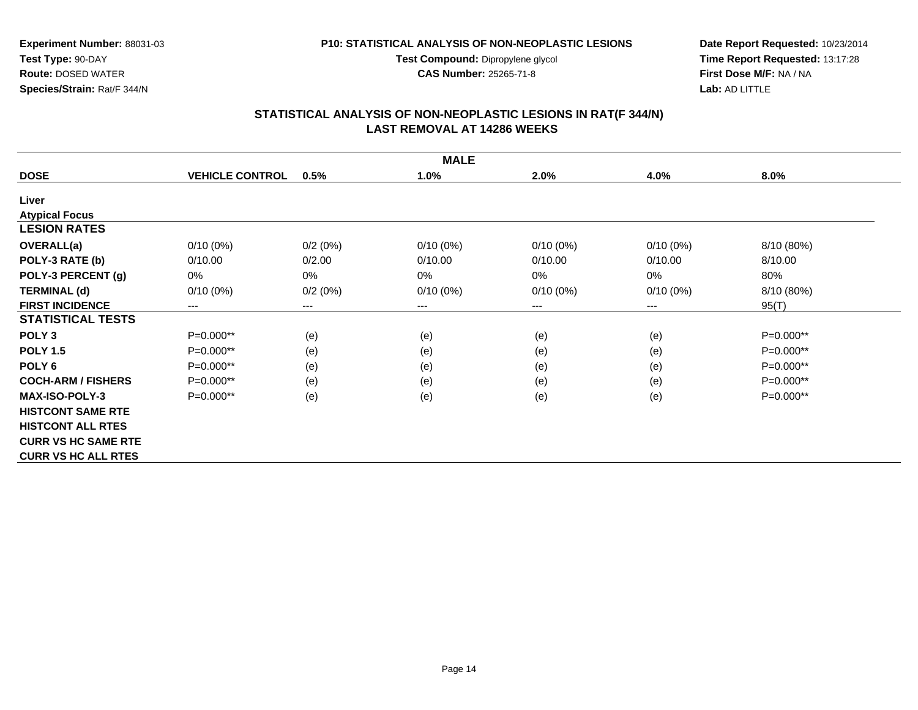**Experiment Number:** 88031-03
**Test Type:** 90-DAY
**Route:** DOSED WATER
**Species/Strain:** Rat/F 344/N

**P10: STATISTICAL ANALYSIS OF NON-NEOPLASTIC LESIONS**
**Test Compound:** Dipropylene glycol
**CAS Number:** 25265-71-8

**Date Report Requested:** 10/23/2014
**Time Report Requested:** 13:17:28
**First Dose M/F:** NA / NA
**Lab:** AD LITTLE

## STATISTICAL ANALYSIS OF NON-NEOPLASTIC LESIONS IN RAT(F 344/N)
## LAST REMOVAL AT 14286 WEEKS

| MALE | | | | | | |
|---|---|---|---|---|---|---|
| **DOSE** | **VEHICLE CONTROL** | **0.5%** | **1.0%** | **2.0%** | **4.0%** | **8.0%** |
| **Liver** | | | | | | |
| **Atypical Focus** | | | | | | |
| **LESION RATES** | | | | | | |
| **OVERALL(a)** | 0/10 (0%) | 0/2 (0%) | 0/10 (0%) | 0/10 (0%) | 0/10 (0%) | 8/10 (80%) |
| **POLY-3 RATE (b)** | 0/10.00 | 0/2.00 | 0/10.00 | 0/10.00 | 0/10.00 | 8/10.00 |
| **POLY-3 PERCENT (g)** | 0% | 0% | 0% | 0% | 0% | 80% |
| **TERMINAL (d)** | 0/10 (0%) | 0/2 (0%) | 0/10 (0%) | 0/10 (0%) | 0/10 (0%) | 8/10 (80%) |
| **FIRST INCIDENCE** | --- | --- | --- | --- | --- | 95(T) |
| **STATISTICAL TESTS** | | | | | | |
| **POLY 3** | P=0.000** | (e) | (e) | (e) | (e) | P=0.000** |
| **POLY 1.5** | P=0.000** | (e) | (e) | (e) | (e) | P=0.000** |
| **POLY 6** | P=0.000** | (e) | (e) | (e) | (e) | P=0.000** |
| **COCH-ARM / FISHERS** | P=0.000** | (e) | (e) | (e) | (e) | P=0.000** |
| **MAX-ISO-POLY-3** | P=0.000** | (e) | (e) | (e) | (e) | P=0.000** |
| **HISTCONT SAME RTE** | | | | | | |
| **HISTCONT ALL RTES** | | | | | | |
| **CURR VS HC SAME RTE** | | | | | | |
| **CURR VS HC ALL RTES** | | | | | | |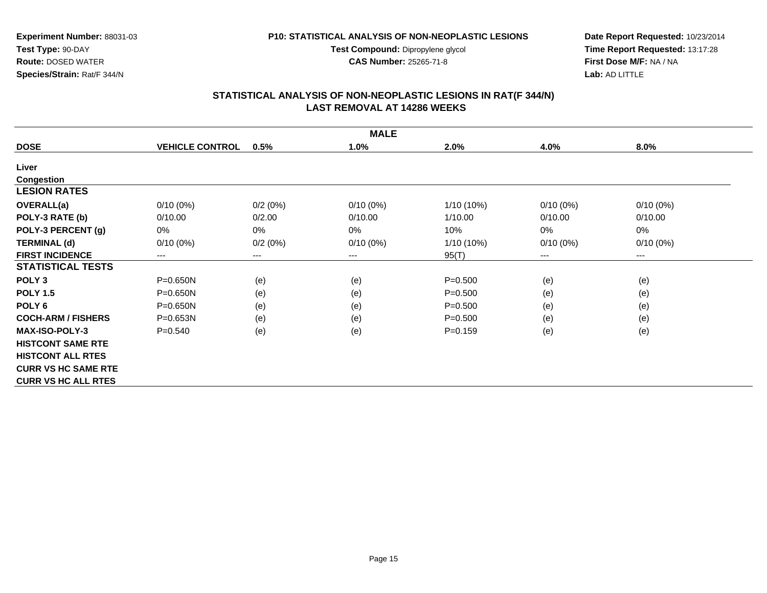**Experiment Number:** 88031-03
**Test Type:** 90-DAY
**Route:** DOSED WATER
**Species/Strain:** Rat/F 344/N

**P10: STATISTICAL ANALYSIS OF NON-NEOPLASTIC LESIONS**
**Test Compound:** Dipropylene glycol
**CAS Number:** 25265-71-8

**Date Report Requested:** 10/23/2014
**Time Report Requested:** 13:17:28
**First Dose M/F:** NA / NA
**Lab:** AD LITTLE

## STATISTICAL ANALYSIS OF NON-NEOPLASTIC LESIONS IN RAT(F 344/N)
## LAST REMOVAL AT 14286 WEEKS

| MALE | | | | | | |
|---|---|---|---|---|---|---|
| **DOSE** | **VEHICLE CONTROL** | **0.5%** | **1.0%** | **2.0%** | **4.0%** | **8.0%** |
| **Liver** | | | | | | |
| **Congestion** | | | | | | |
| **LESION RATES** | | | | | | |
| **OVERALL(a)** | 0/10 (0%) | 0/2 (0%) | 0/10 (0%) | 1/10 (10%) | 0/10 (0%) | 0/10 (0%) |
| **POLY-3 RATE (b)** | 0/10.00 | 0/2.00 | 0/10.00 | 1/10.00 | 0/10.00 | 0/10.00 |
| **POLY-3 PERCENT (g)** | 0% | 0% | 0% | 10% | 0% | 0% |
| **TERMINAL (d)** | 0/10 (0%) | 0/2 (0%) | 0/10 (0%) | 1/10 (10%) | 0/10 (0%) | 0/10 (0%) |
| **FIRST INCIDENCE** | --- | --- | --- | 95(T) | --- | --- |
| **STATISTICAL TESTS** | | | | | | |
| **POLY 3** | P=0.650N | (e) | (e) | P=0.500 | (e) | (e) |
| **POLY 1.5** | P=0.650N | (e) | (e) | P=0.500 | (e) | (e) |
| **POLY 6** | P=0.650N | (e) | (e) | P=0.500 | (e) | (e) |
| **COCH-ARM / FISHERS** | P=0.653N | (e) | (e) | P=0.500 | (e) | (e) |
| **MAX-ISO-POLY-3** | P=0.540 | (e) | (e) | P=0.159 | (e) | (e) |
| **HISTCONT SAME RTE** | | | | | | |
| **HISTCONT ALL RTES** | | | | | | |
| **CURR VS HC SAME RTE** | | | | | | |
| **CURR VS HC ALL RTES** | | | | | | |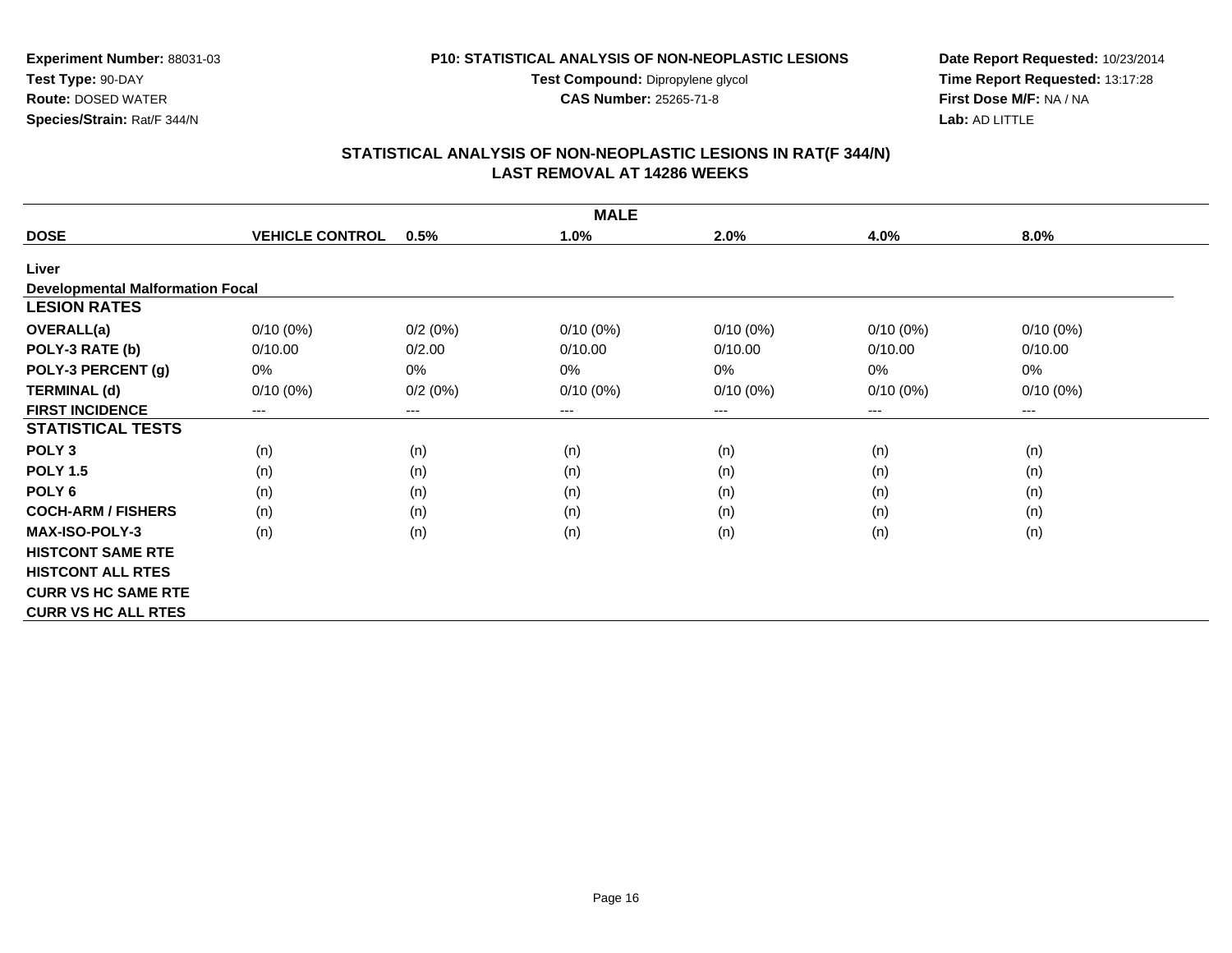**Experiment Number:** 88031-03
**Test Type:** 90-DAY
**Route:** DOSED WATER
**Species/Strain:** Rat/F 344/N

**P10: STATISTICAL ANALYSIS OF NON-NEOPLASTIC LESIONS**
**Test Compound:** Dipropylene glycol
**CAS Number:** 25265-71-8

**Date Report Requested:** 10/23/2014
**Time Report Requested:** 13:17:28
**First Dose M/F:** NA / NA
**Lab:** AD LITTLE

## STATISTICAL ANALYSIS OF NON-NEOPLASTIC LESIONS IN RAT(F 344/N)
## LAST REMOVAL AT 14286 WEEKS

| MALE | | | | | | |
|---|---|---|---|---|---|---|
| **DOSE** | **VEHICLE CONTROL** | **0.5%** | **1.0%** | **2.0%** | **4.0%** | **8.0%** |
| **Liver** | | | | | | |
| **Developmental Malformation Focal** | | | | | | |
| **LESION RATES** | | | | | | |
| **OVERALL(a)** | 0/10 (0%) | 0/2 (0%) | 0/10 (0%) | 0/10 (0%) | 0/10 (0%) | 0/10 (0%) |
| **POLY-3 RATE (b)** | 0/10.00 | 0/2.00 | 0/10.00 | 0/10.00 | 0/10.00 | 0/10.00 |
| **POLY-3 PERCENT (g)** | 0% | 0% | 0% | 0% | 0% | 0% |
| **TERMINAL (d)** | 0/10 (0%) | 0/2 (0%) | 0/10 (0%) | 0/10 (0%) | 0/10 (0%) | 0/10 (0%) |
| **FIRST INCIDENCE** | --- | --- | --- | --- | --- | --- |
| **STATISTICAL TESTS** | | | | | | |
| **POLY 3** | (n) | (n) | (n) | (n) | (n) | (n) |
| **POLY 1.5** | (n) | (n) | (n) | (n) | (n) | (n) |
| **POLY 6** | (n) | (n) | (n) | (n) | (n) | (n) |
| **COCH-ARM / FISHERS** | (n) | (n) | (n) | (n) | (n) | (n) |
| **MAX-ISO-POLY-3** | (n) | (n) | (n) | (n) | (n) | (n) |
| **HISTCONT SAME RTE** | | | | | | |
| **HISTCONT ALL RTES** | | | | | | |
| **CURR VS HC SAME RTE** | | | | | | |
| **CURR VS HC ALL RTES** | | | | | | |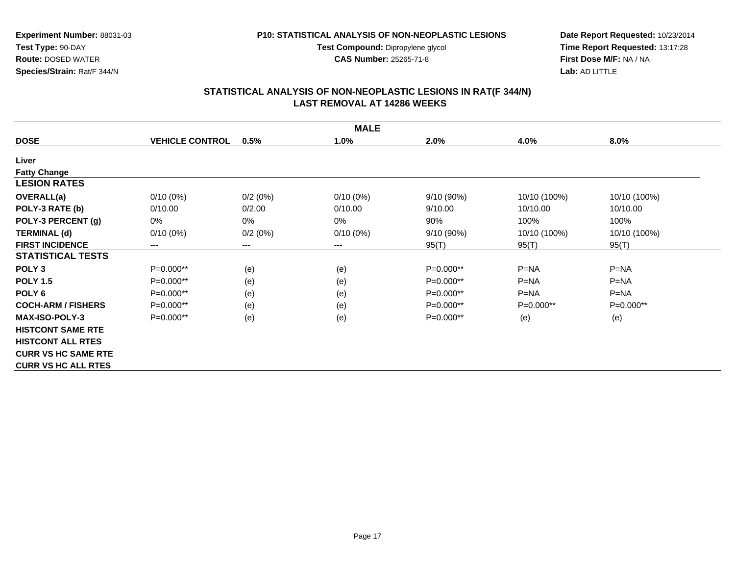**Experiment Number:** 88031-03
**Test Type:** 90-DAY
**Route:** DOSED WATER
**Species/Strain:** Rat/F 344/N

**P10: STATISTICAL ANALYSIS OF NON-NEOPLASTIC LESIONS**
**Test Compound:** Dipropylene glycol
**CAS Number:** 25265-71-8

**Date Report Requested:** 10/23/2014
**Time Report Requested:** 13:17:28
**First Dose M/F:** NA / NA
**Lab:** AD LITTLE

## STATISTICAL ANALYSIS OF NON-NEOPLASTIC LESIONS IN RAT(F 344/N)
## LAST REMOVAL AT 14286 WEEKS

| MALE | | | | | | |
|---|---|---|---|---|---|---|
| **DOSE** | **VEHICLE CONTROL** | **0.5%** | **1.0%** | **2.0%** | **4.0%** | **8.0%** |
| **Liver** | | | | | | |
| **Fatty Change** | | | | | | |
| **LESION RATES** | | | | | | |
| **OVERALL(a)** | 0/10 (0%) | 0/2 (0%) | 0/10 (0%) | 9/10 (90%) | 10/10 (100%) | 10/10 (100%) |
| **POLY-3 RATE (b)** | 0/10.00 | 0/2.00 | 0/10.00 | 9/10.00 | 10/10.00 | 10/10.00 |
| **POLY-3 PERCENT (g)** | 0% | 0% | 0% | 90% | 100% | 100% |
| **TERMINAL (d)** | 0/10 (0%) | 0/2 (0%) | 0/10 (0%) | 9/10 (90%) | 10/10 (100%) | 10/10 (100%) |
| **FIRST INCIDENCE** | --- | --- | --- | 95(T) | 95(T) | 95(T) |
| **STATISTICAL TESTS** | | | | | | |
| **POLY 3** | P=0.000** | (e) | (e) | P=0.000** | P=NA | P=NA |
| **POLY 1.5** | P=0.000** | (e) | (e) | P=0.000** | P=NA | P=NA |
| **POLY 6** | P=0.000** | (e) | (e) | P=0.000** | P=NA | P=NA |
| **COCH-ARM / FISHERS** | P=0.000** | (e) | (e) | P=0.000** | P=0.000** | P=0.000** |
| **MAX-ISO-POLY-3** | P=0.000** | (e) | (e) | P=0.000** | (e) | (e) |
| **HISTCONT SAME RTE** | | | | | | |
| **HISTCONT ALL RTES** | | | | | | |
| **CURR VS HC SAME RTE** | | | | | | |
| **CURR VS HC ALL RTES** | | | | | | |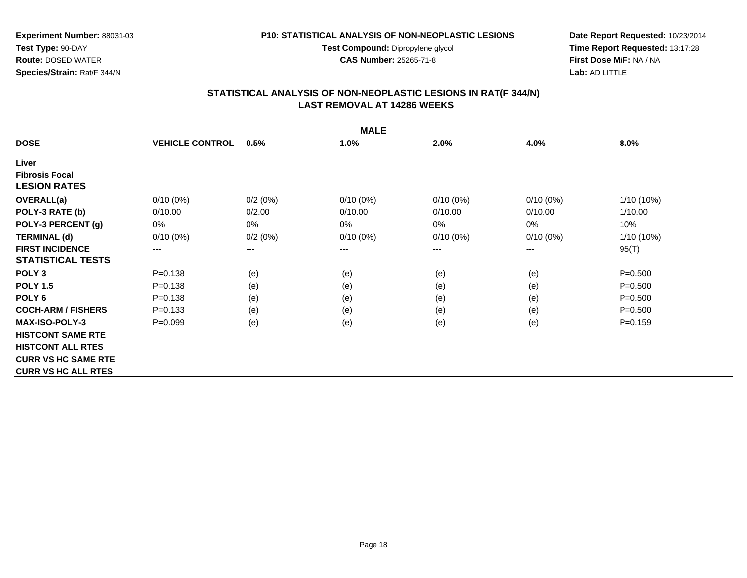**Experiment Number:** 88031-03
**Test Type:** 90-DAY
**Route:** DOSED WATER
**Species/Strain:** Rat/F 344/N

**P10: STATISTICAL ANALYSIS OF NON-NEOPLASTIC LESIONS**
**Test Compound:** Dipropylene glycol
**CAS Number:** 25265-71-8

**Date Report Requested:** 10/23/2014
**Time Report Requested:** 13:17:28
**First Dose M/F:** NA / NA
**Lab:** AD LITTLE

## STATISTICAL ANALYSIS OF NON-NEOPLASTIC LESIONS IN RAT(F 344/N)
## LAST REMOVAL AT 14286 WEEKS

| | | | MALE | | | |
|---|---|---|---|---|---|---|
| **DOSE** | **VEHICLE CONTROL** | **0.5%** | **1.0%** | **2.0%** | **4.0%** | **8.0%** |
| **Liver** | | | | | | |
| **Fibrosis Focal** | | | | | | |
| **LESION RATES** | | | | | | |
| **OVERALL(a)** | 0/10 (0%) | 0/2 (0%) | 0/10 (0%) | 0/10 (0%) | 0/10 (0%) | 1/10 (10%) |
| **POLY-3 RATE (b)** | 0/10.00 | 0/2.00 | 0/10.00 | 0/10.00 | 0/10.00 | 1/10.00 |
| **POLY-3 PERCENT (g)** | 0% | 0% | 0% | 0% | 0% | 10% |
| **TERMINAL (d)** | 0/10 (0%) | 0/2 (0%) | 0/10 (0%) | 0/10 (0%) | 0/10 (0%) | 1/10 (10%) |
| **FIRST INCIDENCE** | --- | --- | --- | --- | --- | 95(T) |
| **STATISTICAL TESTS** | | | | | | |
| **POLY 3** | P=0.138 | (e) | (e) | (e) | (e) | P=0.500 |
| **POLY 1.5** | P=0.138 | (e) | (e) | (e) | (e) | P=0.500 |
| **POLY 6** | P=0.138 | (e) | (e) | (e) | (e) | P=0.500 |
| **COCH-ARM / FISHERS** | P=0.133 | (e) | (e) | (e) | (e) | P=0.500 |
| **MAX-ISO-POLY-3** | P=0.099 | (e) | (e) | (e) | (e) | P=0.159 |
| **HISTCONT SAME RTE** | | | | | | |
| **HISTCONT ALL RTES** | | | | | | |
| **CURR VS HC SAME RTE** | | | | | | |
| **CURR VS HC ALL RTES** | | | | | | |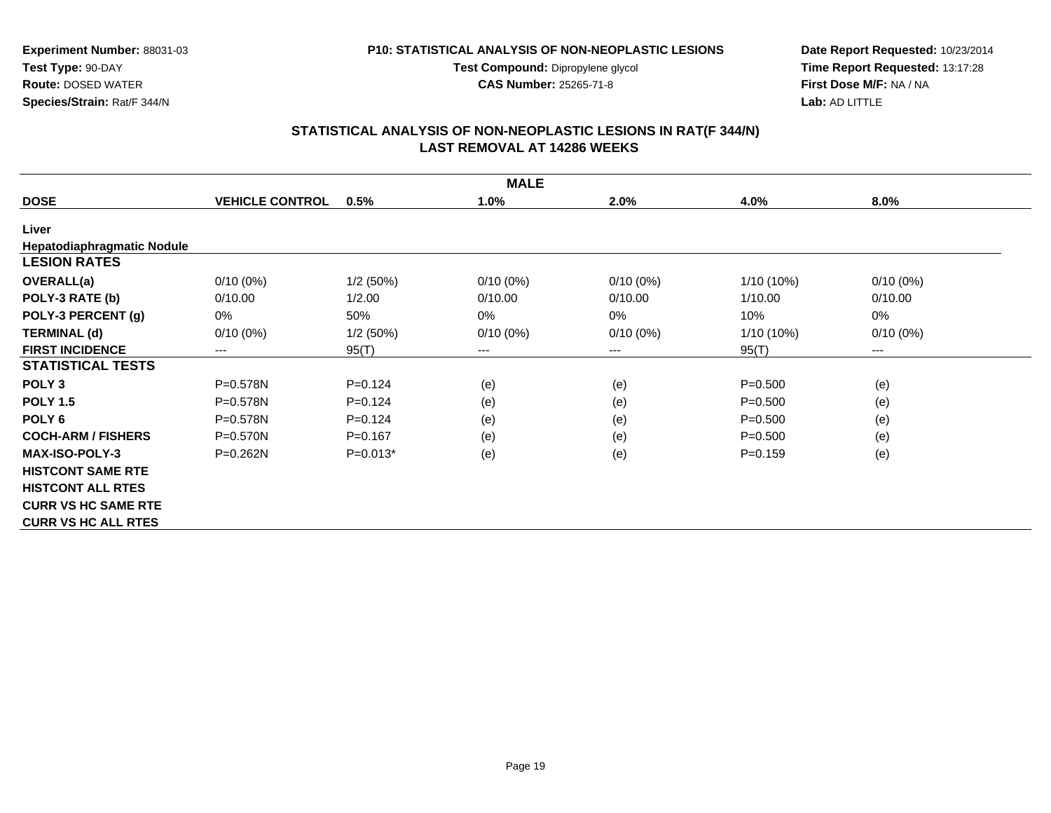**Experiment Number:** 88031-03
**Test Type:** 90-DAY
**Route:** DOSED WATER
**Species/Strain:** Rat/F 344/N

**P10: STATISTICAL ANALYSIS OF NON-NEOPLASTIC LESIONS**
**Test Compound:** Dipropylene glycol
**CAS Number:** 25265-71-8

**Date Report Requested:** 10/23/2014
**Time Report Requested:** 13:17:28
**First Dose M/F:** NA / NA
**Lab:** AD LITTLE

## STATISTICAL ANALYSIS OF NON-NEOPLASTIC LESIONS IN RAT(F 344/N)
## LAST REMOVAL AT 14286 WEEKS

| MALE | | | | | | |
|---|---|---|---|---|---|---|
| **DOSE** | **VEHICLE CONTROL** | **0.5%** | **1.0%** | **2.0%** | **4.0%** | **8.0%** |
| **Liver** | | | | | | |
| **Hepatodiaphragmatic Nodule** | | | | | | |
| **LESION RATES** | | | | | | |
| **OVERALL(a)** | 0/10 (0%) | 1/2 (50%) | 0/10 (0%) | 0/10 (0%) | 1/10 (10%) | 0/10 (0%) |
| **POLY-3 RATE (b)** | 0/10.00 | 1/2.00 | 0/10.00 | 0/10.00 | 1/10.00 | 0/10.00 |
| **POLY-3 PERCENT (g)** | 0% | 50% | 0% | 0% | 10% | 0% |
| **TERMINAL (d)** | 0/10 (0%) | 1/2 (50%) | 0/10 (0%) | 0/10 (0%) | 1/10 (10%) | 0/10 (0%) |
| **FIRST INCIDENCE** | --- | 95(T) | --- | --- | 95(T) | --- |
| **STATISTICAL TESTS** | | | | | | |
| **POLY 3** | P=0.578N | P=0.124 | (e) | (e) | P=0.500 | (e) |
| **POLY 1.5** | P=0.578N | P=0.124 | (e) | (e) | P=0.500 | (e) |
| **POLY 6** | P=0.578N | P=0.124 | (e) | (e) | P=0.500 | (e) |
| **COCH-ARM / FISHERS** | P=0.570N | P=0.167 | (e) | (e) | P=0.500 | (e) |
| **MAX-ISO-POLY-3** | P=0.262N | P=0.013* | (e) | (e) | P=0.159 | (e) |
| **HISTCONT SAME RTE** | | | | | | |
| **HISTCONT ALL RTES** | | | | | | |
| **CURR VS HC SAME RTE** | | | | | | |
| **CURR VS HC ALL RTES** | | | | | | |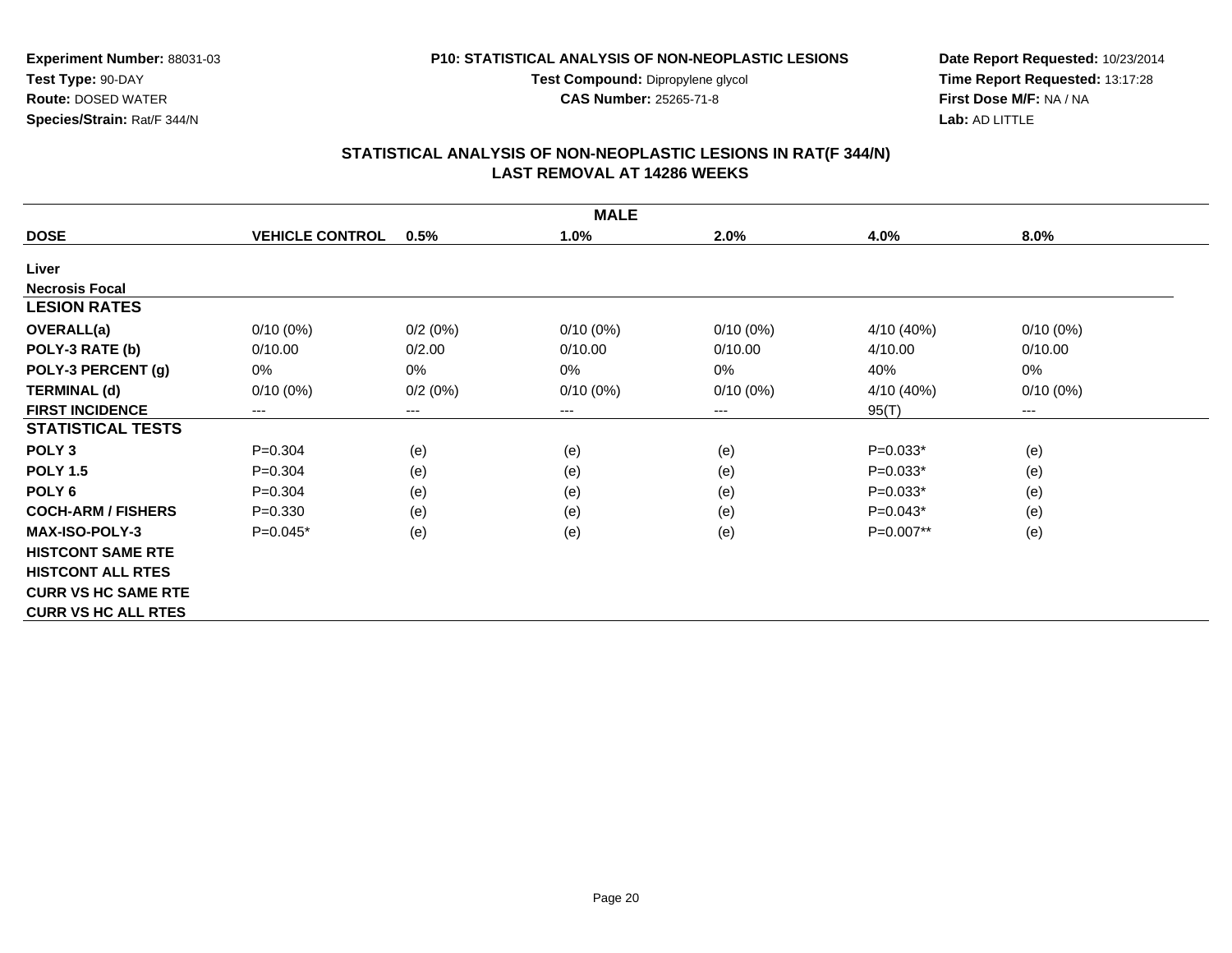**Experiment Number:** 88031-03
**Test Type:** 90-DAY
**Route:** DOSED WATER
**Species/Strain:** Rat/F 344/N

**P10: STATISTICAL ANALYSIS OF NON-NEOPLASTIC LESIONS**
**Test Compound:** Dipropylene glycol
**CAS Number:** 25265-71-8

**Date Report Requested:** 10/23/2014
**Time Report Requested:** 13:17:28
**First Dose M/F:** NA / NA
**Lab:** AD LITTLE

## STATISTICAL ANALYSIS OF NON-NEOPLASTIC LESIONS IN RAT(F 344/N)
## LAST REMOVAL AT 14286 WEEKS

| MALE | | | | | | |
|---|---|---|---|---|---|---|
| **DOSE** | **VEHICLE CONTROL** | **0.5%** | **1.0%** | **2.0%** | **4.0%** | **8.0%** |
| **Liver** | | | | | | |
| **Necrosis Focal** | | | | | | |
| **LESION RATES** | | | | | | |
| **OVERALL(a)** | 0/10 (0%) | 0/2 (0%) | 0/10 (0%) | 0/10 (0%) | 4/10 (40%) | 0/10 (0%) |
| **POLY-3 RATE (b)** | 0/10.00 | 0/2.00 | 0/10.00 | 0/10.00 | 4/10.00 | 0/10.00 |
| **POLY-3 PERCENT (g)** | 0% | 0% | 0% | 0% | 40% | 0% |
| **TERMINAL (d)** | 0/10 (0%) | 0/2 (0%) | 0/10 (0%) | 0/10 (0%) | 4/10 (40%) | 0/10 (0%) |
| **FIRST INCIDENCE** | --- | --- | --- | --- | 95(T) | --- |
| **STATISTICAL TESTS** | | | | | | |
| **POLY 3** | P=0.304 | (e) | (e) | (e) | P=0.033* | (e) |
| **POLY 1.5** | P=0.304 | (e) | (e) | (e) | P=0.033* | (e) |
| **POLY 6** | P=0.304 | (e) | (e) | (e) | P=0.033* | (e) |
| **COCH-ARM / FISHERS** | P=0.330 | (e) | (e) | (e) | P=0.043* | (e) |
| **MAX-ISO-POLY-3** | P=0.045* | (e) | (e) | (e) | P=0.007** | (e) |
| **HISTCONT SAME RTE** | | | | | | |
| **HISTCONT ALL RTES** | | | | | | |
| **CURR VS HC SAME RTE** | | | | | | |
| **CURR VS HC ALL RTES** | | | | | | |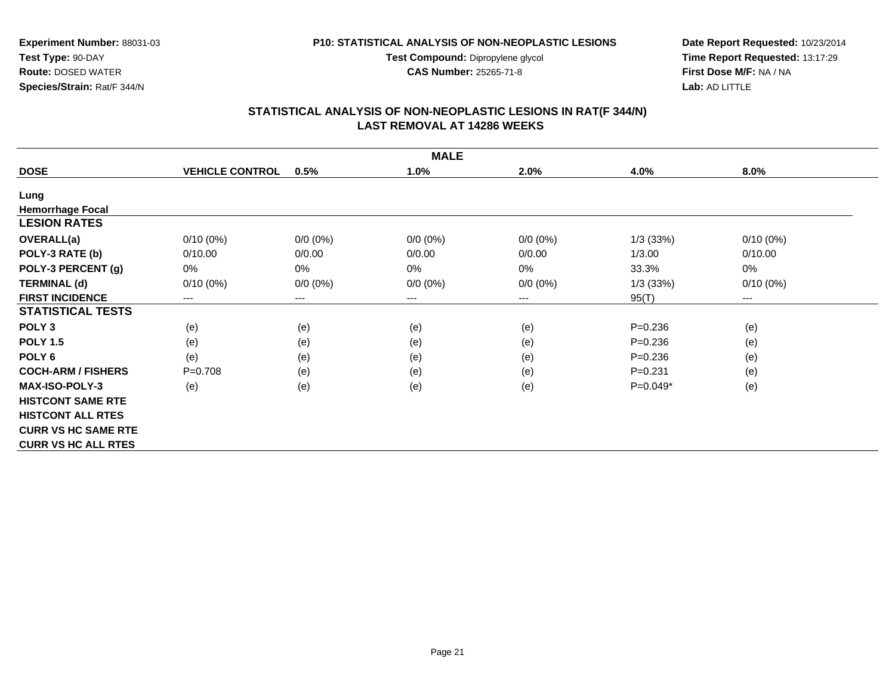**Experiment Number:** 88031-03
**Test Type:** 90-DAY
**Route:** DOSED WATER
**Species/Strain:** Rat/F 344/N

**P10: STATISTICAL ANALYSIS OF NON-NEOPLASTIC LESIONS**
**Test Compound:** Dipropylene glycol
**CAS Number:** 25265-71-8

**Date Report Requested:** 10/23/2014
**Time Report Requested:** 13:17:29
**First Dose M/F:** NA / NA
**Lab:** AD LITTLE

## STATISTICAL ANALYSIS OF NON-NEOPLASTIC LESIONS IN RAT(F 344/N)
## LAST REMOVAL AT 14286 WEEKS

| MALE | | | | | | |
|---|---|---|---|---|---|---|
| **DOSE** | **VEHICLE CONTROL** | **0.5%** | **1.0%** | **2.0%** | **4.0%** | **8.0%** |
| **Lung** | | | | | | |
| **Hemorrhage Focal** | | | | | | |
| **LESION RATES** | | | | | | |
| **OVERALL(a)** | 0/10 (0%) | 0/0 (0%) | 0/0 (0%) | 0/0 (0%) | 1/3 (33%) | 0/10 (0%) |
| **POLY-3 RATE (b)** | 0/10.00 | 0/0.00 | 0/0.00 | 0/0.00 | 1/3.00 | 0/10.00 |
| **POLY-3 PERCENT (g)** | 0% | 0% | 0% | 0% | 33.3% | 0% |
| **TERMINAL (d)** | 0/10 (0%) | 0/0 (0%) | 0/0 (0%) | 0/0 (0%) | 1/3 (33%) | 0/10 (0%) |
| **FIRST INCIDENCE** | --- | --- | --- | --- | 95(T) | --- |
| **STATISTICAL TESTS** | | | | | | |
| **POLY 3** | (e) | (e) | (e) | (e) | P=0.236 | (e) |
| **POLY 1.5** | (e) | (e) | (e) | (e) | P=0.236 | (e) |
| **POLY 6** | (e) | (e) | (e) | (e) | P=0.236 | (e) |
| **COCH-ARM / FISHERS** | P=0.708 | (e) | (e) | (e) | P=0.231 | (e) |
| **MAX-ISO-POLY-3** | (e) | (e) | (e) | (e) | P=0.049* | (e) |
| **HISTCONT SAME RTE** | | | | | | |
| **HISTCONT ALL RTES** | | | | | | |
| **CURR VS HC SAME RTE** | | | | | | |
| **CURR VS HC ALL RTES** | | | | | | |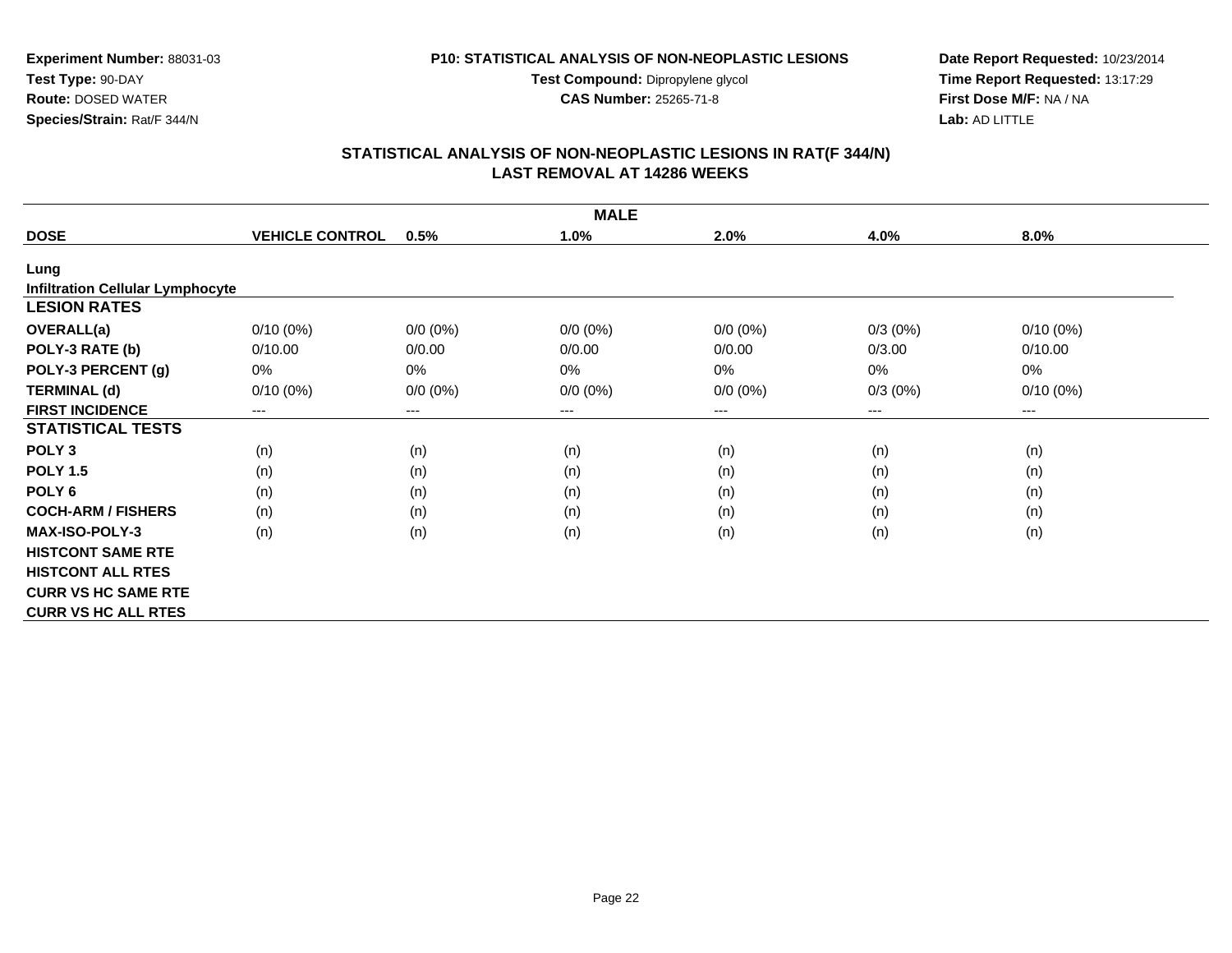**Experiment Number:** 88031-03
**Test Type:** 90-DAY
**Route:** DOSED WATER
**Species/Strain:** Rat/F 344/N

**P10: STATISTICAL ANALYSIS OF NON-NEOPLASTIC LESIONS**
**Test Compound:** Dipropylene glycol
**CAS Number:** 25265-71-8

**Date Report Requested:** 10/23/2014
**Time Report Requested:** 13:17:29
**First Dose M/F:** NA / NA
**Lab:** AD LITTLE

## STATISTICAL ANALYSIS OF NON-NEOPLASTIC LESIONS IN RAT(F 344/N)
## LAST REMOVAL AT 14286 WEEKS

| MALE | | | | | | |
|---|---|---|---|---|---|---|
| **DOSE** | **VEHICLE CONTROL** | **0.5%** | **1.0%** | **2.0%** | **4.0%** | **8.0%** |
| **Lung** | | | | | | |
| **Infiltration Cellular Lymphocyte** | | | | | | |
| **LESION RATES** | | | | | | |
| **OVERALL(a)** | 0/10 (0%) | 0/0 (0%) | 0/0 (0%) | 0/0 (0%) | 0/3 (0%) | 0/10 (0%) |
| **POLY-3 RATE (b)** | 0/10.00 | 0/0.00 | 0/0.00 | 0/0.00 | 0/3.00 | 0/10.00 |
| **POLY-3 PERCENT (g)** | 0% | 0% | 0% | 0% | 0% | 0% |
| **TERMINAL (d)** | 0/10 (0%) | 0/0 (0%) | 0/0 (0%) | 0/0 (0%) | 0/3 (0%) | 0/10 (0%) |
| **FIRST INCIDENCE** | --- | --- | --- | --- | --- | --- |
| **STATISTICAL TESTS** | | | | | | |
| **POLY 3** | (n) | (n) | (n) | (n) | (n) | (n) |
| **POLY 1.5** | (n) | (n) | (n) | (n) | (n) | (n) |
| **POLY 6** | (n) | (n) | (n) | (n) | (n) | (n) |
| **COCH-ARM / FISHERS** | (n) | (n) | (n) | (n) | (n) | (n) |
| **MAX-ISO-POLY-3** | (n) | (n) | (n) | (n) | (n) | (n) |
| **HISTCONT SAME RTE** | | | | | | |
| **HISTCONT ALL RTES** | | | | | | |
| **CURR VS HC SAME RTE** | | | | | | |
| **CURR VS HC ALL RTES** | | | | | | |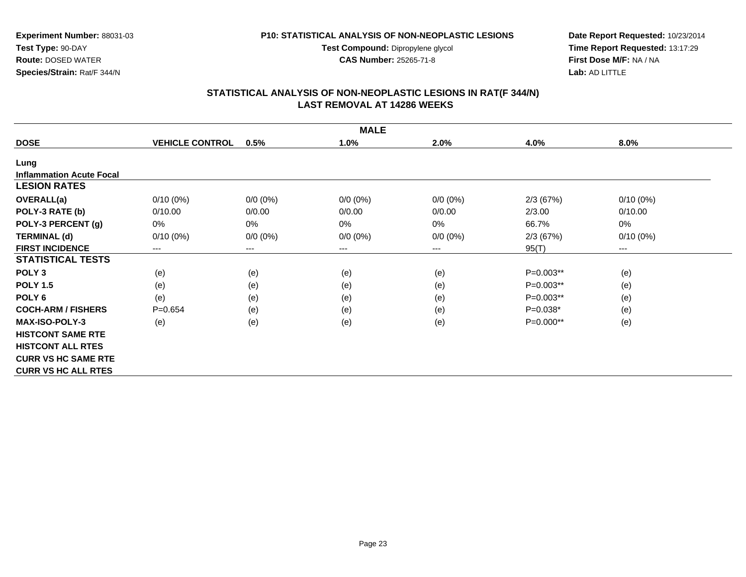**Experiment Number:** 88031-03
**Test Type:** 90-DAY
**Route:** DOSED WATER
**Species/Strain:** Rat/F 344/N

**P10: STATISTICAL ANALYSIS OF NON-NEOPLASTIC LESIONS**
**Test Compound:** Dipropylene glycol
**CAS Number:** 25265-71-8

**Date Report Requested:** 10/23/2014
**Time Report Requested:** 13:17:29
**First Dose M/F:** NA / NA
**Lab:** AD LITTLE

## STATISTICAL ANALYSIS OF NON-NEOPLASTIC LESIONS IN RAT(F 344/N)
## LAST REMOVAL AT 14286 WEEKS

| MALE | | | | | | |
|---|---|---|---|---|---|---|
| **DOSE** | **VEHICLE CONTROL** | **0.5%** | **1.0%** | **2.0%** | **4.0%** | **8.0%** |
| **Lung** | | | | | | |
| **Inflammation Acute Focal** | | | | | | |
| **LESION RATES** | | | | | | |
| **OVERALL(a)** | 0/10 (0%) | 0/0 (0%) | 0/0 (0%) | 0/0 (0%) | 2/3 (67%) | 0/10 (0%) |
| **POLY-3 RATE (b)** | 0/10.00 | 0/0.00 | 0/0.00 | 0/0.00 | 2/3.00 | 0/10.00 |
| **POLY-3 PERCENT (g)** | 0% | 0% | 0% | 0% | 66.7% | 0% |
| **TERMINAL (d)** | 0/10 (0%) | 0/0 (0%) | 0/0 (0%) | 0/0 (0%) | 2/3 (67%) | 0/10 (0%) |
| **FIRST INCIDENCE** | --- | --- | --- | --- | 95(T) | --- |
| **STATISTICAL TESTS** | | | | | | |
| **POLY 3** | (e) | (e) | (e) | (e) | P=0.003** | (e) |
| **POLY 1.5** | (e) | (e) | (e) | (e) | P=0.003** | (e) |
| **POLY 6** | (e) | (e) | (e) | (e) | P=0.003** | (e) |
| **COCH-ARM / FISHERS** | P=0.654 | (e) | (e) | (e) | P=0.038* | (e) |
| **MAX-ISO-POLY-3** | (e) | (e) | (e) | (e) | P=0.000** | (e) |
| **HISTCONT SAME RTE** | | | | | | |
| **HISTCONT ALL RTES** | | | | | | |
| **CURR VS HC SAME RTE** | | | | | | |
| **CURR VS HC ALL RTES** | | | | | | |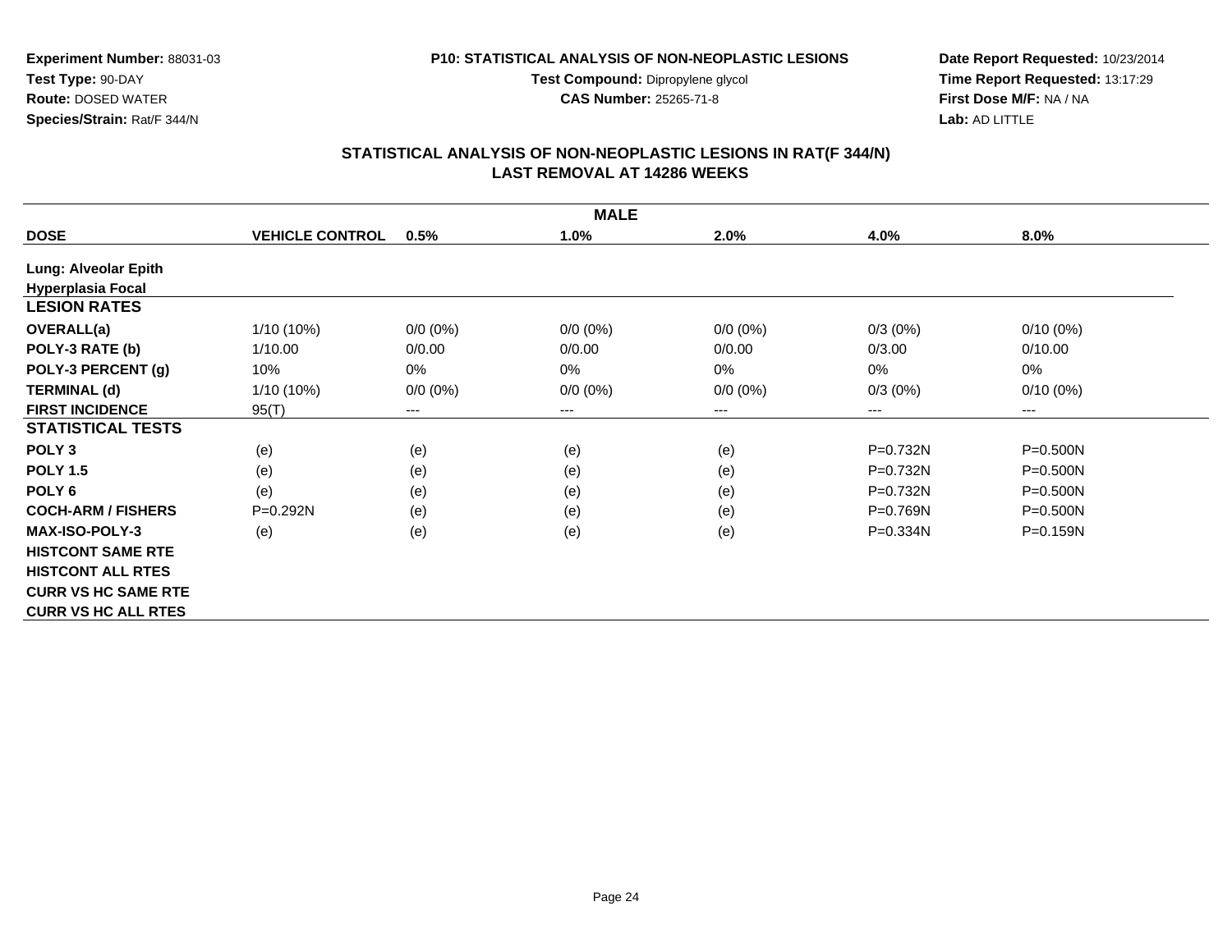**Experiment Number:** 88031-03
**Test Type:** 90-DAY
**Route:** DOSED WATER
**Species/Strain:** Rat/F 344/N

**P10: STATISTICAL ANALYSIS OF NON-NEOPLASTIC LESIONS**
**Test Compound:** Dipropylene glycol
**CAS Number:** 25265-71-8

**Date Report Requested:** 10/23/2014
**Time Report Requested:** 13:17:29
**First Dose M/F:** NA / NA
**Lab:** AD LITTLE

## STATISTICAL ANALYSIS OF NON-NEOPLASTIC LESIONS IN RAT(F 344/N)
## LAST REMOVAL AT 14286 WEEKS

| MALE | | | | | | |
|---|---|---|---|---|---|---|
| **DOSE** | **VEHICLE CONTROL** | **0.5%** | **1.0%** | **2.0%** | **4.0%** | **8.0%** |
| **Lung: Alveolar Epith Hyperplasia Focal** | | | | | | |
| **LESION RATES** | | | | | | |
| **OVERALL(a)** | 1/10 (10%) | 0/0 (0%) | 0/0 (0%) | 0/0 (0%) | 0/3 (0%) | 0/10 (0%) |
| **POLY-3 RATE (b)** | 1/10.00 | 0/0.00 | 0/0.00 | 0/0.00 | 0/3.00 | 0/10.00 |
| **POLY-3 PERCENT (g)** | 10% | 0% | 0% | 0% | 0% | 0% |
| **TERMINAL (d)** | 1/10 (10%) | 0/0 (0%) | 0/0 (0%) | 0/0 (0%) | 0/3 (0%) | 0/10 (0%) |
| **FIRST INCIDENCE** | 95(T) | --- | --- | --- | --- | --- |
| **STATISTICAL TESTS** | | | | | | |
| **POLY 3** | (e) | (e) | (e) | (e) | P=0.732N | P=0.500N |
| **POLY 1.5** | (e) | (e) | (e) | (e) | P=0.732N | P=0.500N |
| **POLY 6** | (e) | (e) | (e) | (e) | P=0.732N | P=0.500N |
| **COCH-ARM / FISHERS** | P=0.292N | (e) | (e) | (e) | P=0.769N | P=0.500N |
| **MAX-ISO-POLY-3** | (e) | (e) | (e) | (e) | P=0.334N | P=0.159N |
| **HISTCONT SAME RTE** | | | | | | |
| **HISTCONT ALL RTES** | | | | | | |
| **CURR VS HC SAME RTE** | | | | | | |
| **CURR VS HC ALL RTES** | | | | | | |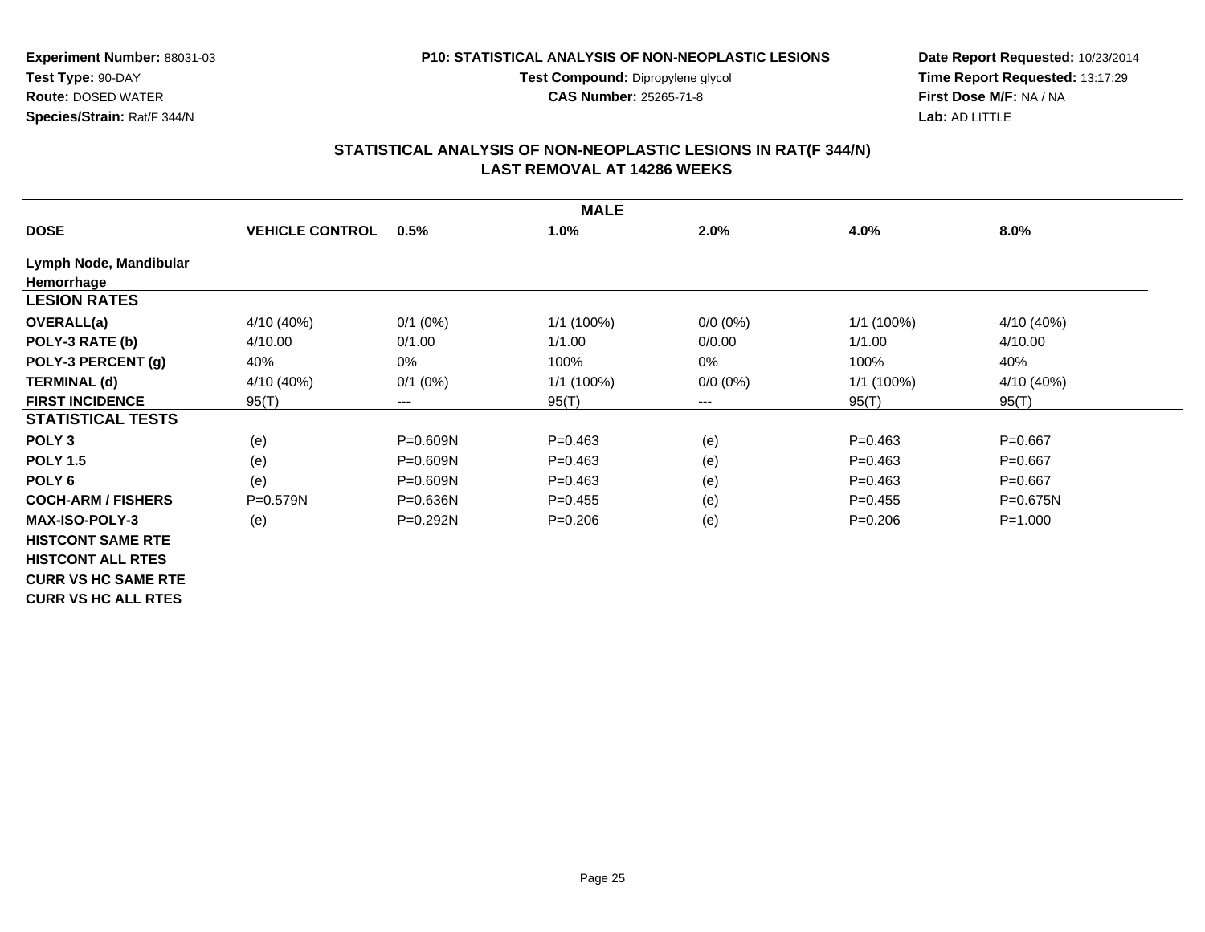**Experiment Number:** 88031-03
**Test Type:** 90-DAY
**Route:** DOSED WATER
**Species/Strain:** Rat/F 344/N

**P10: STATISTICAL ANALYSIS OF NON-NEOPLASTIC LESIONS**
**Test Compound:** Dipropylene glycol
**CAS Number:** 25265-71-8

**Date Report Requested:** 10/23/2014
**Time Report Requested:** 13:17:29
**First Dose M/F:** NA / NA
**Lab:** AD LITTLE

## STATISTICAL ANALYSIS OF NON-NEOPLASTIC LESIONS IN RAT(F 344/N)
## LAST REMOVAL AT 14286 WEEKS

| MALE | | | | | | |
|---|---|---|---|---|---|---|
| **DOSE** | **VEHICLE CONTROL** | **0.5%** | **1.0%** | **2.0%** | **4.0%** | **8.0%** |
| **Lymph Node, Mandibular** | | | | | | |
| **Hemorrhage** | | | | | | |
| **LESION RATES** | | | | | | |
| **OVERALL(a)** | 4/10 (40%) | 0/1 (0%) | 1/1 (100%) | 0/0 (0%) | 1/1 (100%) | 4/10 (40%) |
| **POLY-3 RATE (b)** | 4/10.00 | 0/1.00 | 1/1.00 | 0/0.00 | 1/1.00 | 4/10.00 |
| **POLY-3 PERCENT (g)** | 40% | 0% | 100% | 0% | 100% | 40% |
| **TERMINAL (d)** | 4/10 (40%) | 0/1 (0%) | 1/1 (100%) | 0/0 (0%) | 1/1 (100%) | 4/10 (40%) |
| **FIRST INCIDENCE** | 95(T) | --- | 95(T) | --- | 95(T) | 95(T) |
| **STATISTICAL TESTS** | | | | | | |
| **POLY 3** | (e) | P=0.609N | P=0.463 | (e) | P=0.463 | P=0.667 |
| **POLY 1.5** | (e) | P=0.609N | P=0.463 | (e) | P=0.463 | P=0.667 |
| **POLY 6** | (e) | P=0.609N | P=0.463 | (e) | P=0.463 | P=0.667 |
| **COCH-ARM / FISHERS** | P=0.579N | P=0.636N | P=0.455 | (e) | P=0.455 | P=0.675N |
| **MAX-ISO-POLY-3** | (e) | P=0.292N | P=0.206 | (e) | P=0.206 | P=1.000 |
| **HISTCONT SAME RTE** | | | | | | |
| **HISTCONT ALL RTES** | | | | | | |
| **CURR VS HC SAME RTE** | | | | | | |
| **CURR VS HC ALL RTES** | | | | | | |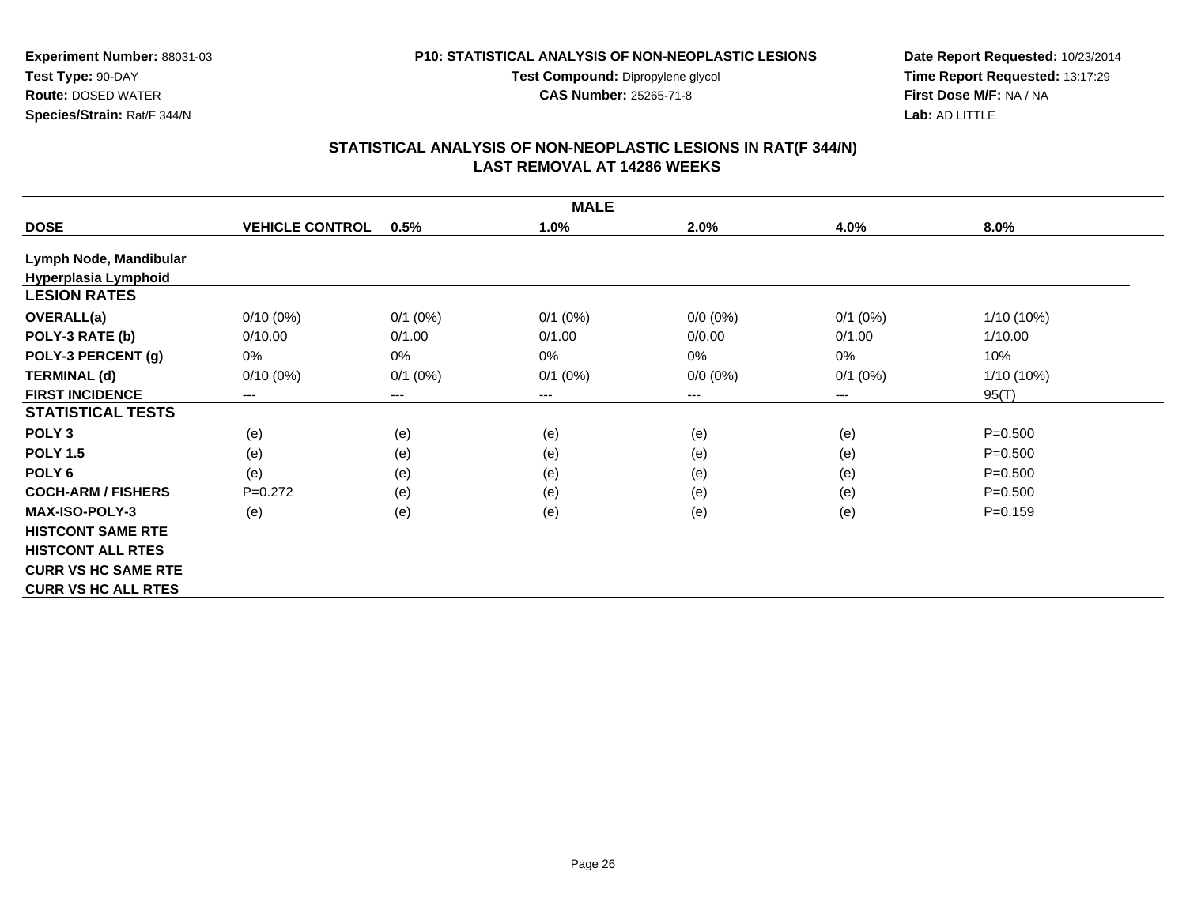**Experiment Number:** 88031-03
**Test Type:** 90-DAY
**Route:** DOSED WATER
**Species/Strain:** Rat/F 344/N

**P10: STATISTICAL ANALYSIS OF NON-NEOPLASTIC LESIONS**
**Test Compound:** Dipropylene glycol
**CAS Number:** 25265-71-8

**Date Report Requested:** 10/23/2014
**Time Report Requested:** 13:17:29
**First Dose M/F:** NA / NA
**Lab:** AD LITTLE

## STATISTICAL ANALYSIS OF NON-NEOPLASTIC LESIONS IN RAT(F 344/N)
## LAST REMOVAL AT 14286 WEEKS

| MALE | | | | | | |
|---|---|---|---|---|---|---|
| **DOSE** | **VEHICLE CONTROL** | **0.5%** | **1.0%** | **2.0%** | **4.0%** | **8.0%** |
| **Lymph Node, Mandibular** | | | | | | |
| **Hyperplasia Lymphoid** | | | | | | |
| **LESION RATES** | | | | | | |
| **OVERALL(a)** | 0/10 (0%) | 0/1 (0%) | 0/1 (0%) | 0/0 (0%) | 0/1 (0%) | 1/10 (10%) |
| **POLY-3 RATE (b)** | 0/10.00 | 0/1.00 | 0/1.00 | 0/0.00 | 0/1.00 | 1/10.00 |
| **POLY-3 PERCENT (g)** | 0% | 0% | 0% | 0% | 0% | 10% |
| **TERMINAL (d)** | 0/10 (0%) | 0/1 (0%) | 0/1 (0%) | 0/0 (0%) | 0/1 (0%) | 1/10 (10%) |
| **FIRST INCIDENCE** | --- | --- | --- | --- | --- | 95(T) |
| **STATISTICAL TESTS** | | | | | | |
| **POLY 3** | (e) | (e) | (e) | (e) | (e) | P=0.500 |
| **POLY 1.5** | (e) | (e) | (e) | (e) | (e) | P=0.500 |
| **POLY 6** | (e) | (e) | (e) | (e) | (e) | P=0.500 |
| **COCH-ARM / FISHERS** | P=0.272 | (e) | (e) | (e) | (e) | P=0.500 |
| **MAX-ISO-POLY-3** | (e) | (e) | (e) | (e) | (e) | P=0.159 |
| **HISTCONT SAME RTE** | | | | | | |
| **HISTCONT ALL RTES** | | | | | | |
| **CURR VS HC SAME RTE** | | | | | | |
| **CURR VS HC ALL RTES** | | | | | | |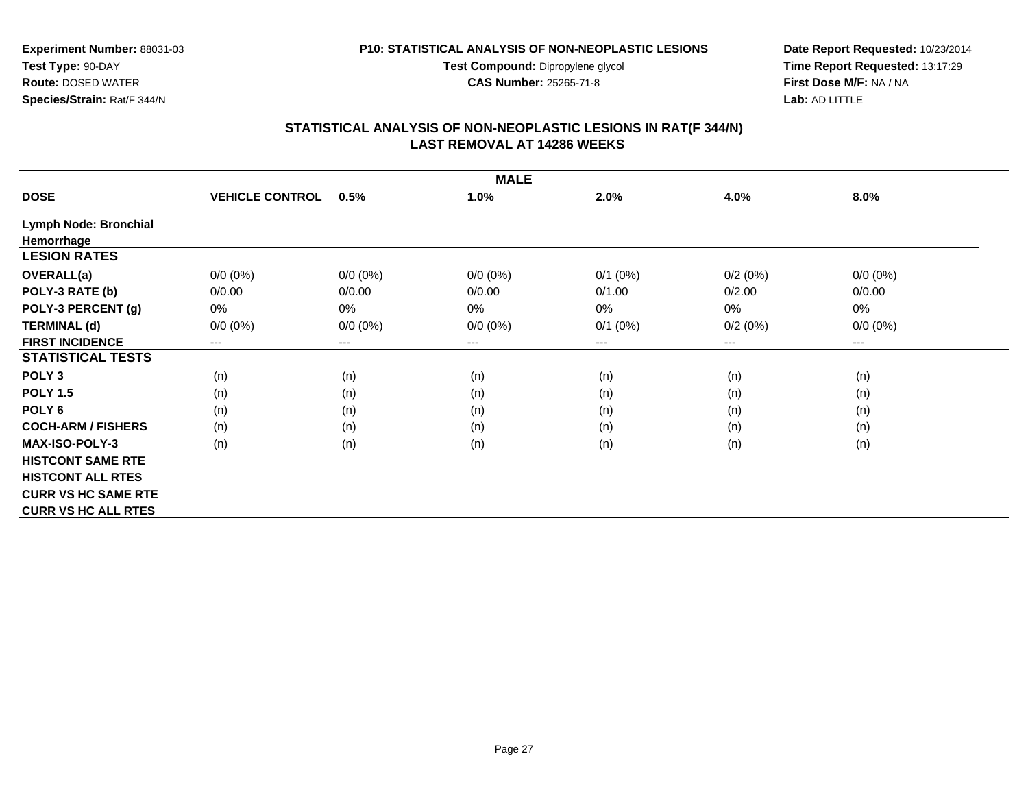**Experiment Number:** 88031-03
**Test Type:** 90-DAY
**Route:** DOSED WATER
**Species/Strain:** Rat/F 344/N

**P10: STATISTICAL ANALYSIS OF NON-NEOPLASTIC LESIONS**
**Test Compound:** Dipropylene glycol
**CAS Number:** 25265-71-8

**Date Report Requested:** 10/23/2014
**Time Report Requested:** 13:17:29
**First Dose M/F:** NA / NA
**Lab:** AD LITTLE

## STATISTICAL ANALYSIS OF NON-NEOPLASTIC LESIONS IN RAT(F 344/N)
## LAST REMOVAL AT 14286 WEEKS

| MALE | | | | | | |
|---|---|---|---|---|---|---|
| **DOSE** | **VEHICLE CONTROL** | **0.5%** | **1.0%** | **2.0%** | **4.0%** | **8.0%** |
| **Lymph Node: Bronchial** | | | | | | |
| **Hemorrhage** | | | | | | |
| **LESION RATES** | | | | | | |
| **OVERALL(a)** | 0/0 (0%) | 0/0 (0%) | 0/0 (0%) | 0/1 (0%) | 0/2 (0%) | 0/0 (0%) |
| **POLY-3 RATE (b)** | 0/0.00 | 0/0.00 | 0/0.00 | 0/1.00 | 0/2.00 | 0/0.00 |
| **POLY-3 PERCENT (g)** | 0% | 0% | 0% | 0% | 0% | 0% |
| **TERMINAL (d)** | 0/0 (0%) | 0/0 (0%) | 0/0 (0%) | 0/1 (0%) | 0/2 (0%) | 0/0 (0%) |
| **FIRST INCIDENCE** | --- | --- | --- | --- | --- | --- |
| **STATISTICAL TESTS** | | | | | | |
| **POLY 3** | (n) | (n) | (n) | (n) | (n) | (n) |
| **POLY 1.5** | (n) | (n) | (n) | (n) | (n) | (n) |
| **POLY 6** | (n) | (n) | (n) | (n) | (n) | (n) |
| **COCH-ARM / FISHERS** | (n) | (n) | (n) | (n) | (n) | (n) |
| **MAX-ISO-POLY-3** | (n) | (n) | (n) | (n) | (n) | (n) |
| **HISTCONT SAME RTE** | | | | | | |
| **HISTCONT ALL RTES** | | | | | | |
| **CURR VS HC SAME RTE** | | | | | | |
| **CURR VS HC ALL RTES** | | | | | | |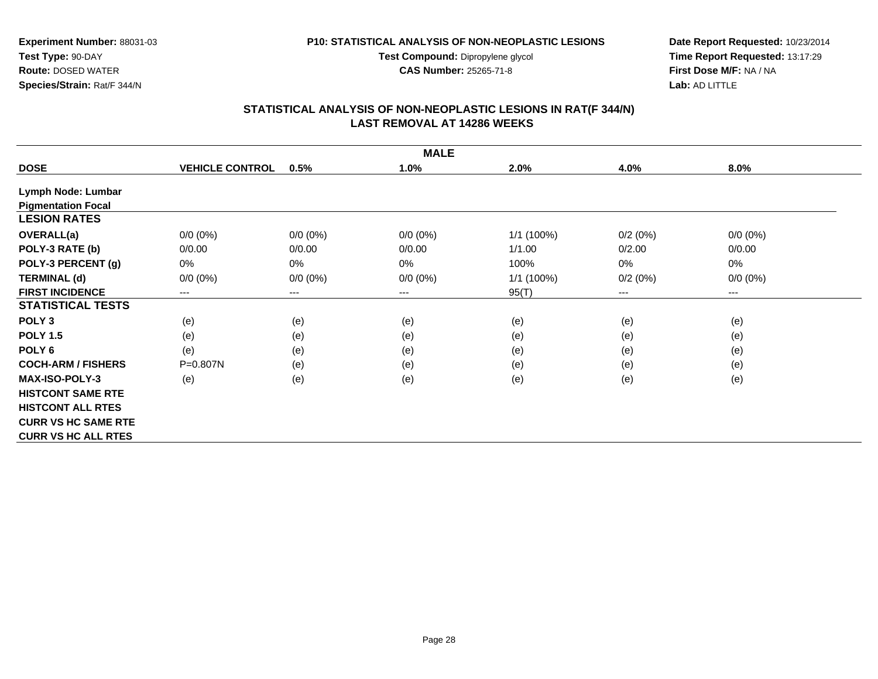Experiment Number: 88031-03
Test Type: 90-DAY
Route: DOSED WATER
Species/Strain: Rat/F 344/N

**P10: STATISTICAL ANALYSIS OF NON-NEOPLASTIC LESIONS**
**Test Compound:** Dipropylene glycol
**CAS Number:** 25265-71-8

**Date Report Requested:** 10/23/2014
**Time Report Requested:** 13:17:29
**First Dose M/F:** NA / NA
**Lab:** AD LITTLE

## STATISTICAL ANALYSIS OF NON-NEOPLASTIC LESIONS IN RAT(F 344/N)
## LAST REMOVAL AT 14286 WEEKS

| | MALE | | | | | |
|---|---|---|---|---|---|---|
| **DOSE** | **VEHICLE CONTROL** | **0.5%** | **1.0%** | **2.0%** | **4.0%** | **8.0%** |
| **Lymph Node: Lumbar** | | | | | | |
| **Pigmentation Focal** | | | | | | |
| **LESION RATES** | | | | | | |
| **OVERALL(a)** | 0/0 (0%) | 0/0 (0%) | 0/0 (0%) | 1/1 (100%) | 0/2 (0%) | 0/0 (0%) |
| **POLY-3 RATE (b)** | 0/0.00 | 0/0.00 | 0/0.00 | 1/1.00 | 0/2.00 | 0/0.00 |
| **POLY-3 PERCENT (g)** | 0% | 0% | 0% | 100% | 0% | 0% |
| **TERMINAL (d)** | 0/0 (0%) | 0/0 (0%) | 0/0 (0%) | 1/1 (100%) | 0/2 (0%) | 0/0 (0%) |
| **FIRST INCIDENCE** | --- | --- | --- | 95(T) | --- | --- |
| **STATISTICAL TESTS** | | | | | | |
| **POLY 3** | (e) | (e) | (e) | (e) | (e) | (e) |
| **POLY 1.5** | (e) | (e) | (e) | (e) | (e) | (e) |
| **POLY 6** | (e) | (e) | (e) | (e) | (e) | (e) |
| **COCH-ARM / FISHERS** | P=0.807N | (e) | (e) | (e) | (e) | (e) |
| **MAX-ISO-POLY-3** | (e) | (e) | (e) | (e) | (e) | (e) |
| **HISTCONT SAME RTE** | | | | | | |
| **HISTCONT ALL RTES** | | | | | | |
| **CURR VS HC SAME RTE** | | | | | | |
| **CURR VS HC ALL RTES** | | | | | | |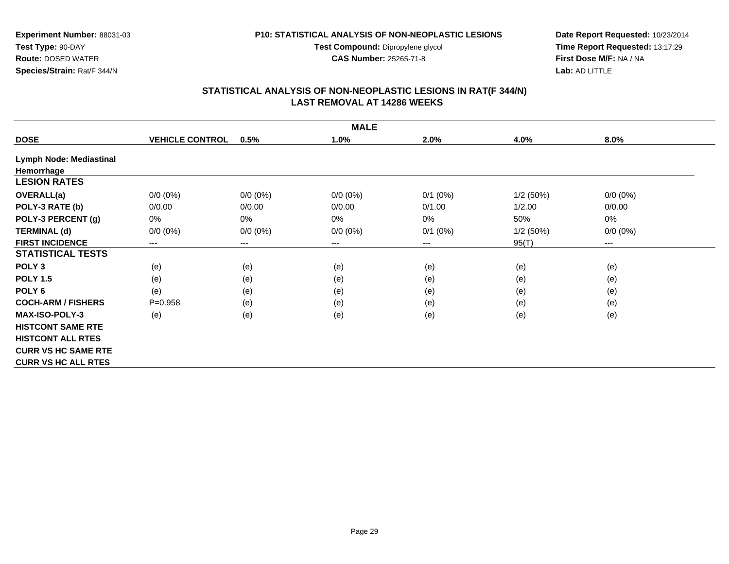**Experiment Number:** 88031-03
**Test Type:** 90-DAY
**Route:** DOSED WATER
**Species/Strain:** Rat/F 344/N

**P10: STATISTICAL ANALYSIS OF NON-NEOPLASTIC LESIONS**
**Test Compound:** Dipropylene glycol
**CAS Number:** 25265-71-8

**Date Report Requested:** 10/23/2014
**Time Report Requested:** 13:17:29
**First Dose M/F:** NA / NA
**Lab:** AD LITTLE

## STATISTICAL ANALYSIS OF NON-NEOPLASTIC LESIONS IN RAT(F 344/N)
## LAST REMOVAL AT 14286 WEEKS

| MALE | | | | | | |
|---|---|---|---|---|---|---|
| **DOSE** | **VEHICLE CONTROL** | **0.5%** | **1.0%** | **2.0%** | **4.0%** | **8.0%** |
| **Lymph Node: Mediastinal** | | | | | | |
| **Hemorrhage** | | | | | | |
| **LESION RATES** | | | | | | |
| **OVERALL(a)** | 0/0 (0%) | 0/0 (0%) | 0/0 (0%) | 0/1 (0%) | 1/2 (50%) | 0/0 (0%) |
| **POLY-3 RATE (b)** | 0/0.00 | 0/0.00 | 0/0.00 | 0/1.00 | 1/2.00 | 0/0.00 |
| **POLY-3 PERCENT (g)** | 0% | 0% | 0% | 0% | 50% | 0% |
| **TERMINAL (d)** | 0/0 (0%) | 0/0 (0%) | 0/0 (0%) | 0/1 (0%) | 1/2 (50%) | 0/0 (0%) |
| **FIRST INCIDENCE** | --- | --- | --- | --- | 95(T) | --- |
| **STATISTICAL TESTS** | | | | | | |
| **POLY 3** | (e) | (e) | (e) | (e) | (e) | (e) |
| **POLY 1.5** | (e) | (e) | (e) | (e) | (e) | (e) |
| **POLY 6** | (e) | (e) | (e) | (e) | (e) | (e) |
| **COCH-ARM / FISHERS** | P=0.958 | (e) | (e) | (e) | (e) | (e) |
| **MAX-ISO-POLY-3** | (e) | (e) | (e) | (e) | (e) | (e) |
| **HISTCONT SAME RTE** | | | | | | |
| **HISTCONT ALL RTES** | | | | | | |
| **CURR VS HC SAME RTE** | | | | | | |
| **CURR VS HC ALL RTES** | | | | | | |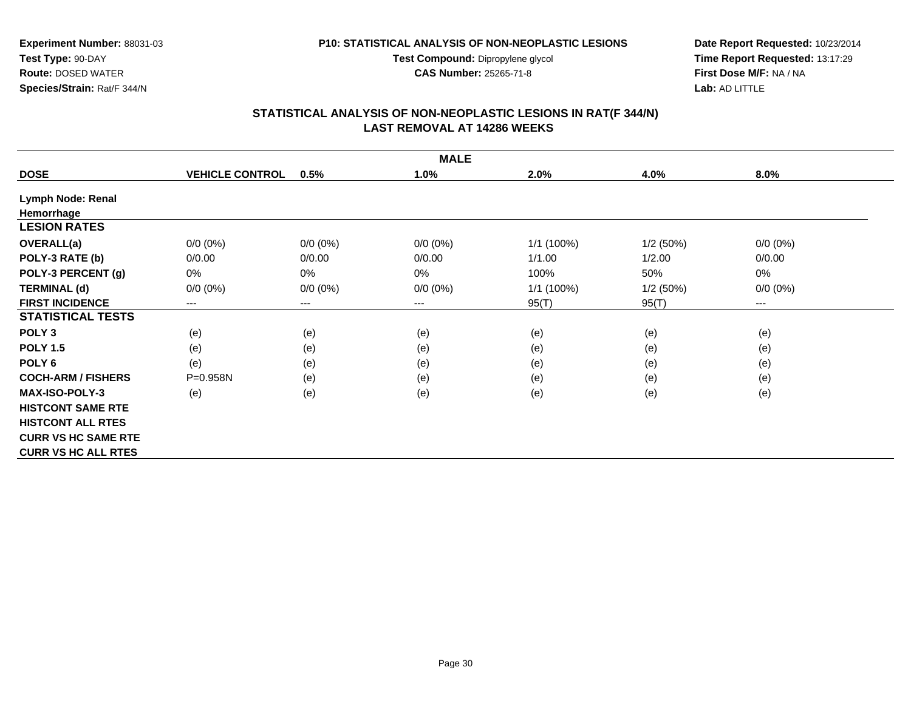**Experiment Number:** 88031-03
**Test Type:** 90-DAY
**Route:** DOSED WATER
**Species/Strain:** Rat/F 344/N

**P10: STATISTICAL ANALYSIS OF NON-NEOPLASTIC LESIONS**
**Test Compound:** Dipropylene glycol
**CAS Number:** 25265-71-8

**Date Report Requested:** 10/23/2014
**Time Report Requested:** 13:17:29
**First Dose M/F:** NA / NA
**Lab:** AD LITTLE

## STATISTICAL ANALYSIS OF NON-NEOPLASTIC LESIONS IN RAT(F 344/N)
## LAST REMOVAL AT 14286 WEEKS

| MALE | | | | | | |
|---|---|---|---|---|---|---|
| **DOSE** | **VEHICLE CONTROL** | **0.5%** | **1.0%** | **2.0%** | **4.0%** | **8.0%** |
| **Lymph Node: Renal** | | | | | | |
| **Hemorrhage** | | | | | | |
| **LESION RATES** | | | | | | |
| **OVERALL(a)** | 0/0 (0%) | 0/0 (0%) | 0/0 (0%) | 1/1 (100%) | 1/2 (50%) | 0/0 (0%) |
| **POLY-3 RATE (b)** | 0/0.00 | 0/0.00 | 0/0.00 | 1/1.00 | 1/2.00 | 0/0.00 |
| **POLY-3 PERCENT (g)** | 0% | 0% | 0% | 100% | 50% | 0% |
| **TERMINAL (d)** | 0/0 (0%) | 0/0 (0%) | 0/0 (0%) | 1/1 (100%) | 1/2 (50%) | 0/0 (0%) |
| **FIRST INCIDENCE** | --- | --- | --- | 95(T) | 95(T) | --- |
| **STATISTICAL TESTS** | | | | | | |
| **POLY 3** | (e) | (e) | (e) | (e) | (e) | (e) |
| **POLY 1.5** | (e) | (e) | (e) | (e) | (e) | (e) |
| **POLY 6** | (e) | (e) | (e) | (e) | (e) | (e) |
| **COCH-ARM / FISHERS** | P=0.958N | (e) | (e) | (e) | (e) | (e) |
| **MAX-ISO-POLY-3** | (e) | (e) | (e) | (e) | (e) | (e) |
| **HISTCONT SAME RTE** | | | | | | |
| **HISTCONT ALL RTES** | | | | | | |
| **CURR VS HC SAME RTE** | | | | | | |
| **CURR VS HC ALL RTES** | | | | | | |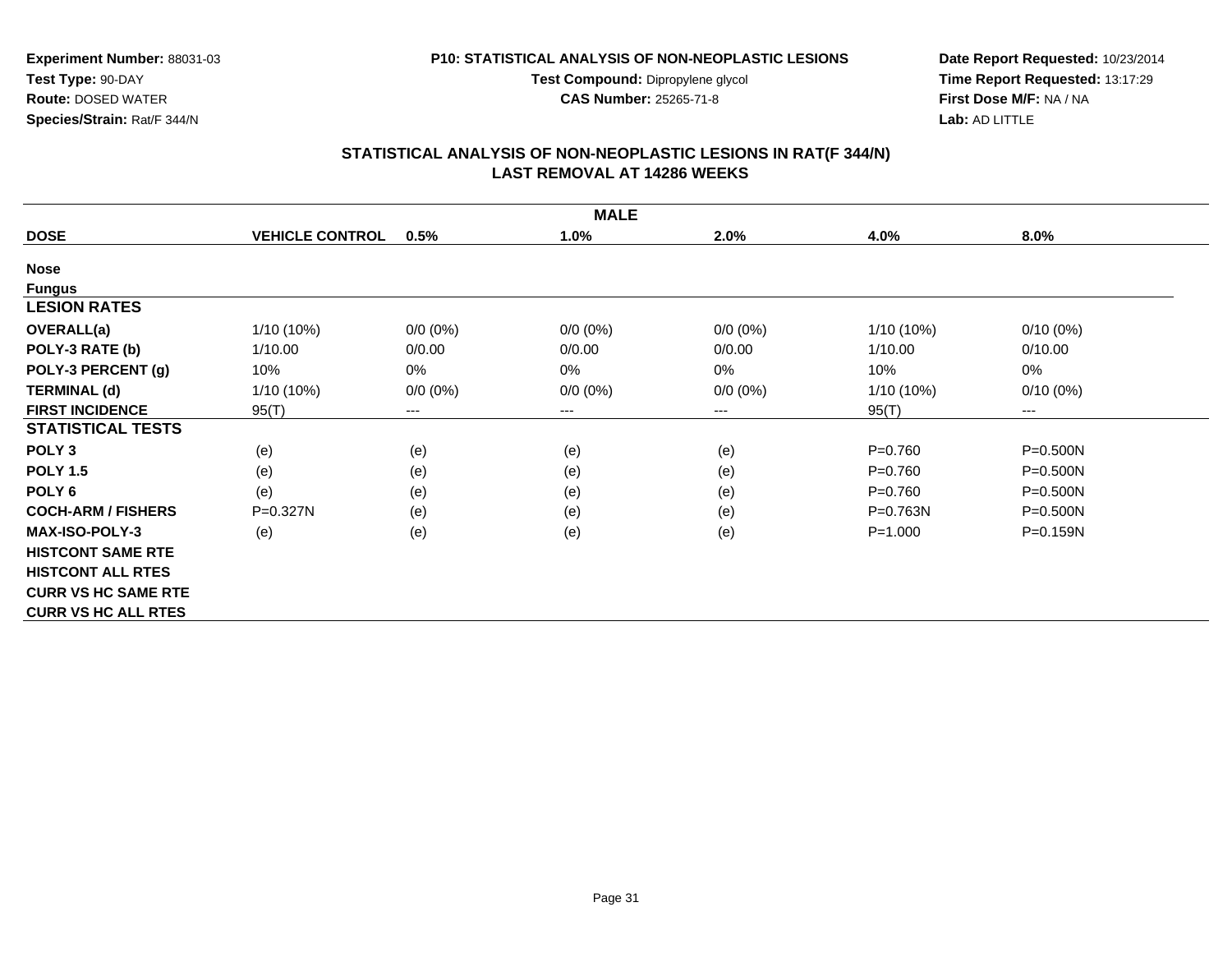**Experiment Number:** 88031-03
**Test Type:** 90-DAY
**Route:** DOSED WATER
**Species/Strain:** Rat/F 344/N

**P10: STATISTICAL ANALYSIS OF NON-NEOPLASTIC LESIONS**
**Test Compound:** Dipropylene glycol
**CAS Number:** 25265-71-8

**Date Report Requested:** 10/23/2014
**Time Report Requested:** 13:17:29
**First Dose M/F:** NA / NA
**Lab:** AD LITTLE

## STATISTICAL ANALYSIS OF NON-NEOPLASTIC LESIONS IN RAT(F 344/N)
## LAST REMOVAL AT 14286 WEEKS

| MALE | | | | | | |
|---|---|---|---|---|---|---|
| **DOSE** | **VEHICLE CONTROL** | **0.5%** | **1.0%** | **2.0%** | **4.0%** | **8.0%** |
| **Nose** | | | | | | |
| **Fungus** | | | | | | |
| **LESION RATES** | | | | | | |
| **OVERALL(a)** | 1/10 (10%) | 0/0 (0%) | 0/0 (0%) | 0/0 (0%) | 1/10 (10%) | 0/10 (0%) |
| **POLY-3 RATE (b)** | 1/10.00 | 0/0.00 | 0/0.00 | 0/0.00 | 1/10.00 | 0/10.00 |
| **POLY-3 PERCENT (g)** | 10% | 0% | 0% | 0% | 10% | 0% |
| **TERMINAL (d)** | 1/10 (10%) | 0/0 (0%) | 0/0 (0%) | 0/0 (0%) | 1/10 (10%) | 0/10 (0%) |
| **FIRST INCIDENCE** | 95(T) | --- | --- | --- | 95(T) | --- |
| **STATISTICAL TESTS** | | | | | | |
| **POLY 3** | (e) | (e) | (e) | (e) | P=0.760 | P=0.500N |
| **POLY 1.5** | (e) | (e) | (e) | (e) | P=0.760 | P=0.500N |
| **POLY 6** | (e) | (e) | (e) | (e) | P=0.760 | P=0.500N |
| **COCH-ARM / FISHERS** | P=0.327N | (e) | (e) | (e) | P=0.763N | P=0.500N |
| **MAX-ISO-POLY-3** | (e) | (e) | (e) | (e) | P=1.000 | P=0.159N |
| **HISTCONT SAME RTE** | | | | | | |
| **HISTCONT ALL RTES** | | | | | | |
| **CURR VS HC SAME RTE** | | | | | | |
| **CURR VS HC ALL RTES** | | | | | | |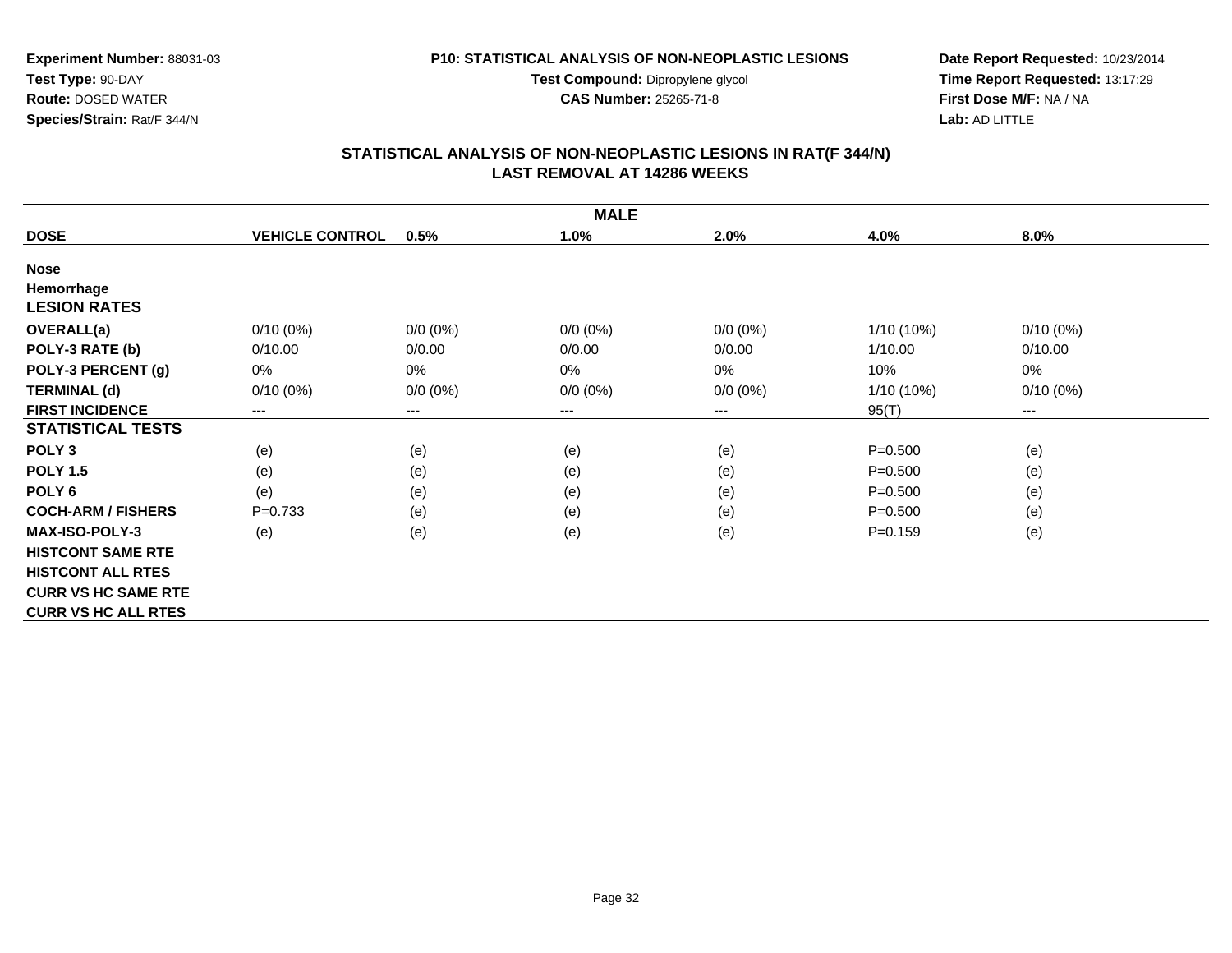**Experiment Number:** 88031-03
**Test Type:** 90-DAY
**Route:** DOSED WATER
**Species/Strain:** Rat/F 344/N

**P10: STATISTICAL ANALYSIS OF NON-NEOPLASTIC LESIONS**
**Test Compound:** Dipropylene glycol
**CAS Number:** 25265-71-8

**Date Report Requested:** 10/23/2014
**Time Report Requested:** 13:17:29
**First Dose M/F:** NA / NA
**Lab:** AD LITTLE

## STATISTICAL ANALYSIS OF NON-NEOPLASTIC LESIONS IN RAT(F 344/N)
## LAST REMOVAL AT 14286 WEEKS

| MALE | | | | | | |
|---|---|---|---|---|---|---|
| **DOSE** | **VEHICLE CONTROL** | **0.5%** | **1.0%** | **2.0%** | **4.0%** | **8.0%** |
| **Nose** | | | | | | |
| **Hemorrhage** | | | | | | |
| **LESION RATES** | | | | | | |
| **OVERALL(a)** | 0/10 (0%) | 0/0 (0%) | 0/0 (0%) | 0/0 (0%) | 1/10 (10%) | 0/10 (0%) |
| **POLY-3 RATE (b)** | 0/10.00 | 0/0.00 | 0/0.00 | 0/0.00 | 1/10.00 | 0/10.00 |
| **POLY-3 PERCENT (g)** | 0% | 0% | 0% | 0% | 10% | 0% |
| **TERMINAL (d)** | 0/10 (0%) | 0/0 (0%) | 0/0 (0%) | 0/0 (0%) | 1/10 (10%) | 0/10 (0%) |
| **FIRST INCIDENCE** | --- | --- | --- | --- | 95(T) | --- |
| **STATISTICAL TESTS** | | | | | | |
| **POLY 3** | (e) | (e) | (e) | (e) | P=0.500 | (e) |
| **POLY 1.5** | (e) | (e) | (e) | (e) | P=0.500 | (e) |
| **POLY 6** | (e) | (e) | (e) | (e) | P=0.500 | (e) |
| **COCH-ARM / FISHERS** | P=0.733 | (e) | (e) | (e) | P=0.500 | (e) |
| **MAX-ISO-POLY-3** | (e) | (e) | (e) | (e) | P=0.159 | (e) |
| **HISTCONT SAME RTE** | | | | | | |
| **HISTCONT ALL RTES** | | | | | | |
| **CURR VS HC SAME RTE** | | | | | | |
| **CURR VS HC ALL RTES** | | | | | | |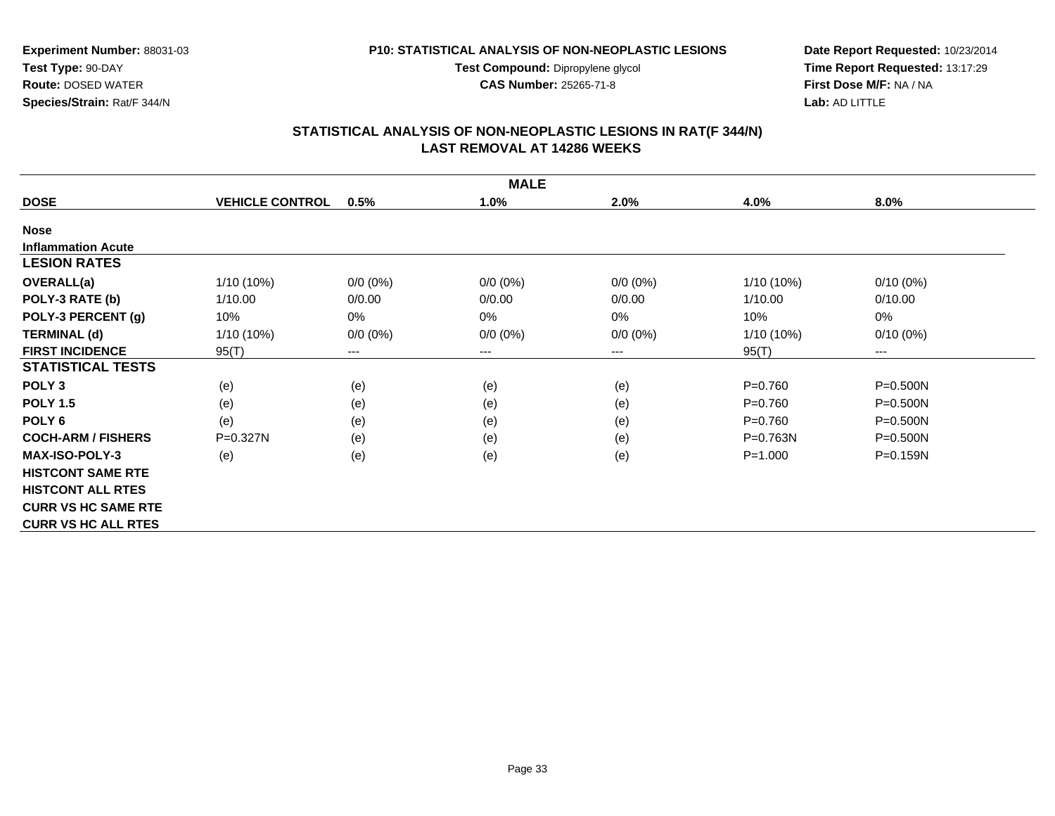**Experiment Number:** 88031-03
**Test Type:** 90-DAY
**Route:** DOSED WATER
**Species/Strain:** Rat/F 344/N

**P10: STATISTICAL ANALYSIS OF NON-NEOPLASTIC LESIONS**
**Test Compound:** Dipropylene glycol
**CAS Number:** 25265-71-8

**Date Report Requested:** 10/23/2014
**Time Report Requested:** 13:17:29
**First Dose M/F:** NA / NA
**Lab:** AD LITTLE

## STATISTICAL ANALYSIS OF NON-NEOPLASTIC LESIONS IN RAT(F 344/N)
## LAST REMOVAL AT 14286 WEEKS

| MALE | | | | | | |
|---|---|---|---|---|---|---|
| **DOSE** | **VEHICLE CONTROL** | **0.5%** | **1.0%** | **2.0%** | **4.0%** | **8.0%** |
| **Nose** | | | | | | |
| **Inflammation Acute** | | | | | | |
| **LESION RATES** | | | | | | |
| **OVERALL(a)** | 1/10 (10%) | 0/0 (0%) | 0/0 (0%) | 0/0 (0%) | 1/10 (10%) | 0/10 (0%) |
| **POLY-3 RATE (b)** | 1/10.00 | 0/0.00 | 0/0.00 | 0/0.00 | 1/10.00 | 0/10.00 |
| **POLY-3 PERCENT (g)** | 10% | 0% | 0% | 0% | 10% | 0% |
| **TERMINAL (d)** | 1/10 (10%) | 0/0 (0%) | 0/0 (0%) | 0/0 (0%) | 1/10 (10%) | 0/10 (0%) |
| **FIRST INCIDENCE** | 95(T) | --- | --- | --- | 95(T) | --- |
| **STATISTICAL TESTS** | | | | | | |
| **POLY 3** | (e) | (e) | (e) | (e) | P=0.760 | P=0.500N |
| **POLY 1.5** | (e) | (e) | (e) | (e) | P=0.760 | P=0.500N |
| **POLY 6** | (e) | (e) | (e) | (e) | P=0.760 | P=0.500N |
| **COCH-ARM / FISHERS** | P=0.327N | (e) | (e) | (e) | P=0.763N | P=0.500N |
| **MAX-ISO-POLY-3** | (e) | (e) | (e) | (e) | P=1.000 | P=0.159N |
| **HISTCONT SAME RTE** | | | | | | |
| **HISTCONT ALL RTES** | | | | | | |
| **CURR VS HC SAME RTE** | | | | | | |
| **CURR VS HC ALL RTES** | | | | | | |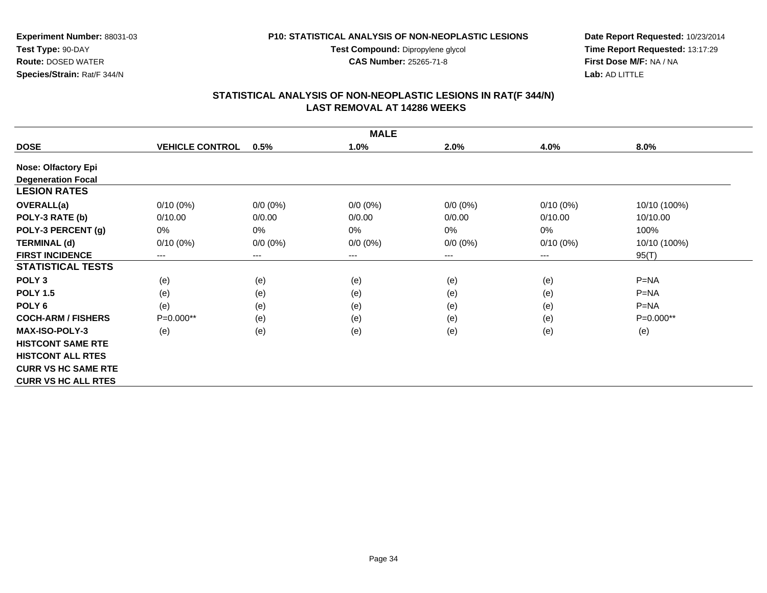**Experiment Number:** 88031-03
**Test Type:** 90-DAY
**Route:** DOSED WATER
**Species/Strain:** Rat/F 344/N

**P10: STATISTICAL ANALYSIS OF NON-NEOPLASTIC LESIONS**
**Test Compound:** Dipropylene glycol
**CAS Number:** 25265-71-8

**Date Report Requested:** 10/23/2014
**Time Report Requested:** 13:17:29
**First Dose M/F:** NA / NA
**Lab:** AD LITTLE

## STATISTICAL ANALYSIS OF NON-NEOPLASTIC LESIONS IN RAT(F 344/N)
## LAST REMOVAL AT 14286 WEEKS

| MALE | | | | | | |
|---|---|---|---|---|---|---|
| **DOSE** | **VEHICLE CONTROL** | **0.5%** | **1.0%** | **2.0%** | **4.0%** | **8.0%** |
| **Nose: Olfactory Epi** | | | | | | |
| **Degeneration Focal** | | | | | | |
| **LESION RATES** | | | | | | |
| **OVERALL(a)** | 0/10 (0%) | 0/0 (0%) | 0/0 (0%) | 0/0 (0%) | 0/10 (0%) | 10/10 (100%) |
| **POLY-3 RATE (b)** | 0/10.00 | 0/0.00 | 0/0.00 | 0/0.00 | 0/10.00 | 10/10.00 |
| **POLY-3 PERCENT (g)** | 0% | 0% | 0% | 0% | 0% | 100% |
| **TERMINAL (d)** | 0/10 (0%) | 0/0 (0%) | 0/0 (0%) | 0/0 (0%) | 0/10 (0%) | 10/10 (100%) |
| **FIRST INCIDENCE** | --- | --- | --- | --- | --- | 95(T) |
| **STATISTICAL TESTS** | | | | | | |
| **POLY 3** | (e) | (e) | (e) | (e) | (e) | P=NA |
| **POLY 1.5** | (e) | (e) | (e) | (e) | (e) | P=NA |
| **POLY 6** | (e) | (e) | (e) | (e) | (e) | P=NA |
| **COCH-ARM / FISHERS** | P=0.000** | (e) | (e) | (e) | (e) | P=0.000** |
| **MAX-ISO-POLY-3** | (e) | (e) | (e) | (e) | (e) | (e) |
| **HISTCONT SAME RTE** | | | | | | |
| **HISTCONT ALL RTES** | | | | | | |
| **CURR VS HC SAME RTE** | | | | | | |
| **CURR VS HC ALL RTES** | | | | | | |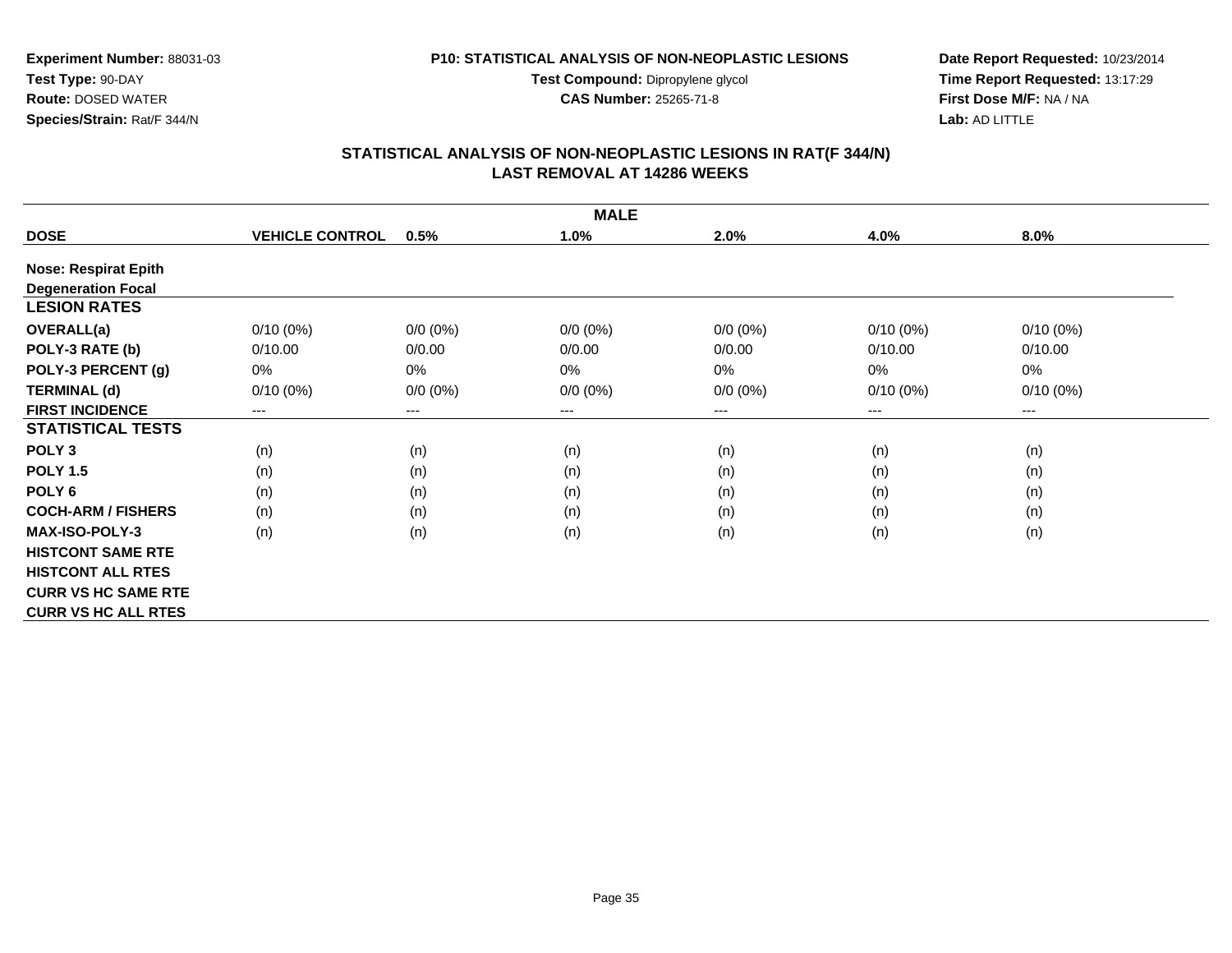**Experiment Number:** 88031-03
**Test Type:** 90-DAY
**Route:** DOSED WATER
**Species/Strain:** Rat/F 344/N

**P10: STATISTICAL ANALYSIS OF NON-NEOPLASTIC LESIONS**
**Test Compound:** Dipropylene glycol
**CAS Number:** 25265-71-8

**Date Report Requested:** 10/23/2014
**Time Report Requested:** 13:17:29
**First Dose M/F:** NA / NA
**Lab:** AD LITTLE

## STATISTICAL ANALYSIS OF NON-NEOPLASTIC LESIONS IN RAT(F 344/N)
## LAST REMOVAL AT 14286 WEEKS

| MALE | | | | | | |
|---|---|---|---|---|---|---|
| **DOSE** | **VEHICLE CONTROL** | **0.5%** | **1.0%** | **2.0%** | **4.0%** | **8.0%** |
| **Nose: Respirat Epith** | | | | | | |
| **Degeneration Focal** | | | | | | |
| **LESION RATES** | | | | | | |
| **OVERALL(a)** | 0/10 (0%) | 0/0 (0%) | 0/0 (0%) | 0/0 (0%) | 0/10 (0%) | 0/10 (0%) |
| **POLY-3 RATE (b)** | 0/10.00 | 0/0.00 | 0/0.00 | 0/0.00 | 0/10.00 | 0/10.00 |
| **POLY-3 PERCENT (g)** | 0% | 0% | 0% | 0% | 0% | 0% |
| **TERMINAL (d)** | 0/10 (0%) | 0/0 (0%) | 0/0 (0%) | 0/0 (0%) | 0/10 (0%) | 0/10 (0%) |
| **FIRST INCIDENCE** | --- | --- | --- | --- | --- | --- |
| **STATISTICAL TESTS** | | | | | | |
| **POLY 3** | (n) | (n) | (n) | (n) | (n) | (n) |
| **POLY 1.5** | (n) | (n) | (n) | (n) | (n) | (n) |
| **POLY 6** | (n) | (n) | (n) | (n) | (n) | (n) |
| **COCH-ARM / FISHERS** | (n) | (n) | (n) | (n) | (n) | (n) |
| **MAX-ISO-POLY-3** | (n) | (n) | (n) | (n) | (n) | (n) |
| **HISTCONT SAME RTE** | | | | | | |
| **HISTCONT ALL RTES** | | | | | | |
| **CURR VS HC SAME RTE** | | | | | | |
| **CURR VS HC ALL RTES** | | | | | | |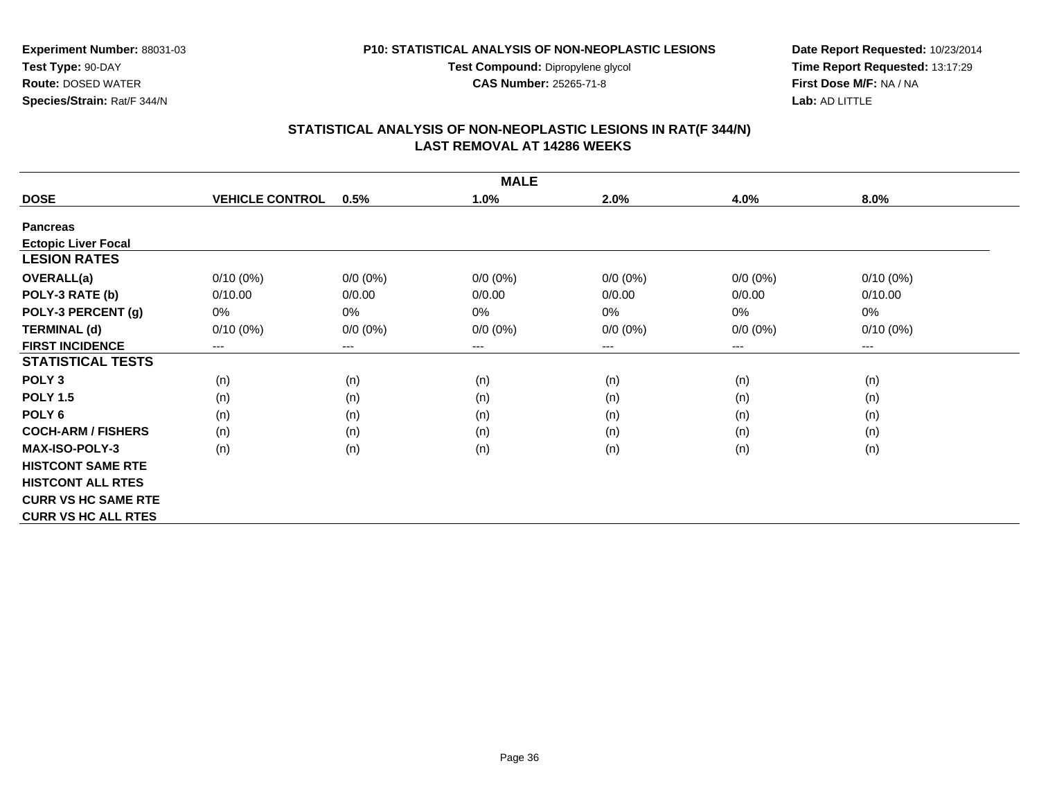**Experiment Number:** 88031-03
**Test Type:** 90-DAY
**Route:** DOSED WATER
**Species/Strain:** Rat/F 344/N

**P10: STATISTICAL ANALYSIS OF NON-NEOPLASTIC LESIONS**
**Test Compound:** Dipropylene glycol
**CAS Number:** 25265-71-8

**Date Report Requested:** 10/23/2014
**Time Report Requested:** 13:17:29
**First Dose M/F:** NA / NA
**Lab:** AD LITTLE

## STATISTICAL ANALYSIS OF NON-NEOPLASTIC LESIONS IN RAT(F 344/N)
## LAST REMOVAL AT 14286 WEEKS

| MALE | | | | | | |
|---|---|---|---|---|---|---|
| **DOSE** | **VEHICLE CONTROL** | **0.5%** | **1.0%** | **2.0%** | **4.0%** | **8.0%** |
| **Pancreas** | | | | | | |
| **Ectopic Liver Focal** | | | | | | |
| **LESION RATES** | | | | | | |
| **OVERALL(a)** | 0/10 (0%) | 0/0 (0%) | 0/0 (0%) | 0/0 (0%) | 0/0 (0%) | 0/10 (0%) |
| **POLY-3 RATE (b)** | 0/10.00 | 0/0.00 | 0/0.00 | 0/0.00 | 0/0.00 | 0/10.00 |
| **POLY-3 PERCENT (g)** | 0% | 0% | 0% | 0% | 0% | 0% |
| **TERMINAL (d)** | 0/10 (0%) | 0/0 (0%) | 0/0 (0%) | 0/0 (0%) | 0/0 (0%) | 0/10 (0%) |
| **FIRST INCIDENCE** | --- | --- | --- | --- | --- | --- |
| **STATISTICAL TESTS** | | | | | | |
| **POLY 3** | (n) | (n) | (n) | (n) | (n) | (n) |
| **POLY 1.5** | (n) | (n) | (n) | (n) | (n) | (n) |
| **POLY 6** | (n) | (n) | (n) | (n) | (n) | (n) |
| **COCH-ARM / FISHERS** | (n) | (n) | (n) | (n) | (n) | (n) |
| **MAX-ISO-POLY-3** | (n) | (n) | (n) | (n) | (n) | (n) |
| **HISTCONT SAME RTE** | | | | | | |
| **HISTCONT ALL RTES** | | | | | | |
| **CURR VS HC SAME RTE** | | | | | | |
| **CURR VS HC ALL RTES** | | | | | | |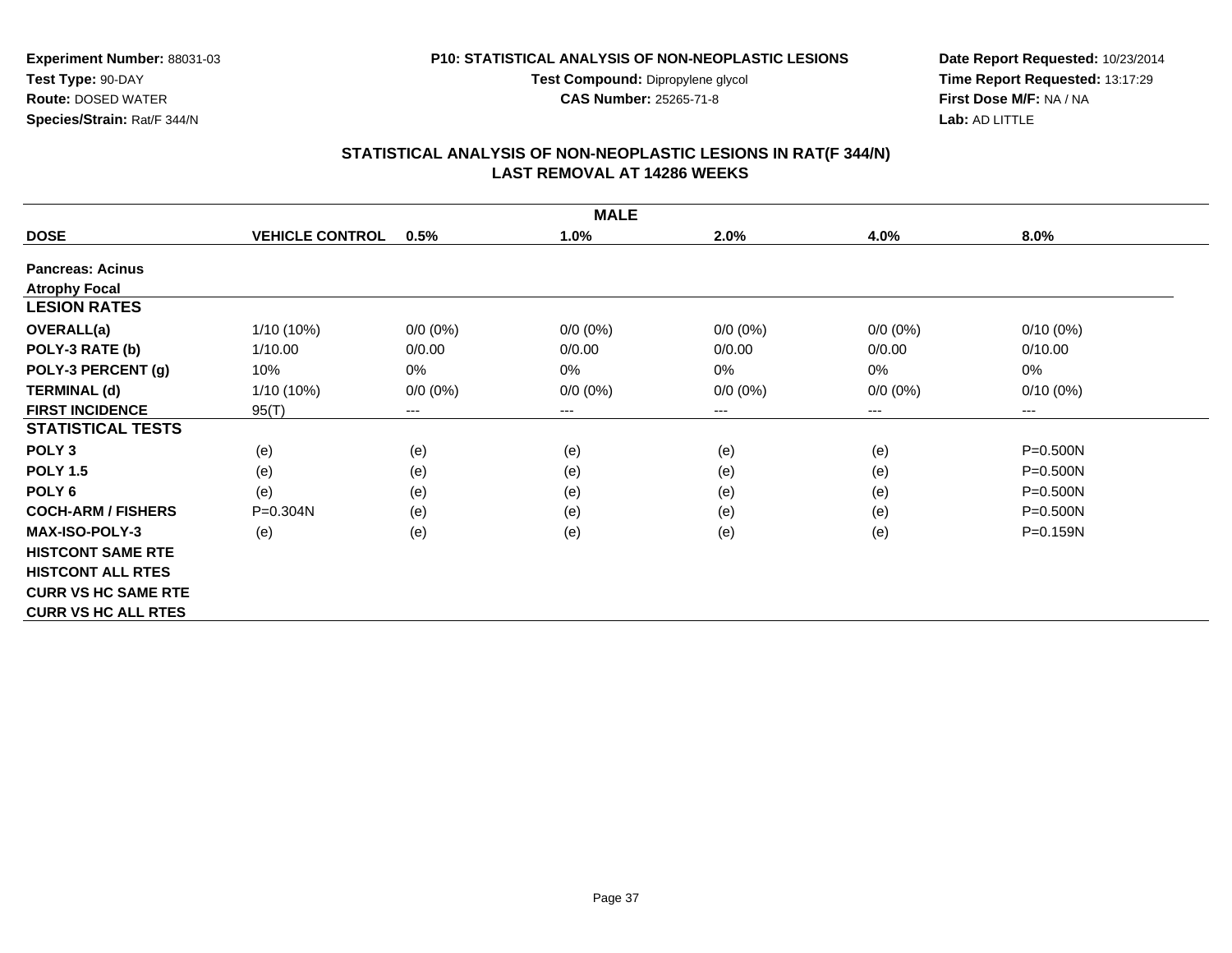**Experiment Number:** 88031-03
**Test Type:** 90-DAY
**Route:** DOSED WATER
**Species/Strain:** Rat/F 344/N

**P10: STATISTICAL ANALYSIS OF NON-NEOPLASTIC LESIONS**
**Test Compound:** Dipropylene glycol
**CAS Number:** 25265-71-8

**Date Report Requested:** 10/23/2014
**Time Report Requested:** 13:17:29
**First Dose M/F:** NA / NA
**Lab:** AD LITTLE

## STATISTICAL ANALYSIS OF NON-NEOPLASTIC LESIONS IN RAT(F 344/N)
## LAST REMOVAL AT 14286 WEEKS

| MALE | | | | | | |
|---|---|---|---|---|---|---|
| **DOSE** | **VEHICLE CONTROL** | **0.5%** | **1.0%** | **2.0%** | **4.0%** | **8.0%** |
| **Pancreas: Acinus** | | | | | | |
| **Atrophy Focal** | | | | | | |
| **LESION RATES** | | | | | | |
| **OVERALL(a)** | 1/10 (10%) | 0/0 (0%) | 0/0 (0%) | 0/0 (0%) | 0/0 (0%) | 0/10 (0%) |
| **POLY-3 RATE (b)** | 1/10.00 | 0/0.00 | 0/0.00 | 0/0.00 | 0/0.00 | 0/10.00 |
| **POLY-3 PERCENT (g)** | 10% | 0% | 0% | 0% | 0% | 0% |
| **TERMINAL (d)** | 1/10 (10%) | 0/0 (0%) | 0/0 (0%) | 0/0 (0%) | 0/0 (0%) | 0/10 (0%) |
| **FIRST INCIDENCE** | 95(T) | --- | --- | --- | --- | --- |
| **STATISTICAL TESTS** | | | | | | |
| **POLY 3** | (e) | (e) | (e) | (e) | (e) | P=0.500N |
| **POLY 1.5** | (e) | (e) | (e) | (e) | (e) | P=0.500N |
| **POLY 6** | (e) | (e) | (e) | (e) | (e) | P=0.500N |
| **COCH-ARM / FISHERS** | P=0.304N | (e) | (e) | (e) | (e) | P=0.500N |
| **MAX-ISO-POLY-3** | (e) | (e) | (e) | (e) | (e) | P=0.159N |
| **HISTCONT SAME RTE** | | | | | | |
| **HISTCONT ALL RTES** | | | | | | |
| **CURR VS HC SAME RTE** | | | | | | |
| **CURR VS HC ALL RTES** | | | | | | |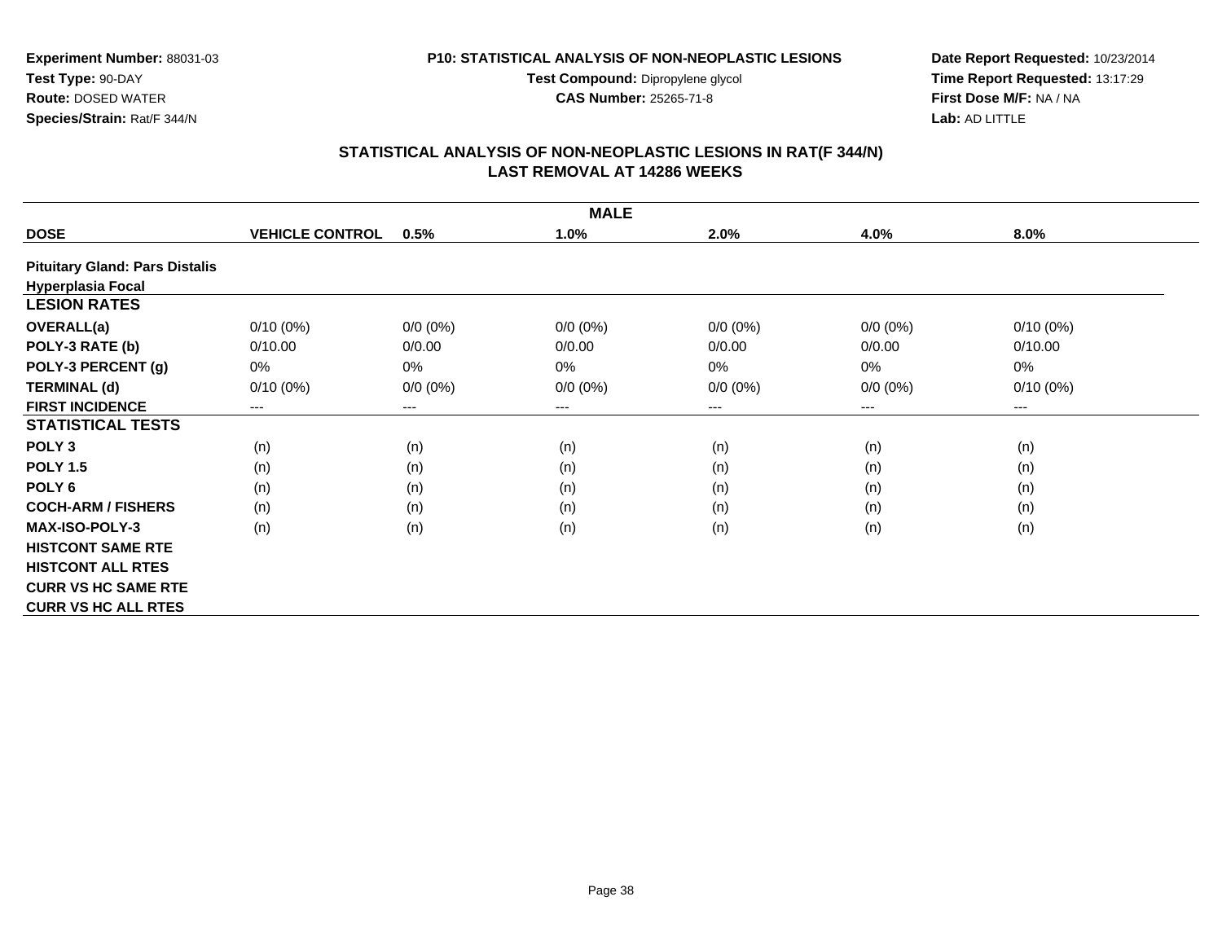**Experiment Number:** 88031-03
**Test Type:** 90-DAY
**Route:** DOSED WATER
**Species/Strain:** Rat/F 344/N

**P10: STATISTICAL ANALYSIS OF NON-NEOPLASTIC LESIONS**
**Test Compound:** Dipropylene glycol
**CAS Number:** 25265-71-8

**Date Report Requested:** 10/23/2014
**Time Report Requested:** 13:17:29
**First Dose M/F:** NA / NA
**Lab:** AD LITTLE

## STATISTICAL ANALYSIS OF NON-NEOPLASTIC LESIONS IN RAT(F 344/N)
## LAST REMOVAL AT 14286 WEEKS

| MALE | | | | | | |
|---|---|---|---|---|---|---|
| **DOSE** | **VEHICLE CONTROL** | **0.5%** | **1.0%** | **2.0%** | **4.0%** | **8.0%** |
| **Pituitary Gland: Pars Distalis** | | | | | | |
| **Hyperplasia Focal** | | | | | | |
| **LESION RATES** | | | | | | |
| **OVERALL(a)** | 0/10 (0%) | 0/0 (0%) | 0/0 (0%) | 0/0 (0%) | 0/0 (0%) | 0/10 (0%) |
| **POLY-3 RATE (b)** | 0/10.00 | 0/0.00 | 0/0.00 | 0/0.00 | 0/0.00 | 0/10.00 |
| **POLY-3 PERCENT (g)** | 0% | 0% | 0% | 0% | 0% | 0% |
| **TERMINAL (d)** | 0/10 (0%) | 0/0 (0%) | 0/0 (0%) | 0/0 (0%) | 0/0 (0%) | 0/10 (0%) |
| **FIRST INCIDENCE** | --- | --- | --- | --- | --- | --- |
| **STATISTICAL TESTS** | | | | | | |
| **POLY 3** | (n) | (n) | (n) | (n) | (n) | (n) |
| **POLY 1.5** | (n) | (n) | (n) | (n) | (n) | (n) |
| **POLY 6** | (n) | (n) | (n) | (n) | (n) | (n) |
| **COCH-ARM / FISHERS** | (n) | (n) | (n) | (n) | (n) | (n) |
| **MAX-ISO-POLY-3** | (n) | (n) | (n) | (n) | (n) | (n) |
| **HISTCONT SAME RTE** | | | | | | |
| **HISTCONT ALL RTES** | | | | | | |
| **CURR VS HC SAME RTE** | | | | | | |
| **CURR VS HC ALL RTES** | | | | | | |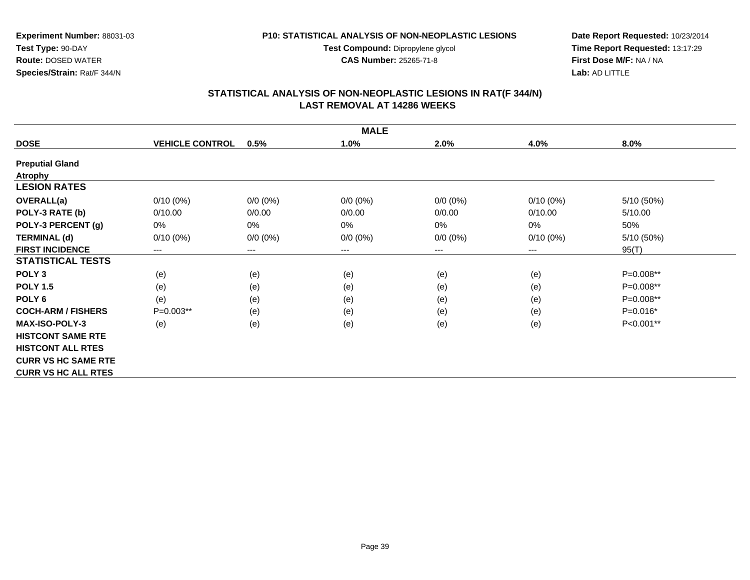**Experiment Number:** 88031-03
**Test Type:** 90-DAY
**Route:** DOSED WATER
**Species/Strain:** Rat/F 344/N

**P10: STATISTICAL ANALYSIS OF NON-NEOPLASTIC LESIONS**
**Test Compound:** Dipropylene glycol
**CAS Number:** 25265-71-8

**Date Report Requested:** 10/23/2014
**Time Report Requested:** 13:17:29
**First Dose M/F:** NA / NA
**Lab:** AD LITTLE

## STATISTICAL ANALYSIS OF NON-NEOPLASTIC LESIONS IN RAT(F 344/N)
## LAST REMOVAL AT 14286 WEEKS

| MALE | | | | | | |
|---|---|---|---|---|---|---|
| **DOSE** | **VEHICLE CONTROL** | **0.5%** | **1.0%** | **2.0%** | **4.0%** | **8.0%** |
| **Preputial Gland** | | | | | | |
| **Atrophy** | | | | | | |
| **LESION RATES** | | | | | | |
| **OVERALL(a)** | 0/10 (0%) | 0/0 (0%) | 0/0 (0%) | 0/0 (0%) | 0/10 (0%) | 5/10 (50%) |
| **POLY-3 RATE (b)** | 0/10.00 | 0/0.00 | 0/0.00 | 0/0.00 | 0/10.00 | 5/10.00 |
| **POLY-3 PERCENT (g)** | 0% | 0% | 0% | 0% | 0% | 50% |
| **TERMINAL (d)** | 0/10 (0%) | 0/0 (0%) | 0/0 (0%) | 0/0 (0%) | 0/10 (0%) | 5/10 (50%) |
| **FIRST INCIDENCE** | --- | --- | --- | --- | --- | 95(T) |
| **STATISTICAL TESTS** | | | | | | |
| **POLY 3** | (e) | (e) | (e) | (e) | (e) | P=0.008** |
| **POLY 1.5** | (e) | (e) | (e) | (e) | (e) | P=0.008** |
| **POLY 6** | (e) | (e) | (e) | (e) | (e) | P=0.008** |
| **COCH-ARM / FISHERS** | P=0.003** | (e) | (e) | (e) | (e) | P=0.016* |
| **MAX-ISO-POLY-3** | (e) | (e) | (e) | (e) | (e) | P<0.001** |
| **HISTCONT SAME RTE** | | | | | | |
| **HISTCONT ALL RTES** | | | | | | |
| **CURR VS HC SAME RTE** | | | | | | |
| **CURR VS HC ALL RTES** | | | | | | |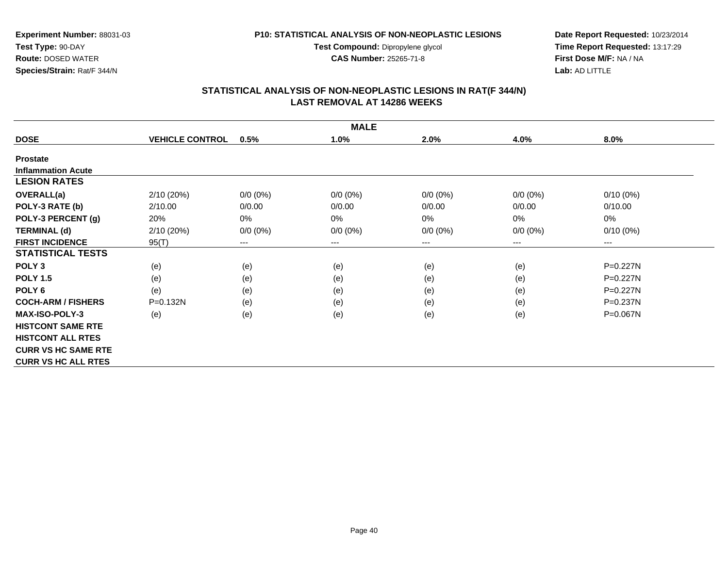**Experiment Number:** 88031-03
**Test Type:** 90-DAY
**Route:** DOSED WATER
**Species/Strain:** Rat/F 344/N

**P10: STATISTICAL ANALYSIS OF NON-NEOPLASTIC LESIONS**
**Test Compound:** Dipropylene glycol
**CAS Number:** 25265-71-8

**Date Report Requested:** 10/23/2014
**Time Report Requested:** 13:17:29
**First Dose M/F:** NA / NA
**Lab:** AD LITTLE

## STATISTICAL ANALYSIS OF NON-NEOPLASTIC LESIONS IN RAT(F 344/N)
## LAST REMOVAL AT 14286 WEEKS

| MALE | | | | | | |
|---|---|---|---|---|---|---|
| **DOSE** | **VEHICLE CONTROL** | **0.5%** | **1.0%** | **2.0%** | **4.0%** | **8.0%** |
| **Prostate** | | | | | | |
| **Inflammation Acute** | | | | | | |
| **LESION RATES** | | | | | | |
| **OVERALL(a)** | 2/10 (20%) | 0/0 (0%) | 0/0 (0%) | 0/0 (0%) | 0/0 (0%) | 0/10 (0%) |
| **POLY-3 RATE (b)** | 2/10.00 | 0/0.00 | 0/0.00 | 0/0.00 | 0/0.00 | 0/10.00 |
| **POLY-3 PERCENT (g)** | 20% | 0% | 0% | 0% | 0% | 0% |
| **TERMINAL (d)** | 2/10 (20%) | 0/0 (0%) | 0/0 (0%) | 0/0 (0%) | 0/0 (0%) | 0/10 (0%) |
| **FIRST INCIDENCE** | 95(T) | --- | --- | --- | --- | --- |
| **STATISTICAL TESTS** | | | | | | |
| **POLY 3** | (e) | (e) | (e) | (e) | (e) | P=0.227N |
| **POLY 1.5** | (e) | (e) | (e) | (e) | (e) | P=0.227N |
| **POLY 6** | (e) | (e) | (e) | (e) | (e) | P=0.227N |
| **COCH-ARM / FISHERS** | P=0.132N | (e) | (e) | (e) | (e) | P=0.237N |
| **MAX-ISO-POLY-3** | (e) | (e) | (e) | (e) | (e) | P=0.067N |
| **HISTCONT SAME RTE** | | | | | | |
| **HISTCONT ALL RTES** | | | | | | |
| **CURR VS HC SAME RTE** | | | | | | |
| **CURR VS HC ALL RTES** | | | | | | |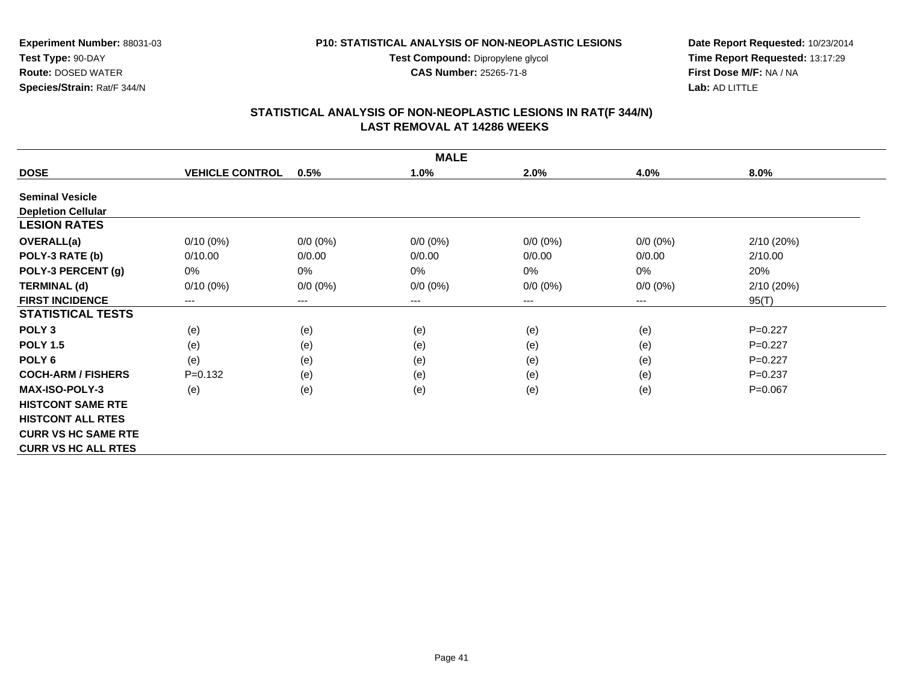**Experiment Number:** 88031-03
**Test Type:** 90-DAY
**Route:** DOSED WATER
**Species/Strain:** Rat/F 344/N

**P10: STATISTICAL ANALYSIS OF NON-NEOPLASTIC LESIONS**
**Test Compound:** Dipropylene glycol
**CAS Number:** 25265-71-8

**Date Report Requested:** 10/23/2014
**Time Report Requested:** 13:17:29
**First Dose M/F:** NA / NA
**Lab:** AD LITTLE

## STATISTICAL ANALYSIS OF NON-NEOPLASTIC LESIONS IN RAT(F 344/N)
## LAST REMOVAL AT 14286 WEEKS

| MALE | | | | | | |
|---|---|---|---|---|---|---|
| **DOSE** | **VEHICLE CONTROL** | **0.5%** | **1.0%** | **2.0%** | **4.0%** | **8.0%** |
| **Seminal Vesicle** | | | | | | |
| **Depletion Cellular** | | | | | | |
| **LESION RATES** | | | | | | |
| **OVERALL(a)** | 0/10 (0%) | 0/0 (0%) | 0/0 (0%) | 0/0 (0%) | 0/0 (0%) | 2/10 (20%) |
| **POLY-3 RATE (b)** | 0/10.00 | 0/0.00 | 0/0.00 | 0/0.00 | 0/0.00 | 2/10.00 |
| **POLY-3 PERCENT (g)** | 0% | 0% | 0% | 0% | 0% | 20% |
| **TERMINAL (d)** | 0/10 (0%) | 0/0 (0%) | 0/0 (0%) | 0/0 (0%) | 0/0 (0%) | 2/10 (20%) |
| **FIRST INCIDENCE** | --- | --- | --- | --- | --- | 95(T) |
| **STATISTICAL TESTS** | | | | | | |
| **POLY 3** | (e) | (e) | (e) | (e) | (e) | P=0.227 |
| **POLY 1.5** | (e) | (e) | (e) | (e) | (e) | P=0.227 |
| **POLY 6** | (e) | (e) | (e) | (e) | (e) | P=0.227 |
| **COCH-ARM / FISHERS** | P=0.132 | (e) | (e) | (e) | (e) | P=0.237 |
| **MAX-ISO-POLY-3** | (e) | (e) | (e) | (e) | (e) | P=0.067 |
| **HISTCONT SAME RTE** | | | | | | |
| **HISTCONT ALL RTES** | | | | | | |
| **CURR VS HC SAME RTE** | | | | | | |
| **CURR VS HC ALL RTES** | | | | | | |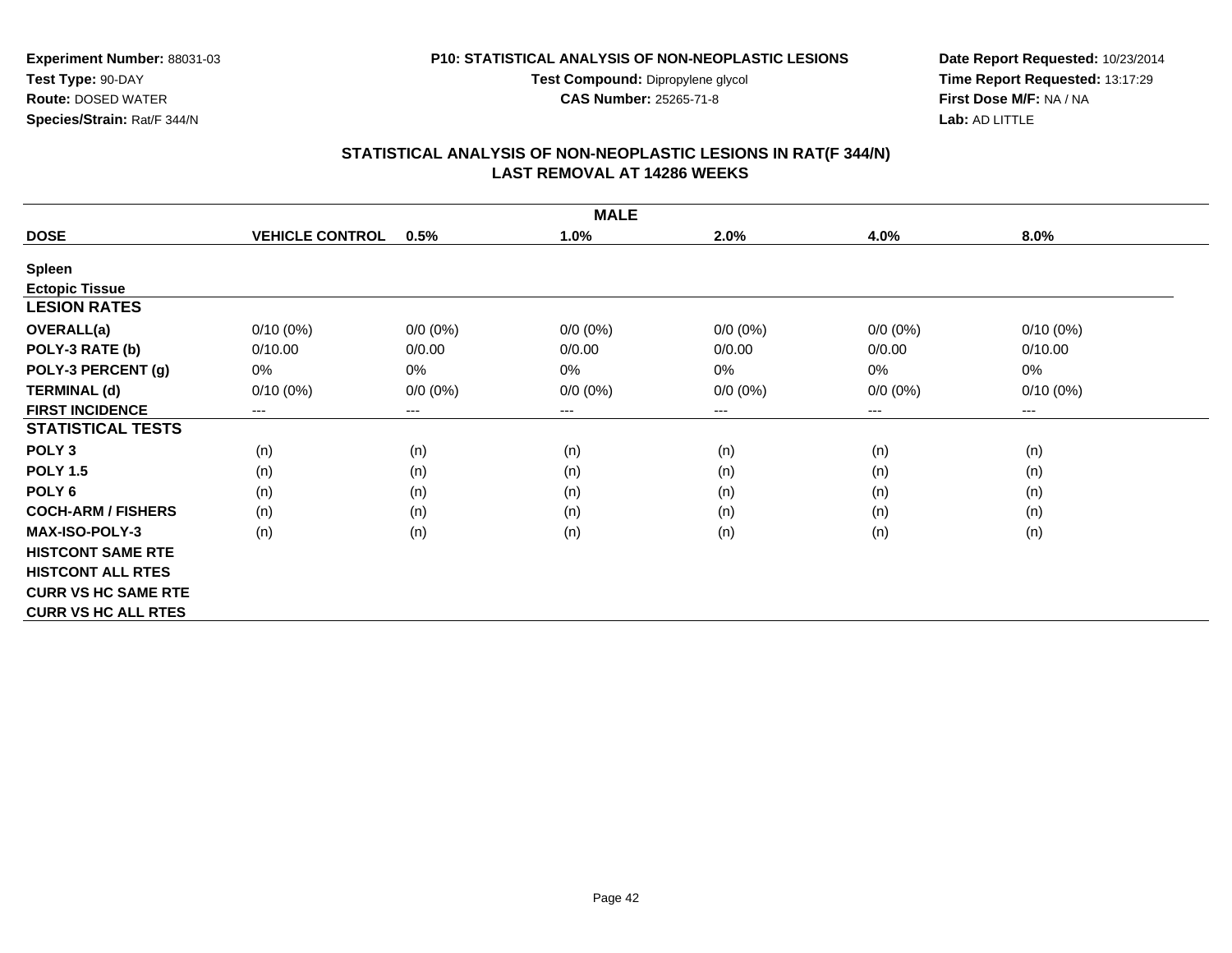**Experiment Number:** 88031-03
**Test Type:** 90-DAY
**Route:** DOSED WATER
**Species/Strain:** Rat/F 344/N

**P10: STATISTICAL ANALYSIS OF NON-NEOPLASTIC LESIONS**
**Test Compound:** Dipropylene glycol
**CAS Number:** 25265-71-8

**Date Report Requested:** 10/23/2014
**Time Report Requested:** 13:17:29
**First Dose M/F:** NA / NA
**Lab:** AD LITTLE

## STATISTICAL ANALYSIS OF NON-NEOPLASTIC LESIONS IN RAT(F 344/N)
## LAST REMOVAL AT 14286 WEEKS

| | MALE | | | | | |
|---|---|---|---|---|---|---|
| **DOSE** | **VEHICLE CONTROL** | **0.5%** | **1.0%** | **2.0%** | **4.0%** | **8.0%** |
| **Spleen** | | | | | | |
| **Ectopic Tissue** | | | | | | |
| **LESION RATES** | | | | | | |
| **OVERALL(a)** | 0/10 (0%) | 0/0 (0%) | 0/0 (0%) | 0/0 (0%) | 0/0 (0%) | 0/10 (0%) |
| **POLY-3 RATE (b)** | 0/10.00 | 0/0.00 | 0/0.00 | 0/0.00 | 0/0.00 | 0/10.00 |
| **POLY-3 PERCENT (g)** | 0% | 0% | 0% | 0% | 0% | 0% |
| **TERMINAL (d)** | 0/10 (0%) | 0/0 (0%) | 0/0 (0%) | 0/0 (0%) | 0/0 (0%) | 0/10 (0%) |
| **FIRST INCIDENCE** | --- | --- | --- | --- | --- | --- |
| **STATISTICAL TESTS** | | | | | | |
| **POLY 3** | (n) | (n) | (n) | (n) | (n) | (n) |
| **POLY 1.5** | (n) | (n) | (n) | (n) | (n) | (n) |
| **POLY 6** | (n) | (n) | (n) | (n) | (n) | (n) |
| **COCH-ARM / FISHERS** | (n) | (n) | (n) | (n) | (n) | (n) |
| **MAX-ISO-POLY-3** | (n) | (n) | (n) | (n) | (n) | (n) |
| **HISTCONT SAME RTE** | | | | | | |
| **HISTCONT ALL RTES** | | | | | | |
| **CURR VS HC SAME RTE** | | | | | | |
| **CURR VS HC ALL RTES** | | | | | | |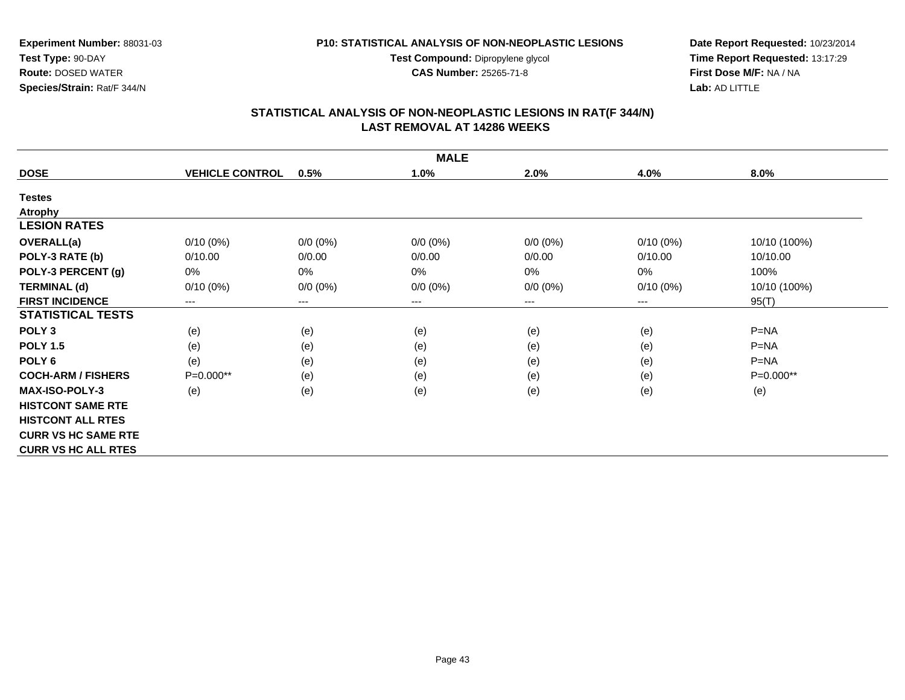**Experiment Number:** 88031-03
**Test Type:** 90-DAY
**Route:** DOSED WATER
**Species/Strain:** Rat/F 344/N

**P10: STATISTICAL ANALYSIS OF NON-NEOPLASTIC LESIONS**
**Test Compound:** Dipropylene glycol
**CAS Number:** 25265-71-8

**Date Report Requested:** 10/23/2014
**Time Report Requested:** 13:17:29
**First Dose M/F:** NA / NA
**Lab:** AD LITTLE

## STATISTICAL ANALYSIS OF NON-NEOPLASTIC LESIONS IN RAT(F 344/N)
## LAST REMOVAL AT 14286 WEEKS

| | | | MALE | | | |
|---|---|---|---|---|---|---|
| **DOSE** | **VEHICLE CONTROL** | **0.5%** | **1.0%** | **2.0%** | **4.0%** | **8.0%** |
| **Testes** | | | | | | |
| **Atrophy** | | | | | | |
| **LESION RATES** | | | | | | |
| **OVERALL(a)** | 0/10 (0%) | 0/0 (0%) | 0/0 (0%) | 0/0 (0%) | 0/10 (0%) | 10/10 (100%) |
| **POLY-3 RATE (b)** | 0/10.00 | 0/0.00 | 0/0.00 | 0/0.00 | 0/10.00 | 10/10.00 |
| **POLY-3 PERCENT (g)** | 0% | 0% | 0% | 0% | 0% | 100% |
| **TERMINAL (d)** | 0/10 (0%) | 0/0 (0%) | 0/0 (0%) | 0/0 (0%) | 0/10 (0%) | 10/10 (100%) |
| **FIRST INCIDENCE** | --- | --- | --- | --- | --- | 95(T) |
| **STATISTICAL TESTS** | | | | | | |
| **POLY 3** | (e) | (e) | (e) | (e) | (e) | P=NA |
| **POLY 1.5** | (e) | (e) | (e) | (e) | (e) | P=NA |
| **POLY 6** | (e) | (e) | (e) | (e) | (e) | P=NA |
| **COCH-ARM / FISHERS** | P=0.000** | (e) | (e) | (e) | (e) | P=0.000** |
| **MAX-ISO-POLY-3** | (e) | (e) | (e) | (e) | (e) | (e) |
| **HISTCONT SAME RTE** | | | | | | |
| **HISTCONT ALL RTES** | | | | | | |
| **CURR VS HC SAME RTE** | | | | | | |
| **CURR VS HC ALL RTES** | | | | | | |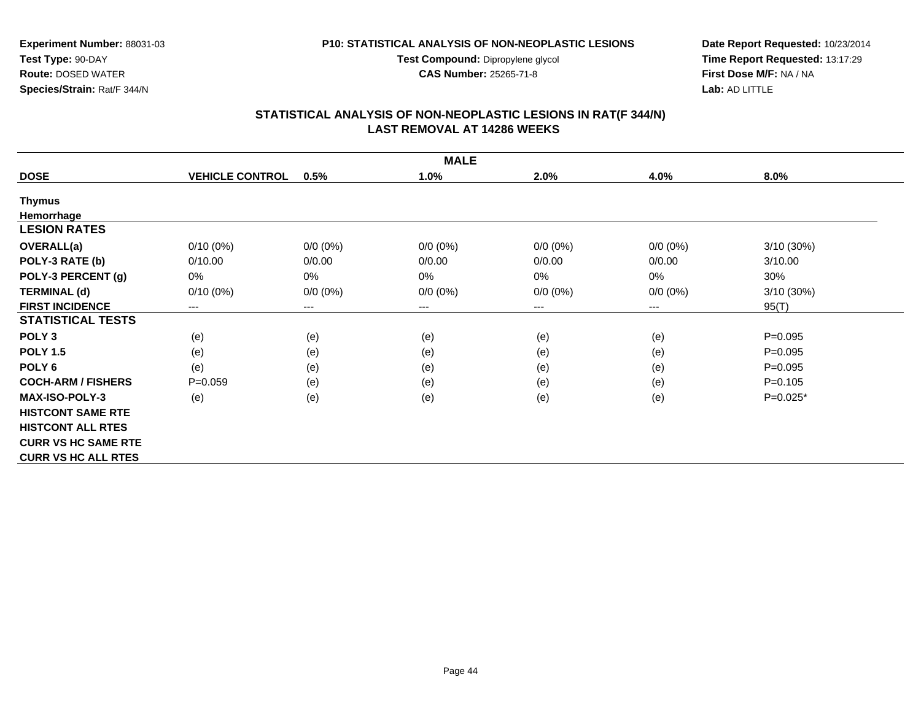**Experiment Number:** 88031-03
**Test Type:** 90-DAY
**Route:** DOSED WATER
**Species/Strain:** Rat/F 344/N

**P10: STATISTICAL ANALYSIS OF NON-NEOPLASTIC LESIONS**
**Test Compound:** Dipropylene glycol
**CAS Number:** 25265-71-8

**Date Report Requested:** 10/23/2014
**Time Report Requested:** 13:17:29
**First Dose M/F:** NA / NA
**Lab:** AD LITTLE

## STATISTICAL ANALYSIS OF NON-NEOPLASTIC LESIONS IN RAT(F 344/N)
## LAST REMOVAL AT 14286 WEEKS

| MALE | | | | | | |
|---|---|---|---|---|---|---|
| **DOSE** | **VEHICLE CONTROL** | **0.5%** | **1.0%** | **2.0%** | **4.0%** | **8.0%** |
| **Thymus** | | | | | | |
| **Hemorrhage** | | | | | | |
| **LESION RATES** | | | | | | |
| **OVERALL(a)** | 0/10 (0%) | 0/0 (0%) | 0/0 (0%) | 0/0 (0%) | 0/0 (0%) | 3/10 (30%) |
| **POLY-3 RATE (b)** | 0/10.00 | 0/0.00 | 0/0.00 | 0/0.00 | 0/0.00 | 3/10.00 |
| **POLY-3 PERCENT (g)** | 0% | 0% | 0% | 0% | 0% | 30% |
| **TERMINAL (d)** | 0/10 (0%) | 0/0 (0%) | 0/0 (0%) | 0/0 (0%) | 0/0 (0%) | 3/10 (30%) |
| **FIRST INCIDENCE** | --- | --- | --- | --- | --- | 95(T) |
| **STATISTICAL TESTS** | | | | | | |
| **POLY 3** | (e) | (e) | (e) | (e) | (e) | P=0.095 |
| **POLY 1.5** | (e) | (e) | (e) | (e) | (e) | P=0.095 |
| **POLY 6** | (e) | (e) | (e) | (e) | (e) | P=0.095 |
| **COCH-ARM / FISHERS** | P=0.059 | (e) | (e) | (e) | (e) | P=0.105 |
| **MAX-ISO-POLY-3** | (e) | (e) | (e) | (e) | (e) | P=0.025* |
| **HISTCONT SAME RTE** | | | | | | |
| **HISTCONT ALL RTES** | | | | | | |
| **CURR VS HC SAME RTE** | | | | | | |
| **CURR VS HC ALL RTES** | | | | | | |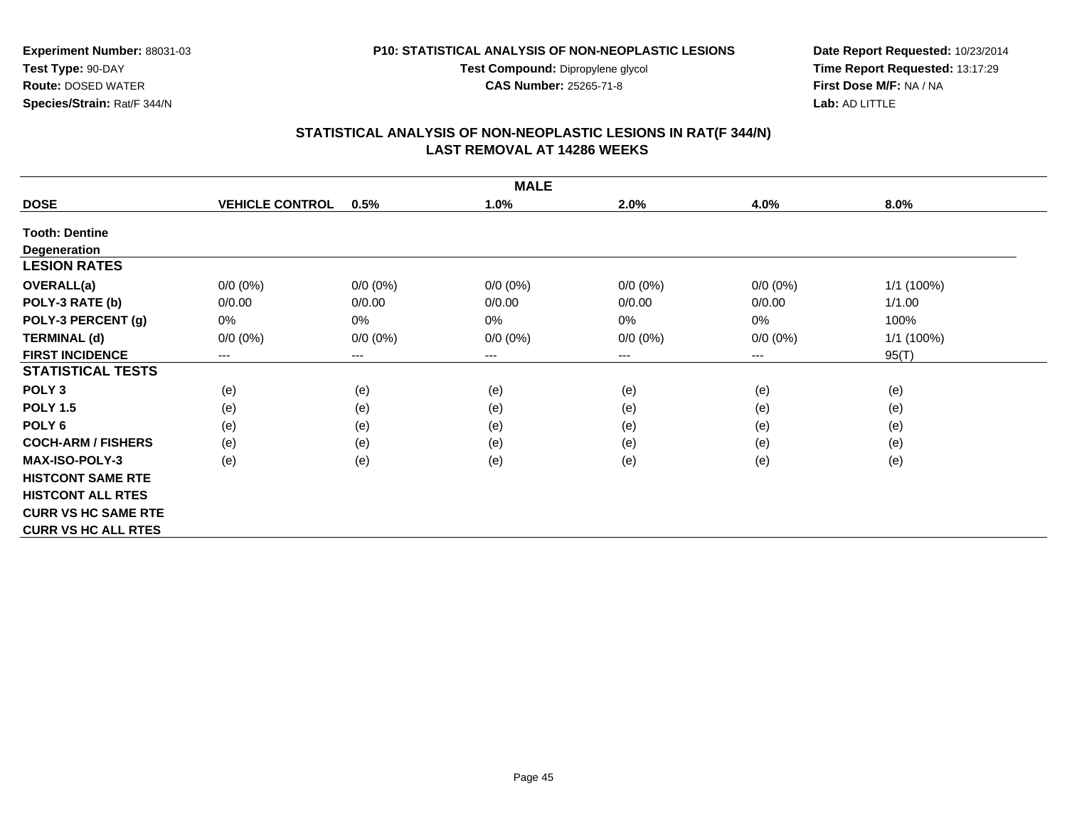**Experiment Number:** 88031-03
**Test Type:** 90-DAY
**Route:** DOSED WATER
**Species/Strain:** Rat/F 344/N

**P10: STATISTICAL ANALYSIS OF NON-NEOPLASTIC LESIONS**
**Test Compound:** Dipropylene glycol
**CAS Number:** 25265-71-8

**Date Report Requested:** 10/23/2014
**Time Report Requested:** 13:17:29
**First Dose M/F:** NA / NA
**Lab:** AD LITTLE

## STATISTICAL ANALYSIS OF NON-NEOPLASTIC LESIONS IN RAT(F 344/N)
## LAST REMOVAL AT 14286 WEEKS

| MALE | | | | | | |
|---|---|---|---|---|---|---|
| **DOSE** | **VEHICLE CONTROL** | **0.5%** | **1.0%** | **2.0%** | **4.0%** | **8.0%** |
| **Tooth: Dentine** | | | | | | |
| **Degeneration** | | | | | | |
| **LESION RATES** | | | | | | |
| **OVERALL(a)** | 0/0 (0%) | 0/0 (0%) | 0/0 (0%) | 0/0 (0%) | 0/0 (0%) | 1/1 (100%) |
| **POLY-3 RATE (b)** | 0/0.00 | 0/0.00 | 0/0.00 | 0/0.00 | 0/0.00 | 1/1.00 |
| **POLY-3 PERCENT (g)** | 0% | 0% | 0% | 0% | 0% | 100% |
| **TERMINAL (d)** | 0/0 (0%) | 0/0 (0%) | 0/0 (0%) | 0/0 (0%) | 0/0 (0%) | 1/1 (100%) |
| **FIRST INCIDENCE** | --- | --- | --- | --- | --- | 95(T) |
| **STATISTICAL TESTS** | | | | | | |
| **POLY 3** | (e) | (e) | (e) | (e) | (e) | (e) |
| **POLY 1.5** | (e) | (e) | (e) | (e) | (e) | (e) |
| **POLY 6** | (e) | (e) | (e) | (e) | (e) | (e) |
| **COCH-ARM / FISHERS** | (e) | (e) | (e) | (e) | (e) | (e) |
| **MAX-ISO-POLY-3** | (e) | (e) | (e) | (e) | (e) | (e) |
| **HISTCONT SAME RTE** | | | | | | |
| **HISTCONT ALL RTES** | | | | | | |
| **CURR VS HC SAME RTE** | | | | | | |
| **CURR VS HC ALL RTES** | | | | | | |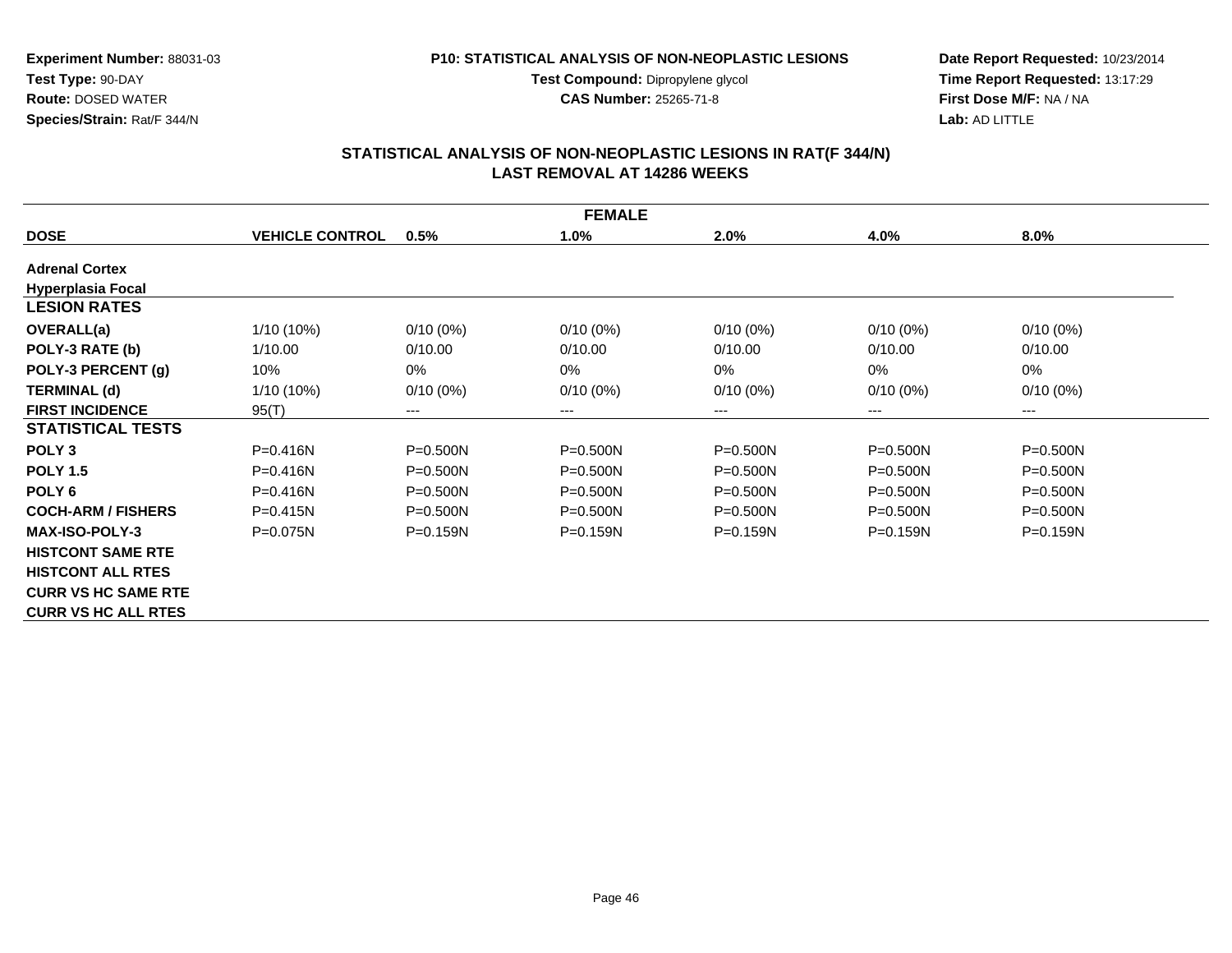**Experiment Number:** 88031-03
**Test Type:** 90-DAY
**Route:** DOSED WATER
**Species/Strain:** Rat/F 344/N

**P10: STATISTICAL ANALYSIS OF NON-NEOPLASTIC LESIONS**
**Test Compound:** Dipropylene glycol
**CAS Number:** 25265-71-8

**Date Report Requested:** 10/23/2014
**Time Report Requested:** 13:17:29
**First Dose M/F:** NA / NA
**Lab:** AD LITTLE

## STATISTICAL ANALYSIS OF NON-NEOPLASTIC LESIONS IN RAT(F 344/N)
## LAST REMOVAL AT 14286 WEEKS

| FEMALE | | | | | | |
|---|---|---|---|---|---|---|
| **DOSE** | **VEHICLE CONTROL** | **0.5%** | **1.0%** | **2.0%** | **4.0%** | **8.0%** |
| **Adrenal Cortex** | | | | | | |
| **Hyperplasia Focal** | | | | | | |
| **LESION RATES** | | | | | | |
| **OVERALL(a)** | 1/10 (10%) | 0/10 (0%) | 0/10 (0%) | 0/10 (0%) | 0/10 (0%) | 0/10 (0%) |
| **POLY-3 RATE (b)** | 1/10.00 | 0/10.00 | 0/10.00 | 0/10.00 | 0/10.00 | 0/10.00 |
| **POLY-3 PERCENT (g)** | 10% | 0% | 0% | 0% | 0% | 0% |
| **TERMINAL (d)** | 1/10 (10%) | 0/10 (0%) | 0/10 (0%) | 0/10 (0%) | 0/10 (0%) | 0/10 (0%) |
| **FIRST INCIDENCE** | 95(T) | --- | --- | --- | --- | --- |
| **STATISTICAL TESTS** | | | | | | |
| **POLY 3** | P=0.416N | P=0.500N | P=0.500N | P=0.500N | P=0.500N | P=0.500N |
| **POLY 1.5** | P=0.416N | P=0.500N | P=0.500N | P=0.500N | P=0.500N | P=0.500N |
| **POLY 6** | P=0.416N | P=0.500N | P=0.500N | P=0.500N | P=0.500N | P=0.500N |
| **COCH-ARM / FISHERS** | P=0.415N | P=0.500N | P=0.500N | P=0.500N | P=0.500N | P=0.500N |
| **MAX-ISO-POLY-3** | P=0.075N | P=0.159N | P=0.159N | P=0.159N | P=0.159N | P=0.159N |
| **HISTCONT SAME RTE** | | | | | | |
| **HISTCONT ALL RTES** | | | | | | |
| **CURR VS HC SAME RTE** | | | | | | |
| **CURR VS HC ALL RTES** | | | | | | |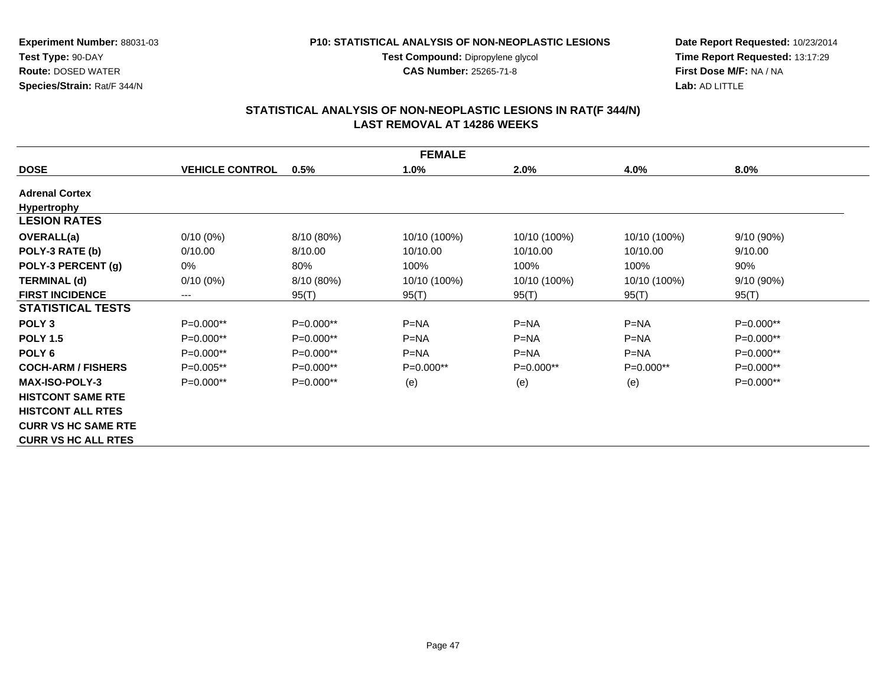**Experiment Number:** 88031-03
**Test Type:** 90-DAY
**Route:** DOSED WATER
**Species/Strain:** Rat/F 344/N

**P10: STATISTICAL ANALYSIS OF NON-NEOPLASTIC LESIONS**
**Test Compound:** Dipropylene glycol
**CAS Number:** 25265-71-8

**Date Report Requested:** 10/23/2014
**Time Report Requested:** 13:17:29
**First Dose M/F:** NA / NA
**Lab:** AD LITTLE

## STATISTICAL ANALYSIS OF NON-NEOPLASTIC LESIONS IN RAT(F 344/N)
## LAST REMOVAL AT 14286 WEEKS

| FEMALE | | | | | | |
|---|---|---|---|---|---|---|
| **DOSE** | **VEHICLE CONTROL** | **0.5%** | **1.0%** | **2.0%** | **4.0%** | **8.0%** |
| **Adrenal Cortex** | | | | | | |
| **Hypertrophy** | | | | | | |
| **LESION RATES** | | | | | | |
| **OVERALL(a)** | 0/10 (0%) | 8/10 (80%) | 10/10 (100%) | 10/10 (100%) | 10/10 (100%) | 9/10 (90%) |
| **POLY-3 RATE (b)** | 0/10.00 | 8/10.00 | 10/10.00 | 10/10.00 | 10/10.00 | 9/10.00 |
| **POLY-3 PERCENT (g)** | 0% | 80% | 100% | 100% | 100% | 90% |
| **TERMINAL (d)** | 0/10 (0%) | 8/10 (80%) | 10/10 (100%) | 10/10 (100%) | 10/10 (100%) | 9/10 (90%) |
| **FIRST INCIDENCE** | --- | 95(T) | 95(T) | 95(T) | 95(T) | 95(T) |
| **STATISTICAL TESTS** | | | | | | |
| **POLY 3** | P=0.000** | P=0.000** | P=NA | P=NA | P=NA | P=0.000** |
| **POLY 1.5** | P=0.000** | P=0.000** | P=NA | P=NA | P=NA | P=0.000** |
| **POLY 6** | P=0.000** | P=0.000** | P=NA | P=NA | P=NA | P=0.000** |
| **COCH-ARM / FISHERS** | P=0.005** | P=0.000** | P=0.000** | P=0.000** | P=0.000** | P=0.000** |
| **MAX-ISO-POLY-3** | P=0.000** | P=0.000** | (e) | (e) | (e) | P=0.000** |
| **HISTCONT SAME RTE** | | | | | | |
| **HISTCONT ALL RTES** | | | | | | |
| **CURR VS HC SAME RTE** | | | | | | |
| **CURR VS HC ALL RTES** | | | | | | |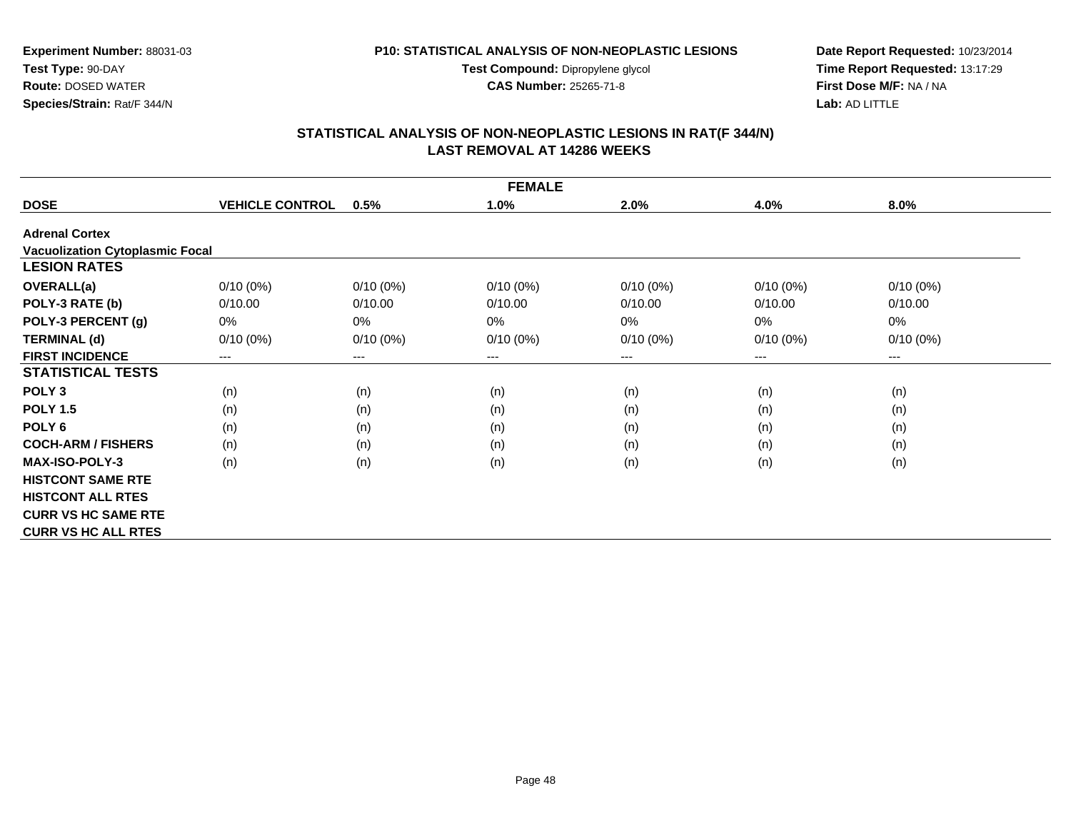**Experiment Number:** 88031-03
**Test Type:** 90-DAY
**Route:** DOSED WATER
**Species/Strain:** Rat/F 344/N

**P10: STATISTICAL ANALYSIS OF NON-NEOPLASTIC LESIONS**
**Test Compound:** Dipropylene glycol
**CAS Number:** 25265-71-8

**Date Report Requested:** 10/23/2014
**Time Report Requested:** 13:17:29
**First Dose M/F:** NA / NA
**Lab:** AD LITTLE

## STATISTICAL ANALYSIS OF NON-NEOPLASTIC LESIONS IN RAT(F 344/N)
## LAST REMOVAL AT 14286 WEEKS

| FEMALE | | | | | | |
|---|---|---|---|---|---|---|
| **DOSE** | **VEHICLE CONTROL** | **0.5%** | **1.0%** | **2.0%** | **4.0%** | **8.0%** |
| **Adrenal Cortex** | | | | | | |
| **Vacuolization Cytoplasmic Focal** | | | | | | |
| **LESION RATES** | | | | | | |
| **OVERALL(a)** | 0/10 (0%) | 0/10 (0%) | 0/10 (0%) | 0/10 (0%) | 0/10 (0%) | 0/10 (0%) |
| **POLY-3 RATE (b)** | 0/10.00 | 0/10.00 | 0/10.00 | 0/10.00 | 0/10.00 | 0/10.00 |
| **POLY-3 PERCENT (g)** | 0% | 0% | 0% | 0% | 0% | 0% |
| **TERMINAL (d)** | 0/10 (0%) | 0/10 (0%) | 0/10 (0%) | 0/10 (0%) | 0/10 (0%) | 0/10 (0%) |
| **FIRST INCIDENCE** | --- | --- | --- | --- | --- | --- |
| **STATISTICAL TESTS** | | | | | | |
| **POLY 3** | (n) | (n) | (n) | (n) | (n) | (n) |
| **POLY 1.5** | (n) | (n) | (n) | (n) | (n) | (n) |
| **POLY 6** | (n) | (n) | (n) | (n) | (n) | (n) |
| **COCH-ARM / FISHERS** | (n) | (n) | (n) | (n) | (n) | (n) |
| **MAX-ISO-POLY-3** | (n) | (n) | (n) | (n) | (n) | (n) |
| **HISTCONT SAME RTE** | | | | | | |
| **HISTCONT ALL RTES** | | | | | | |
| **CURR VS HC SAME RTE** | | | | | | |
| **CURR VS HC ALL RTES** | | | | | | |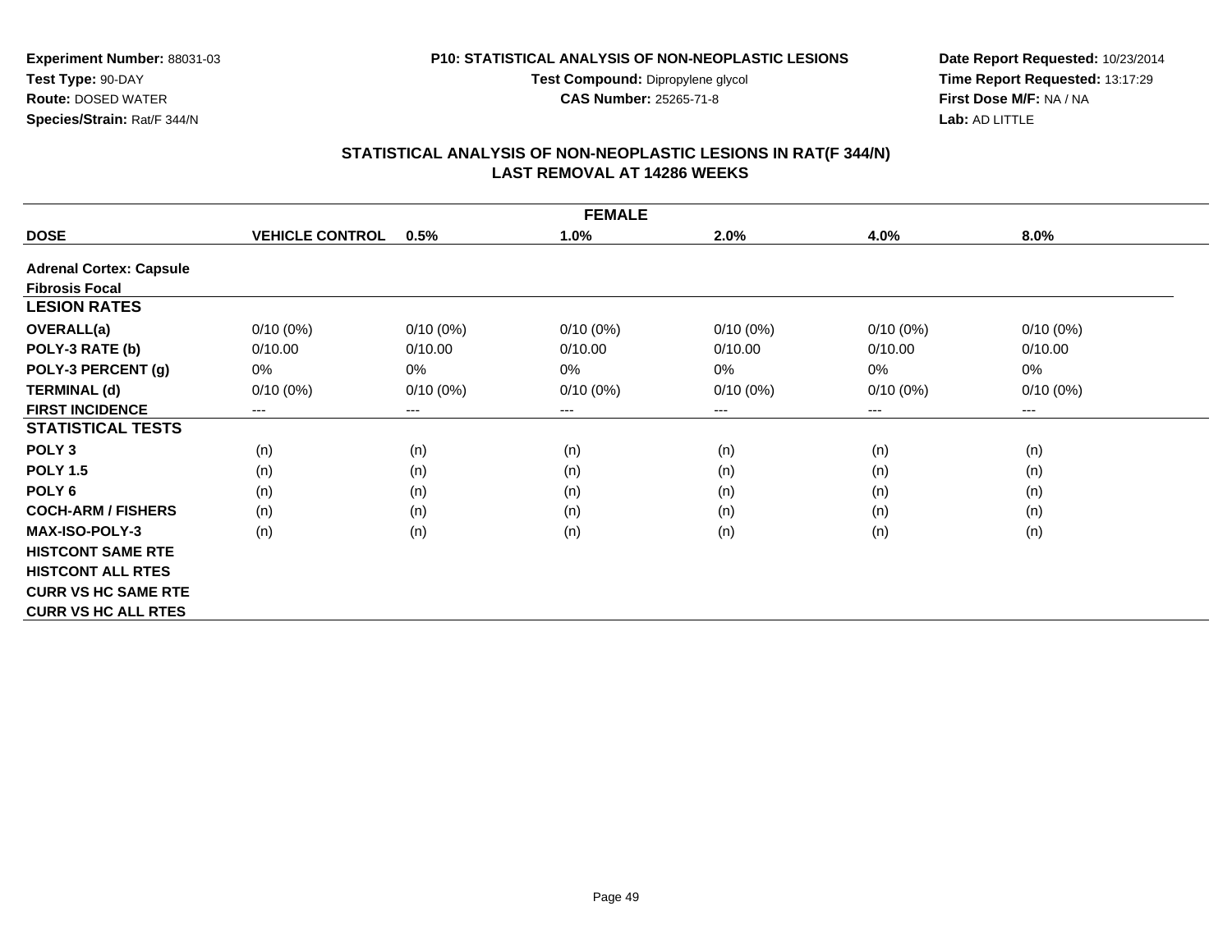**Experiment Number:** 88031-03
**Test Type:** 90-DAY
**Route:** DOSED WATER
**Species/Strain:** Rat/F 344/N

**P10: STATISTICAL ANALYSIS OF NON-NEOPLASTIC LESIONS**
**Test Compound:** Dipropylene glycol
**CAS Number:** 25265-71-8

**Date Report Requested:** 10/23/2014
**Time Report Requested:** 13:17:29
**First Dose M/F:** NA / NA
**Lab:** AD LITTLE

## STATISTICAL ANALYSIS OF NON-NEOPLASTIC LESIONS IN RAT(F 344/N)
## LAST REMOVAL AT 14286 WEEKS

| FEMALE | | | | | | |
|---|---|---|---|---|---|---|
| **DOSE** | **VEHICLE CONTROL** | **0.5%** | **1.0%** | **2.0%** | **4.0%** | **8.0%** |
| **Adrenal Cortex: Capsule** | | | | | | |
| **Fibrosis Focal** | | | | | | |
| **LESION RATES** | | | | | | |
| **OVERALL(a)** | 0/10 (0%) | 0/10 (0%) | 0/10 (0%) | 0/10 (0%) | 0/10 (0%) | 0/10 (0%) |
| **POLY-3 RATE (b)** | 0/10.00 | 0/10.00 | 0/10.00 | 0/10.00 | 0/10.00 | 0/10.00 |
| **POLY-3 PERCENT (g)** | 0% | 0% | 0% | 0% | 0% | 0% |
| **TERMINAL (d)** | 0/10 (0%) | 0/10 (0%) | 0/10 (0%) | 0/10 (0%) | 0/10 (0%) | 0/10 (0%) |
| **FIRST INCIDENCE** | --- | --- | --- | --- | --- | --- |
| **STATISTICAL TESTS** | | | | | | |
| **POLY 3** | (n) | (n) | (n) | (n) | (n) | (n) |
| **POLY 1.5** | (n) | (n) | (n) | (n) | (n) | (n) |
| **POLY 6** | (n) | (n) | (n) | (n) | (n) | (n) |
| **COCH-ARM / FISHERS** | (n) | (n) | (n) | (n) | (n) | (n) |
| **MAX-ISO-POLY-3** | (n) | (n) | (n) | (n) | (n) | (n) |
| **HISTCONT SAME RTE** | | | | | | |
| **HISTCONT ALL RTES** | | | | | | |
| **CURR VS HC SAME RTE** | | | | | | |
| **CURR VS HC ALL RTES** | | | | | | |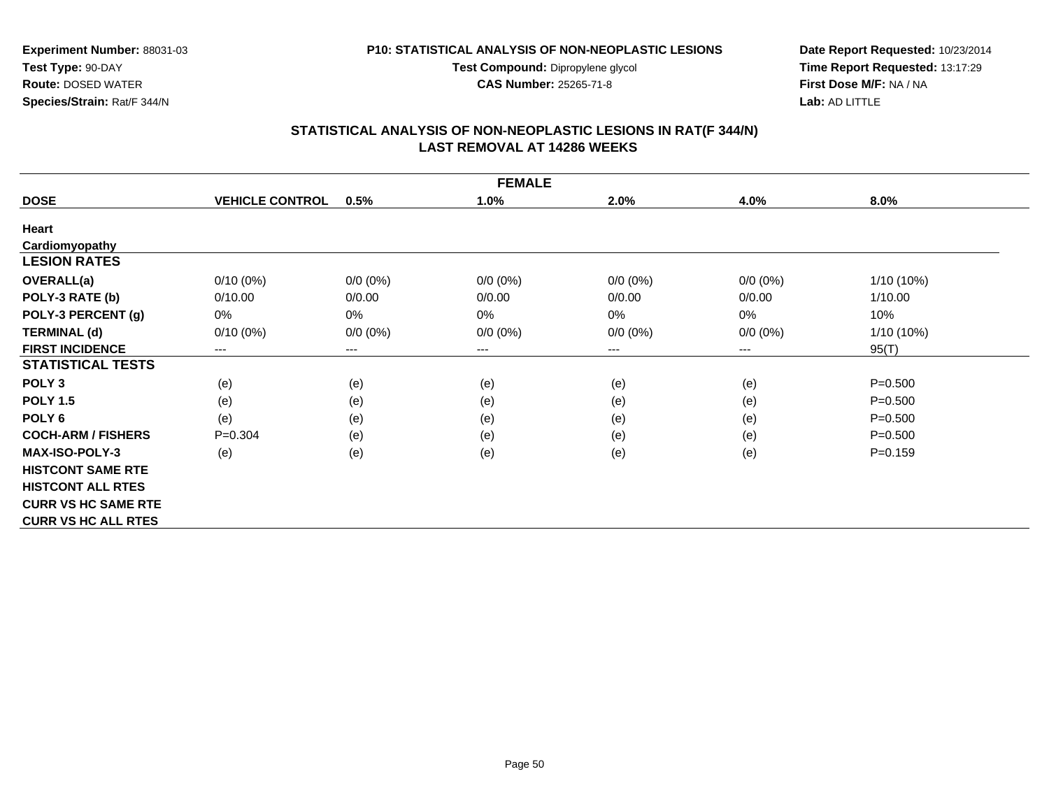**Experiment Number:** 88031-03
**Test Type:** 90-DAY
**Route:** DOSED WATER
**Species/Strain:** Rat/F 344/N

**P10: STATISTICAL ANALYSIS OF NON-NEOPLASTIC LESIONS**
**Test Compound:** Dipropylene glycol
**CAS Number:** 25265-71-8

**Date Report Requested:** 10/23/2014
**Time Report Requested:** 13:17:29
**First Dose M/F:** NA / NA
**Lab:** AD LITTLE

## STATISTICAL ANALYSIS OF NON-NEOPLASTIC LESIONS IN RAT(F 344/N)
## LAST REMOVAL AT 14286 WEEKS

| FEMALE | | | | | | |
|---|---|---|---|---|---|---|
| **DOSE** | **VEHICLE CONTROL** | **0.5%** | **1.0%** | **2.0%** | **4.0%** | **8.0%** |
| **Heart** | | | | | | |
| **Cardiomyopathy** | | | | | | |
| **LESION RATES** | | | | | | |
| **OVERALL(a)** | 0/10 (0%) | 0/0 (0%) | 0/0 (0%) | 0/0 (0%) | 0/0 (0%) | 1/10 (10%) |
| **POLY-3 RATE (b)** | 0/10.00 | 0/0.00 | 0/0.00 | 0/0.00 | 0/0.00 | 1/10.00 |
| **POLY-3 PERCENT (g)** | 0% | 0% | 0% | 0% | 0% | 10% |
| **TERMINAL (d)** | 0/10 (0%) | 0/0 (0%) | 0/0 (0%) | 0/0 (0%) | 0/0 (0%) | 1/10 (10%) |
| **FIRST INCIDENCE** | --- | --- | --- | --- | --- | 95(T) |
| **STATISTICAL TESTS** | | | | | | |
| **POLY 3** | (e) | (e) | (e) | (e) | (e) | P=0.500 |
| **POLY 1.5** | (e) | (e) | (e) | (e) | (e) | P=0.500 |
| **POLY 6** | (e) | (e) | (e) | (e) | (e) | P=0.500 |
| **COCH-ARM / FISHERS** | P=0.304 | (e) | (e) | (e) | (e) | P=0.500 |
| **MAX-ISO-POLY-3** | (e) | (e) | (e) | (e) | (e) | P=0.159 |
| **HISTCONT SAME RTE** | | | | | | |
| **HISTCONT ALL RTES** | | | | | | |
| **CURR VS HC SAME RTE** | | | | | | |
| **CURR VS HC ALL RTES** | | | | | | |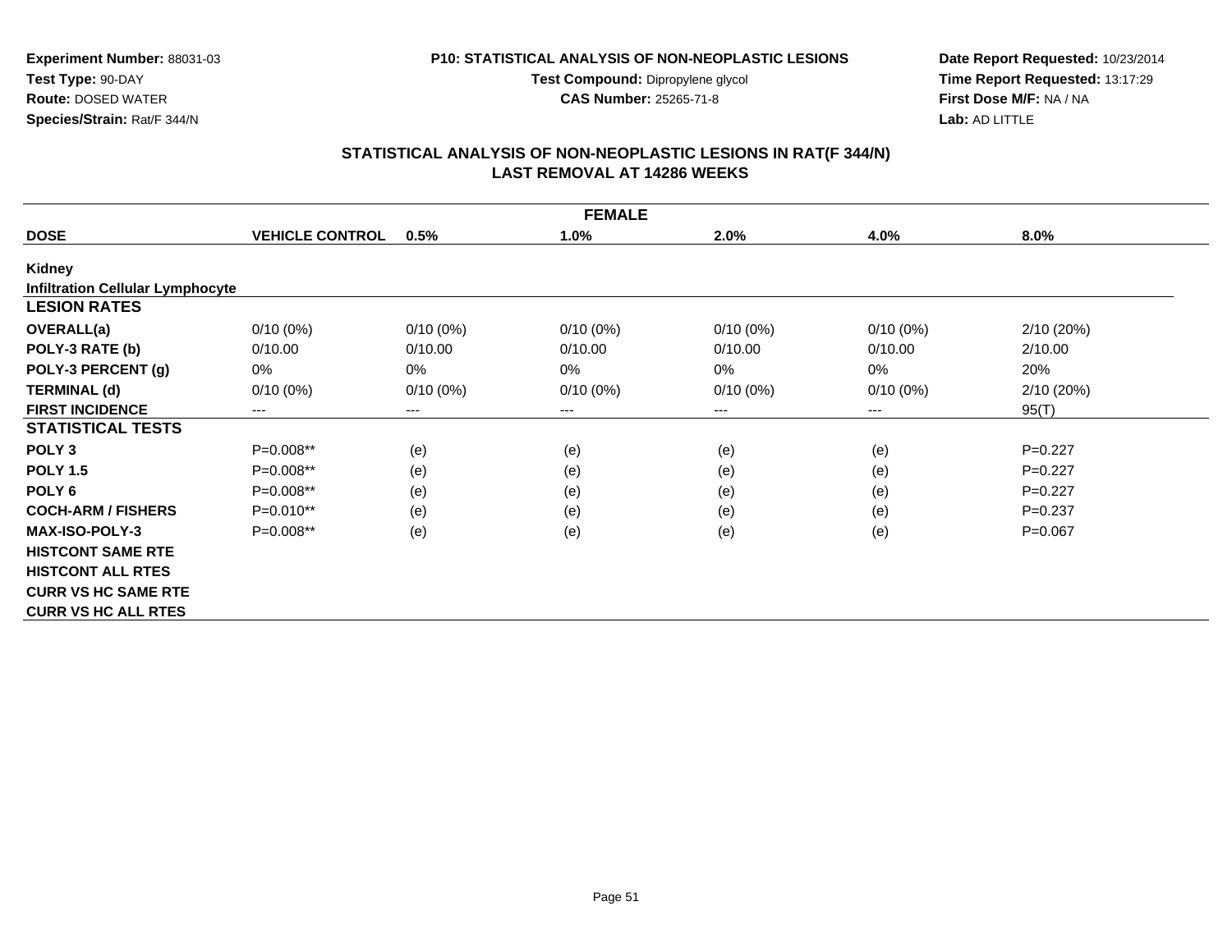**Experiment Number:** 88031-03
**Test Type:** 90-DAY
**Route:** DOSED WATER
**Species/Strain:** Rat/F 344/N

**P10: STATISTICAL ANALYSIS OF NON-NEOPLASTIC LESIONS**
**Test Compound:** Dipropylene glycol
**CAS Number:** 25265-71-8

**Date Report Requested:** 10/23/2014
**Time Report Requested:** 13:17:29
**First Dose M/F:** NA / NA
**Lab:** AD LITTLE

## STATISTICAL ANALYSIS OF NON-NEOPLASTIC LESIONS IN RAT(F 344/N)
## LAST REMOVAL AT 14286 WEEKS

| FEMALE | | | | | | |
|---|---|---|---|---|---|---|
| **DOSE** | **VEHICLE CONTROL** | **0.5%** | **1.0%** | **2.0%** | **4.0%** | **8.0%** |
| **Kidney** | | | | | | |
| **Infiltration Cellular Lymphocyte** | | | | | | |
| **LESION RATES** | | | | | | |
| **OVERALL(a)** | 0/10 (0%) | 0/10 (0%) | 0/10 (0%) | 0/10 (0%) | 0/10 (0%) | 2/10 (20%) |
| **POLY-3 RATE (b)** | 0/10.00 | 0/10.00 | 0/10.00 | 0/10.00 | 0/10.00 | 2/10.00 |
| **POLY-3 PERCENT (g)** | 0% | 0% | 0% | 0% | 0% | 20% |
| **TERMINAL (d)** | 0/10 (0%) | 0/10 (0%) | 0/10 (0%) | 0/10 (0%) | 0/10 (0%) | 2/10 (20%) |
| **FIRST INCIDENCE** | --- | --- | --- | --- | --- | 95(T) |
| **STATISTICAL TESTS** | | | | | | |
| **POLY 3** | P=0.008** | (e) | (e) | (e) | (e) | P=0.227 |
| **POLY 1.5** | P=0.008** | (e) | (e) | (e) | (e) | P=0.227 |
| **POLY 6** | P=0.008** | (e) | (e) | (e) | (e) | P=0.227 |
| **COCH-ARM / FISHERS** | P=0.010** | (e) | (e) | (e) | (e) | P=0.237 |
| **MAX-ISO-POLY-3** | P=0.008** | (e) | (e) | (e) | (e) | P=0.067 |
| **HISTCONT SAME RTE** | | | | | | |
| **HISTCONT ALL RTES** | | | | | | |
| **CURR VS HC SAME RTE** | | | | | | |
| **CURR VS HC ALL RTES** | | | | | | |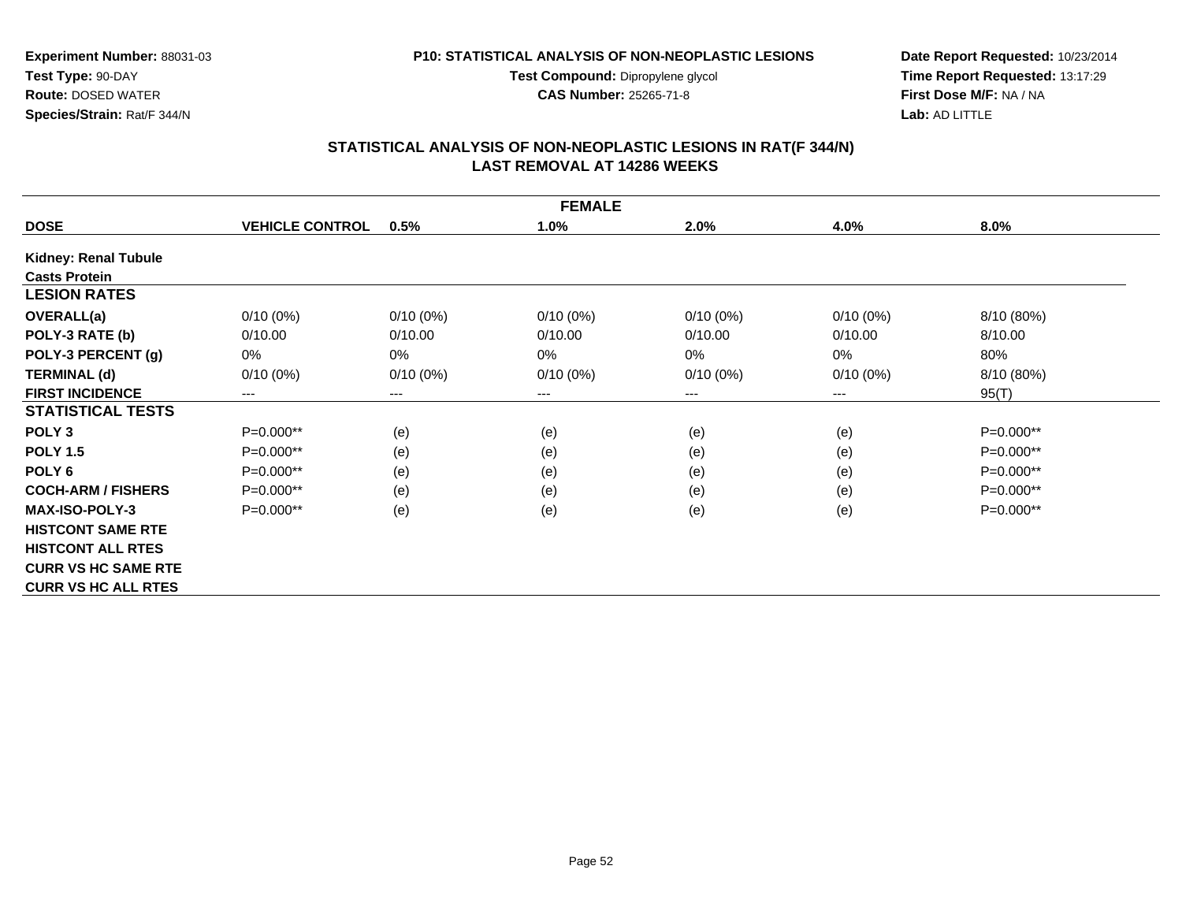**Experiment Number:** 88031-03
**Test Type:** 90-DAY
**Route:** DOSED WATER
**Species/Strain:** Rat/F 344/N

**P10: STATISTICAL ANALYSIS OF NON-NEOPLASTIC LESIONS**
**Test Compound:** Dipropylene glycol
**CAS Number:** 25265-71-8

**Date Report Requested:** 10/23/2014
**Time Report Requested:** 13:17:29
**First Dose M/F:** NA / NA
**Lab:** AD LITTLE

## STATISTICAL ANALYSIS OF NON-NEOPLASTIC LESIONS IN RAT(F 344/N)
## LAST REMOVAL AT 14286 WEEKS

| FEMALE | | | | | | |
|---|---|---|---|---|---|---|
| **DOSE** | **VEHICLE CONTROL** | **0.5%** | **1.0%** | **2.0%** | **4.0%** | **8.0%** |
| **Kidney: Renal Tubule** | | | | | | |
| **Casts Protein** | | | | | | |
| **LESION RATES** | | | | | | |
| **OVERALL(a)** | 0/10 (0%) | 0/10 (0%) | 0/10 (0%) | 0/10 (0%) | 0/10 (0%) | 8/10 (80%) |
| **POLY-3 RATE (b)** | 0/10.00 | 0/10.00 | 0/10.00 | 0/10.00 | 0/10.00 | 8/10.00 |
| **POLY-3 PERCENT (g)** | 0% | 0% | 0% | 0% | 0% | 80% |
| **TERMINAL (d)** | 0/10 (0%) | 0/10 (0%) | 0/10 (0%) | 0/10 (0%) | 0/10 (0%) | 8/10 (80%) |
| **FIRST INCIDENCE** | --- | --- | --- | --- | --- | 95(T) |
| **STATISTICAL TESTS** | | | | | | |
| **POLY 3** | P=0.000** | (e) | (e) | (e) | (e) | P=0.000** |
| **POLY 1.5** | P=0.000** | (e) | (e) | (e) | (e) | P=0.000** |
| **POLY 6** | P=0.000** | (e) | (e) | (e) | (e) | P=0.000** |
| **COCH-ARM / FISHERS** | P=0.000** | (e) | (e) | (e) | (e) | P=0.000** |
| **MAX-ISO-POLY-3** | P=0.000** | (e) | (e) | (e) | (e) | P=0.000** |
| **HISTCONT SAME RTE** | | | | | | |
| **HISTCONT ALL RTES** | | | | | | |
| **CURR VS HC SAME RTE** | | | | | | |
| **CURR VS HC ALL RTES** | | | | | | |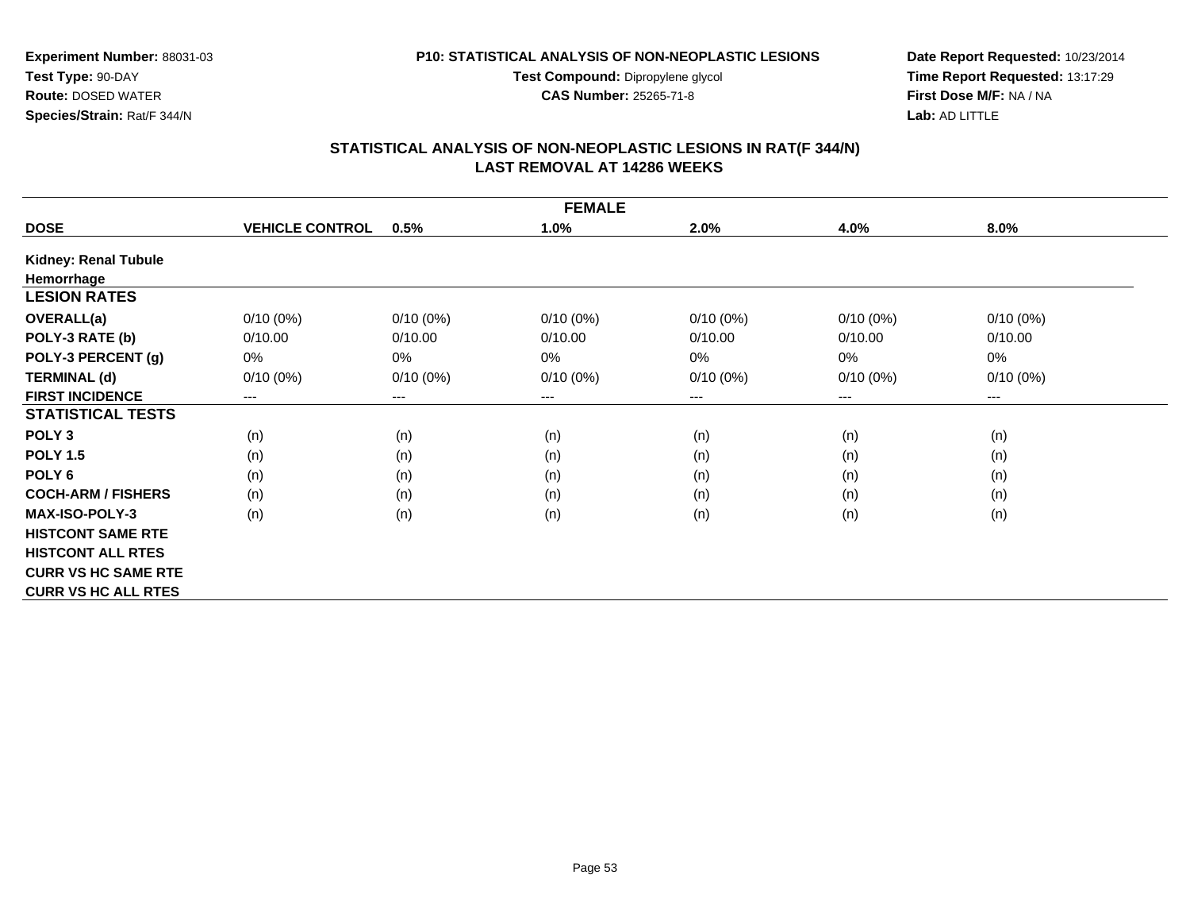**Experiment Number:** 88031-03
**Test Type:** 90-DAY
**Route:** DOSED WATER
**Species/Strain:** Rat/F 344/N

**P10: STATISTICAL ANALYSIS OF NON-NEOPLASTIC LESIONS**
**Test Compound:** Dipropylene glycol
**CAS Number:** 25265-71-8

**Date Report Requested:** 10/23/2014
**Time Report Requested:** 13:17:29
**First Dose M/F:** NA / NA
**Lab:** AD LITTLE

## STATISTICAL ANALYSIS OF NON-NEOPLASTIC LESIONS IN RAT(F 344/N)
## LAST REMOVAL AT 14286 WEEKS

| FEMALE | | | | | | |
|---|---|---|---|---|---|---|
| **DOSE** | **VEHICLE CONTROL** | **0.5%** | **1.0%** | **2.0%** | **4.0%** | **8.0%** |
| **Kidney: Renal Tubule** | | | | | | |
| **Hemorrhage** | | | | | | |
| **LESION RATES** | | | | | | |
| **OVERALL(a)** | 0/10 (0%) | 0/10 (0%) | 0/10 (0%) | 0/10 (0%) | 0/10 (0%) | 0/10 (0%) |
| **POLY-3 RATE (b)** | 0/10.00 | 0/10.00 | 0/10.00 | 0/10.00 | 0/10.00 | 0/10.00 |
| **POLY-3 PERCENT (g)** | 0% | 0% | 0% | 0% | 0% | 0% |
| **TERMINAL (d)** | 0/10 (0%) | 0/10 (0%) | 0/10 (0%) | 0/10 (0%) | 0/10 (0%) | 0/10 (0%) |
| **FIRST INCIDENCE** | --- | --- | --- | --- | --- | --- |
| **STATISTICAL TESTS** | | | | | | |
| **POLY 3** | (n) | (n) | (n) | (n) | (n) | (n) |
| **POLY 1.5** | (n) | (n) | (n) | (n) | (n) | (n) |
| **POLY 6** | (n) | (n) | (n) | (n) | (n) | (n) |
| **COCH-ARM / FISHERS** | (n) | (n) | (n) | (n) | (n) | (n) |
| **MAX-ISO-POLY-3** | (n) | (n) | (n) | (n) | (n) | (n) |
| **HISTCONT SAME RTE** | | | | | | |
| **HISTCONT ALL RTES** | | | | | | |
| **CURR VS HC SAME RTE** | | | | | | |
| **CURR VS HC ALL RTES** | | | | | | |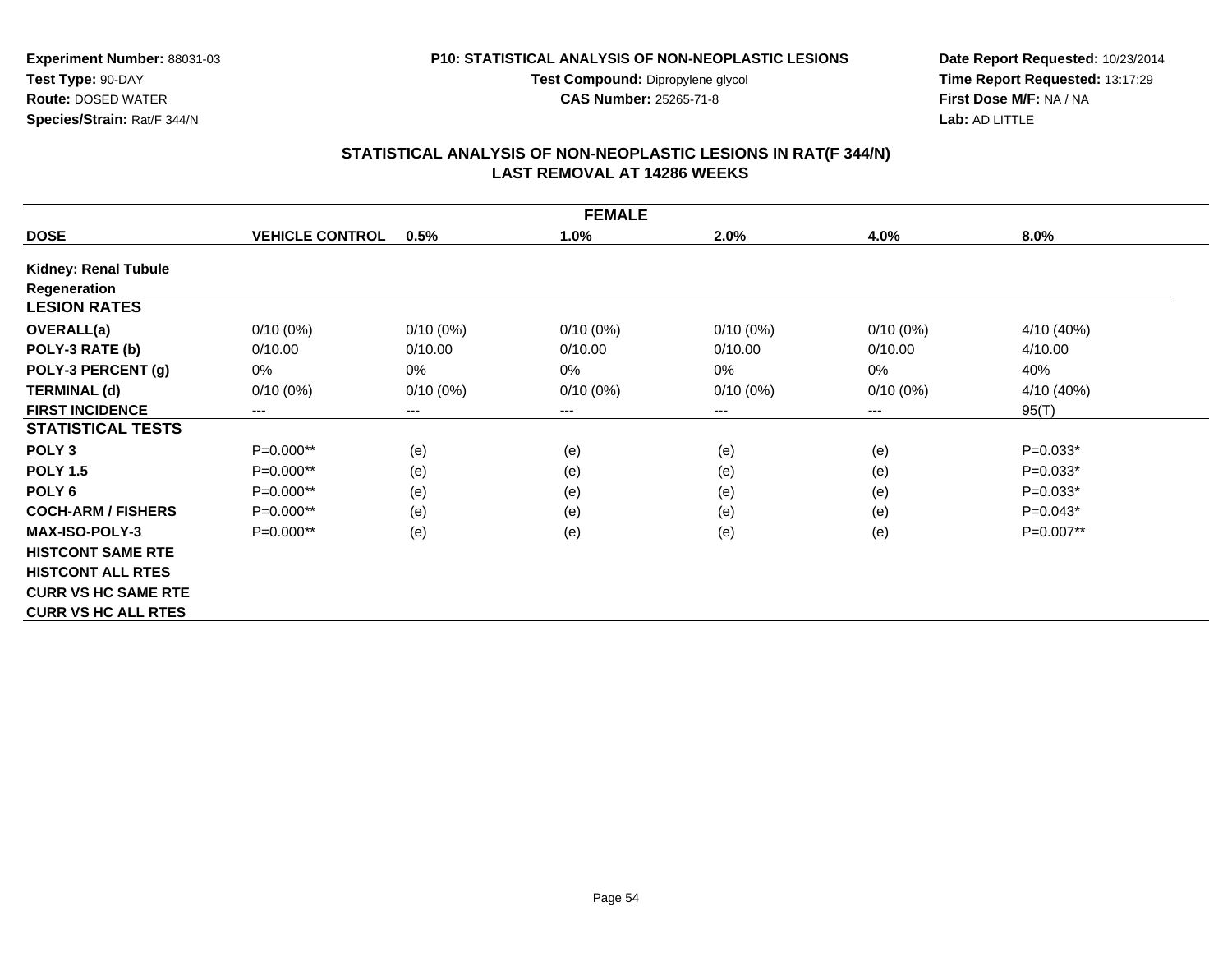**Experiment Number:** 88031-03
**Test Type:** 90-DAY
**Route:** DOSED WATER
**Species/Strain:** Rat/F 344/N

**P10: STATISTICAL ANALYSIS OF NON-NEOPLASTIC LESIONS**
**Test Compound:** Dipropylene glycol
**CAS Number:** 25265-71-8

**Date Report Requested:** 10/23/2014
**Time Report Requested:** 13:17:29
**First Dose M/F:** NA / NA
**Lab:** AD LITTLE

## STATISTICAL ANALYSIS OF NON-NEOPLASTIC LESIONS IN RAT(F 344/N)
## LAST REMOVAL AT 14286 WEEKS

| FEMALE | | | | | | |
|---|---|---|---|---|---|---|
| **DOSE** | **VEHICLE CONTROL** | **0.5%** | **1.0%** | **2.0%** | **4.0%** | **8.0%** |
| **Kidney: Renal Tubule Regeneration** | | | | | | |
| **LESION RATES** | | | | | | |
| **OVERALL(a)** | 0/10 (0%) | 0/10 (0%) | 0/10 (0%) | 0/10 (0%) | 0/10 (0%) | 4/10 (40%) |
| **POLY-3 RATE (b)** | 0/10.00 | 0/10.00 | 0/10.00 | 0/10.00 | 0/10.00 | 4/10.00 |
| **POLY-3 PERCENT (g)** | 0% | 0% | 0% | 0% | 0% | 40% |
| **TERMINAL (d)** | 0/10 (0%) | 0/10 (0%) | 0/10 (0%) | 0/10 (0%) | 0/10 (0%) | 4/10 (40%) |
| **FIRST INCIDENCE** | --- | --- | --- | --- | --- | 95(T) |
| **STATISTICAL TESTS** | | | | | | |
| **POLY 3** | P=0.000** | (e) | (e) | (e) | (e) | P=0.033* |
| **POLY 1.5** | P=0.000** | (e) | (e) | (e) | (e) | P=0.033* |
| **POLY 6** | P=0.000** | (e) | (e) | (e) | (e) | P=0.033* |
| **COCH-ARM / FISHERS** | P=0.000** | (e) | (e) | (e) | (e) | P=0.043* |
| **MAX-ISO-POLY-3** | P=0.000** | (e) | (e) | (e) | (e) | P=0.007** |
| **HISTCONT SAME RTE** | | | | | | |
| **HISTCONT ALL RTES** | | | | | | |
| **CURR VS HC SAME RTE** | | | | | | |
| **CURR VS HC ALL RTES** | | | | | | |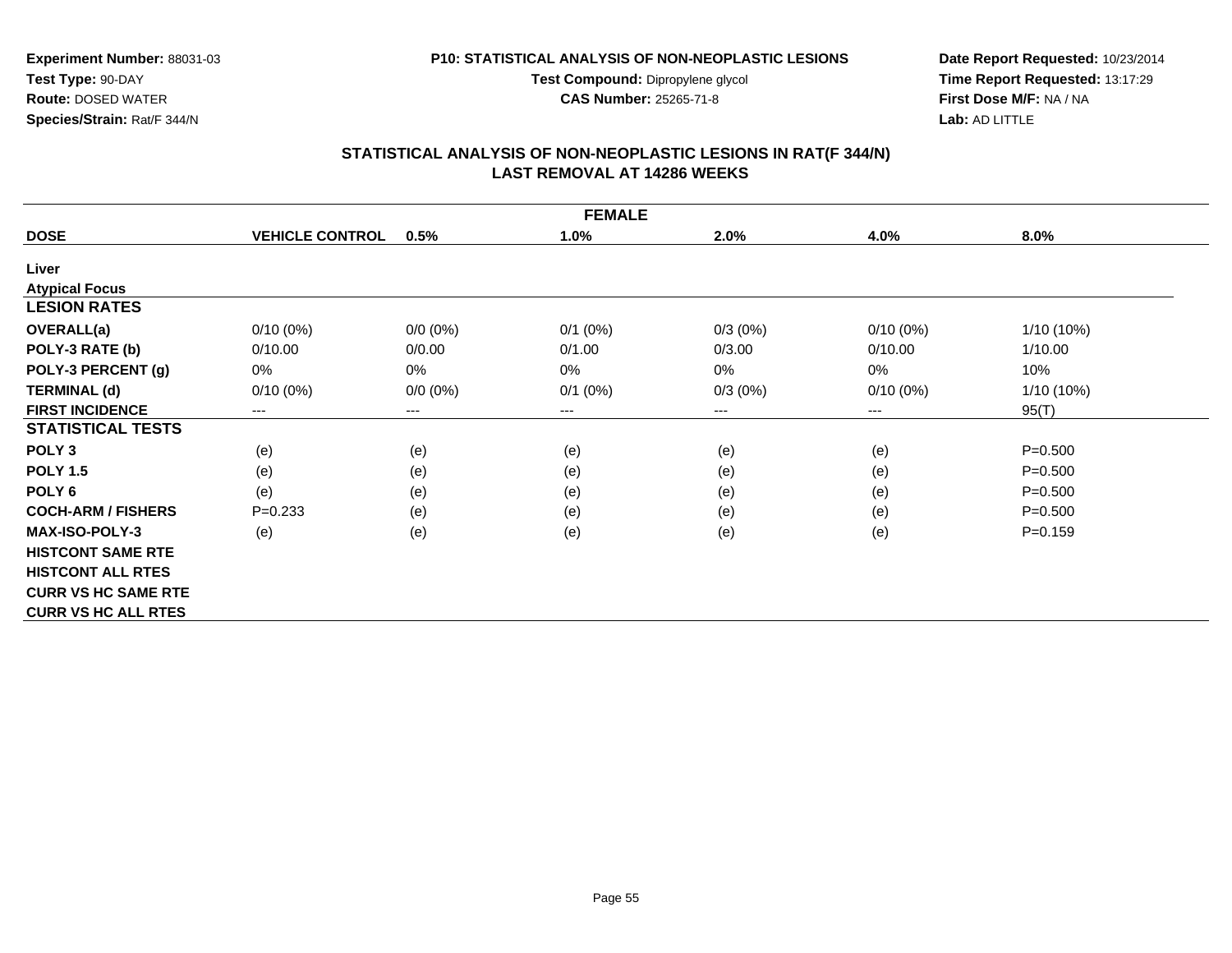Experiment Number: 88031-03
Test Type: 90-DAY
Route: DOSED WATER
Species/Strain: Rat/F 344/N

P10: STATISTICAL ANALYSIS OF NON-NEOPLASTIC LESIONS
Test Compound: Dipropylene glycol
CAS Number: 25265-71-8

Date Report Requested: 10/23/2014
Time Report Requested: 13:17:29
First Dose M/F: NA / NA
Lab: AD LITTLE

## STATISTICAL ANALYSIS OF NON-NEOPLASTIC LESIONS IN RAT(F 344/N)
## LAST REMOVAL AT 14286 WEEKS

| FEMALE | | | | | | |
|---|---|---|---|---|---|---|
| **DOSE** | **VEHICLE CONTROL** | **0.5%** | **1.0%** | **2.0%** | **4.0%** | **8.0%** |
| **Liver** | | | | | | |
| **Atypical Focus** | | | | | | |
| **LESION RATES** | | | | | | |
| **OVERALL(a)** | 0/10 (0%) | 0/0 (0%) | 0/1 (0%) | 0/3 (0%) | 0/10 (0%) | 1/10 (10%) |
| **POLY-3 RATE (b)** | 0/10.00 | 0/0.00 | 0/1.00 | 0/3.00 | 0/10.00 | 1/10.00 |
| **POLY-3 PERCENT (g)** | 0% | 0% | 0% | 0% | 0% | 10% |
| **TERMINAL (d)** | 0/10 (0%) | 0/0 (0%) | 0/1 (0%) | 0/3 (0%) | 0/10 (0%) | 1/10 (10%) |
| **FIRST INCIDENCE** | --- | --- | --- | --- | --- | 95(T) |
| **STATISTICAL TESTS** | | | | | | |
| **POLY 3** | (e) | (e) | (e) | (e) | (e) | P=0.500 |
| **POLY 1.5** | (e) | (e) | (e) | (e) | (e) | P=0.500 |
| **POLY 6** | (e) | (e) | (e) | (e) | (e) | P=0.500 |
| **COCH-ARM / FISHERS** | P=0.233 | (e) | (e) | (e) | (e) | P=0.500 |
| **MAX-ISO-POLY-3** | (e) | (e) | (e) | (e) | (e) | P=0.159 |
| **HISTCONT SAME RTE** | | | | | | |
| **HISTCONT ALL RTES** | | | | | | |
| **CURR VS HC SAME RTE** | | | | | | |
| **CURR VS HC ALL RTES** | | | | | | |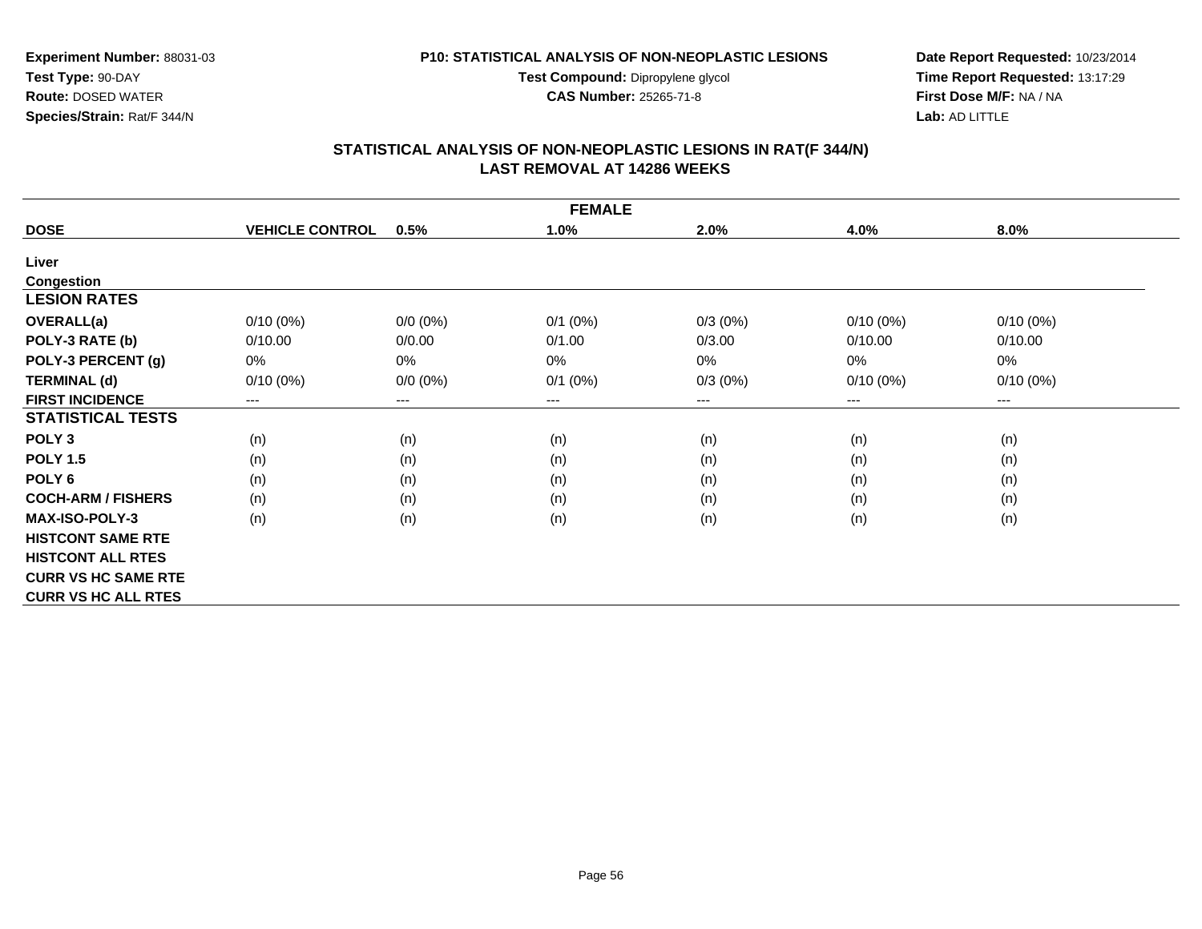**Experiment Number:** 88031-03
**Test Type:** 90-DAY
**Route:** DOSED WATER
**Species/Strain:** Rat/F 344/N

**P10: STATISTICAL ANALYSIS OF NON-NEOPLASTIC LESIONS**
**Test Compound:** Dipropylene glycol
**CAS Number:** 25265-71-8

**Date Report Requested:** 10/23/2014
**Time Report Requested:** 13:17:29
**First Dose M/F:** NA / NA
**Lab:** AD LITTLE

## STATISTICAL ANALYSIS OF NON-NEOPLASTIC LESIONS IN RAT(F 344/N)
## LAST REMOVAL AT 14286 WEEKS

| FEMALE | | | | | | |
|---|---|---|---|---|---|---|
| **DOSE** | **VEHICLE CONTROL** | **0.5%** | **1.0%** | **2.0%** | **4.0%** | **8.0%** |
| **Liver** | | | | | | |
| **Congestion** | | | | | | |
| **LESION RATES** | | | | | | |
| **OVERALL(a)** | 0/10 (0%) | 0/0 (0%) | 0/1 (0%) | 0/3 (0%) | 0/10 (0%) | 0/10 (0%) |
| **POLY-3 RATE (b)** | 0/10.00 | 0/0.00 | 0/1.00 | 0/3.00 | 0/10.00 | 0/10.00 |
| **POLY-3 PERCENT (g)** | 0% | 0% | 0% | 0% | 0% | 0% |
| **TERMINAL (d)** | 0/10 (0%) | 0/0 (0%) | 0/1 (0%) | 0/3 (0%) | 0/10 (0%) | 0/10 (0%) |
| **FIRST INCIDENCE** | --- | --- | --- | --- | --- | --- |
| **STATISTICAL TESTS** | | | | | | |
| **POLY 3** | (n) | (n) | (n) | (n) | (n) | (n) |
| **POLY 1.5** | (n) | (n) | (n) | (n) | (n) | (n) |
| **POLY 6** | (n) | (n) | (n) | (n) | (n) | (n) |
| **COCH-ARM / FISHERS** | (n) | (n) | (n) | (n) | (n) | (n) |
| **MAX-ISO-POLY-3** | (n) | (n) | (n) | (n) | (n) | (n) |
| **HISTCONT SAME RTE** | | | | | | |
| **HISTCONT ALL RTES** | | | | | | |
| **CURR VS HC SAME RTE** | | | | | | |
| **CURR VS HC ALL RTES** | | | | | | |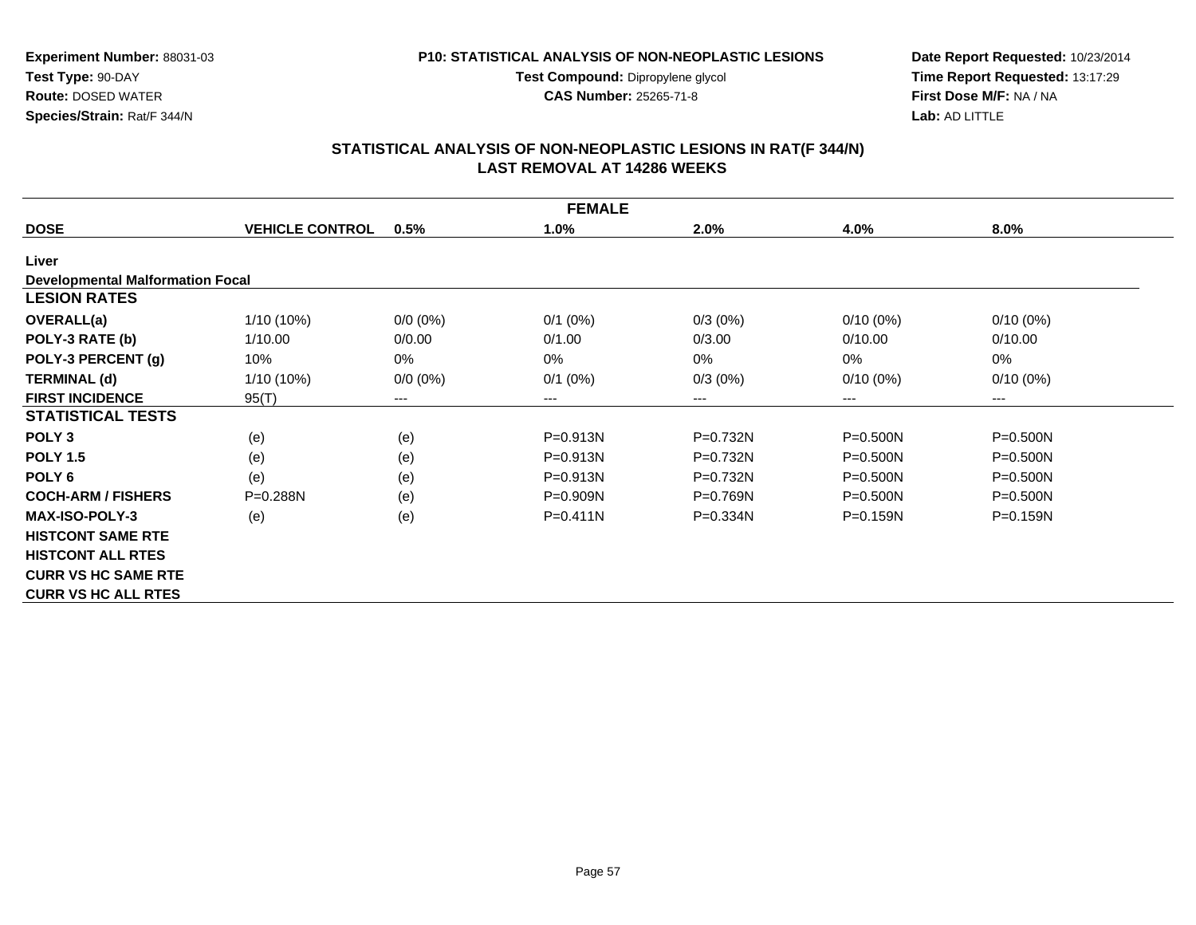**Experiment Number:** 88031-03
**Test Type:** 90-DAY
**Route:** DOSED WATER
**Species/Strain:** Rat/F 344/N

**P10: STATISTICAL ANALYSIS OF NON-NEOPLASTIC LESIONS**
**Test Compound:** Dipropylene glycol
**CAS Number:** 25265-71-8

**Date Report Requested:** 10/23/2014
**Time Report Requested:** 13:17:29
**First Dose M/F:** NA / NA
**Lab:** AD LITTLE

## STATISTICAL ANALYSIS OF NON-NEOPLASTIC LESIONS IN RAT(F 344/N)
## LAST REMOVAL AT 14286 WEEKS

| FEMALE | | | | | | |
|---|---|---|---|---|---|---|
| **DOSE** | **VEHICLE CONTROL** | **0.5%** | **1.0%** | **2.0%** | **4.0%** | **8.0%** |
| **Liver** | | | | | | |
| **Developmental Malformation Focal** | | | | | | |
| **LESION RATES** | | | | | | |
| **OVERALL(a)** | 1/10 (10%) | 0/0 (0%) | 0/1 (0%) | 0/3 (0%) | 0/10 (0%) | 0/10 (0%) |
| **POLY-3 RATE (b)** | 1/10.00 | 0/0.00 | 0/1.00 | 0/3.00 | 0/10.00 | 0/10.00 |
| **POLY-3 PERCENT (g)** | 10% | 0% | 0% | 0% | 0% | 0% |
| **TERMINAL (d)** | 1/10 (10%) | 0/0 (0%) | 0/1 (0%) | 0/3 (0%) | 0/10 (0%) | 0/10 (0%) |
| **FIRST INCIDENCE** | 95(T) | --- | --- | --- | --- | --- |
| **STATISTICAL TESTS** | | | | | | |
| **POLY 3** | (e) | (e) | P=0.913N | P=0.732N | P=0.500N | P=0.500N |
| **POLY 1.5** | (e) | (e) | P=0.913N | P=0.732N | P=0.500N | P=0.500N |
| **POLY 6** | (e) | (e) | P=0.913N | P=0.732N | P=0.500N | P=0.500N |
| **COCH-ARM / FISHERS** | P=0.288N | (e) | P=0.909N | P=0.769N | P=0.500N | P=0.500N |
| **MAX-ISO-POLY-3** | (e) | (e) | P=0.411N | P=0.334N | P=0.159N | P=0.159N |
| **HISTCONT SAME RTE** | | | | | | |
| **HISTCONT ALL RTES** | | | | | | |
| **CURR VS HC SAME RTE** | | | | | | |
| **CURR VS HC ALL RTES** | | | | | | |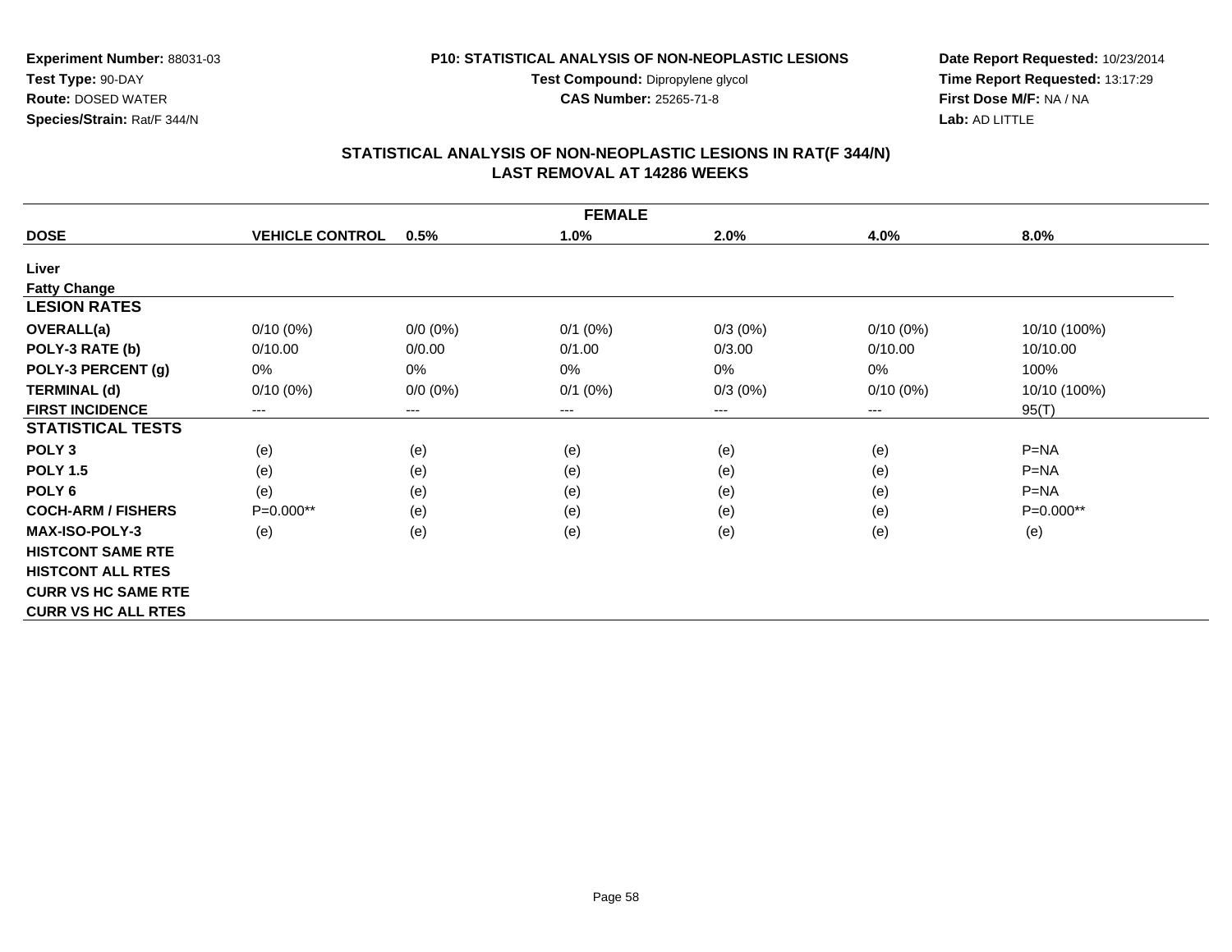**Experiment Number:** 88031-03
**Test Type:** 90-DAY
**Route:** DOSED WATER
**Species/Strain:** Rat/F 344/N

**P10: STATISTICAL ANALYSIS OF NON-NEOPLASTIC LESIONS**
**Test Compound:** Dipropylene glycol
**CAS Number:** 25265-71-8

**Date Report Requested:** 10/23/2014
**Time Report Requested:** 13:17:29
**First Dose M/F:** NA / NA
**Lab:** AD LITTLE

## STATISTICAL ANALYSIS OF NON-NEOPLASTIC LESIONS IN RAT(F 344/N)
## LAST REMOVAL AT 14286 WEEKS

| FEMALE | | | | | | |
|---|---|---|---|---|---|---|
| **DOSE** | **VEHICLE CONTROL** | **0.5%** | **1.0%** | **2.0%** | **4.0%** | **8.0%** |
| **Liver** | | | | | | |
| **Fatty Change** | | | | | | |
| **LESION RATES** | | | | | | |
| **OVERALL(a)** | 0/10 (0%) | 0/0 (0%) | 0/1 (0%) | 0/3 (0%) | 0/10 (0%) | 10/10 (100%) |
| **POLY-3 RATE (b)** | 0/10.00 | 0/0.00 | 0/1.00 | 0/3.00 | 0/10.00 | 10/10.00 |
| **POLY-3 PERCENT (g)** | 0% | 0% | 0% | 0% | 0% | 100% |
| **TERMINAL (d)** | 0/10 (0%) | 0/0 (0%) | 0/1 (0%) | 0/3 (0%) | 0/10 (0%) | 10/10 (100%) |
| **FIRST INCIDENCE** | --- | --- | --- | --- | --- | 95(T) |
| **STATISTICAL TESTS** | | | | | | |
| **POLY 3** | (e) | (e) | (e) | (e) | (e) | P=NA |
| **POLY 1.5** | (e) | (e) | (e) | (e) | (e) | P=NA |
| **POLY 6** | (e) | (e) | (e) | (e) | (e) | P=NA |
| **COCH-ARM / FISHERS** | P=0.000** | (e) | (e) | (e) | (e) | P=0.000** |
| **MAX-ISO-POLY-3** | (e) | (e) | (e) | (e) | (e) | (e) |
| **HISTCONT SAME RTE** | | | | | | |
| **HISTCONT ALL RTES** | | | | | | |
| **CURR VS HC SAME RTE** | | | | | | |
| **CURR VS HC ALL RTES** | | | | | | |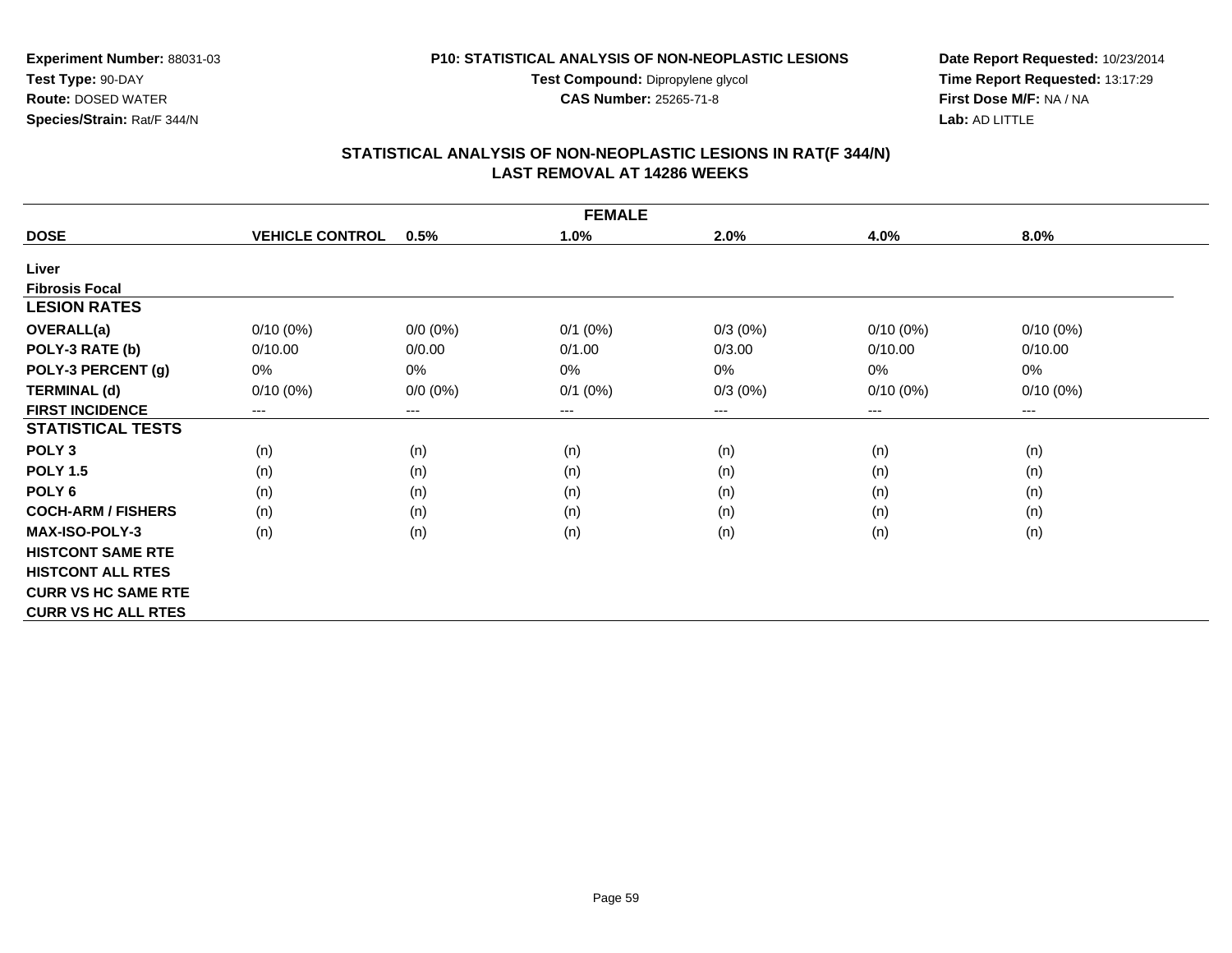**Experiment Number:** 88031-03
**Test Type:** 90-DAY
**Route:** DOSED WATER
**Species/Strain:** Rat/F 344/N

**P10: STATISTICAL ANALYSIS OF NON-NEOPLASTIC LESIONS**
**Test Compound:** Dipropylene glycol
**CAS Number:** 25265-71-8

**Date Report Requested:** 10/23/2014
**Time Report Requested:** 13:17:29
**First Dose M/F:** NA / NA
**Lab:** AD LITTLE

## STATISTICAL ANALYSIS OF NON-NEOPLASTIC LESIONS IN RAT(F 344/N)
## LAST REMOVAL AT 14286 WEEKS

| FEMALE | | | | | | |
|---|---|---|---|---|---|---|
| **DOSE** | **VEHICLE CONTROL** | **0.5%** | **1.0%** | **2.0%** | **4.0%** | **8.0%** |
| **Liver** | | | | | | |
| **Fibrosis Focal** | | | | | | |
| **LESION RATES** | | | | | | |
| **OVERALL(a)** | 0/10 (0%) | 0/0 (0%) | 0/1 (0%) | 0/3 (0%) | 0/10 (0%) | 0/10 (0%) |
| **POLY-3 RATE (b)** | 0/10.00 | 0/0.00 | 0/1.00 | 0/3.00 | 0/10.00 | 0/10.00 |
| **POLY-3 PERCENT (g)** | 0% | 0% | 0% | 0% | 0% | 0% |
| **TERMINAL (d)** | 0/10 (0%) | 0/0 (0%) | 0/1 (0%) | 0/3 (0%) | 0/10 (0%) | 0/10 (0%) |
| **FIRST INCIDENCE** | --- | --- | --- | --- | --- | --- |
| **STATISTICAL TESTS** | | | | | | |
| **POLY 3** | (n) | (n) | (n) | (n) | (n) | (n) |
| **POLY 1.5** | (n) | (n) | (n) | (n) | (n) | (n) |
| **POLY 6** | (n) | (n) | (n) | (n) | (n) | (n) |
| **COCH-ARM / FISHERS** | (n) | (n) | (n) | (n) | (n) | (n) |
| **MAX-ISO-POLY-3** | (n) | (n) | (n) | (n) | (n) | (n) |
| **HISTCONT SAME RTE** | | | | | | |
| **HISTCONT ALL RTES** | | | | | | |
| **CURR VS HC SAME RTE** | | | | | | |
| **CURR VS HC ALL RTES** | | | | | | |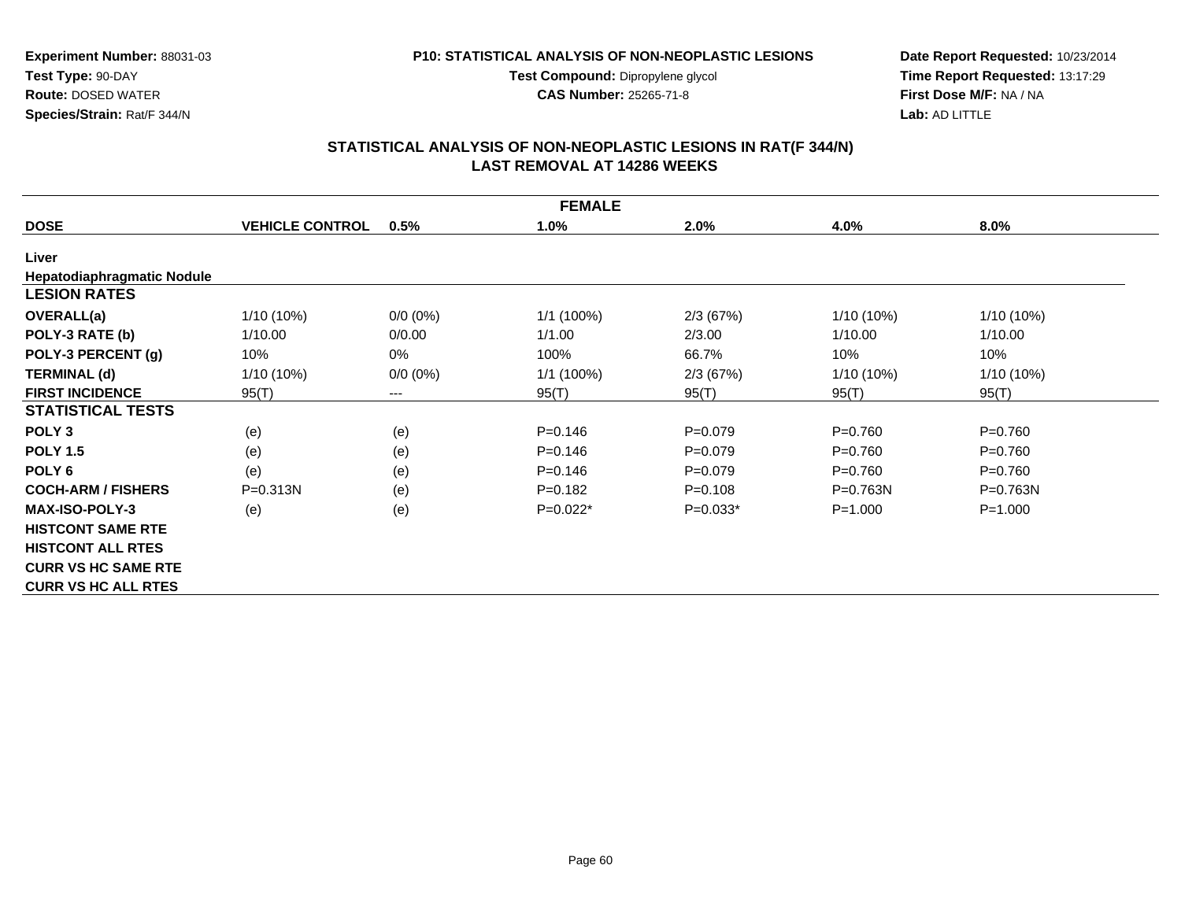Experiment Number: 88031-03
Test Type: 90-DAY
Route: DOSED WATER
Species/Strain: Rat/F 344/N

P10: STATISTICAL ANALYSIS OF NON-NEOPLASTIC LESIONS
Test Compound: Dipropylene glycol
CAS Number: 25265-71-8

Date Report Requested: 10/23/2014
Time Report Requested: 13:17:29
First Dose M/F: NA / NA
Lab: AD LITTLE

## STATISTICAL ANALYSIS OF NON-NEOPLASTIC LESIONS IN RAT(F 344/N)
## LAST REMOVAL AT 14286 WEEKS

| FEMALE | | | | | | |
|---|---|---|---|---|---|---|
| **DOSE** | **VEHICLE CONTROL** | **0.5%** | **1.0%** | **2.0%** | **4.0%** | **8.0%** |
| **Liver** | | | | | | |
| **Hepatodiaphragmatic Nodule** | | | | | | |
| **LESION RATES** | | | | | | |
| **OVERALL(a)** | 1/10 (10%) | 0/0 (0%) | 1/1 (100%) | 2/3 (67%) | 1/10 (10%) | 1/10 (10%) |
| **POLY-3 RATE (b)** | 1/10.00 | 0/0.00 | 1/1.00 | 2/3.00 | 1/10.00 | 1/10.00 |
| **POLY-3 PERCENT (g)** | 10% | 0% | 100% | 66.7% | 10% | 10% |
| **TERMINAL (d)** | 1/10 (10%) | 0/0 (0%) | 1/1 (100%) | 2/3 (67%) | 1/10 (10%) | 1/10 (10%) |
| **FIRST INCIDENCE** | 95(T) | --- | 95(T) | 95(T) | 95(T) | 95(T) |
| **STATISTICAL TESTS** | | | | | | |
| **POLY 3** | (e) | (e) | P=0.146 | P=0.079 | P=0.760 | P=0.760 |
| **POLY 1.5** | (e) | (e) | P=0.146 | P=0.079 | P=0.760 | P=0.760 |
| **POLY 6** | (e) | (e) | P=0.146 | P=0.079 | P=0.760 | P=0.760 |
| **COCH-ARM / FISHERS** | P=0.313N | (e) | P=0.182 | P=0.108 | P=0.763N | P=0.763N |
| **MAX-ISO-POLY-3** | (e) | (e) | P=0.022* | P=0.033* | P=1.000 | P=1.000 |
| **HISTCONT SAME RTE** | | | | | | |
| **HISTCONT ALL RTES** | | | | | | |
| **CURR VS HC SAME RTE** | | | | | | |
| **CURR VS HC ALL RTES** | | | | | | |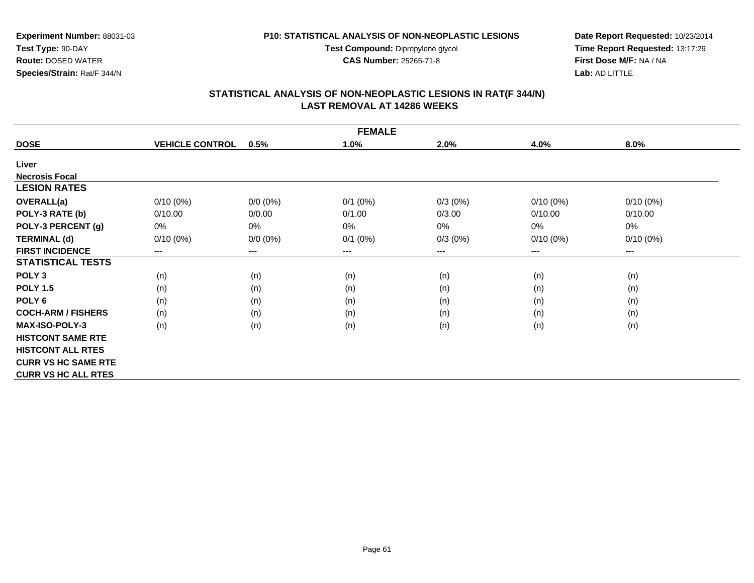**Experiment Number:** 88031-03
**Test Type:** 90-DAY
**Route:** DOSED WATER
**Species/Strain:** Rat/F 344/N

**P10: STATISTICAL ANALYSIS OF NON-NEOPLASTIC LESIONS**
**Test Compound:** Dipropylene glycol
**CAS Number:** 25265-71-8

**Date Report Requested:** 10/23/2014
**Time Report Requested:** 13:17:29
**First Dose M/F:** NA / NA
**Lab:** AD LITTLE

## STATISTICAL ANALYSIS OF NON-NEOPLASTIC LESIONS IN RAT(F 344/N)
## LAST REMOVAL AT 14286 WEEKS

| FEMALE | | | | | | |
|---|---|---|---|---|---|---|
| **DOSE** | **VEHICLE CONTROL** | **0.5%** | **1.0%** | **2.0%** | **4.0%** | **8.0%** |
| **Liver** | | | | | | |
| **Necrosis Focal** | | | | | | |
| **LESION RATES** | | | | | | |
| **OVERALL(a)** | 0/10 (0%) | 0/0 (0%) | 0/1 (0%) | 0/3 (0%) | 0/10 (0%) | 0/10 (0%) |
| **POLY-3 RATE (b)** | 0/10.00 | 0/0.00 | 0/1.00 | 0/3.00 | 0/10.00 | 0/10.00 |
| **POLY-3 PERCENT (g)** | 0% | 0% | 0% | 0% | 0% | 0% |
| **TERMINAL (d)** | 0/10 (0%) | 0/0 (0%) | 0/1 (0%) | 0/3 (0%) | 0/10 (0%) | 0/10 (0%) |
| **FIRST INCIDENCE** | --- | --- | --- | --- | --- | --- |
| **STATISTICAL TESTS** | | | | | | |
| **POLY 3** | (n) | (n) | (n) | (n) | (n) | (n) |
| **POLY 1.5** | (n) | (n) | (n) | (n) | (n) | (n) |
| **POLY 6** | (n) | (n) | (n) | (n) | (n) | (n) |
| **COCH-ARM / FISHERS** | (n) | (n) | (n) | (n) | (n) | (n) |
| **MAX-ISO-POLY-3** | (n) | (n) | (n) | (n) | (n) | (n) |
| **HISTCONT SAME RTE** | | | | | | |
| **HISTCONT ALL RTES** | | | | | | |
| **CURR VS HC SAME RTE** | | | | | | |
| **CURR VS HC ALL RTES** | | | | | | |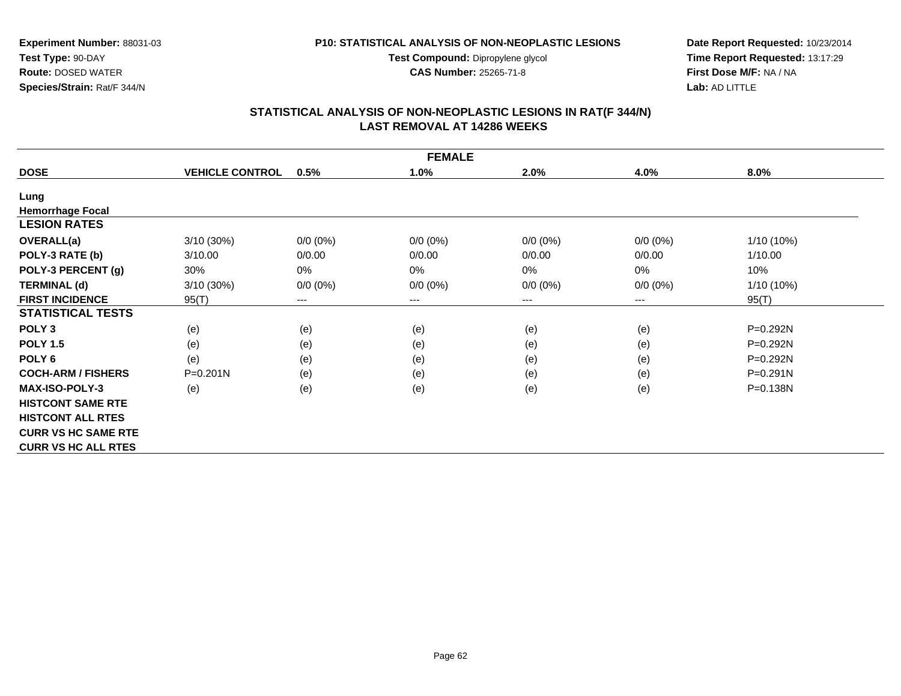**Experiment Number:** 88031-03
**Test Type:** 90-DAY
**Route:** DOSED WATER
**Species/Strain:** Rat/F 344/N

**P10: STATISTICAL ANALYSIS OF NON-NEOPLASTIC LESIONS**
**Test Compound:** Dipropylene glycol
**CAS Number:** 25265-71-8

**Date Report Requested:** 10/23/2014
**Time Report Requested:** 13:17:29
**First Dose M/F:** NA / NA
**Lab:** AD LITTLE

## STATISTICAL ANALYSIS OF NON-NEOPLASTIC LESIONS IN RAT(F 344/N)
## LAST REMOVAL AT 14286 WEEKS

| FEMALE | | | | | | |
|---|---|---|---|---|---|---|
| **DOSE** | **VEHICLE CONTROL** | **0.5%** | **1.0%** | **2.0%** | **4.0%** | **8.0%** |
| **Lung** | | | | | | |
| **Hemorrhage Focal** | | | | | | |
| **LESION RATES** | | | | | | |
| **OVERALL(a)** | 3/10 (30%) | 0/0 (0%) | 0/0 (0%) | 0/0 (0%) | 0/0 (0%) | 1/10 (10%) |
| **POLY-3 RATE (b)** | 3/10.00 | 0/0.00 | 0/0.00 | 0/0.00 | 0/0.00 | 1/10.00 |
| **POLY-3 PERCENT (g)** | 30% | 0% | 0% | 0% | 0% | 10% |
| **TERMINAL (d)** | 3/10 (30%) | 0/0 (0%) | 0/0 (0%) | 0/0 (0%) | 0/0 (0%) | 1/10 (10%) |
| **FIRST INCIDENCE** | 95(T) | --- | --- | --- | --- | 95(T) |
| **STATISTICAL TESTS** | | | | | | |
| **POLY 3** | (e) | (e) | (e) | (e) | (e) | P=0.292N |
| **POLY 1.5** | (e) | (e) | (e) | (e) | (e) | P=0.292N |
| **POLY 6** | (e) | (e) | (e) | (e) | (e) | P=0.292N |
| **COCH-ARM / FISHERS** | P=0.201N | (e) | (e) | (e) | (e) | P=0.291N |
| **MAX-ISO-POLY-3** | (e) | (e) | (e) | (e) | (e) | P=0.138N |
| **HISTCONT SAME RTE** | | | | | | |
| **HISTCONT ALL RTES** | | | | | | |
| **CURR VS HC SAME RTE** | | | | | | |
| **CURR VS HC ALL RTES** | | | | | | |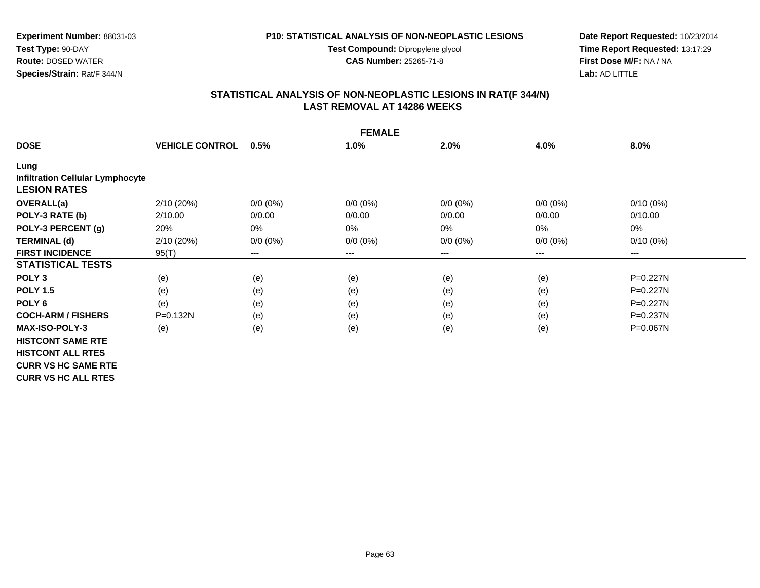**Experiment Number:** 88031-03
**Test Type:** 90-DAY
**Route:** DOSED WATER
**Species/Strain:** Rat/F 344/N

**P10: STATISTICAL ANALYSIS OF NON-NEOPLASTIC LESIONS**
**Test Compound:** Dipropylene glycol
**CAS Number:** 25265-71-8

**Date Report Requested:** 10/23/2014
**Time Report Requested:** 13:17:29
**First Dose M/F:** NA / NA
**Lab:** AD LITTLE

## STATISTICAL ANALYSIS OF NON-NEOPLASTIC LESIONS IN RAT(F 344/N)
## LAST REMOVAL AT 14286 WEEKS

| FEMALE | | | | | | |
|---|---|---|---|---|---|---|
| **DOSE** | **VEHICLE CONTROL** | **0.5%** | **1.0%** | **2.0%** | **4.0%** | **8.0%** |
| **Lung** | | | | | | |
| **Infiltration Cellular Lymphocyte** | | | | | | |
| **LESION RATES** | | | | | | |
| **OVERALL(a)** | 2/10 (20%) | 0/0 (0%) | 0/0 (0%) | 0/0 (0%) | 0/0 (0%) | 0/10 (0%) |
| **POLY-3 RATE (b)** | 2/10.00 | 0/0.00 | 0/0.00 | 0/0.00 | 0/0.00 | 0/10.00 |
| **POLY-3 PERCENT (g)** | 20% | 0% | 0% | 0% | 0% | 0% |
| **TERMINAL (d)** | 2/10 (20%) | 0/0 (0%) | 0/0 (0%) | 0/0 (0%) | 0/0 (0%) | 0/10 (0%) |
| **FIRST INCIDENCE** | 95(T) | --- | --- | --- | --- | --- |
| **STATISTICAL TESTS** | | | | | | |
| **POLY 3** | (e) | (e) | (e) | (e) | (e) | P=0.227N |
| **POLY 1.5** | (e) | (e) | (e) | (e) | (e) | P=0.227N |
| **POLY 6** | (e) | (e) | (e) | (e) | (e) | P=0.227N |
| **COCH-ARM / FISHERS** | P=0.132N | (e) | (e) | (e) | (e) | P=0.237N |
| **MAX-ISO-POLY-3** | (e) | (e) | (e) | (e) | (e) | P=0.067N |
| **HISTCONT SAME RTE** | | | | | | |
| **HISTCONT ALL RTES** | | | | | | |
| **CURR VS HC SAME RTE** | | | | | | |
| **CURR VS HC ALL RTES** | | | | | | |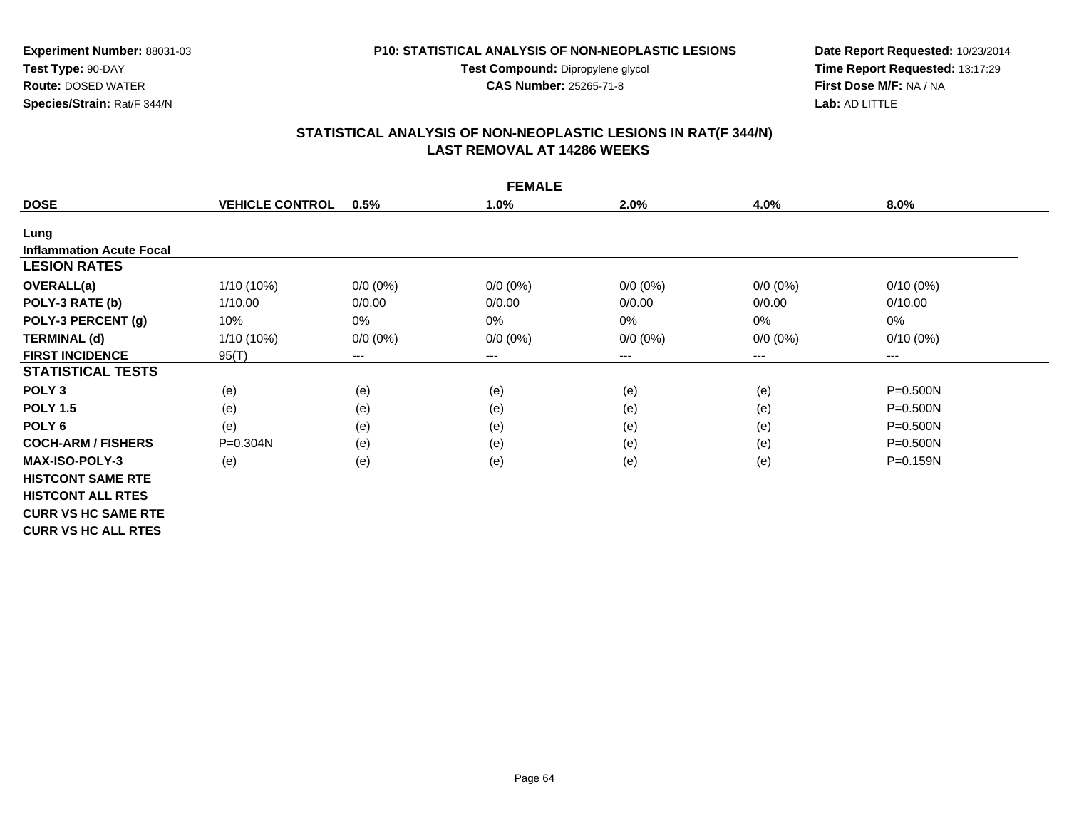**Experiment Number:** 88031-03
**Test Type:** 90-DAY
**Route:** DOSED WATER
**Species/Strain:** Rat/F 344/N

**P10: STATISTICAL ANALYSIS OF NON-NEOPLASTIC LESIONS**
**Test Compound:** Dipropylene glycol
**CAS Number:** 25265-71-8

**Date Report Requested:** 10/23/2014
**Time Report Requested:** 13:17:29
**First Dose M/F:** NA / NA
**Lab:** AD LITTLE

## STATISTICAL ANALYSIS OF NON-NEOPLASTIC LESIONS IN RAT(F 344/N)
## LAST REMOVAL AT 14286 WEEKS

| FEMALE | | | | | | |
|---|---|---|---|---|---|---|
| **DOSE** | **VEHICLE CONTROL** | **0.5%** | **1.0%** | **2.0%** | **4.0%** | **8.0%** |
| **Lung** | | | | | | |
| **Inflammation Acute Focal** | | | | | | |
| **LESION RATES** | | | | | | |
| **OVERALL(a)** | 1/10 (10%) | 0/0 (0%) | 0/0 (0%) | 0/0 (0%) | 0/0 (0%) | 0/10 (0%) |
| **POLY-3 RATE (b)** | 1/10.00 | 0/0.00 | 0/0.00 | 0/0.00 | 0/0.00 | 0/10.00 |
| **POLY-3 PERCENT (g)** | 10% | 0% | 0% | 0% | 0% | 0% |
| **TERMINAL (d)** | 1/10 (10%) | 0/0 (0%) | 0/0 (0%) | 0/0 (0%) | 0/0 (0%) | 0/10 (0%) |
| **FIRST INCIDENCE** | 95(T) | --- | --- | --- | --- | --- |
| **STATISTICAL TESTS** | | | | | | |
| **POLY 3** | (e) | (e) | (e) | (e) | (e) | P=0.500N |
| **POLY 1.5** | (e) | (e) | (e) | (e) | (e) | P=0.500N |
| **POLY 6** | (e) | (e) | (e) | (e) | (e) | P=0.500N |
| **COCH-ARM / FISHERS** | P=0.304N | (e) | (e) | (e) | (e) | P=0.500N |
| **MAX-ISO-POLY-3** | (e) | (e) | (e) | (e) | (e) | P=0.159N |
| **HISTCONT SAME RTE** | | | | | | |
| **HISTCONT ALL RTES** | | | | | | |
| **CURR VS HC SAME RTE** | | | | | | |
| **CURR VS HC ALL RTES** | | | | | | |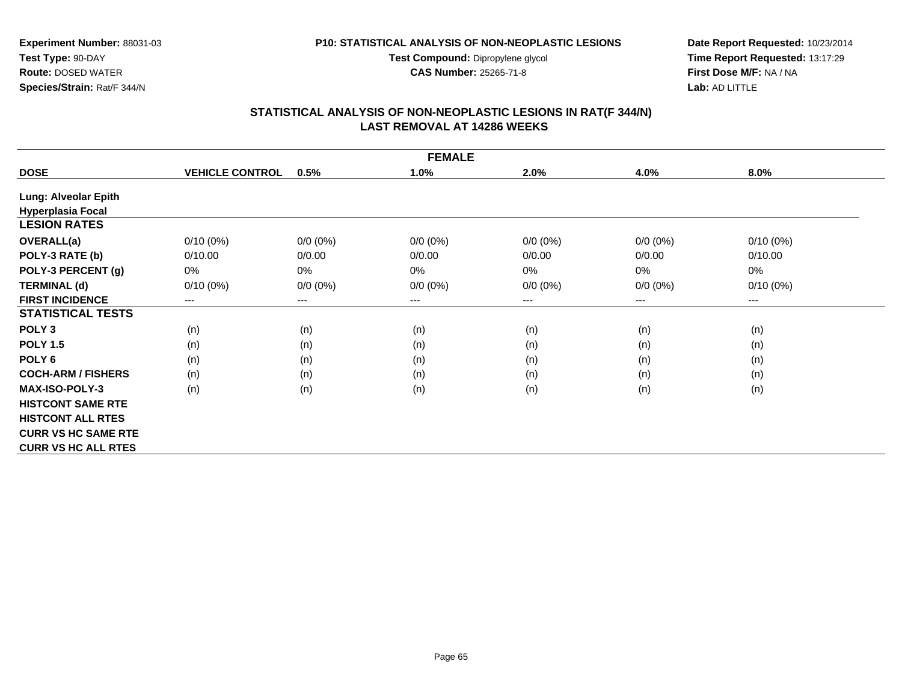**Experiment Number:** 88031-03
**Test Type:** 90-DAY
**Route:** DOSED WATER
**Species/Strain:** Rat/F 344/N

**P10: STATISTICAL ANALYSIS OF NON-NEOPLASTIC LESIONS**
**Test Compound:** Dipropylene glycol
**CAS Number:** 25265-71-8

**Date Report Requested:** 10/23/2014
**Time Report Requested:** 13:17:29
**First Dose M/F:** NA / NA
**Lab:** AD LITTLE

## STATISTICAL ANALYSIS OF NON-NEOPLASTIC LESIONS IN RAT(F 344/N)
## LAST REMOVAL AT 14286 WEEKS

| FEMALE | | | | | | |
|---|---|---|---|---|---|---|
| **DOSE** | **VEHICLE CONTROL** | **0.5%** | **1.0%** | **2.0%** | **4.0%** | **8.0%** |
| **Lung: Alveolar Epith Hyperplasia Focal** | | | | | | |
| **LESION RATES** | | | | | | |
| **OVERALL(a)** | 0/10 (0%) | 0/0 (0%) | 0/0 (0%) | 0/0 (0%) | 0/0 (0%) | 0/10 (0%) |
| **POLY-3 RATE (b)** | 0/10.00 | 0/0.00 | 0/0.00 | 0/0.00 | 0/0.00 | 0/10.00 |
| **POLY-3 PERCENT (g)** | 0% | 0% | 0% | 0% | 0% | 0% |
| **TERMINAL (d)** | 0/10 (0%) | 0/0 (0%) | 0/0 (0%) | 0/0 (0%) | 0/0 (0%) | 0/10 (0%) |
| **FIRST INCIDENCE** | --- | --- | --- | --- | --- | --- |
| **STATISTICAL TESTS** | | | | | | |
| **POLY 3** | (n) | (n) | (n) | (n) | (n) | (n) |
| **POLY 1.5** | (n) | (n) | (n) | (n) | (n) | (n) |
| **POLY 6** | (n) | (n) | (n) | (n) | (n) | (n) |
| **COCH-ARM / FISHERS** | (n) | (n) | (n) | (n) | (n) | (n) |
| **MAX-ISO-POLY-3** | (n) | (n) | (n) | (n) | (n) | (n) |
| **HISTCONT SAME RTE** | | | | | | |
| **HISTCONT ALL RTES** | | | | | | |
| **CURR VS HC SAME RTE** | | | | | | |
| **CURR VS HC ALL RTES** | | | | | | |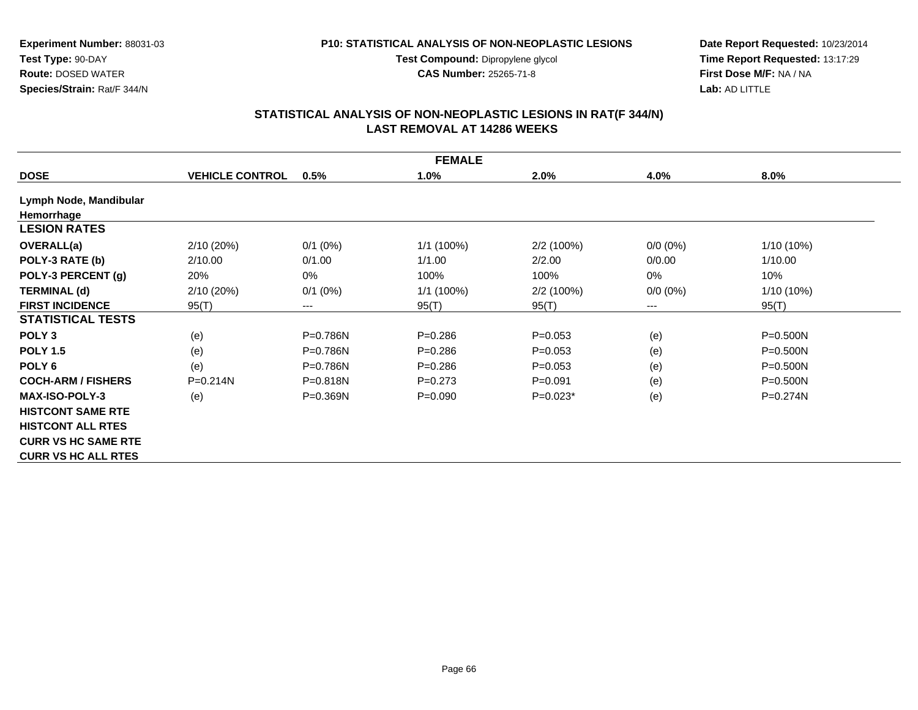**Experiment Number:** 88031-03
**Test Type:** 90-DAY
**Route:** DOSED WATER
**Species/Strain:** Rat/F 344/N

**P10: STATISTICAL ANALYSIS OF NON-NEOPLASTIC LESIONS**
**Test Compound:** Dipropylene glycol
**CAS Number:** 25265-71-8

**Date Report Requested:** 10/23/2014
**Time Report Requested:** 13:17:29
**First Dose M/F:** NA / NA
**Lab:** AD LITTLE

## STATISTICAL ANALYSIS OF NON-NEOPLASTIC LESIONS IN RAT(F 344/N)
## LAST REMOVAL AT 14286 WEEKS

| FEMALE | | | | | | |
|---|---|---|---|---|---|---|
| **DOSE** | **VEHICLE CONTROL** | **0.5%** | **1.0%** | **2.0%** | **4.0%** | **8.0%** |
| **Lymph Node, Mandibular** | | | | | | |
| **Hemorrhage** | | | | | | |
| **LESION RATES** | | | | | | |
| **OVERALL(a)** | 2/10 (20%) | 0/1 (0%) | 1/1 (100%) | 2/2 (100%) | 0/0 (0%) | 1/10 (10%) |
| **POLY-3 RATE (b)** | 2/10.00 | 0/1.00 | 1/1.00 | 2/2.00 | 0/0.00 | 1/10.00 |
| **POLY-3 PERCENT (g)** | 20% | 0% | 100% | 100% | 0% | 10% |
| **TERMINAL (d)** | 2/10 (20%) | 0/1 (0%) | 1/1 (100%) | 2/2 (100%) | 0/0 (0%) | 1/10 (10%) |
| **FIRST INCIDENCE** | 95(T) | --- | 95(T) | 95(T) | --- | 95(T) |
| **STATISTICAL TESTS** | | | | | | |
| **POLY 3** | (e) | P=0.786N | P=0.286 | P=0.053 | (e) | P=0.500N |
| **POLY 1.5** | (e) | P=0.786N | P=0.286 | P=0.053 | (e) | P=0.500N |
| **POLY 6** | (e) | P=0.786N | P=0.286 | P=0.053 | (e) | P=0.500N |
| **COCH-ARM / FISHERS** | P=0.214N | P=0.818N | P=0.273 | P=0.091 | (e) | P=0.500N |
| **MAX-ISO-POLY-3** | (e) | P=0.369N | P=0.090 | P=0.023* | (e) | P=0.274N |
| **HISTCONT SAME RTE** | | | | | | |
| **HISTCONT ALL RTES** | | | | | | |
| **CURR VS HC SAME RTE** | | | | | | |
| **CURR VS HC ALL RTES** | | | | | | |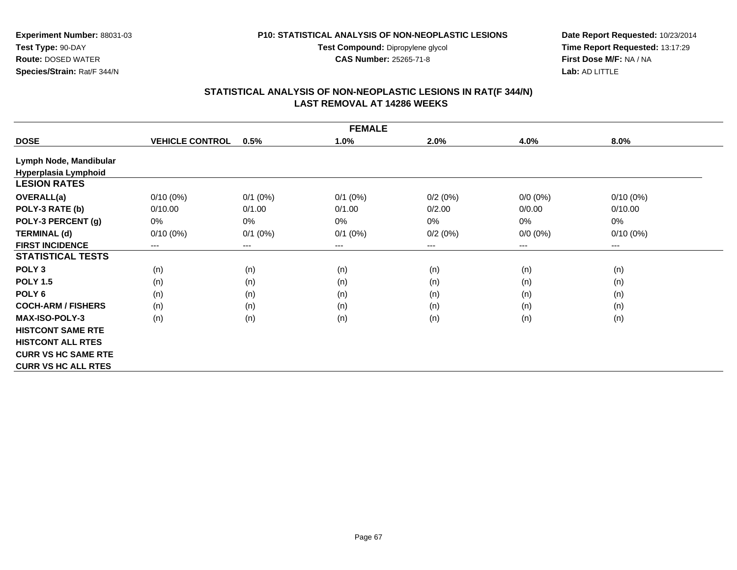**Experiment Number:** 88031-03
**Test Type:** 90-DAY
**Route:** DOSED WATER
**Species/Strain:** Rat/F 344/N

**P10: STATISTICAL ANALYSIS OF NON-NEOPLASTIC LESIONS**
**Test Compound:** Dipropylene glycol
**CAS Number:** 25265-71-8

**Date Report Requested:** 10/23/2014
**Time Report Requested:** 13:17:29
**First Dose M/F:** NA / NA
**Lab:** AD LITTLE

## STATISTICAL ANALYSIS OF NON-NEOPLASTIC LESIONS IN RAT(F 344/N)
## LAST REMOVAL AT 14286 WEEKS

| FEMALE | | | | | | |
|---|---|---|---|---|---|---|
| **DOSE** | **VEHICLE CONTROL** | **0.5%** | **1.0%** | **2.0%** | **4.0%** | **8.0%** |
| **Lymph Node, Mandibular** | | | | | | |
| **Hyperplasia Lymphoid** | | | | | | |
| **LESION RATES** | | | | | | |
| **OVERALL(a)** | 0/10 (0%) | 0/1 (0%) | 0/1 (0%) | 0/2 (0%) | 0/0 (0%) | 0/10 (0%) |
| **POLY-3 RATE (b)** | 0/10.00 | 0/1.00 | 0/1.00 | 0/2.00 | 0/0.00 | 0/10.00 |
| **POLY-3 PERCENT (g)** | 0% | 0% | 0% | 0% | 0% | 0% |
| **TERMINAL (d)** | 0/10 (0%) | 0/1 (0%) | 0/1 (0%) | 0/2 (0%) | 0/0 (0%) | 0/10 (0%) |
| **FIRST INCIDENCE** | --- | --- | --- | --- | --- | --- |
| **STATISTICAL TESTS** | | | | | | |
| **POLY 3** | (n) | (n) | (n) | (n) | (n) | (n) |
| **POLY 1.5** | (n) | (n) | (n) | (n) | (n) | (n) |
| **POLY 6** | (n) | (n) | (n) | (n) | (n) | (n) |
| **COCH-ARM / FISHERS** | (n) | (n) | (n) | (n) | (n) | (n) |
| **MAX-ISO-POLY-3** | (n) | (n) | (n) | (n) | (n) | (n) |
| **HISTCONT SAME RTE** | | | | | | |
| **HISTCONT ALL RTES** | | | | | | |
| **CURR VS HC SAME RTE** | | | | | | |
| **CURR VS HC ALL RTES** | | | | | | |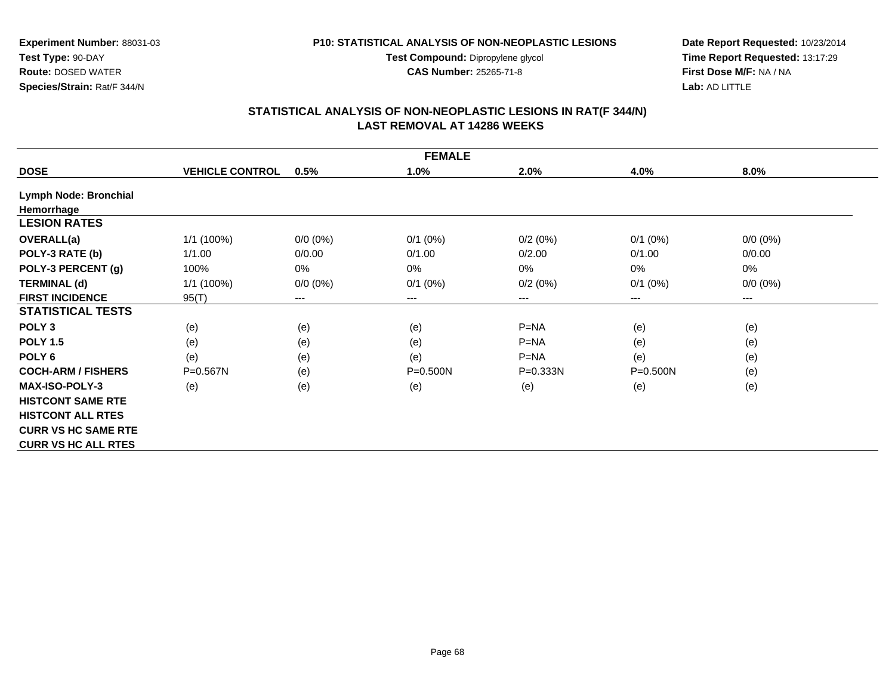**Experiment Number:** 88031-03
**Test Type:** 90-DAY
**Route:** DOSED WATER
**Species/Strain:** Rat/F 344/N

**P10: STATISTICAL ANALYSIS OF NON-NEOPLASTIC LESIONS**
**Test Compound:** Dipropylene glycol
**CAS Number:** 25265-71-8

**Date Report Requested:** 10/23/2014
**Time Report Requested:** 13:17:29
**First Dose M/F:** NA / NA
**Lab:** AD LITTLE

## STATISTICAL ANALYSIS OF NON-NEOPLASTIC LESIONS IN RAT(F 344/N)
## LAST REMOVAL AT 14286 WEEKS

| FEMALE | | | | | | |
|---|---|---|---|---|---|---|
| **DOSE** | **VEHICLE CONTROL** | **0.5%** | **1.0%** | **2.0%** | **4.0%** | **8.0%** |
| **Lymph Node: Bronchial** | | | | | | |
| **Hemorrhage** | | | | | | |
| **LESION RATES** | | | | | | |
| **OVERALL(a)** | 1/1 (100%) | 0/0 (0%) | 0/1 (0%) | 0/2 (0%) | 0/1 (0%) | 0/0 (0%) |
| **POLY-3 RATE (b)** | 1/1.00 | 0/0.00 | 0/1.00 | 0/2.00 | 0/1.00 | 0/0.00 |
| **POLY-3 PERCENT (g)** | 100% | 0% | 0% | 0% | 0% | 0% |
| **TERMINAL (d)** | 1/1 (100%) | 0/0 (0%) | 0/1 (0%) | 0/2 (0%) | 0/1 (0%) | 0/0 (0%) |
| **FIRST INCIDENCE** | 95(T) | --- | --- | --- | --- | --- |
| **STATISTICAL TESTS** | | | | | | |
| **POLY 3** | (e) | (e) | (e) | P=NA | (e) | (e) |
| **POLY 1.5** | (e) | (e) | (e) | P=NA | (e) | (e) |
| **POLY 6** | (e) | (e) | (e) | P=NA | (e) | (e) |
| **COCH-ARM / FISHERS** | P=0.567N | (e) | P=0.500N | P=0.333N | P=0.500N | (e) |
| **MAX-ISO-POLY-3** | (e) | (e) | (e) | (e) | (e) | (e) |
| **HISTCONT SAME RTE** | | | | | | |
| **HISTCONT ALL RTES** | | | | | | |
| **CURR VS HC SAME RTE** | | | | | | |
| **CURR VS HC ALL RTES** | | | | | | |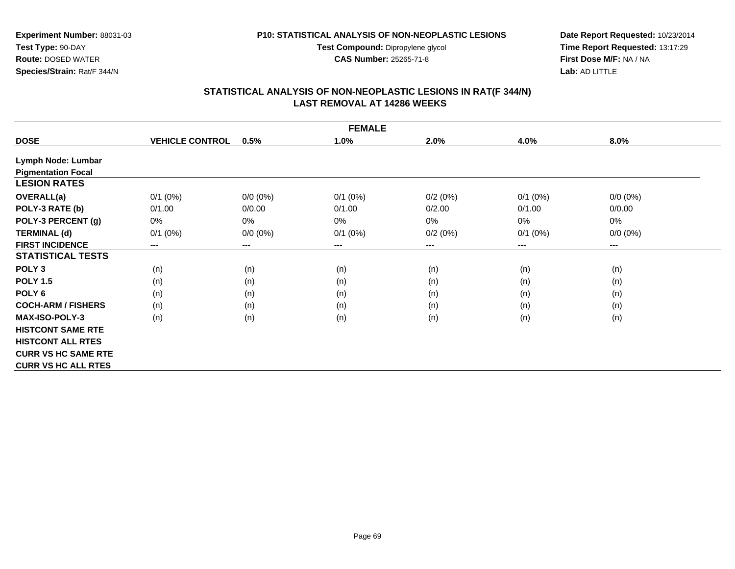**Experiment Number:** 88031-03
**Test Type:** 90-DAY
**Route:** DOSED WATER
**Species/Strain:** Rat/F 344/N

**P10: STATISTICAL ANALYSIS OF NON-NEOPLASTIC LESIONS**
**Test Compound:** Dipropylene glycol
**CAS Number:** 25265-71-8

**Date Report Requested:** 10/23/2014
**Time Report Requested:** 13:17:29
**First Dose M/F:** NA / NA
**Lab:** AD LITTLE

## STATISTICAL ANALYSIS OF NON-NEOPLASTIC LESIONS IN RAT(F 344/N)
## LAST REMOVAL AT 14286 WEEKS

| FEMALE | | | | | | |
|---|---|---|---|---|---|---|
| **DOSE** | **VEHICLE CONTROL** | **0.5%** | **1.0%** | **2.0%** | **4.0%** | **8.0%** |
| **Lymph Node: Lumbar** | | | | | | |
| **Pigmentation Focal** | | | | | | |
| **LESION RATES** | | | | | | |
| **OVERALL(a)** | 0/1 (0%) | 0/0 (0%) | 0/1 (0%) | 0/2 (0%) | 0/1 (0%) | 0/0 (0%) |
| **POLY-3 RATE (b)** | 0/1.00 | 0/0.00 | 0/1.00 | 0/2.00 | 0/1.00 | 0/0.00 |
| **POLY-3 PERCENT (g)** | 0% | 0% | 0% | 0% | 0% | 0% |
| **TERMINAL (d)** | 0/1 (0%) | 0/0 (0%) | 0/1 (0%) | 0/2 (0%) | 0/1 (0%) | 0/0 (0%) |
| **FIRST INCIDENCE** | --- | --- | --- | --- | --- | --- |
| **STATISTICAL TESTS** | | | | | | |
| **POLY 3** | (n) | (n) | (n) | (n) | (n) | (n) |
| **POLY 1.5** | (n) | (n) | (n) | (n) | (n) | (n) |
| **POLY 6** | (n) | (n) | (n) | (n) | (n) | (n) |
| **COCH-ARM / FISHERS** | (n) | (n) | (n) | (n) | (n) | (n) |
| **MAX-ISO-POLY-3** | (n) | (n) | (n) | (n) | (n) | (n) |
| **HISTCONT SAME RTE** | | | | | | |
| **HISTCONT ALL RTES** | | | | | | |
| **CURR VS HC SAME RTE** | | | | | | |
| **CURR VS HC ALL RTES** | | | | | | |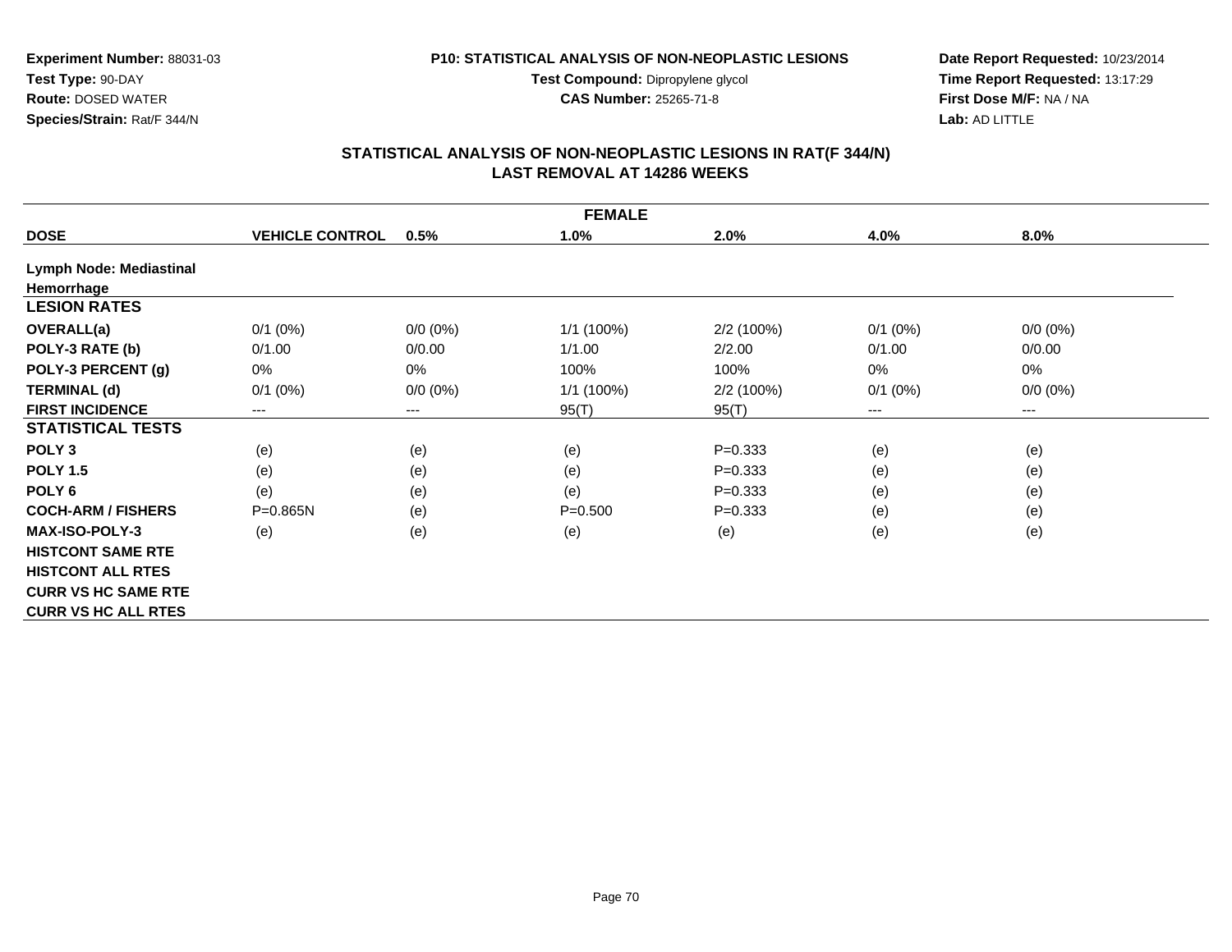**Experiment Number:** 88031-03
**Test Type:** 90-DAY
**Route:** DOSED WATER
**Species/Strain:** Rat/F 344/N

**P10: STATISTICAL ANALYSIS OF NON-NEOPLASTIC LESIONS**
**Test Compound:** Dipropylene glycol
**CAS Number:** 25265-71-8

**Date Report Requested:** 10/23/2014
**Time Report Requested:** 13:17:29
**First Dose M/F:** NA / NA
**Lab:** AD LITTLE

## STATISTICAL ANALYSIS OF NON-NEOPLASTIC LESIONS IN RAT(F 344/N)
## LAST REMOVAL AT 14286 WEEKS

| FEMALE | | | | | | |
|---|---|---|---|---|---|---|
| **DOSE** | **VEHICLE CONTROL** | **0.5%** | **1.0%** | **2.0%** | **4.0%** | **8.0%** |
| **Lymph Node: Mediastinal** | | | | | | |
| **Hemorrhage** | | | | | | |
| **LESION RATES** | | | | | | |
| **OVERALL(a)** | 0/1 (0%) | 0/0 (0%) | 1/1 (100%) | 2/2 (100%) | 0/1 (0%) | 0/0 (0%) |
| **POLY-3 RATE (b)** | 0/1.00 | 0/0.00 | 1/1.00 | 2/2.00 | 0/1.00 | 0/0.00 |
| **POLY-3 PERCENT (g)** | 0% | 0% | 100% | 100% | 0% | 0% |
| **TERMINAL (d)** | 0/1 (0%) | 0/0 (0%) | 1/1 (100%) | 2/2 (100%) | 0/1 (0%) | 0/0 (0%) |
| **FIRST INCIDENCE** | --- | --- | 95(T) | 95(T) | --- | --- |
| **STATISTICAL TESTS** | | | | | | |
| **POLY 3** | (e) | (e) | (e) | P=0.333 | (e) | (e) |
| **POLY 1.5** | (e) | (e) | (e) | P=0.333 | (e) | (e) |
| **POLY 6** | (e) | (e) | (e) | P=0.333 | (e) | (e) |
| **COCH-ARM / FISHERS** | P=0.865N | (e) | P=0.500 | P=0.333 | (e) | (e) |
| **MAX-ISO-POLY-3** | (e) | (e) | (e) | (e) | (e) | (e) |
| **HISTCONT SAME RTE** | | | | | | |
| **HISTCONT ALL RTES** | | | | | | |
| **CURR VS HC SAME RTE** | | | | | | |
| **CURR VS HC ALL RTES** | | | | | | |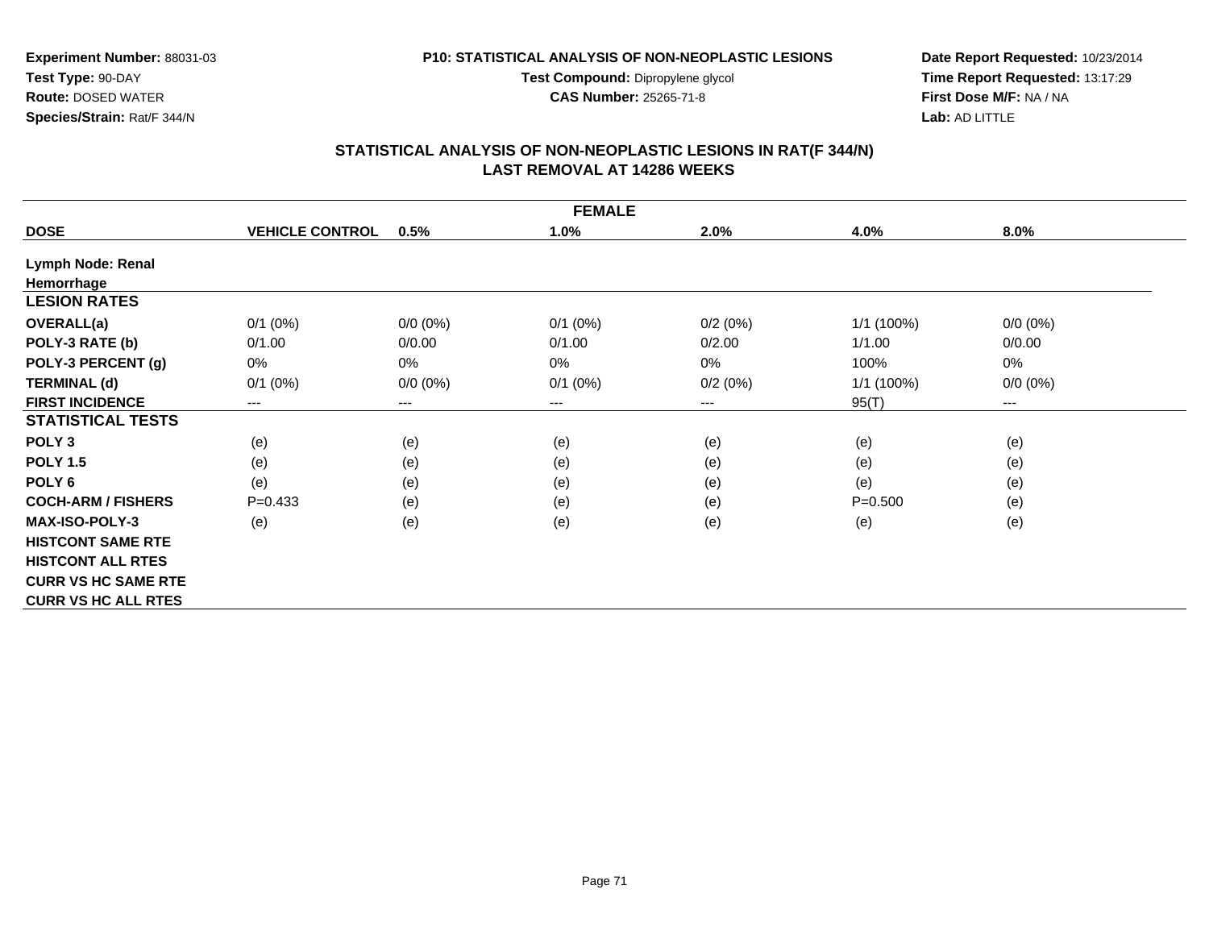**Experiment Number:** 88031-03
**Test Type:** 90-DAY
**Route:** DOSED WATER
**Species/Strain:** Rat/F 344/N

**P10: STATISTICAL ANALYSIS OF NON-NEOPLASTIC LESIONS**
**Test Compound:** Dipropylene glycol
**CAS Number:** 25265-71-8

**Date Report Requested:** 10/23/2014
**Time Report Requested:** 13:17:29
**First Dose M/F:** NA / NA
**Lab:** AD LITTLE

## STATISTICAL ANALYSIS OF NON-NEOPLASTIC LESIONS IN RAT(F 344/N)
## LAST REMOVAL AT 14286 WEEKS

| FEMALE | | | | | | |
|---|---|---|---|---|---|---|
| **DOSE** | **VEHICLE CONTROL** | **0.5%** | **1.0%** | **2.0%** | **4.0%** | **8.0%** |
| **Lymph Node: Renal** | | | | | | |
| **Hemorrhage** | | | | | | |
| **LESION RATES** | | | | | | |
| **OVERALL(a)** | 0/1 (0%) | 0/0 (0%) | 0/1 (0%) | 0/2 (0%) | 1/1 (100%) | 0/0 (0%) |
| **POLY-3 RATE (b)** | 0/1.00 | 0/0.00 | 0/1.00 | 0/2.00 | 1/1.00 | 0/0.00 |
| **POLY-3 PERCENT (g)** | 0% | 0% | 0% | 0% | 100% | 0% |
| **TERMINAL (d)** | 0/1 (0%) | 0/0 (0%) | 0/1 (0%) | 0/2 (0%) | 1/1 (100%) | 0/0 (0%) |
| **FIRST INCIDENCE** | --- | --- | --- | --- | 95(T) | --- |
| **STATISTICAL TESTS** | | | | | | |
| **POLY 3** | (e) | (e) | (e) | (e) | (e) | (e) |
| **POLY 1.5** | (e) | (e) | (e) | (e) | (e) | (e) |
| **POLY 6** | (e) | (e) | (e) | (e) | (e) | (e) |
| **COCH-ARM / FISHERS** | P=0.433 | (e) | (e) | (e) | P=0.500 | (e) |
| **MAX-ISO-POLY-3** | (e) | (e) | (e) | (e) | (e) | (e) |
| **HISTCONT SAME RTE** | | | | | | |
| **HISTCONT ALL RTES** | | | | | | |
| **CURR VS HC SAME RTE** | | | | | | |
| **CURR VS HC ALL RTES** | | | | | | |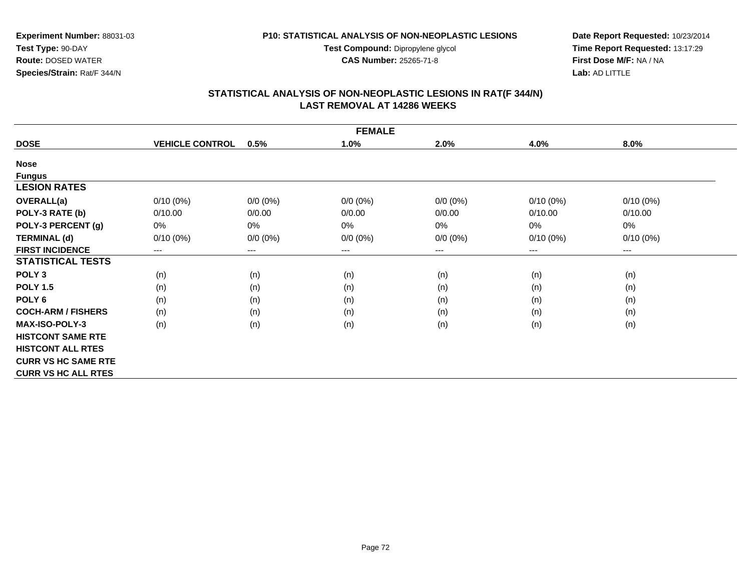**Experiment Number:** 88031-03
**Test Type:** 90-DAY
**Route:** DOSED WATER
**Species/Strain:** Rat/F 344/N

**P10: STATISTICAL ANALYSIS OF NON-NEOPLASTIC LESIONS**
**Test Compound:** Dipropylene glycol
**CAS Number:** 25265-71-8

**Date Report Requested:** 10/23/2014
**Time Report Requested:** 13:17:29
**First Dose M/F:** NA / NA
**Lab:** AD LITTLE

## STATISTICAL ANALYSIS OF NON-NEOPLASTIC LESIONS IN RAT(F 344/N)
## LAST REMOVAL AT 14286 WEEKS

| FEMALE | | | | | | |
|---|---|---|---|---|---|---|
| **DOSE** | **VEHICLE CONTROL** | **0.5%** | **1.0%** | **2.0%** | **4.0%** | **8.0%** |
| **Nose** | | | | | | |
| **Fungus** | | | | | | |
| **LESION RATES** | | | | | | |
| **OVERALL(a)** | 0/10 (0%) | 0/0 (0%) | 0/0 (0%) | 0/0 (0%) | 0/10 (0%) | 0/10 (0%) |
| **POLY-3 RATE (b)** | 0/10.00 | 0/0.00 | 0/0.00 | 0/0.00 | 0/10.00 | 0/10.00 |
| **POLY-3 PERCENT (g)** | 0% | 0% | 0% | 0% | 0% | 0% |
| **TERMINAL (d)** | 0/10 (0%) | 0/0 (0%) | 0/0 (0%) | 0/0 (0%) | 0/10 (0%) | 0/10 (0%) |
| **FIRST INCIDENCE** | --- | --- | --- | --- | --- | --- |
| **STATISTICAL TESTS** | | | | | | |
| **POLY 3** | (n) | (n) | (n) | (n) | (n) | (n) |
| **POLY 1.5** | (n) | (n) | (n) | (n) | (n) | (n) |
| **POLY 6** | (n) | (n) | (n) | (n) | (n) | (n) |
| **COCH-ARM / FISHERS** | (n) | (n) | (n) | (n) | (n) | (n) |
| **MAX-ISO-POLY-3** | (n) | (n) | (n) | (n) | (n) | (n) |
| **HISTCONT SAME RTE** | | | | | | |
| **HISTCONT ALL RTES** | | | | | | |
| **CURR VS HC SAME RTE** | | | | | | |
| **CURR VS HC ALL RTES** | | | | | | |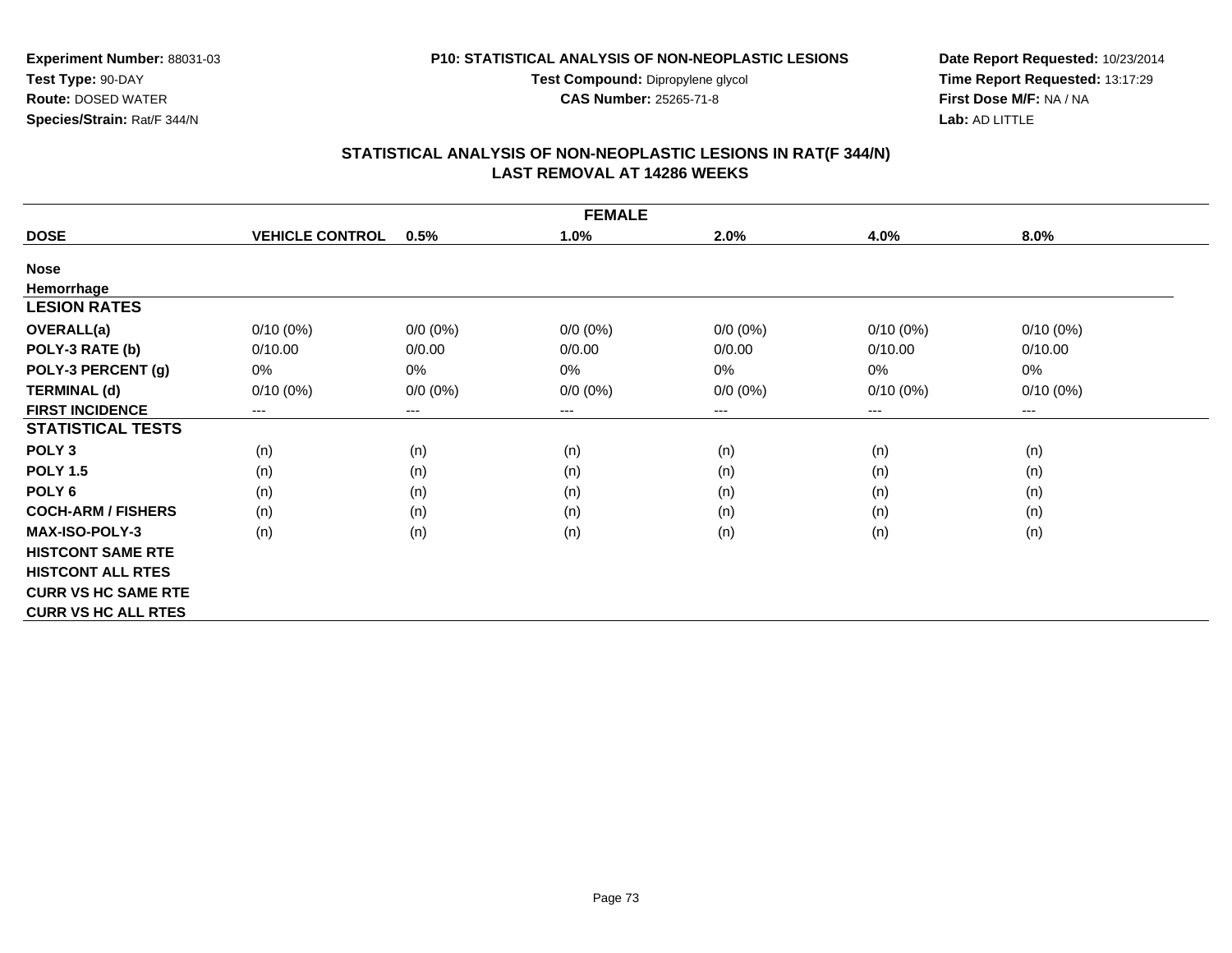**Experiment Number:** 88031-03
**Test Type:** 90-DAY
**Route:** DOSED WATER
**Species/Strain:** Rat/F 344/N

**P10: STATISTICAL ANALYSIS OF NON-NEOPLASTIC LESIONS**
**Test Compound:** Dipropylene glycol
**CAS Number:** 25265-71-8

**Date Report Requested:** 10/23/2014
**Time Report Requested:** 13:17:29
**First Dose M/F:** NA / NA
**Lab:** AD LITTLE

## STATISTICAL ANALYSIS OF NON-NEOPLASTIC LESIONS IN RAT(F 344/N)
## LAST REMOVAL AT 14286 WEEKS

| FEMALE | | | | | | |
|---|---|---|---|---|---|---|
| **DOSE** | **VEHICLE CONTROL** | **0.5%** | **1.0%** | **2.0%** | **4.0%** | **8.0%** |
| **Nose** | | | | | | |
| **Hemorrhage** | | | | | | |
| **LESION RATES** | | | | | | |
| **OVERALL(a)** | 0/10 (0%) | 0/0 (0%) | 0/0 (0%) | 0/0 (0%) | 0/10 (0%) | 0/10 (0%) |
| **POLY-3 RATE (b)** | 0/10.00 | 0/0.00 | 0/0.00 | 0/0.00 | 0/10.00 | 0/10.00 |
| **POLY-3 PERCENT (g)** | 0% | 0% | 0% | 0% | 0% | 0% |
| **TERMINAL (d)** | 0/10 (0%) | 0/0 (0%) | 0/0 (0%) | 0/0 (0%) | 0/10 (0%) | 0/10 (0%) |
| **FIRST INCIDENCE** | --- | --- | --- | --- | --- | --- |
| **STATISTICAL TESTS** | | | | | | |
| **POLY 3** | (n) | (n) | (n) | (n) | (n) | (n) |
| **POLY 1.5** | (n) | (n) | (n) | (n) | (n) | (n) |
| **POLY 6** | (n) | (n) | (n) | (n) | (n) | (n) |
| **COCH-ARM / FISHERS** | (n) | (n) | (n) | (n) | (n) | (n) |
| **MAX-ISO-POLY-3** | (n) | (n) | (n) | (n) | (n) | (n) |
| **HISTCONT SAME RTE** | | | | | | |
| **HISTCONT ALL RTES** | | | | | | |
| **CURR VS HC SAME RTE** | | | | | | |
| **CURR VS HC ALL RTES** | | | | | | |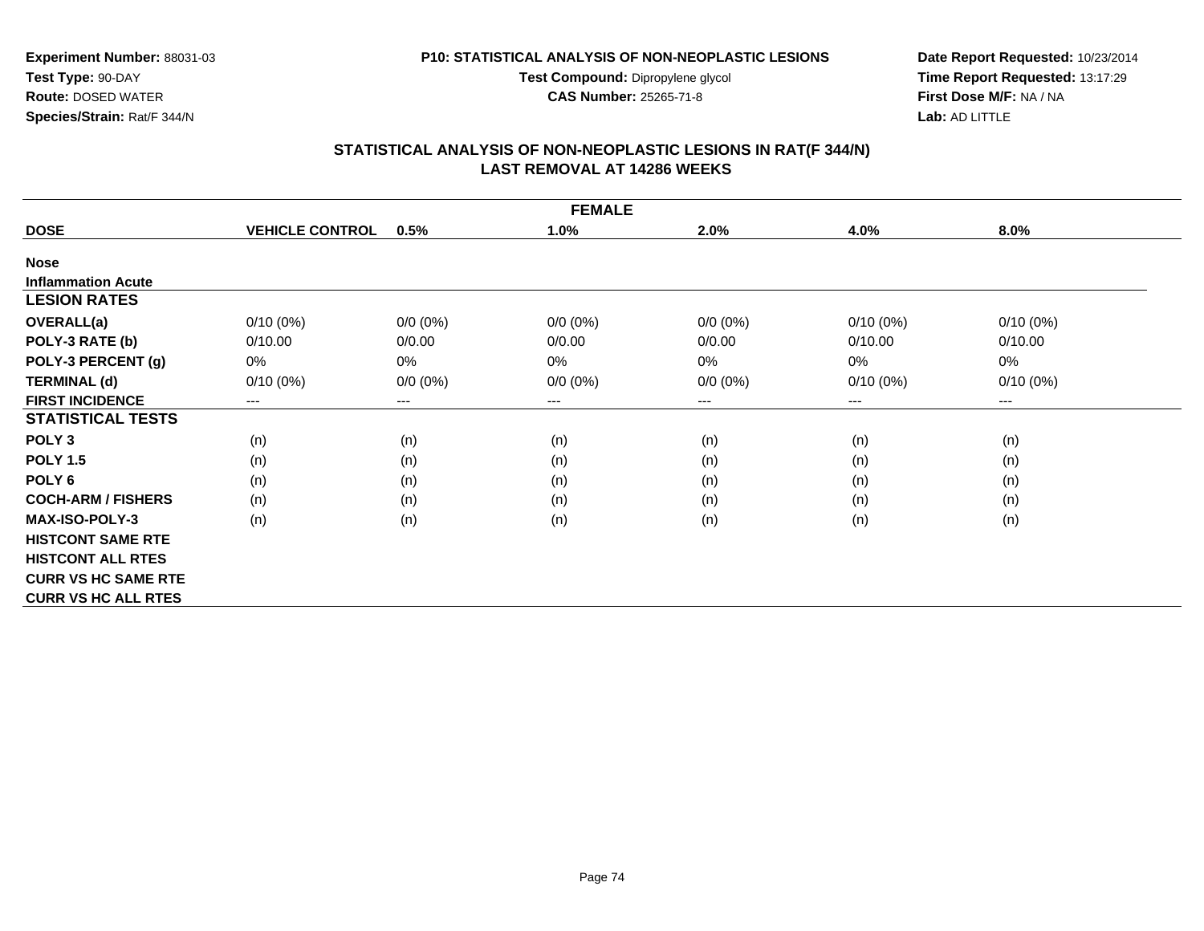**Experiment Number:** 88031-03
**Test Type:** 90-DAY
**Route:** DOSED WATER
**Species/Strain:** Rat/F 344/N

**P10: STATISTICAL ANALYSIS OF NON-NEOPLASTIC LESIONS**
**Test Compound:** Dipropylene glycol
**CAS Number:** 25265-71-8

**Date Report Requested:** 10/23/2014
**Time Report Requested:** 13:17:29
**First Dose M/F:** NA / NA
**Lab:** AD LITTLE

## STATISTICAL ANALYSIS OF NON-NEOPLASTIC LESIONS IN RAT(F 344/N)
## LAST REMOVAL AT 14286 WEEKS

| FEMALE | | | | | | |
|---|---|---|---|---|---|---|
| **DOSE** | **VEHICLE CONTROL** | **0.5%** | **1.0%** | **2.0%** | **4.0%** | **8.0%** |
| **Nose** | | | | | | |
| **Inflammation Acute** | | | | | | |
| **LESION RATES** | | | | | | |
| **OVERALL(a)** | 0/10 (0%) | 0/0 (0%) | 0/0 (0%) | 0/0 (0%) | 0/10 (0%) | 0/10 (0%) |
| **POLY-3 RATE (b)** | 0/10.00 | 0/0.00 | 0/0.00 | 0/0.00 | 0/10.00 | 0/10.00 |
| **POLY-3 PERCENT (g)** | 0% | 0% | 0% | 0% | 0% | 0% |
| **TERMINAL (d)** | 0/10 (0%) | 0/0 (0%) | 0/0 (0%) | 0/0 (0%) | 0/10 (0%) | 0/10 (0%) |
| **FIRST INCIDENCE** | --- | --- | --- | --- | --- | --- |
| **STATISTICAL TESTS** | | | | | | |
| **POLY 3** | (n) | (n) | (n) | (n) | (n) | (n) |
| **POLY 1.5** | (n) | (n) | (n) | (n) | (n) | (n) |
| **POLY 6** | (n) | (n) | (n) | (n) | (n) | (n) |
| **COCH-ARM / FISHERS** | (n) | (n) | (n) | (n) | (n) | (n) |
| **MAX-ISO-POLY-3** | (n) | (n) | (n) | (n) | (n) | (n) |
| **HISTCONT SAME RTE** | | | | | | |
| **HISTCONT ALL RTES** | | | | | | |
| **CURR VS HC SAME RTE** | | | | | | |
| **CURR VS HC ALL RTES** | | | | | | |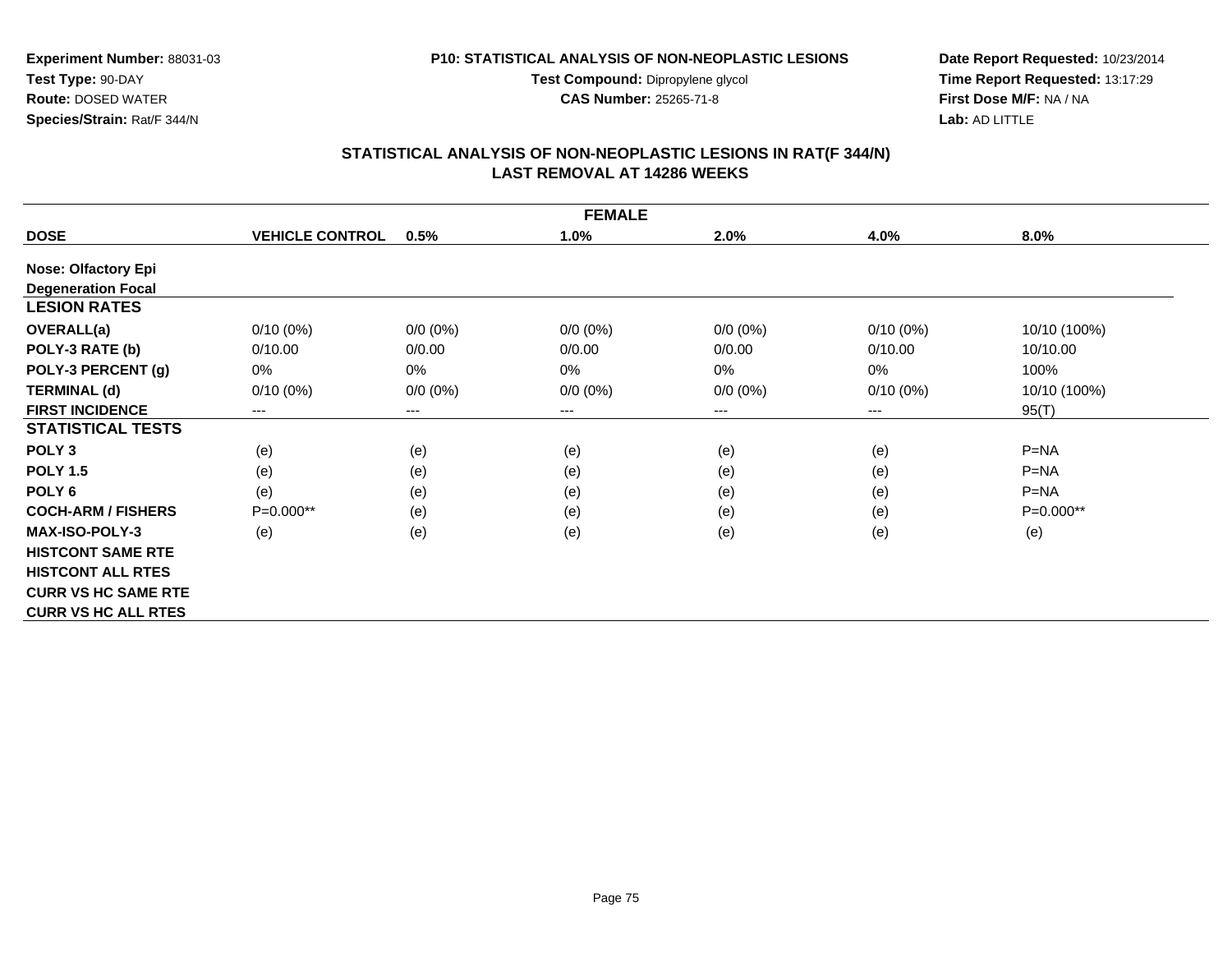**Experiment Number:** 88031-03
**Test Type:** 90-DAY
**Route:** DOSED WATER
**Species/Strain:** Rat/F 344/N

**P10: STATISTICAL ANALYSIS OF NON-NEOPLASTIC LESIONS**
**Test Compound:** Dipropylene glycol
**CAS Number:** 25265-71-8

**Date Report Requested:** 10/23/2014
**Time Report Requested:** 13:17:29
**First Dose M/F:** NA / NA
**Lab:** AD LITTLE

## STATISTICAL ANALYSIS OF NON-NEOPLASTIC LESIONS IN RAT(F 344/N)
## LAST REMOVAL AT 14286 WEEKS

| FEMALE | | | | | | |
|---|---|---|---|---|---|---|
| **DOSE** | **VEHICLE CONTROL** | **0.5%** | **1.0%** | **2.0%** | **4.0%** | **8.0%** |
| **Nose: Olfactory Epi** | | | | | | |
| **Degeneration Focal** | | | | | | |
| **LESION RATES** | | | | | | |
| **OVERALL(a)** | 0/10 (0%) | 0/0 (0%) | 0/0 (0%) | 0/0 (0%) | 0/10 (0%) | 10/10 (100%) |
| **POLY-3 RATE (b)** | 0/10.00 | 0/0.00 | 0/0.00 | 0/0.00 | 0/10.00 | 10/10.00 |
| **POLY-3 PERCENT (g)** | 0% | 0% | 0% | 0% | 0% | 100% |
| **TERMINAL (d)** | 0/10 (0%) | 0/0 (0%) | 0/0 (0%) | 0/0 (0%) | 0/10 (0%) | 10/10 (100%) |
| **FIRST INCIDENCE** | --- | --- | --- | --- | --- | 95(T) |
| **STATISTICAL TESTS** | | | | | | |
| **POLY 3** | (e) | (e) | (e) | (e) | (e) | P=NA |
| **POLY 1.5** | (e) | (e) | (e) | (e) | (e) | P=NA |
| **POLY 6** | (e) | (e) | (e) | (e) | (e) | P=NA |
| **COCH-ARM / FISHERS** | P=0.000** | (e) | (e) | (e) | (e) | P=0.000** |
| **MAX-ISO-POLY-3** | (e) | (e) | (e) | (e) | (e) | (e) |
| **HISTCONT SAME RTE** | | | | | | |
| **HISTCONT ALL RTES** | | | | | | |
| **CURR VS HC SAME RTE** | | | | | | |
| **CURR VS HC ALL RTES** | | | | | | |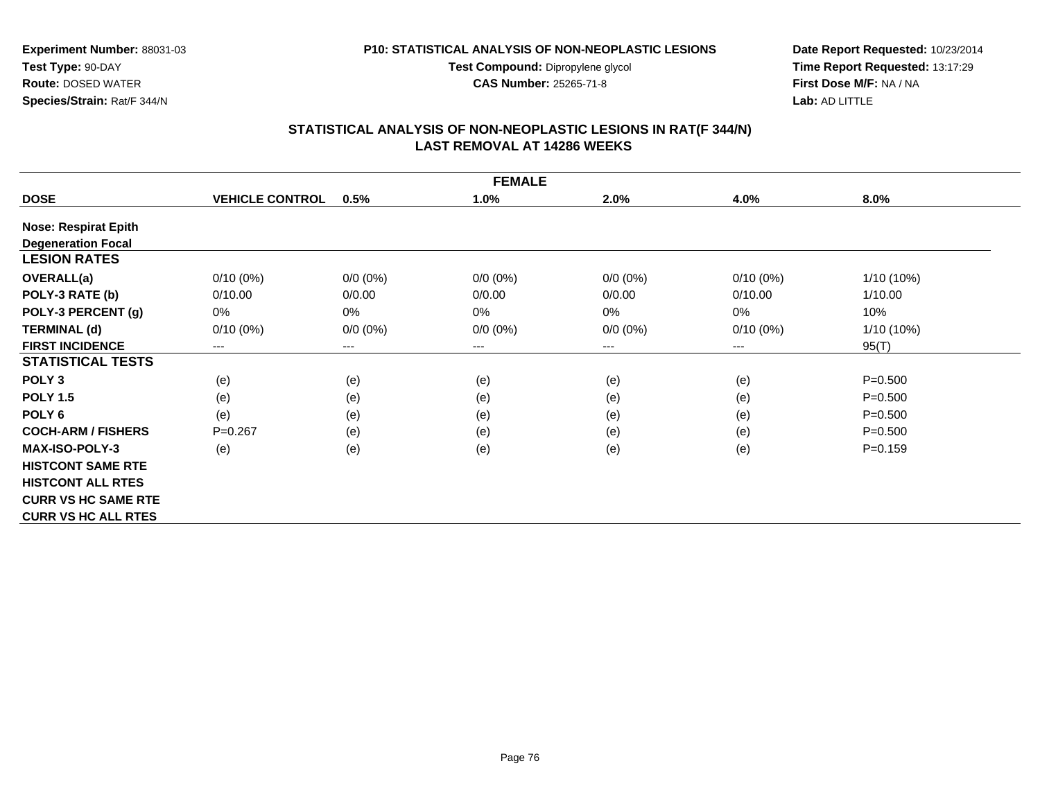**Experiment Number:** 88031-03
**Test Type:** 90-DAY
**Route:** DOSED WATER
**Species/Strain:** Rat/F 344/N

**P10: STATISTICAL ANALYSIS OF NON-NEOPLASTIC LESIONS**
**Test Compound:** Dipropylene glycol
**CAS Number:** 25265-71-8

**Date Report Requested:** 10/23/2014
**Time Report Requested:** 13:17:29
**First Dose M/F:** NA / NA
**Lab:** AD LITTLE

## STATISTICAL ANALYSIS OF NON-NEOPLASTIC LESIONS IN RAT(F 344/N)
## LAST REMOVAL AT 14286 WEEKS

| FEMALE | | | | | | |
|---|---|---|---|---|---|---|
| **DOSE** | **VEHICLE CONTROL** | **0.5%** | **1.0%** | **2.0%** | **4.0%** | **8.0%** |
| **Nose: Respirat Epith** | | | | | | |
| **Degeneration Focal** | | | | | | |
| **LESION RATES** | | | | | | |
| **OVERALL(a)** | 0/10 (0%) | 0/0 (0%) | 0/0 (0%) | 0/0 (0%) | 0/10 (0%) | 1/10 (10%) |
| **POLY-3 RATE (b)** | 0/10.00 | 0/0.00 | 0/0.00 | 0/0.00 | 0/10.00 | 1/10.00 |
| **POLY-3 PERCENT (g)** | 0% | 0% | 0% | 0% | 0% | 10% |
| **TERMINAL (d)** | 0/10 (0%) | 0/0 (0%) | 0/0 (0%) | 0/0 (0%) | 0/10 (0%) | 1/10 (10%) |
| **FIRST INCIDENCE** | --- | --- | --- | --- | --- | 95(T) |
| **STATISTICAL TESTS** | | | | | | |
| **POLY 3** | (e) | (e) | (e) | (e) | (e) | P=0.500 |
| **POLY 1.5** | (e) | (e) | (e) | (e) | (e) | P=0.500 |
| **POLY 6** | (e) | (e) | (e) | (e) | (e) | P=0.500 |
| **COCH-ARM / FISHERS** | P=0.267 | (e) | (e) | (e) | (e) | P=0.500 |
| **MAX-ISO-POLY-3** | (e) | (e) | (e) | (e) | (e) | P=0.159 |
| **HISTCONT SAME RTE** | | | | | | |
| **HISTCONT ALL RTES** | | | | | | |
| **CURR VS HC SAME RTE** | | | | | | |
| **CURR VS HC ALL RTES** | | | | | | |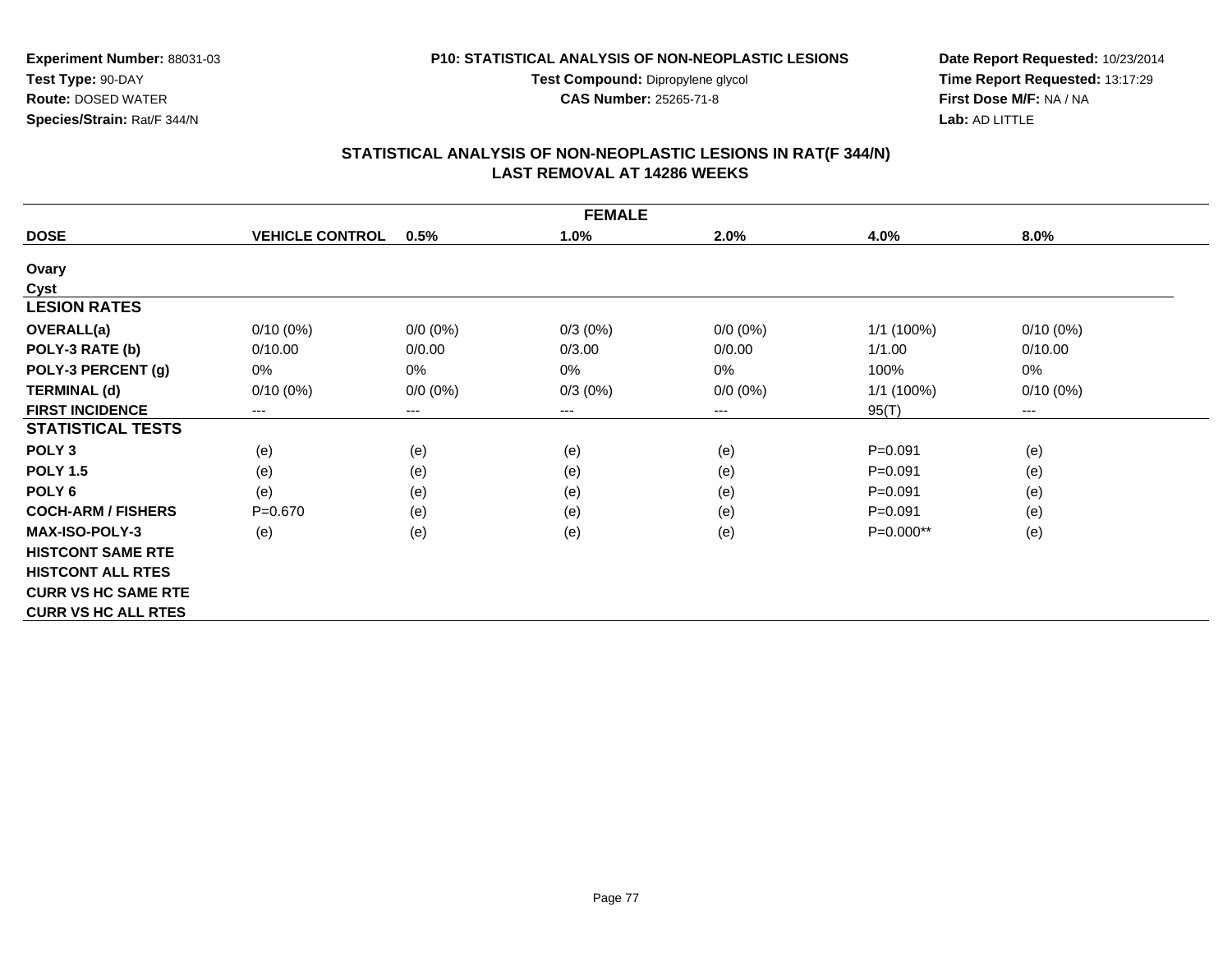**Experiment Number:** 88031-03
**Test Type:** 90-DAY
**Route:** DOSED WATER
**Species/Strain:** Rat/F 344/N

**P10: STATISTICAL ANALYSIS OF NON-NEOPLASTIC LESIONS**
**Test Compound:** Dipropylene glycol
**CAS Number:** 25265-71-8

**Date Report Requested:** 10/23/2014
**Time Report Requested:** 13:17:29
**First Dose M/F:** NA / NA
**Lab:** AD LITTLE

## STATISTICAL ANALYSIS OF NON-NEOPLASTIC LESIONS IN RAT(F 344/N)
## LAST REMOVAL AT 14286 WEEKS

| FEMALE | | | | | | |
|---|---|---|---|---|---|---|
| **DOSE** | **VEHICLE CONTROL** | **0.5%** | **1.0%** | **2.0%** | **4.0%** | **8.0%** |
| **Ovary** | | | | | | |
| **Cyst** | | | | | | |
| **LESION RATES** | | | | | | |
| **OVERALL(a)** | 0/10 (0%) | 0/0 (0%) | 0/3 (0%) | 0/0 (0%) | 1/1 (100%) | 0/10 (0%) |
| **POLY-3 RATE (b)** | 0/10.00 | 0/0.00 | 0/3.00 | 0/0.00 | 1/1.00 | 0/10.00 |
| **POLY-3 PERCENT (g)** | 0% | 0% | 0% | 0% | 100% | 0% |
| **TERMINAL (d)** | 0/10 (0%) | 0/0 (0%) | 0/3 (0%) | 0/0 (0%) | 1/1 (100%) | 0/10 (0%) |
| **FIRST INCIDENCE** | --- | --- | --- | --- | 95(T) | --- |
| **STATISTICAL TESTS** | | | | | | |
| **POLY 3** | (e) | (e) | (e) | (e) | P=0.091 | (e) |
| **POLY 1.5** | (e) | (e) | (e) | (e) | P=0.091 | (e) |
| **POLY 6** | (e) | (e) | (e) | (e) | P=0.091 | (e) |
| **COCH-ARM / FISHERS** | P=0.670 | (e) | (e) | (e) | P=0.091 | (e) |
| **MAX-ISO-POLY-3** | (e) | (e) | (e) | (e) | P=0.000** | (e) |
| **HISTCONT SAME RTE** | | | | | | |
| **HISTCONT ALL RTES** | | | | | | |
| **CURR VS HC SAME RTE** | | | | | | |
| **CURR VS HC ALL RTES** | | | | | | |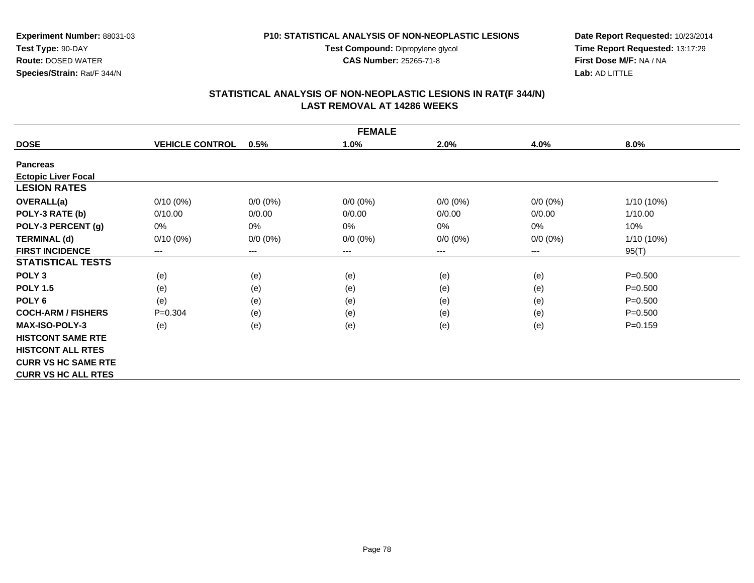**Experiment Number:** 88031-03
**Test Type:** 90-DAY
**Route:** DOSED WATER
**Species/Strain:** Rat/F 344/N

**P10: STATISTICAL ANALYSIS OF NON-NEOPLASTIC LESIONS**
**Test Compound:** Dipropylene glycol
**CAS Number:** 25265-71-8

**Date Report Requested:** 10/23/2014
**Time Report Requested:** 13:17:29
**First Dose M/F:** NA / NA
**Lab:** AD LITTLE

## STATISTICAL ANALYSIS OF NON-NEOPLASTIC LESIONS IN RAT(F 344/N)
## LAST REMOVAL AT 14286 WEEKS

| FEMALE | | | | | | |
|---|---|---|---|---|---|---|
| **DOSE** | **VEHICLE CONTROL** | **0.5%** | **1.0%** | **2.0%** | **4.0%** | **8.0%** |
| **Pancreas** | | | | | | |
| **Ectopic Liver Focal** | | | | | | |
| **LESION RATES** | | | | | | |
| **OVERALL(a)** | 0/10 (0%) | 0/0 (0%) | 0/0 (0%) | 0/0 (0%) | 0/0 (0%) | 1/10 (10%) |
| **POLY-3 RATE (b)** | 0/10.00 | 0/0.00 | 0/0.00 | 0/0.00 | 0/0.00 | 1/10.00 |
| **POLY-3 PERCENT (g)** | 0% | 0% | 0% | 0% | 0% | 10% |
| **TERMINAL (d)** | 0/10 (0%) | 0/0 (0%) | 0/0 (0%) | 0/0 (0%) | 0/0 (0%) | 1/10 (10%) |
| **FIRST INCIDENCE** | --- | --- | --- | --- | --- | 95(T) |
| **STATISTICAL TESTS** | | | | | | |
| **POLY 3** | (e) | (e) | (e) | (e) | (e) | P=0.500 |
| **POLY 1.5** | (e) | (e) | (e) | (e) | (e) | P=0.500 |
| **POLY 6** | (e) | (e) | (e) | (e) | (e) | P=0.500 |
| **COCH-ARM / FISHERS** | P=0.304 | (e) | (e) | (e) | (e) | P=0.500 |
| **MAX-ISO-POLY-3** | (e) | (e) | (e) | (e) | (e) | P=0.159 |
| **HISTCONT SAME RTE** | | | | | | |
| **HISTCONT ALL RTES** | | | | | | |
| **CURR VS HC SAME RTE** | | | | | | |
| **CURR VS HC ALL RTES** | | | | | | |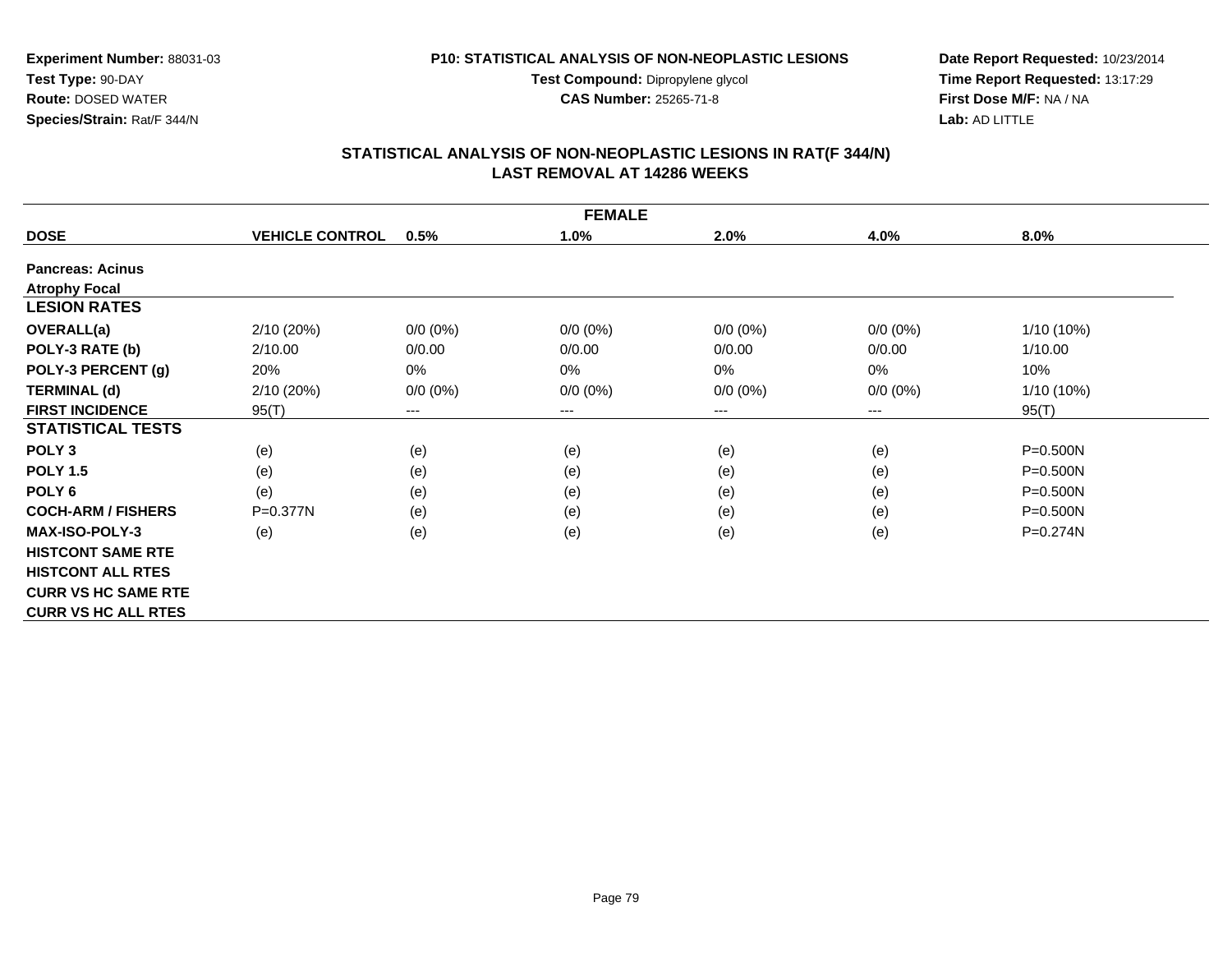**Experiment Number:** 88031-03
**Test Type:** 90-DAY
**Route:** DOSED WATER
**Species/Strain:** Rat/F 344/N

**P10: STATISTICAL ANALYSIS OF NON-NEOPLASTIC LESIONS**
**Test Compound:** Dipropylene glycol
**CAS Number:** 25265-71-8

**Date Report Requested:** 10/23/2014
**Time Report Requested:** 13:17:29
**First Dose M/F:** NA / NA
**Lab:** AD LITTLE

## STATISTICAL ANALYSIS OF NON-NEOPLASTIC LESIONS IN RAT(F 344/N)
## LAST REMOVAL AT 14286 WEEKS

| FEMALE | | | | | | |
|---|---|---|---|---|---|---|
| **DOSE** | **VEHICLE CONTROL** | **0.5%** | **1.0%** | **2.0%** | **4.0%** | **8.0%** |
| **Pancreas: Acinus** | | | | | | |
| **Atrophy Focal** | | | | | | |
| **LESION RATES** | | | | | | |
| **OVERALL(a)** | 2/10 (20%) | 0/0 (0%) | 0/0 (0%) | 0/0 (0%) | 0/0 (0%) | 1/10 (10%) |
| **POLY-3 RATE (b)** | 2/10.00 | 0/0.00 | 0/0.00 | 0/0.00 | 0/0.00 | 1/10.00 |
| **POLY-3 PERCENT (g)** | 20% | 0% | 0% | 0% | 0% | 10% |
| **TERMINAL (d)** | 2/10 (20%) | 0/0 (0%) | 0/0 (0%) | 0/0 (0%) | 0/0 (0%) | 1/10 (10%) |
| **FIRST INCIDENCE** | 95(T) | --- | --- | --- | --- | 95(T) |
| **STATISTICAL TESTS** | | | | | | |
| **POLY 3** | (e) | (e) | (e) | (e) | (e) | P=0.500N |
| **POLY 1.5** | (e) | (e) | (e) | (e) | (e) | P=0.500N |
| **POLY 6** | (e) | (e) | (e) | (e) | (e) | P=0.500N |
| **COCH-ARM / FISHERS** | P=0.377N | (e) | (e) | (e) | (e) | P=0.500N |
| **MAX-ISO-POLY-3** | (e) | (e) | (e) | (e) | (e) | P=0.274N |
| **HISTCONT SAME RTE** | | | | | | |
| **HISTCONT ALL RTES** | | | | | | |
| **CURR VS HC SAME RTE** | | | | | | |
| **CURR VS HC ALL RTES** | | | | | | |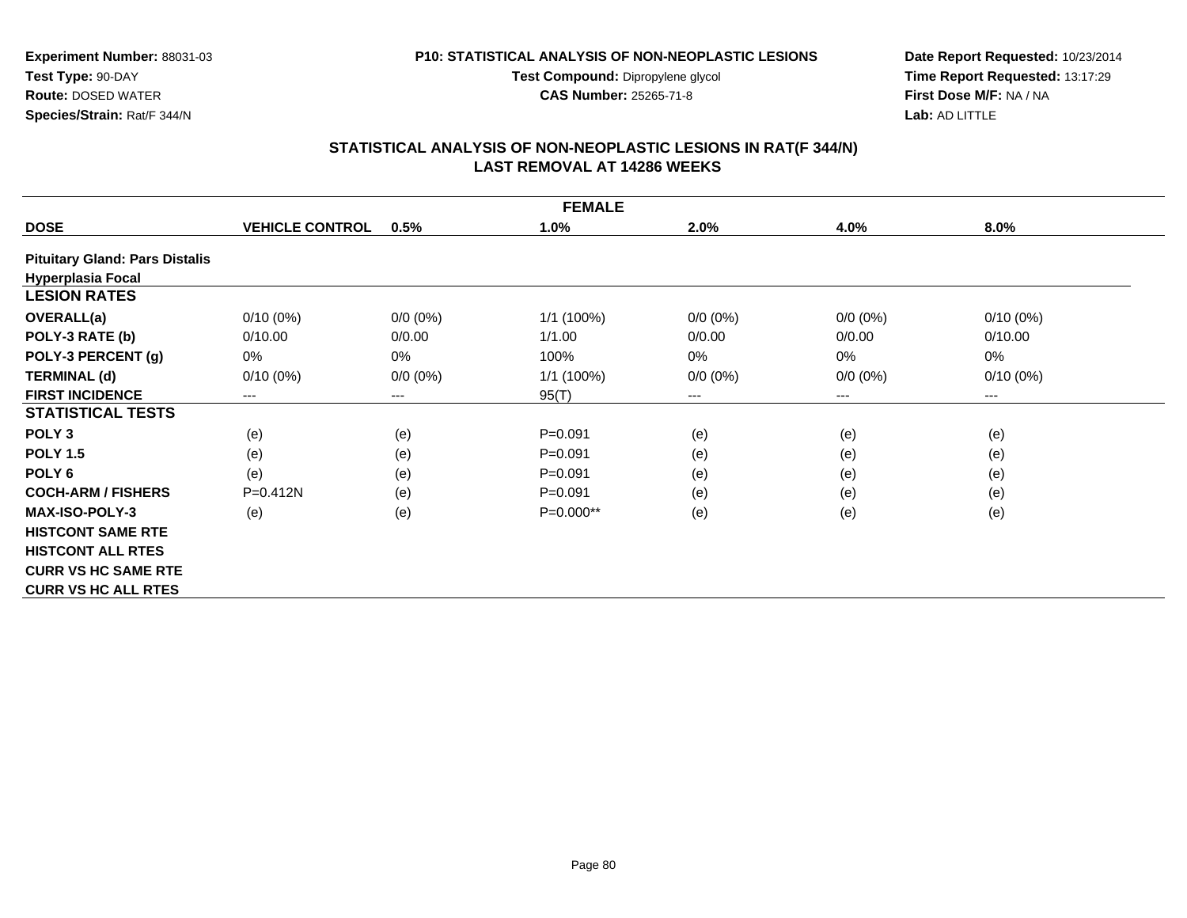**Experiment Number:** 88031-03
**Test Type:** 90-DAY
**Route:** DOSED WATER
**Species/Strain:** Rat/F 344/N

**P10: STATISTICAL ANALYSIS OF NON-NEOPLASTIC LESIONS**
**Test Compound:** Dipropylene glycol
**CAS Number:** 25265-71-8

**Date Report Requested:** 10/23/2014
**Time Report Requested:** 13:17:29
**First Dose M/F:** NA / NA
**Lab:** AD LITTLE

## STATISTICAL ANALYSIS OF NON-NEOPLASTIC LESIONS IN RAT(F 344/N)
## LAST REMOVAL AT 14286 WEEKS

| FEMALE | | | | | | |
|---|---|---|---|---|---|---|
| **DOSE** | **VEHICLE CONTROL** | **0.5%** | **1.0%** | **2.0%** | **4.0%** | **8.0%** |
| **Pituitary Gland: Pars Distalis** | | | | | | |
| **Hyperplasia Focal** | | | | | | |
| **LESION RATES** | | | | | | |
| **OVERALL(a)** | 0/10 (0%) | 0/0 (0%) | 1/1 (100%) | 0/0 (0%) | 0/0 (0%) | 0/10 (0%) |
| **POLY-3 RATE (b)** | 0/10.00 | 0/0.00 | 1/1.00 | 0/0.00 | 0/0.00 | 0/10.00 |
| **POLY-3 PERCENT (g)** | 0% | 0% | 100% | 0% | 0% | 0% |
| **TERMINAL (d)** | 0/10 (0%) | 0/0 (0%) | 1/1 (100%) | 0/0 (0%) | 0/0 (0%) | 0/10 (0%) |
| **FIRST INCIDENCE** | --- | --- | 95(T) | --- | --- | --- |
| **STATISTICAL TESTS** | | | | | | |
| **POLY 3** | (e) | (e) | P=0.091 | (e) | (e) | (e) |
| **POLY 1.5** | (e) | (e) | P=0.091 | (e) | (e) | (e) |
| **POLY 6** | (e) | (e) | P=0.091 | (e) | (e) | (e) |
| **COCH-ARM / FISHERS** | P=0.412N | (e) | P=0.091 | (e) | (e) | (e) |
| **MAX-ISO-POLY-3** | (e) | (e) | P=0.000** | (e) | (e) | (e) |
| **HISTCONT SAME RTE** | | | | | | |
| **HISTCONT ALL RTES** | | | | | | |
| **CURR VS HC SAME RTE** | | | | | | |
| **CURR VS HC ALL RTES** | | | | | | |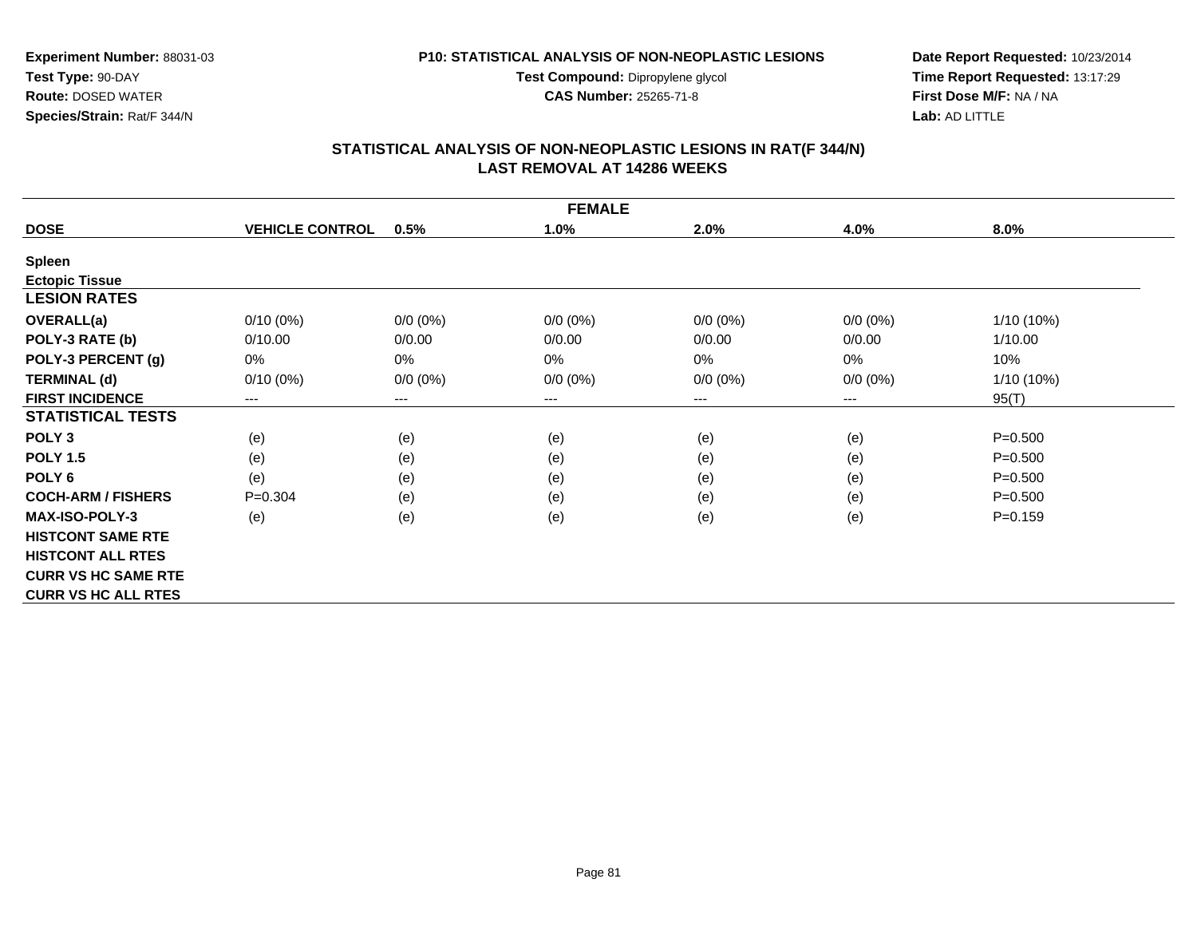**Experiment Number:** 88031-03
**Test Type:** 90-DAY
**Route:** DOSED WATER
**Species/Strain:** Rat/F 344/N

**P10: STATISTICAL ANALYSIS OF NON-NEOPLASTIC LESIONS**
**Test Compound:** Dipropylene glycol
**CAS Number:** 25265-71-8

**Date Report Requested:** 10/23/2014
**Time Report Requested:** 13:17:29
**First Dose M/F:** NA / NA
**Lab:** AD LITTLE

## STATISTICAL ANALYSIS OF NON-NEOPLASTIC LESIONS IN RAT(F 344/N)
## LAST REMOVAL AT 14286 WEEKS

| FEMALE | | | | | | |
|---|---|---|---|---|---|---|
| **DOSE** | **VEHICLE CONTROL** | **0.5%** | **1.0%** | **2.0%** | **4.0%** | **8.0%** |
| **Spleen** | | | | | | |
| **Ectopic Tissue** | | | | | | |
| **LESION RATES** | | | | | | |
| **OVERALL(a)** | 0/10 (0%) | 0/0 (0%) | 0/0 (0%) | 0/0 (0%) | 0/0 (0%) | 1/10 (10%) |
| **POLY-3 RATE (b)** | 0/10.00 | 0/0.00 | 0/0.00 | 0/0.00 | 0/0.00 | 1/10.00 |
| **POLY-3 PERCENT (g)** | 0% | 0% | 0% | 0% | 0% | 10% |
| **TERMINAL (d)** | 0/10 (0%) | 0/0 (0%) | 0/0 (0%) | 0/0 (0%) | 0/0 (0%) | 1/10 (10%) |
| **FIRST INCIDENCE** | --- | --- | --- | --- | --- | 95(T) |
| **STATISTICAL TESTS** | | | | | | |
| **POLY 3** | (e) | (e) | (e) | (e) | (e) | P=0.500 |
| **POLY 1.5** | (e) | (e) | (e) | (e) | (e) | P=0.500 |
| **POLY 6** | (e) | (e) | (e) | (e) | (e) | P=0.500 |
| **COCH-ARM / FISHERS** | P=0.304 | (e) | (e) | (e) | (e) | P=0.500 |
| **MAX-ISO-POLY-3** | (e) | (e) | (e) | (e) | (e) | P=0.159 |
| **HISTCONT SAME RTE** | | | | | | |
| **HISTCONT ALL RTES** | | | | | | |
| **CURR VS HC SAME RTE** | | | | | | |
| **CURR VS HC ALL RTES** | | | | | | |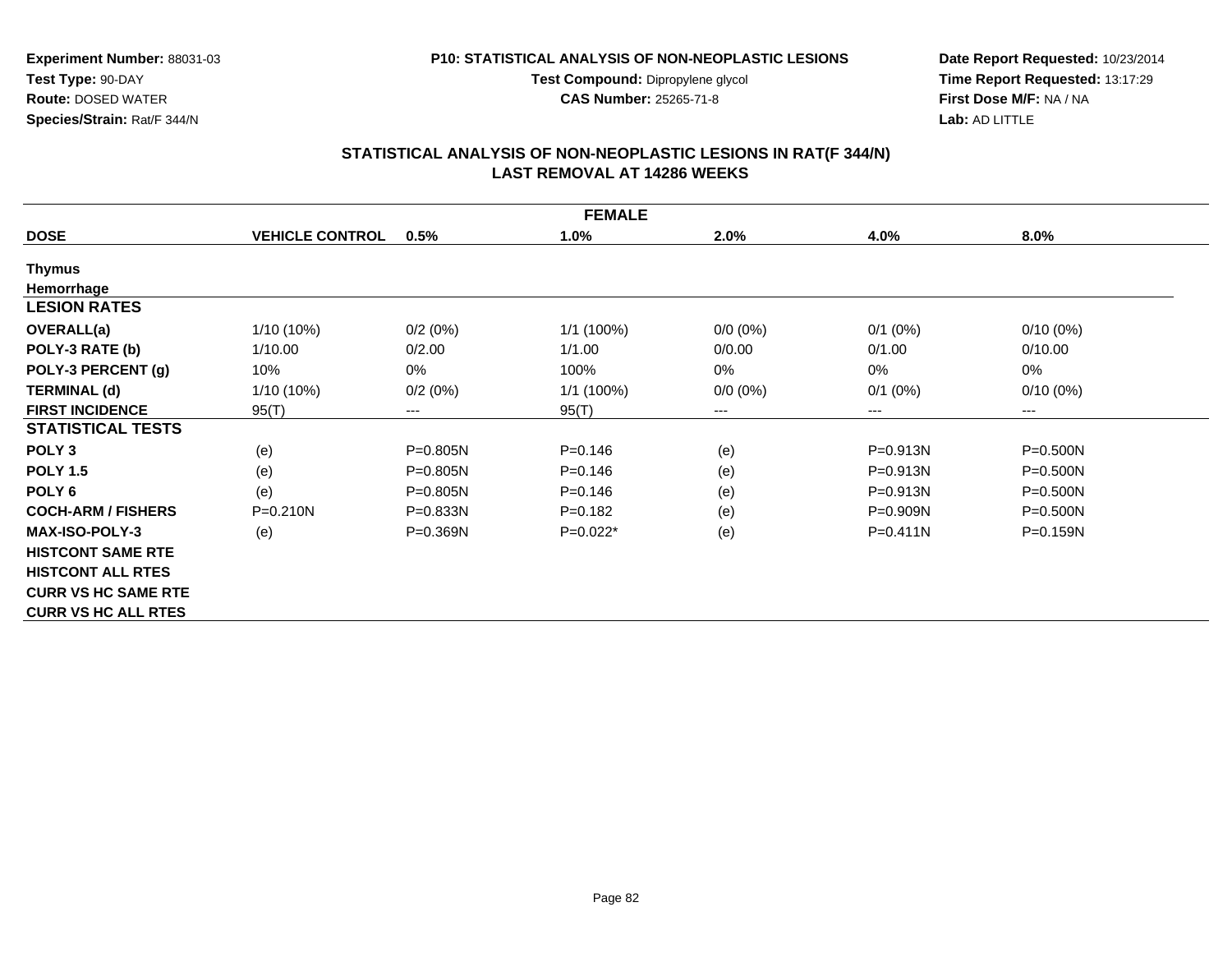**Experiment Number:** 88031-03
**Test Type:** 90-DAY
**Route:** DOSED WATER
**Species/Strain:** Rat/F 344/N

**P10: STATISTICAL ANALYSIS OF NON-NEOPLASTIC LESIONS**
**Test Compound:** Dipropylene glycol
**CAS Number:** 25265-71-8

**Date Report Requested:** 10/23/2014
**Time Report Requested:** 13:17:29
**First Dose M/F:** NA / NA
**Lab:** AD LITTLE

## STATISTICAL ANALYSIS OF NON-NEOPLASTIC LESIONS IN RAT(F 344/N)
## LAST REMOVAL AT 14286 WEEKS

| FEMALE | | | | | | |
|---|---|---|---|---|---|---|
| **DOSE** | **VEHICLE CONTROL** | **0.5%** | **1.0%** | **2.0%** | **4.0%** | **8.0%** |
| **Thymus** | | | | | | |
| **Hemorrhage** | | | | | | |
| **LESION RATES** | | | | | | |
| **OVERALL(a)** | 1/10 (10%) | 0/2 (0%) | 1/1 (100%) | 0/0 (0%) | 0/1 (0%) | 0/10 (0%) |
| **POLY-3 RATE (b)** | 1/10.00 | 0/2.00 | 1/1.00 | 0/0.00 | 0/1.00 | 0/10.00 |
| **POLY-3 PERCENT (g)** | 10% | 0% | 100% | 0% | 0% | 0% |
| **TERMINAL (d)** | 1/10 (10%) | 0/2 (0%) | 1/1 (100%) | 0/0 (0%) | 0/1 (0%) | 0/10 (0%) |
| **FIRST INCIDENCE** | 95(T) | --- | 95(T) | --- | --- | --- |
| **STATISTICAL TESTS** | | | | | | |
| **POLY 3** | (e) | P=0.805N | P=0.146 | (e) | P=0.913N | P=0.500N |
| **POLY 1.5** | (e) | P=0.805N | P=0.146 | (e) | P=0.913N | P=0.500N |
| **POLY 6** | (e) | P=0.805N | P=0.146 | (e) | P=0.913N | P=0.500N |
| **COCH-ARM / FISHERS** | P=0.210N | P=0.833N | P=0.182 | (e) | P=0.909N | P=0.500N |
| **MAX-ISO-POLY-3** | (e) | P=0.369N | P=0.022* | (e) | P=0.411N | P=0.159N |
| **HISTCONT SAME RTE** | | | | | | |
| **HISTCONT ALL RTES** | | | | | | |
| **CURR VS HC SAME RTE** | | | | | | |
| **CURR VS HC ALL RTES** | | | | | | |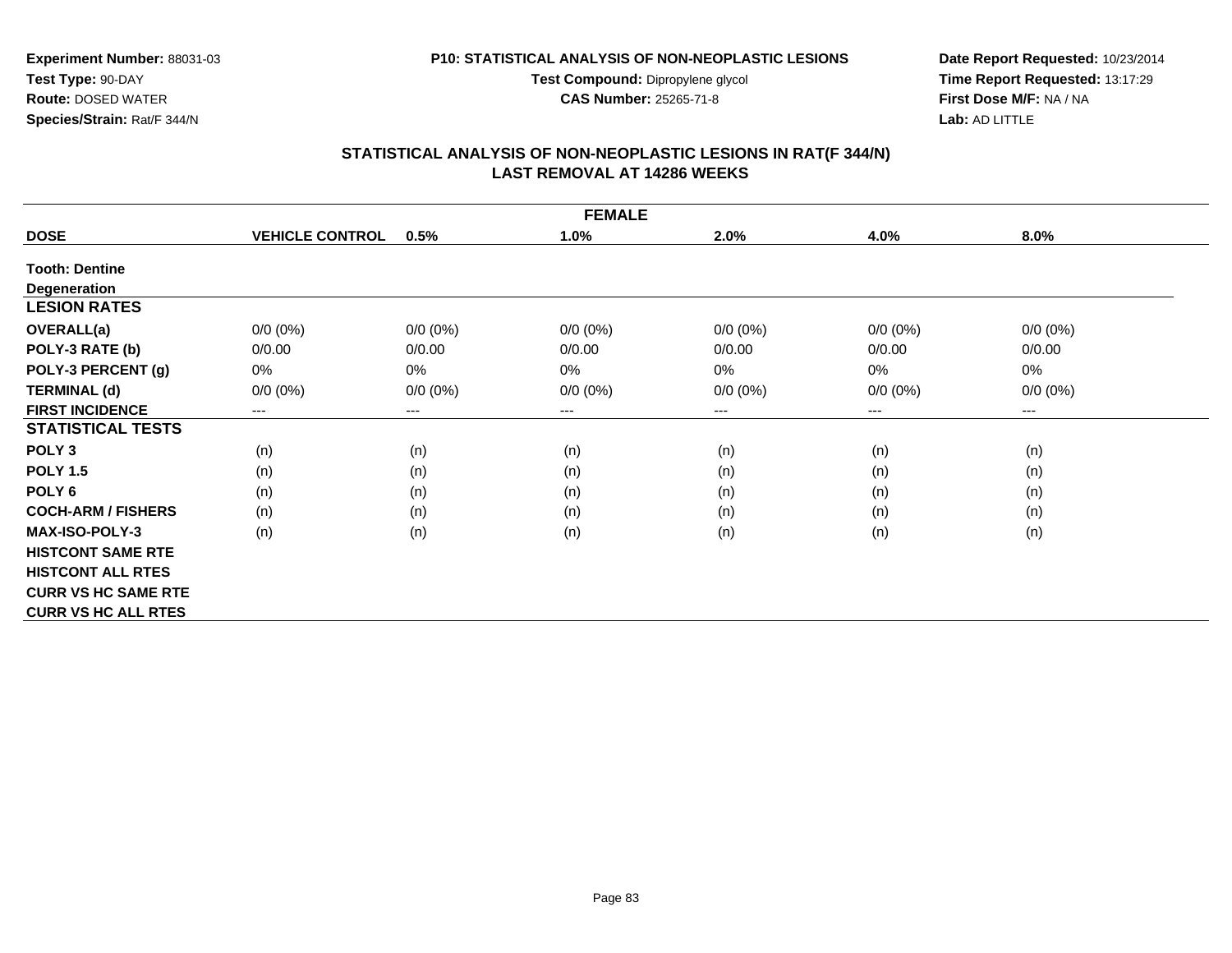**Experiment Number:** 88031-03
**Test Type:** 90-DAY
**Route:** DOSED WATER
**Species/Strain:** Rat/F 344/N

**P10: STATISTICAL ANALYSIS OF NON-NEOPLASTIC LESIONS**
**Test Compound:** Dipropylene glycol
**CAS Number:** 25265-71-8

**Date Report Requested:** 10/23/2014
**Time Report Requested:** 13:17:29
**First Dose M/F:** NA / NA
**Lab:** AD LITTLE

## STATISTICAL ANALYSIS OF NON-NEOPLASTIC LESIONS IN RAT(F 344/N)
## LAST REMOVAL AT 14286 WEEKS

| FEMALE | | | | | | |
|---|---|---|---|---|---|---|
| **DOSE** | **VEHICLE CONTROL** | **0.5%** | **1.0%** | **2.0%** | **4.0%** | **8.0%** |
| **Tooth: Dentine** | | | | | | |
| **Degeneration** | | | | | | |
| **LESION RATES** | | | | | | |
| **OVERALL(a)** | 0/0 (0%) | 0/0 (0%) | 0/0 (0%) | 0/0 (0%) | 0/0 (0%) | 0/0 (0%) |
| **POLY-3 RATE (b)** | 0/0.00 | 0/0.00 | 0/0.00 | 0/0.00 | 0/0.00 | 0/0.00 |
| **POLY-3 PERCENT (g)** | 0% | 0% | 0% | 0% | 0% | 0% |
| **TERMINAL (d)** | 0/0 (0%) | 0/0 (0%) | 0/0 (0%) | 0/0 (0%) | 0/0 (0%) | 0/0 (0%) |
| **FIRST INCIDENCE** | --- | --- | --- | --- | --- | --- |
| **STATISTICAL TESTS** | | | | | | |
| **POLY 3** | (n) | (n) | (n) | (n) | (n) | (n) |
| **POLY 1.5** | (n) | (n) | (n) | (n) | (n) | (n) |
| **POLY 6** | (n) | (n) | (n) | (n) | (n) | (n) |
| **COCH-ARM / FISHERS** | (n) | (n) | (n) | (n) | (n) | (n) |
| **MAX-ISO-POLY-3** | (n) | (n) | (n) | (n) | (n) | (n) |
| **HISTCONT SAME RTE** | | | | | | |
| **HISTCONT ALL RTES** | | | | | | |
| **CURR VS HC SAME RTE** | | | | | | |
| **CURR VS HC ALL RTES** | | | | | | |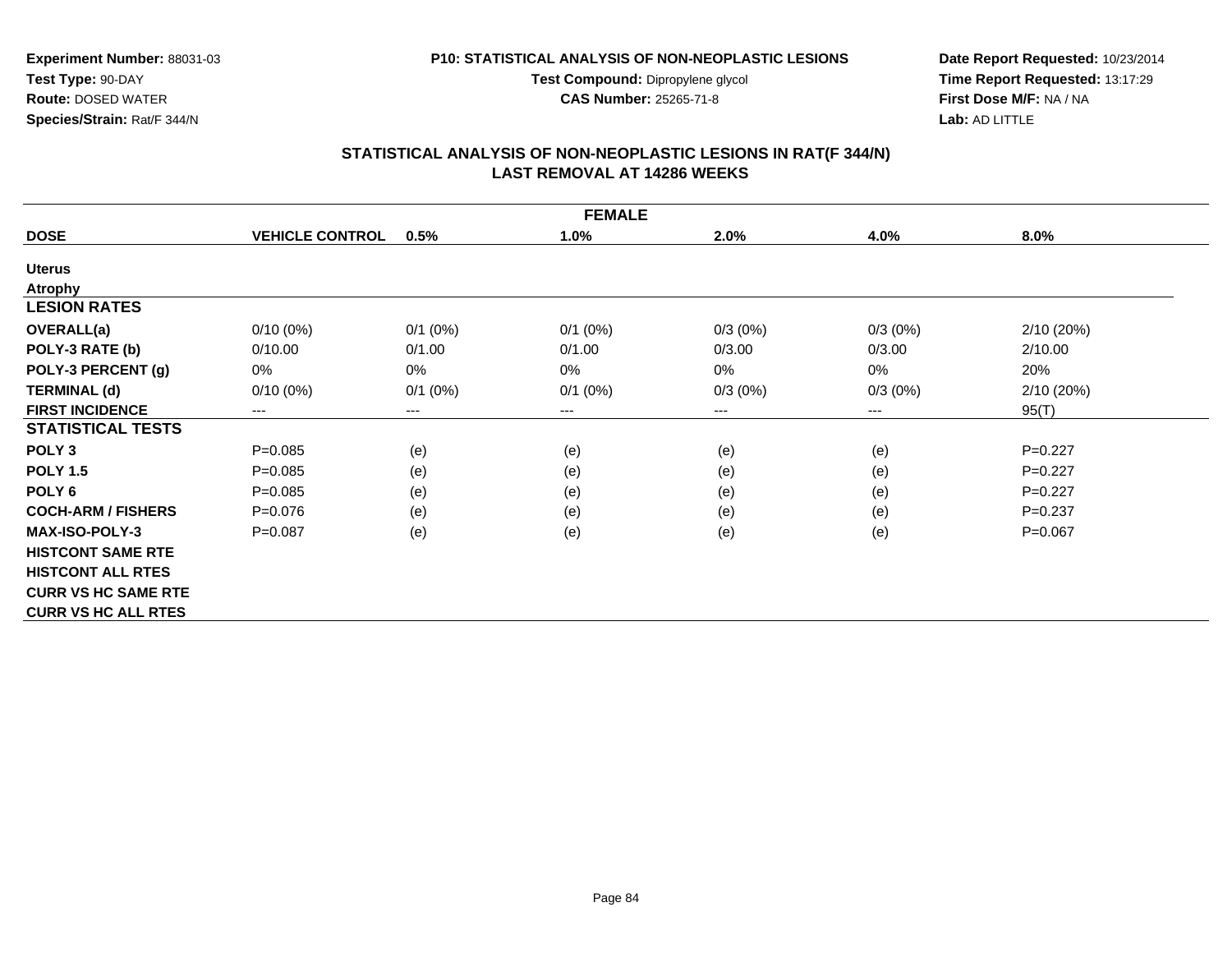**Experiment Number:** 88031-03
**Test Type:** 90-DAY
**Route:** DOSED WATER
**Species/Strain:** Rat/F 344/N

**P10: STATISTICAL ANALYSIS OF NON-NEOPLASTIC LESIONS**
**Test Compound:** Dipropylene glycol
**CAS Number:** 25265-71-8

**Date Report Requested:** 10/23/2014
**Time Report Requested:** 13:17:29
**First Dose M/F:** NA / NA
**Lab:** AD LITTLE

## STATISTICAL ANALYSIS OF NON-NEOPLASTIC LESIONS IN RAT(F 344/N)
## LAST REMOVAL AT 14286 WEEKS

| FEMALE | | | | | | |
|---|---|---|---|---|---|---|
| **DOSE** | **VEHICLE CONTROL** | **0.5%** | **1.0%** | **2.0%** | **4.0%** | **8.0%** |
| **Uterus** | | | | | | |
| **Atrophy** | | | | | | |
| **LESION RATES** | | | | | | |
| **OVERALL(a)** | 0/10 (0%) | 0/1 (0%) | 0/1 (0%) | 0/3 (0%) | 0/3 (0%) | 2/10 (20%) |
| **POLY-3 RATE (b)** | 0/10.00 | 0/1.00 | 0/1.00 | 0/3.00 | 0/3.00 | 2/10.00 |
| **POLY-3 PERCENT (g)** | 0% | 0% | 0% | 0% | 0% | 20% |
| **TERMINAL (d)** | 0/10 (0%) | 0/1 (0%) | 0/1 (0%) | 0/3 (0%) | 0/3 (0%) | 2/10 (20%) |
| **FIRST INCIDENCE** | --- | --- | --- | --- | --- | 95(T) |
| **STATISTICAL TESTS** | | | | | | |
| **POLY 3** | P=0.085 | (e) | (e) | (e) | (e) | P=0.227 |
| **POLY 1.5** | P=0.085 | (e) | (e) | (e) | (e) | P=0.227 |
| **POLY 6** | P=0.085 | (e) | (e) | (e) | (e) | P=0.227 |
| **COCH-ARM / FISHERS** | P=0.076 | (e) | (e) | (e) | (e) | P=0.237 |
| **MAX-ISO-POLY-3** | P=0.087 | (e) | (e) | (e) | (e) | P=0.067 |
| **HISTCONT SAME RTE** | | | | | | |
| **HISTCONT ALL RTES** | | | | | | |
| **CURR VS HC SAME RTE** | | | | | | |
| **CURR VS HC ALL RTES** | | | | | | |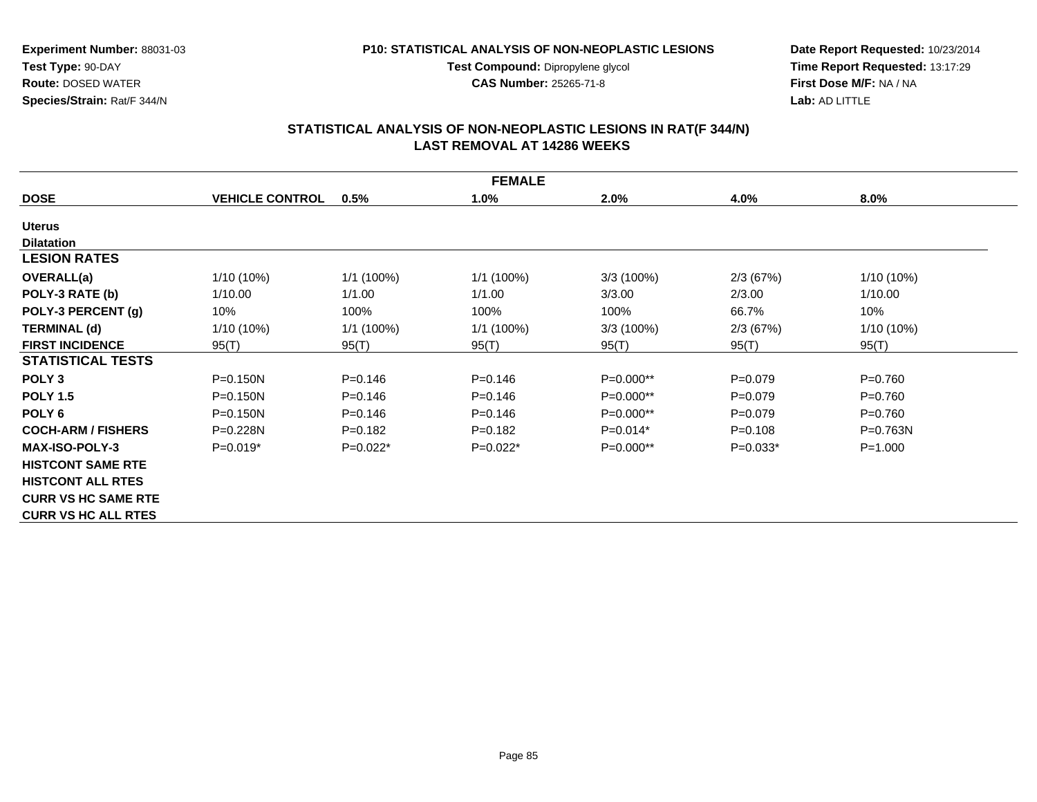**Experiment Number:** 88031-03
**Test Type:** 90-DAY
**Route:** DOSED WATER
**Species/Strain:** Rat/F 344/N

**P10: STATISTICAL ANALYSIS OF NON-NEOPLASTIC LESIONS**
**Test Compound:** Dipropylene glycol
**CAS Number:** 25265-71-8

**Date Report Requested:** 10/23/2014
**Time Report Requested:** 13:17:29
**First Dose M/F:** NA / NA
**Lab:** AD LITTLE

## STATISTICAL ANALYSIS OF NON-NEOPLASTIC LESIONS IN RAT(F 344/N) LAST REMOVAL AT 14286 WEEKS

| FEMALE | | | | | | |
|---|---|---|---|---|---|---|
| **DOSE** | **VEHICLE CONTROL** | **0.5%** | **1.0%** | **2.0%** | **4.0%** | **8.0%** |
| **Uterus** | | | | | | |
| **Dilatation** | | | | | | |
| **LESION RATES** | | | | | | |
| **OVERALL(a)** | 1/10 (10%) | 1/1 (100%) | 1/1 (100%) | 3/3 (100%) | 2/3 (67%) | 1/10 (10%) |
| **POLY-3 RATE (b)** | 1/10.00 | 1/1.00 | 1/1.00 | 3/3.00 | 2/3.00 | 1/10.00 |
| **POLY-3 PERCENT (g)** | 10% | 100% | 100% | 100% | 66.7% | 10% |
| **TERMINAL (d)** | 1/10 (10%) | 1/1 (100%) | 1/1 (100%) | 3/3 (100%) | 2/3 (67%) | 1/10 (10%) |
| **FIRST INCIDENCE** | 95(T) | 95(T) | 95(T) | 95(T) | 95(T) | 95(T) |
| **STATISTICAL TESTS** | | | | | | |
| **POLY 3** | P=0.150N | P=0.146 | P=0.146 | P=0.000** | P=0.079 | P=0.760 |
| **POLY 1.5** | P=0.150N | P=0.146 | P=0.146 | P=0.000** | P=0.079 | P=0.760 |
| **POLY 6** | P=0.150N | P=0.146 | P=0.146 | P=0.000** | P=0.079 | P=0.760 |
| **COCH-ARM / FISHERS** | P=0.228N | P=0.182 | P=0.182 | P=0.014* | P=0.108 | P=0.763N |
| **MAX-ISO-POLY-3** | P=0.019* | P=0.022* | P=0.022* | P=0.000** | P=0.033* | P=1.000 |
| **HISTCONT SAME RTE** | | | | | | |
| **HISTCONT ALL RTES** | | | | | | |
| **CURR VS HC SAME RTE** | | | | | | |
| **CURR VS HC ALL RTES** | | | | | | |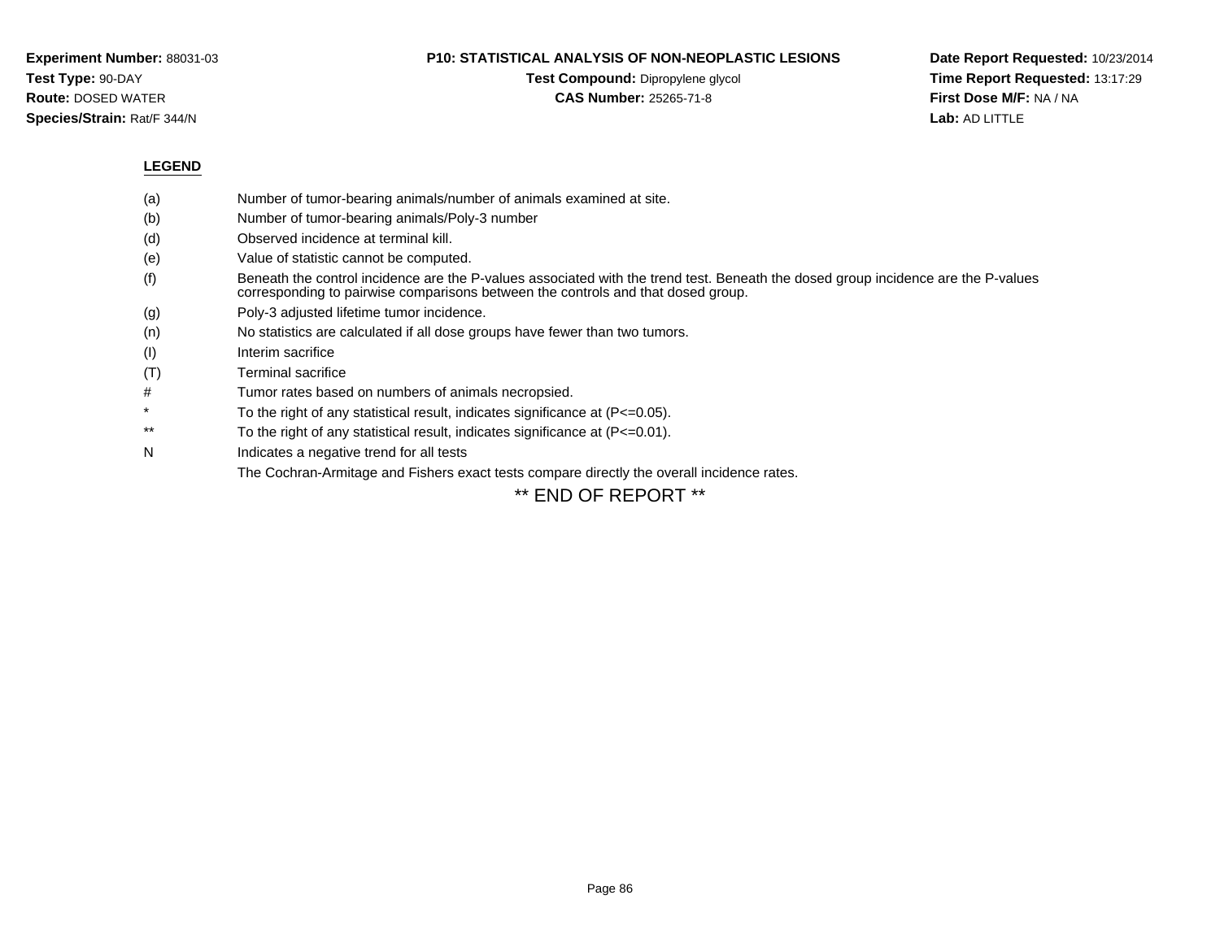**Experiment Number:** 88031-03
**Test Type:** 90-DAY
**Route:** DOSED WATER
**Species/Strain:** Rat/F 344/N

**P10: STATISTICAL ANALYSIS OF NON-NEOPLASTIC LESIONS**
**Test Compound:** Dipropylene glycol
**CAS Number:** 25265-71-8

**Date Report Requested:** 10/23/2014
**Time Report Requested:** 13:17:29
**First Dose M/F:** NA / NA
**Lab:** AD LITTLE

**LEGEND**

| | |
|---|---|
| (a) | Number of tumor-bearing animals/number of animals examined at site. |
| (b) | Number of tumor-bearing animals/Poly-3 number |
| (d) | Observed incidence at terminal kill. |
| (e) | Value of statistic cannot be computed. |
| (f) | Beneath the control incidence are the P-values associated with the trend test. Beneath the dosed group incidence are the P-values corresponding to pairwise comparisons between the controls and that dosed group. |
| (g) | Poly-3 adjusted lifetime tumor incidence. |
| (n) | No statistics are calculated if all dose groups have fewer than two tumors. |
| (I) | Interim sacrifice |
| (T) | Terminal sacrifice |
| # | Tumor rates based on numbers of animals necropsied. |
| * | To the right of any statistical result, indicates significance at (P<=0.05). |
| ** | To the right of any statistical result, indicates significance at (P<=0.01). |
| N | Indicates a negative trend for all tests |
| | The Cochran-Armitage and Fishers exact tests compare directly the overall incidence rates. |

** END OF REPORT **